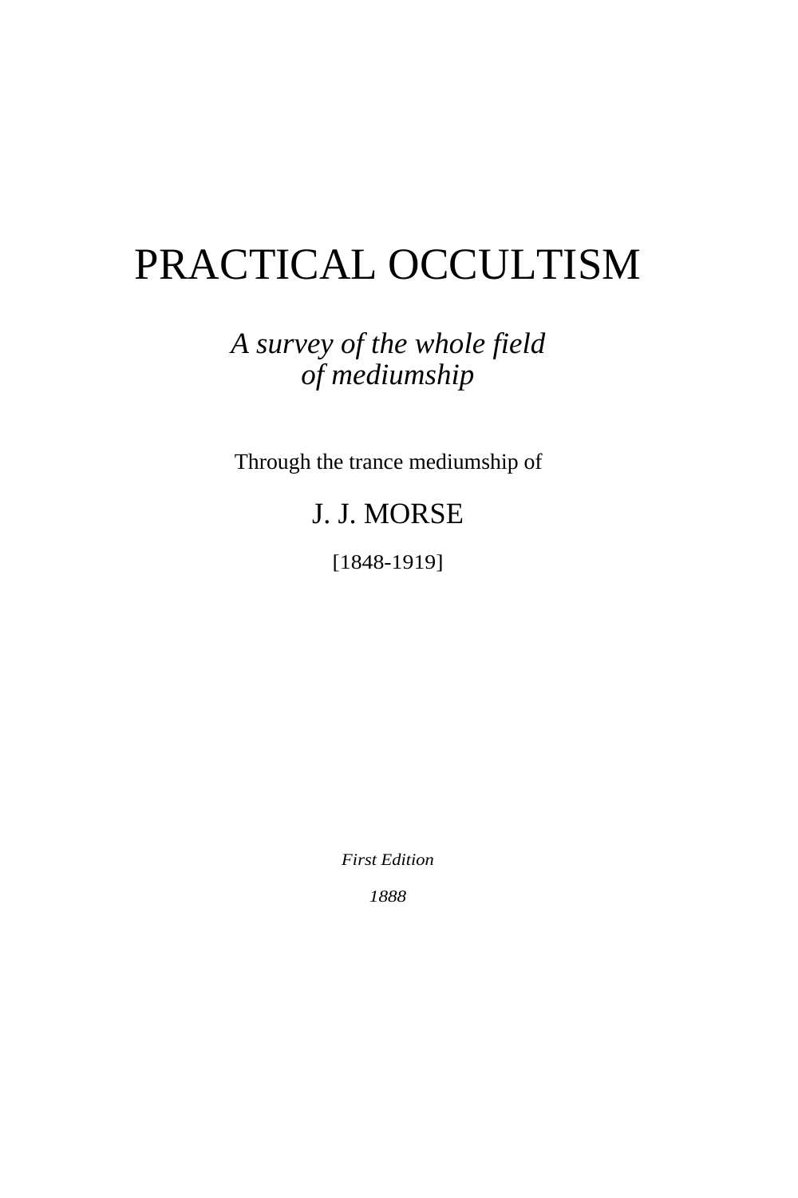# PRACTICAL OCCULTISM

*A survey of the whole field of mediumship*

Through the trance mediumship of

## J. J. MORSE

[1848-1919]

*First Edition*

*1888*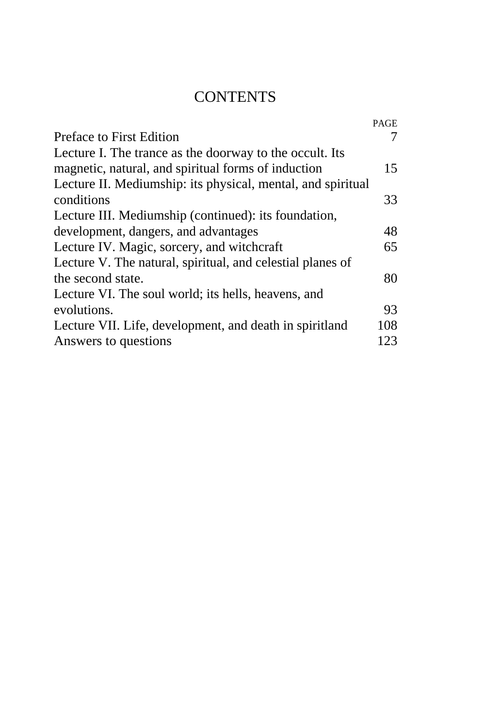# CONTENTS

| | PAGE |
|---|---|
| Preface to First Edition | 7 |
| Lecture I. The trance as the doorway to the occult. Its magnetic, natural, and spiritual forms of induction | 15 |
| Lecture II. Mediumship: its physical, mental, and spiritual conditions | 33 |
| Lecture III. Mediumship (continued): its foundation, development, dangers, and advantages | 48 |
| Lecture IV. Magic, sorcery, and witchcraft | 65 |
| Lecture V. The natural, spiritual, and celestial planes of the second state. | 80 |
| Lecture VI. The soul world; its hells, heavens, and evolutions. | 93 |
| Lecture VII. Life, development, and death in spiritland | 108 |
| Answers to questions | 123 |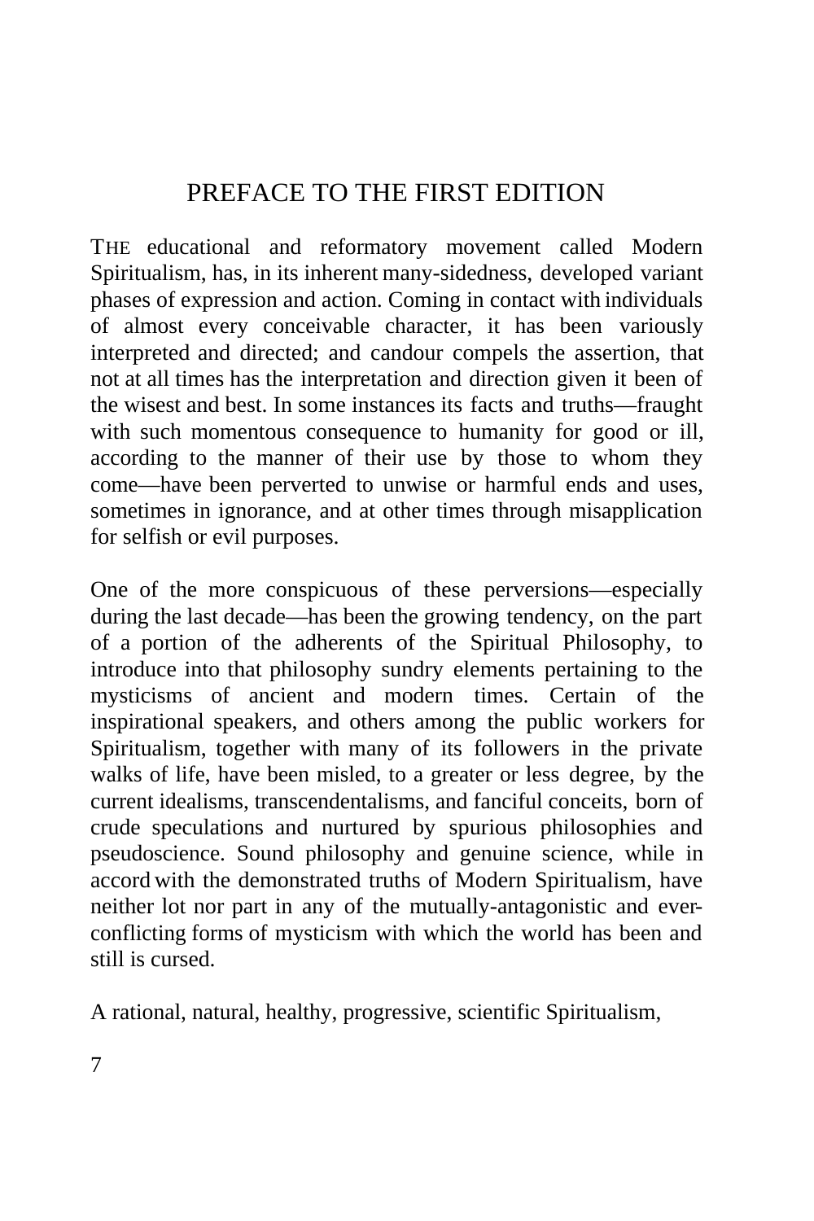# PREFACE TO THE FIRST EDITION

THE educational and reformatory movement called Modern Spiritualism, has, in its inherent many-sidedness, developed variant phases of expression and action. Coming in contact with individuals of almost every conceivable character, it has been variously interpreted and directed; and candour compels the assertion, that not at all times has the interpretation and direction given it been of the wisest and best. In some instances its facts and truths—fraught with such momentous consequence to humanity for good or ill, according to the manner of their use by those to whom they come—have been perverted to unwise or harmful ends and uses, sometimes in ignorance, and at other times through misapplication for selfish or evil purposes.

One of the more conspicuous of these perversions—especially during the last decade—has been the growing tendency, on the part of a portion of the adherents of the Spiritual Philosophy, to introduce into that philosophy sundry elements pertaining to the mysticisms of ancient and modern times. Certain of the inspirational speakers, and others among the public workers for Spiritualism, together with many of its followers in the private walks of life, have been misled, to a greater or less degree, by the current idealisms, transcendentalisms, and fanciful conceits, born of crude speculations and nurtured by spurious philosophies and pseudoscience. Sound philosophy and genuine science, while in accord with the demonstrated truths of Modern Spiritualism, have neither lot nor part in any of the mutually-antagonistic and ever-conflicting forms of mysticism with which the world has been and still is cursed.

A rational, natural, healthy, progressive, scientific Spiritualism,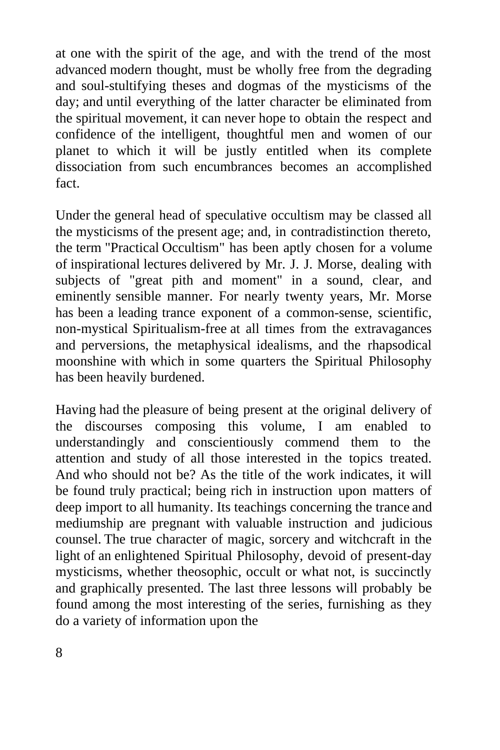at one with the spirit of the age, and with the trend of the most advanced modern thought, must be wholly free from the degrading and soul-stultifying theses and dogmas of the mysticisms of the day; and until everything of the latter character be eliminated from the spiritual movement, it can never hope to obtain the respect and confidence of the intelligent, thoughtful men and women of our planet to which it will be justly entitled when its complete dissociation from such encumbrances becomes an accomplished fact.

Under the general head of speculative occultism may be classed all the mysticisms of the present age; and, in contradistinction thereto, the term "Practical Occultism" has been aptly chosen for a volume of inspirational lectures delivered by Mr. J. J. Morse, dealing with subjects of "great pith and moment" in a sound, clear, and eminently sensible manner. For nearly twenty years, Mr. Morse has been a leading trance exponent of a common-sense, scientific, non-mystical Spiritualism-free at all times from the extravagances and perversions, the metaphysical idealisms, and the rhapsodical moonshine with which in some quarters the Spiritual Philosophy has been heavily burdened.

Having had the pleasure of being present at the original delivery of the discourses composing this volume, I am enabled to understandingly and conscientiously commend them to the attention and study of all those interested in the topics treated. And who should not be? As the title of the work indicates, it will be found truly practical; being rich in instruction upon matters of deep import to all humanity. Its teachings concerning the trance and mediumship are pregnant with valuable instruction and judicious counsel. The true character of magic, sorcery and witchcraft in the light of an enlightened Spiritual Philosophy, devoid of present-day mysticisms, whether theosophic, occult or what not, is succinctly and graphically presented. The last three lessons will probably be found among the most interesting of the series, furnishing as they do a variety of information upon the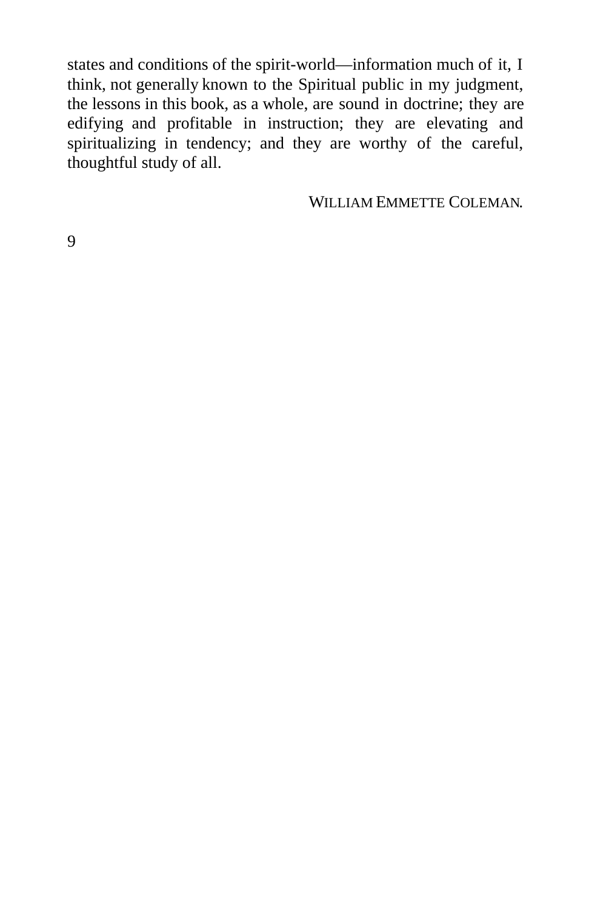states and conditions of the spirit-world—information much of it, I think, not generally known to the Spiritual public in my judgment, the lessons in this book, as a whole, are sound in doctrine; they are edifying and profitable in instruction; they are elevating and spiritualizing in tendency; and they are worthy of the careful, thoughtful study of all.

WILLIAM EMMETTE COLEMAN.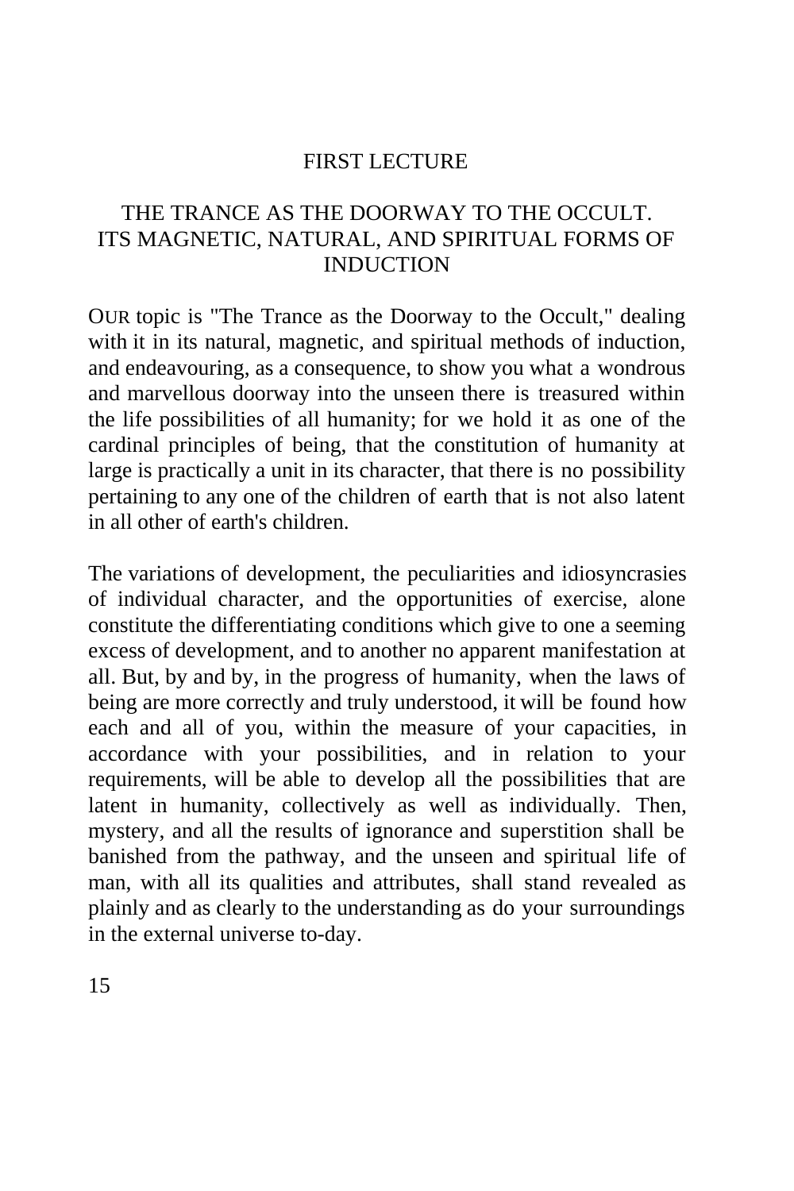## FIRST LECTURE

## THE TRANCE AS THE DOORWAY TO THE OCCULT. ITS MAGNETIC, NATURAL, AND SPIRITUAL FORMS OF INDUCTION

OUR topic is "The Trance as the Doorway to the Occult," dealing with it in its natural, magnetic, and spiritual methods of induction, and endeavouring, as a consequence, to show you what a wondrous and marvellous doorway into the unseen there is treasured within the life possibilities of all humanity; for we hold it as one of the cardinal principles of being, that the constitution of humanity at large is practically a unit in its character, that there is no possibility pertaining to any one of the children of earth that is not also latent in all other of earth's children.

The variations of development, the peculiarities and idiosyncrasies of individual character, and the opportunities of exercise, alone constitute the differentiating conditions which give to one a seeming excess of development, and to another no apparent manifestation at all. But, by and by, in the progress of humanity, when the laws of being are more correctly and truly understood, it will be found how each and all of you, within the measure of your capacities, in accordance with your possibilities, and in relation to your requirements, will be able to develop all the possibilities that are latent in humanity, collectively as well as individually. Then, mystery, and all the results of ignorance and superstition shall be banished from the pathway, and the unseen and spiritual life of man, with all its qualities and attributes, shall stand revealed as plainly and as clearly to the understanding as do your surroundings in the external universe to-day.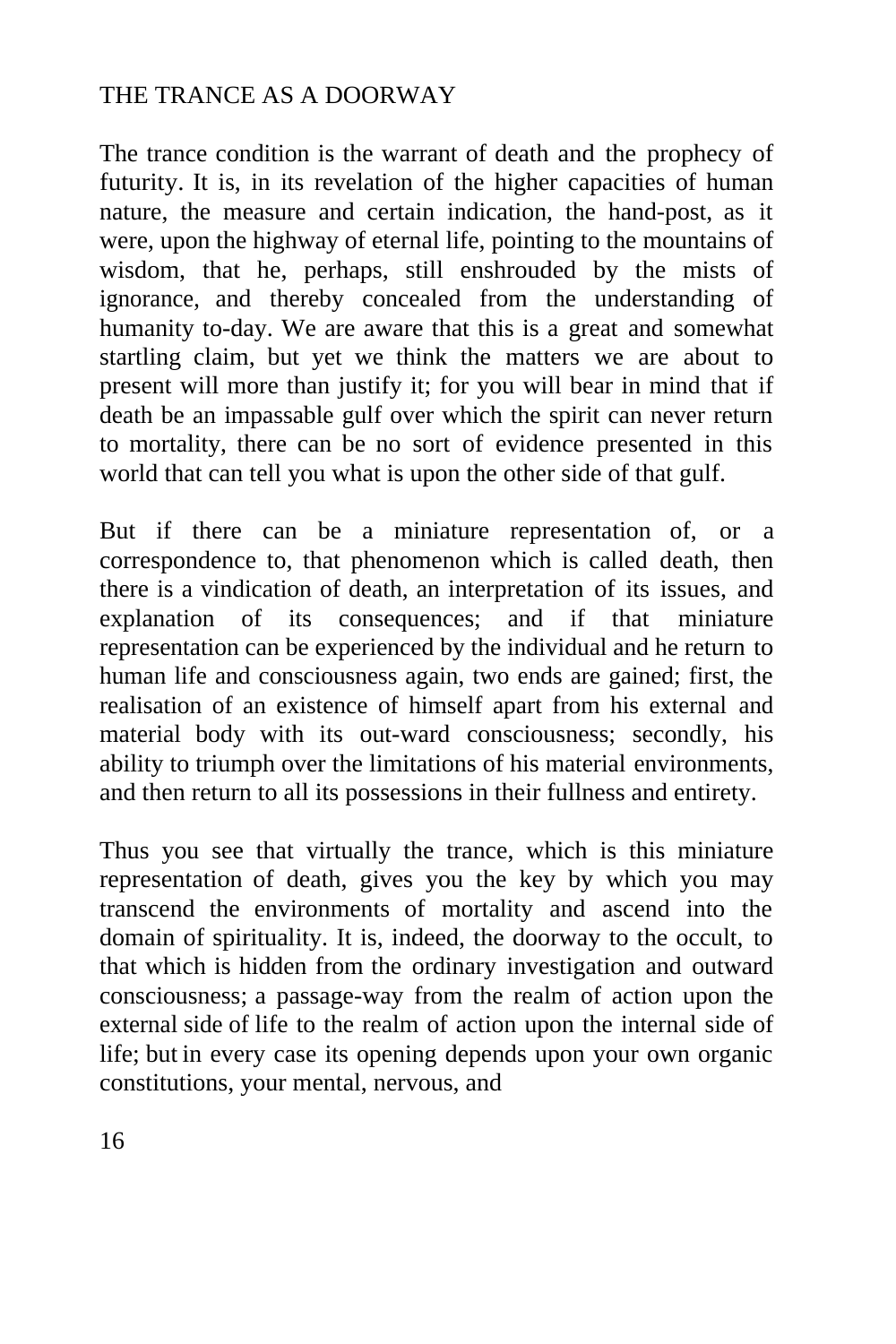## THE TRANCE AS A DOORWAY

The trance condition is the warrant of death and the prophecy of futurity. It is, in its revelation of the higher capacities of human nature, the measure and certain indication, the hand-post, as it were, upon the highway of eternal life, pointing to the mountains of wisdom, that he, perhaps, still enshrouded by the mists of ignorance, and thereby concealed from the understanding of humanity to-day. We are aware that this is a great and somewhat startling claim, but yet we think the matters we are about to present will more than justify it; for you will bear in mind that if death be an impassable gulf over which the spirit can never return to mortality, there can be no sort of evidence presented in this world that can tell you what is upon the other side of that gulf.

But if there can be a miniature representation of, or a correspondence to, that phenomenon which is called death, then there is a vindication of death, an interpretation of its issues, and explanation of its consequences; and if that miniature representation can be experienced by the individual and he return to human life and consciousness again, two ends are gained; first, the realisation of an existence of himself apart from his external and material body with its out-ward consciousness; secondly, his ability to triumph over the limitations of his material environments, and then return to all its possessions in their fullness and entirety.

Thus you see that virtually the trance, which is this miniature representation of death, gives you the key by which you may transcend the environments of mortality and ascend into the domain of spirituality. It is, indeed, the doorway to the occult, to that which is hidden from the ordinary investigation and outward consciousness; a passage-way from the realm of action upon the external side of life to the realm of action upon the internal side of life; but in every case its opening depends upon your own organic constitutions, your mental, nervous, and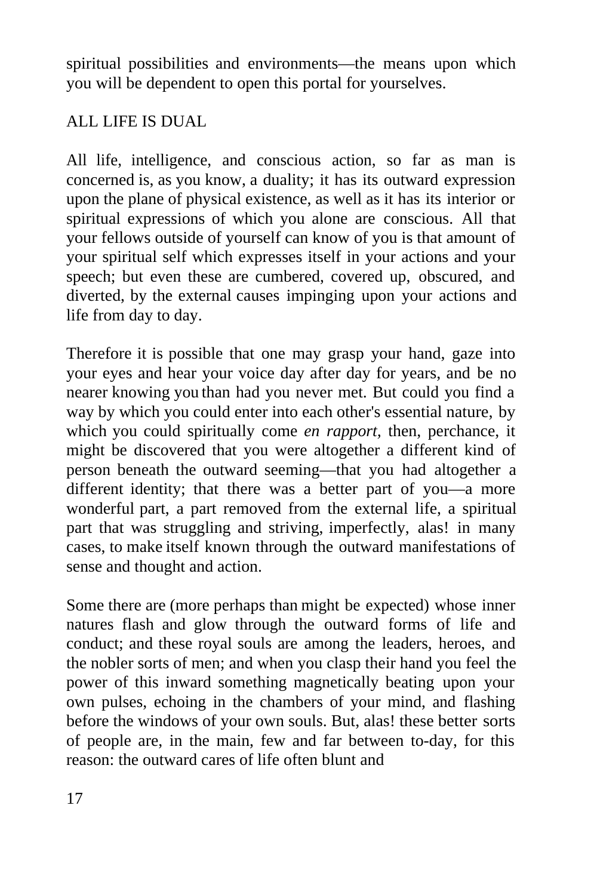spiritual possibilities and environments—the means upon which you will be dependent to open this portal for yourselves.

## ALL LIFE IS DUAL

All life, intelligence, and conscious action, so far as man is concerned is, as you know, a duality; it has its outward expression upon the plane of physical existence, as well as it has its interior or spiritual expressions of which you alone are conscious. All that your fellows outside of yourself can know of you is that amount of your spiritual self which expresses itself in your actions and your speech; but even these are cumbered, covered up, obscured, and diverted, by the external causes impinging upon your actions and life from day to day.

Therefore it is possible that one may grasp your hand, gaze into your eyes and hear your voice day after day for years, and be no nearer knowing you than had you never met. But could you find a way by which you could enter into each other's essential nature, by which you could spiritually come *en rapport*, then, perchance, it might be discovered that you were altogether a different kind of person beneath the outward seeming—that you had altogether a different identity; that there was a better part of you—a more wonderful part, a part removed from the external life, a spiritual part that was struggling and striving, imperfectly, alas! in many cases, to make itself known through the outward manifestations of sense and thought and action.

Some there are (more perhaps than might be expected) whose inner natures flash and glow through the outward forms of life and conduct; and these royal souls are among the leaders, heroes, and the nobler sorts of men; and when you clasp their hand you feel the power of this inward something magnetically beating upon your own pulses, echoing in the chambers of your mind, and flashing before the windows of your own souls. But, alas! these better sorts of people are, in the main, few and far between to-day, for this reason: the outward cares of life often blunt and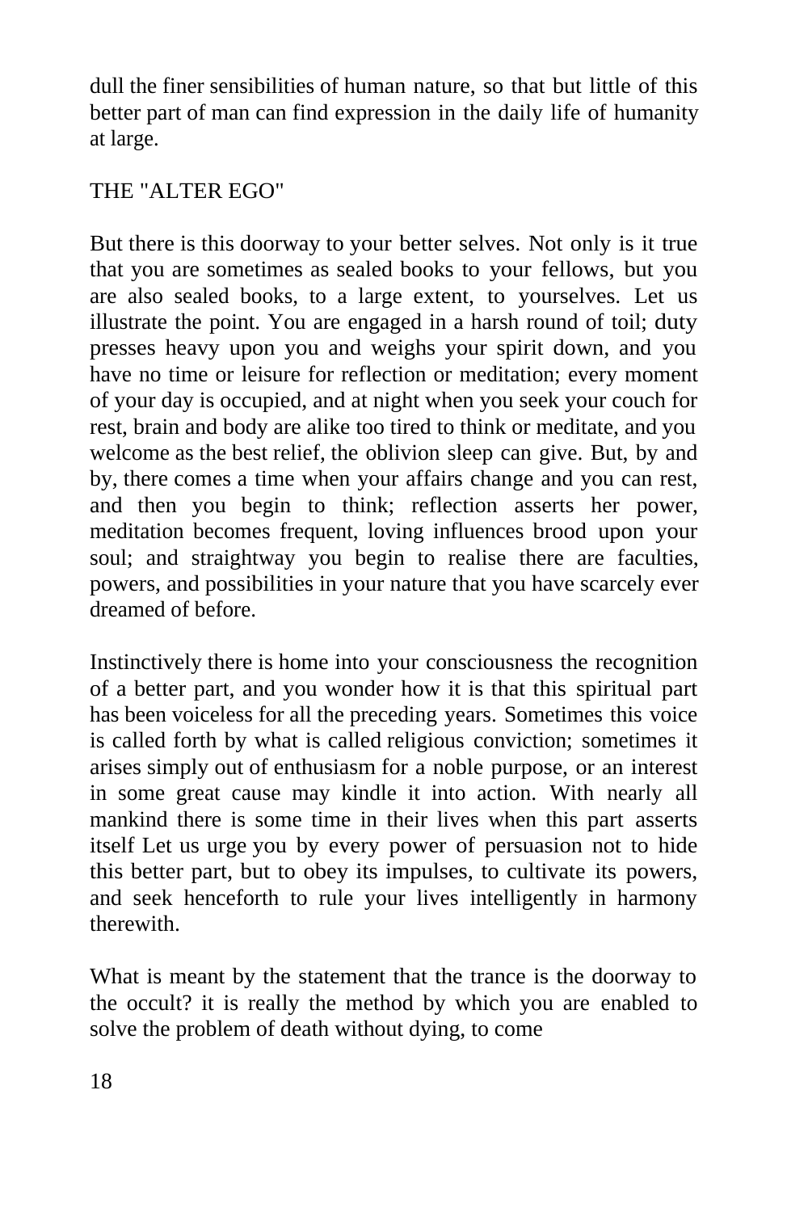dull the finer sensibilities of human nature, so that but little of this better part of man can find expression in the daily life of humanity at large.

## THE "ALTER EGO"

But there is this doorway to your better selves. Not only is it true that you are sometimes as sealed books to your fellows, but you are also sealed books, to a large extent, to yourselves. Let us illustrate the point. You are engaged in a harsh round of toil; duty presses heavy upon you and weighs your spirit down, and you have no time or leisure for reflection or meditation; every moment of your day is occupied, and at night when you seek your couch for rest, brain and body are alike too tired to think or meditate, and you welcome as the best relief, the oblivion sleep can give. But, by and by, there comes a time when your affairs change and you can rest, and then you begin to think; reflection asserts her power, meditation becomes frequent, loving influences brood upon your soul; and straightway you begin to realise there are faculties, powers, and possibilities in your nature that you have scarcely ever dreamed of before.

Instinctively there is home into your consciousness the recognition of a better part, and you wonder how it is that this spiritual part has been voiceless for all the preceding years. Sometimes this voice is called forth by what is called religious conviction; sometimes it arises simply out of enthusiasm for a noble purpose, or an interest in some great cause may kindle it into action. With nearly all mankind there is some time in their lives when this part asserts itself Let us urge you by every power of persuasion not to hide this better part, but to obey its impulses, to cultivate its powers, and seek henceforth to rule your lives intelligently in harmony therewith.

What is meant by the statement that the trance is the doorway to the occult? it is really the method by which you are enabled to solve the problem of death without dying, to come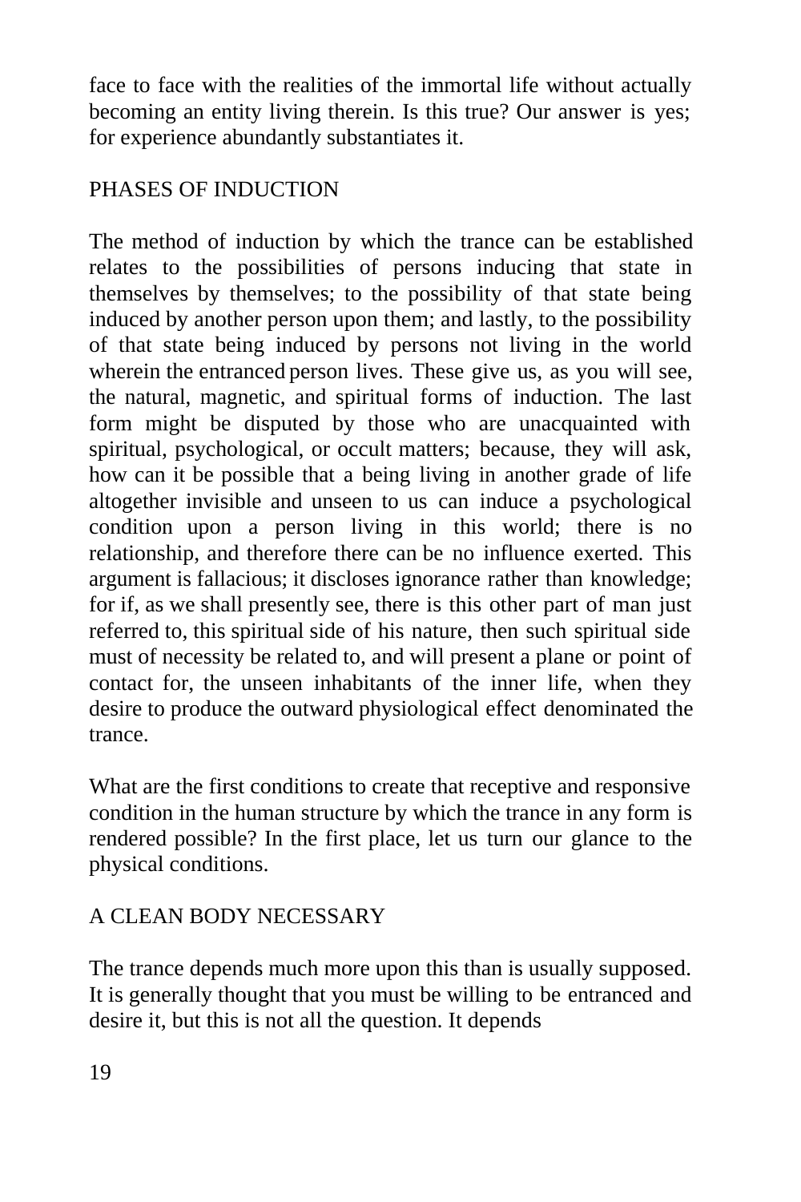face to face with the realities of the immortal life without actually becoming an entity living therein. Is this true? Our answer is yes; for experience abundantly substantiates it.

## PHASES OF INDUCTION

The method of induction by which the trance can be established relates to the possibilities of persons inducing that state in themselves by themselves; to the possibility of that state being induced by another person upon them; and lastly, to the possibility of that state being induced by persons not living in the world wherein the entranced person lives. These give us, as you will see, the natural, magnetic, and spiritual forms of induction. The last form might be disputed by those who are unacquainted with spiritual, psychological, or occult matters; because, they will ask, how can it be possible that a being living in another grade of life altogether invisible and unseen to us can induce a psychological condition upon a person living in this world; there is no relationship, and therefore there can be no influence exerted. This argument is fallacious; it discloses ignorance rather than knowledge; for if, as we shall presently see, there is this other part of man just referred to, this spiritual side of his nature, then such spiritual side must of necessity be related to, and will present a plane or point of contact for, the unseen inhabitants of the inner life, when they desire to produce the outward physiological effect denominated the trance.

What are the first conditions to create that receptive and responsive condition in the human structure by which the trance in any form is rendered possible? In the first place, let us turn our glance to the physical conditions.

## A CLEAN BODY NECESSARY

The trance depends much more upon this than is usually supposed. It is generally thought that you must be willing to be entranced and desire it, but this is not all the question. It depends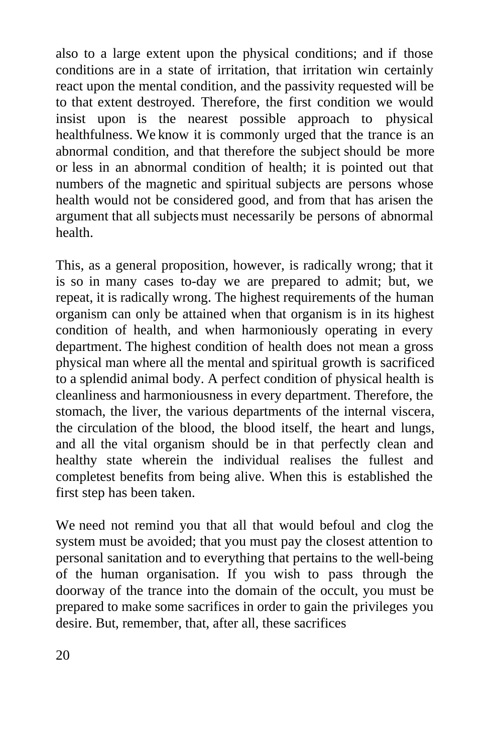also to a large extent upon the physical conditions; and if those conditions are in a state of irritation, that irritation win certainly react upon the mental condition, and the passivity requested will be to that extent destroyed. Therefore, the first condition we would insist upon is the nearest possible approach to physical healthfulness. We know it is commonly urged that the trance is an abnormal condition, and that therefore the subject should be more or less in an abnormal condition of health; it is pointed out that numbers of the magnetic and spiritual subjects are persons whose health would not be considered good, and from that has arisen the argument that all subjects must necessarily be persons of abnormal health.

This, as a general proposition, however, is radically wrong; that it is so in many cases to-day we are prepared to admit; but, we repeat, it is radically wrong. The highest requirements of the human organism can only be attained when that organism is in its highest condition of health, and when harmoniously operating in every department. The highest condition of health does not mean a gross physical man where all the mental and spiritual growth is sacrificed to a splendid animal body. A perfect condition of physical health is cleanliness and harmoniousness in every department. Therefore, the stomach, the liver, the various departments of the internal viscera, the circulation of the blood, the blood itself, the heart and lungs, and all the vital organism should be in that perfectly clean and healthy state wherein the individual realises the fullest and completest benefits from being alive. When this is established the first step has been taken.

We need not remind you that all that would befoul and clog the system must be avoided; that you must pay the closest attention to personal sanitation and to everything that pertains to the well-being of the human organisation. If you wish to pass through the doorway of the trance into the domain of the occult, you must be prepared to make some sacrifices in order to gain the privileges you desire. But, remember, that, after all, these sacrifices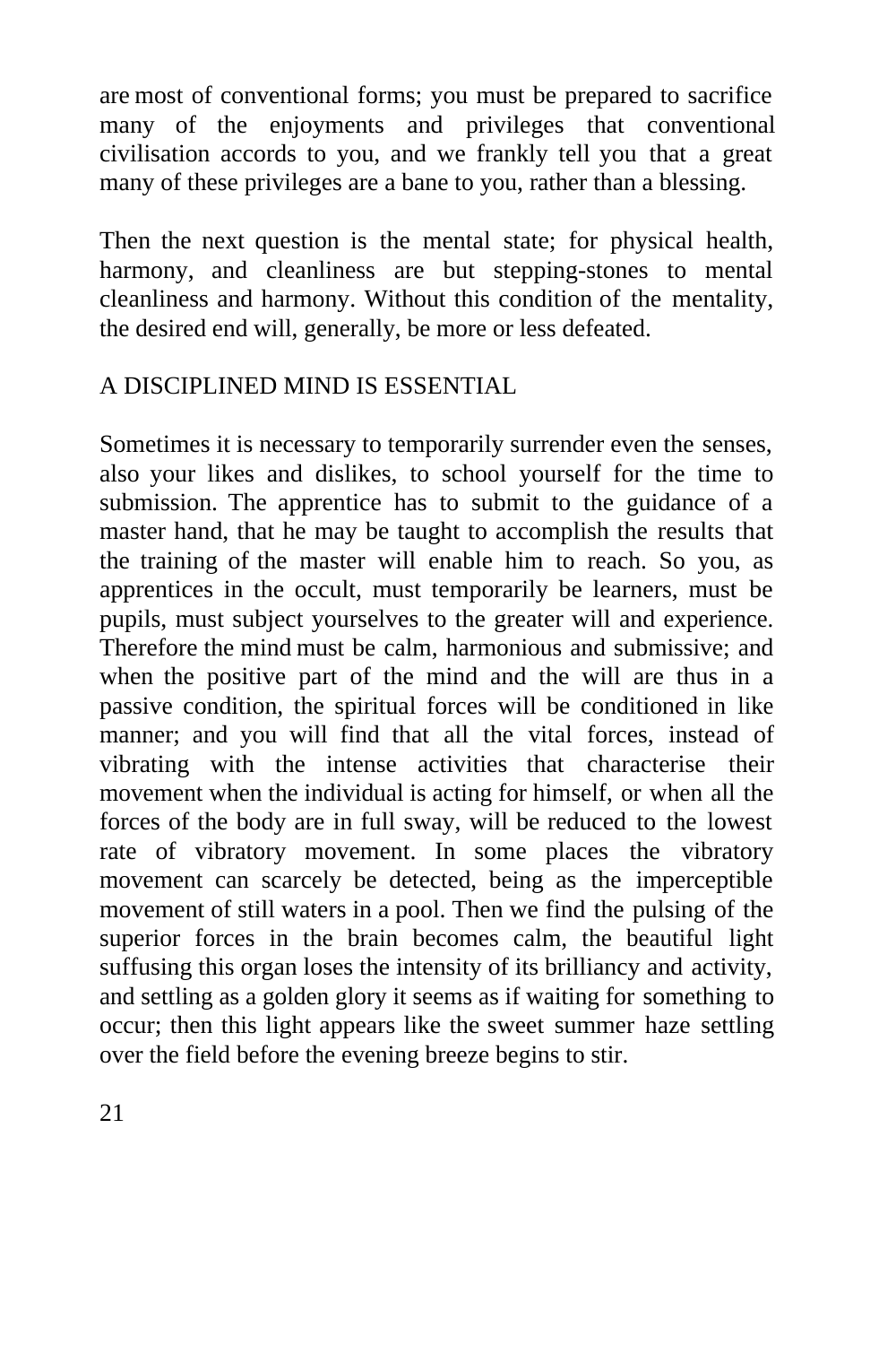are most of conventional forms; you must be prepared to sacrifice many of the enjoyments and privileges that conventional civilisation accords to you, and we frankly tell you that a great many of these privileges are a bane to you, rather than a blessing.

Then the next question is the mental state; for physical health, harmony, and cleanliness are but stepping-stones to mental cleanliness and harmony. Without this condition of the mentality, the desired end will, generally, be more or less defeated.

## A DISCIPLINED MIND IS ESSENTIAL

Sometimes it is necessary to temporarily surrender even the senses, also your likes and dislikes, to school yourself for the time to submission. The apprentice has to submit to the guidance of a master hand, that he may be taught to accomplish the results that the training of the master will enable him to reach. So you, as apprentices in the occult, must temporarily be learners, must be pupils, must subject yourselves to the greater will and experience. Therefore the mind must be calm, harmonious and submissive; and when the positive part of the mind and the will are thus in a passive condition, the spiritual forces will be conditioned in like manner; and you will find that all the vital forces, instead of vibrating with the intense activities that characterise their movement when the individual is acting for himself, or when all the forces of the body are in full sway, will be reduced to the lowest rate of vibratory movement. In some places the vibratory movement can scarcely be detected, being as the imperceptible movement of still waters in a pool. Then we find the pulsing of the superior forces in the brain becomes calm, the beautiful light suffusing this organ loses the intensity of its brilliancy and activity, and settling as a golden glory it seems as if waiting for something to occur; then this light appears like the sweet summer haze settling over the field before the evening breeze begins to stir.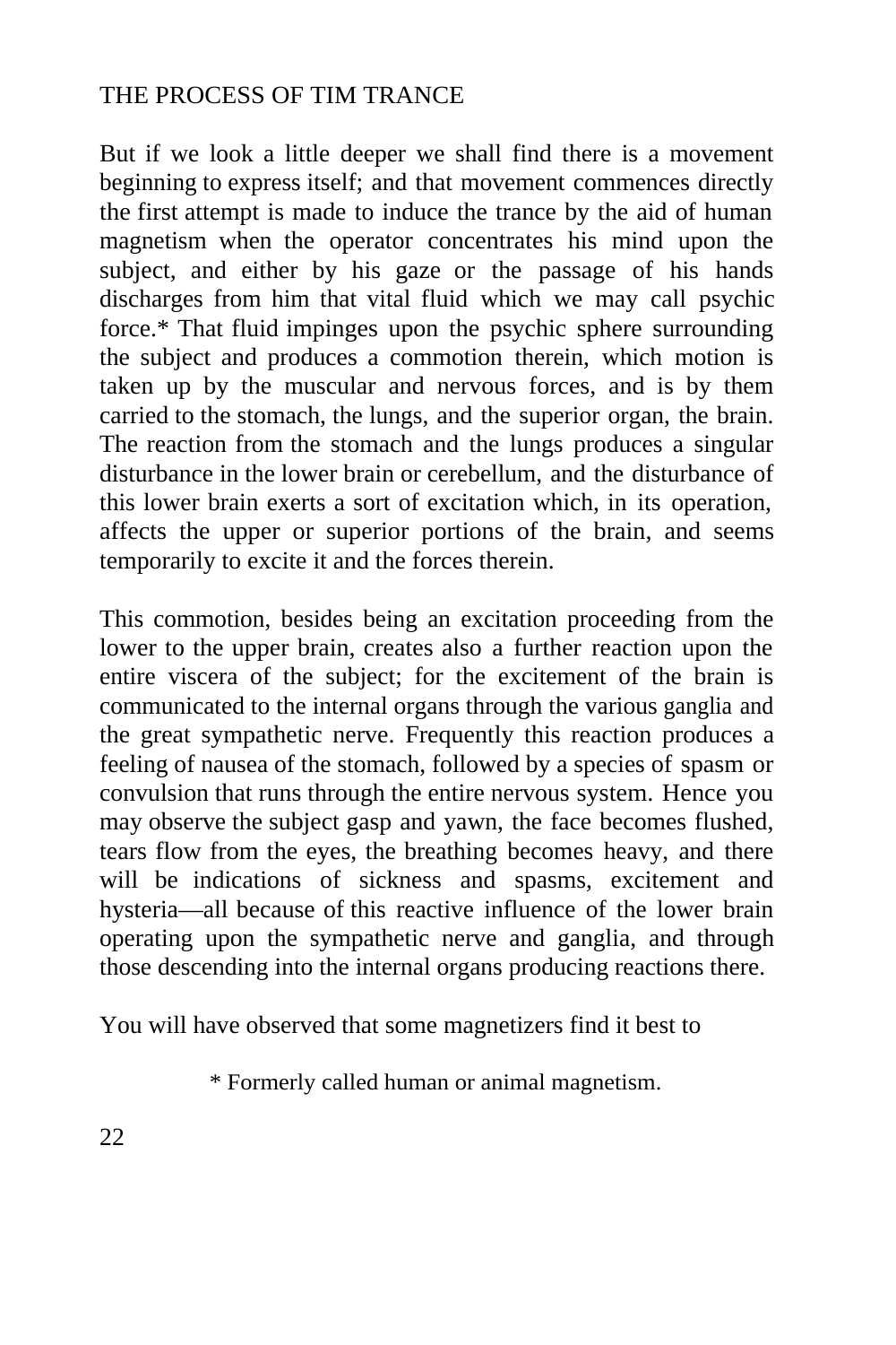But if we look a little deeper we shall find there is a movement beginning to express itself; and that movement commences directly the first attempt is made to induce the trance by the aid of human magnetism when the operator concentrates his mind upon the subject, and either by his gaze or the passage of his hands discharges from him that vital fluid which we may call psychic force.* That fluid impinges upon the psychic sphere surrounding the subject and produces a commotion therein, which motion is taken up by the muscular and nervous forces, and is by them carried to the stomach, the lungs, and the superior organ, the brain. The reaction from the stomach and the lungs produces a singular disturbance in the lower brain or cerebellum, and the disturbance of this lower brain exerts a sort of excitation which, in its operation, affects the upper or superior portions of the brain, and seems temporarily to excite it and the forces therein.

This commotion, besides being an excitation proceeding from the lower to the upper brain, creates also a further reaction upon the entire viscera of the subject; for the excitement of the brain is communicated to the internal organs through the various ganglia and the great sympathetic nerve. Frequently this reaction produces a feeling of nausea of the stomach, followed by a species of spasm or convulsion that runs through the entire nervous system. Hence you may observe the subject gasp and yawn, the face becomes flushed, tears flow from the eyes, the breathing becomes heavy, and there will be indications of sickness and spasms, excitement and hysteria—all because of this reactive influence of the lower brain operating upon the sympathetic nerve and ganglia, and through those descending into the internal organs producing reactions there.

You will have observed that some magnetizers find it best to

* Formerly called human or animal magnetism.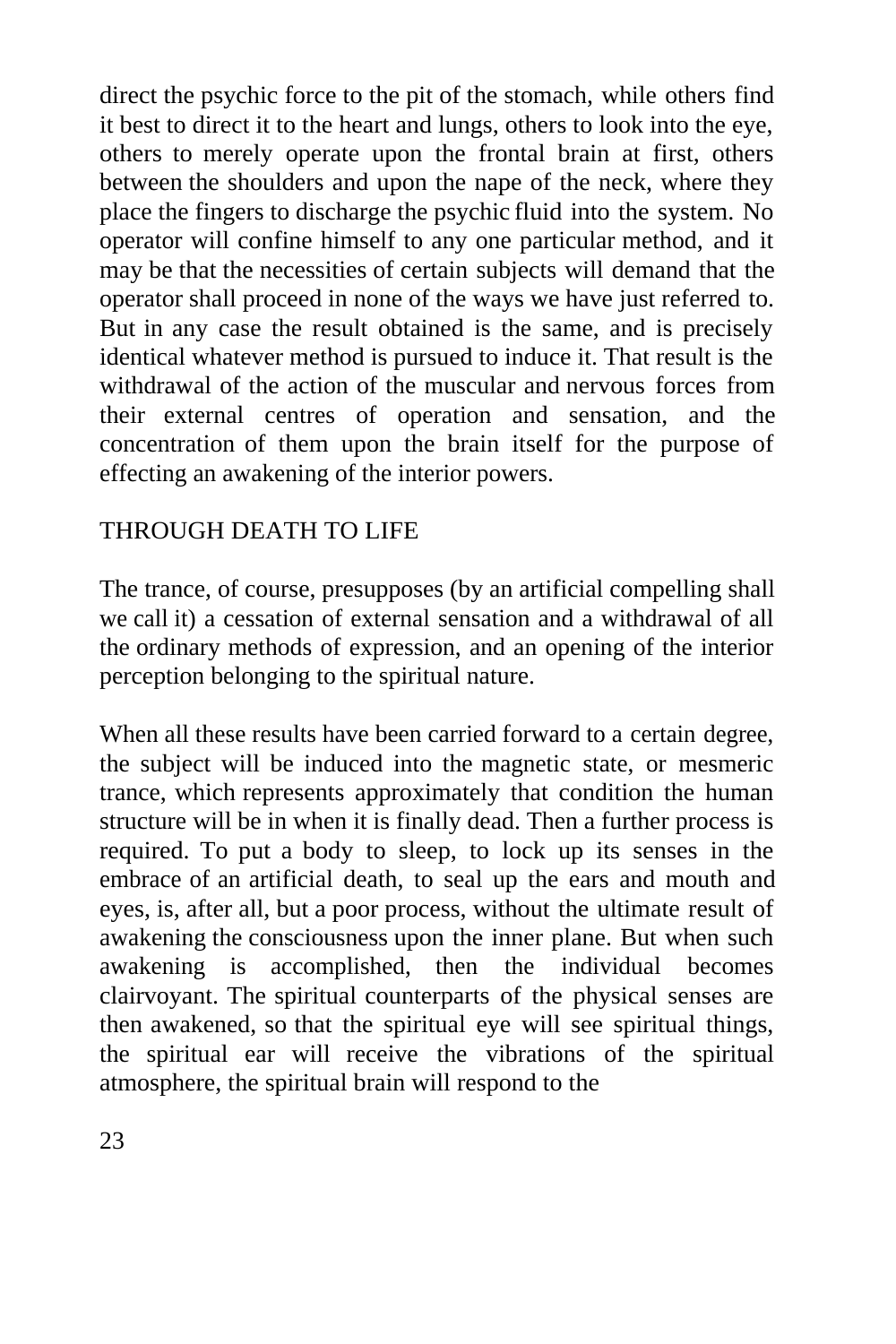direct the psychic force to the pit of the stomach, while others find it best to direct it to the heart and lungs, others to look into the eye, others to merely operate upon the frontal brain at first, others between the shoulders and upon the nape of the neck, where they place the fingers to discharge the psychic fluid into the system. No operator will confine himself to any one particular method, and it may be that the necessities of certain subjects will demand that the operator shall proceed in none of the ways we have just referred to. But in any case the result obtained is the same, and is precisely identical whatever method is pursued to induce it. That result is the withdrawal of the action of the muscular and nervous forces from their external centres of operation and sensation, and the concentration of them upon the brain itself for the purpose of effecting an awakening of the interior powers.

## THROUGH DEATH TO LIFE

The trance, of course, presupposes (by an artificial compelling shall we call it) a cessation of external sensation and a withdrawal of all the ordinary methods of expression, and an opening of the interior perception belonging to the spiritual nature.

When all these results have been carried forward to a certain degree, the subject will be induced into the magnetic state, or mesmeric trance, which represents approximately that condition the human structure will be in when it is finally dead. Then a further process is required. To put a body to sleep, to lock up its senses in the embrace of an artificial death, to seal up the ears and mouth and eyes, is, after all, but a poor process, without the ultimate result of awakening the consciousness upon the inner plane. But when such awakening is accomplished, then the individual becomes clairvoyant. The spiritual counterparts of the physical senses are then awakened, so that the spiritual eye will see spiritual things, the spiritual ear will receive the vibrations of the spiritual atmosphere, the spiritual brain will respond to the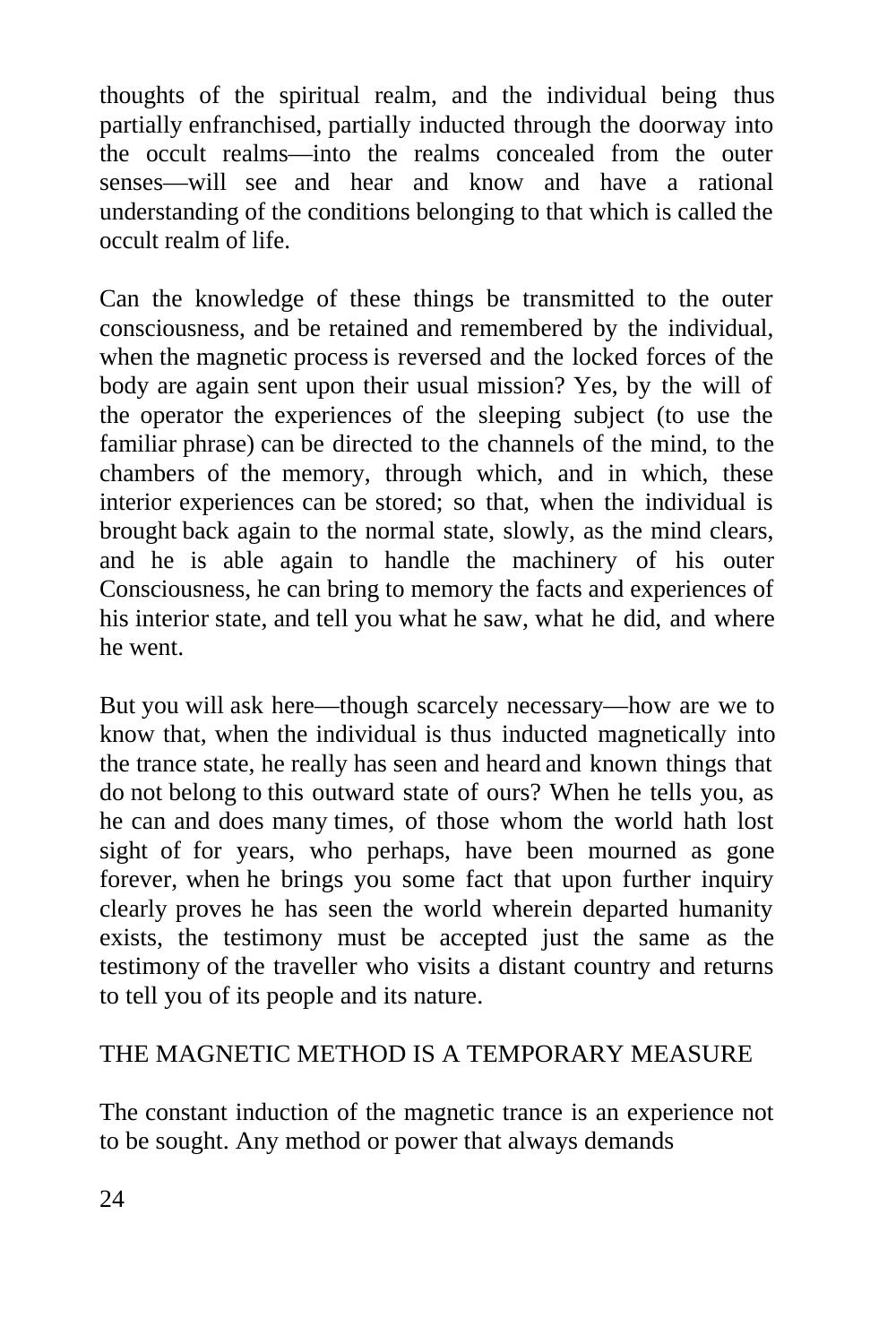thoughts of the spiritual realm, and the individual being thus partially enfranchised, partially inducted through the doorway into the occult realms—into the realms concealed from the outer senses—will see and hear and know and have a rational understanding of the conditions belonging to that which is called the occult realm of life.

Can the knowledge of these things be transmitted to the outer consciousness, and be retained and remembered by the individual, when the magnetic process is reversed and the locked forces of the body are again sent upon their usual mission? Yes, by the will of the operator the experiences of the sleeping subject (to use the familiar phrase) can be directed to the channels of the mind, to the chambers of the memory, through which, and in which, these interior experiences can be stored; so that, when the individual is brought back again to the normal state, slowly, as the mind clears, and he is able again to handle the machinery of his outer Consciousness, he can bring to memory the facts and experiences of his interior state, and tell you what he saw, what he did, and where he went.

But you will ask here—though scarcely necessary—how are we to know that, when the individual is thus inducted magnetically into the trance state, he really has seen and heard and known things that do not belong to this outward state of ours? When he tells you, as he can and does many times, of those whom the world hath lost sight of for years, who perhaps, have been mourned as gone forever, when he brings you some fact that upon further inquiry clearly proves he has seen the world wherein departed humanity exists, the testimony must be accepted just the same as the testimony of the traveller who visits a distant country and returns to tell you of its people and its nature.

## THE MAGNETIC METHOD IS A TEMPORARY MEASURE

The constant induction of the magnetic trance is an experience not to be sought. Any method or power that always demands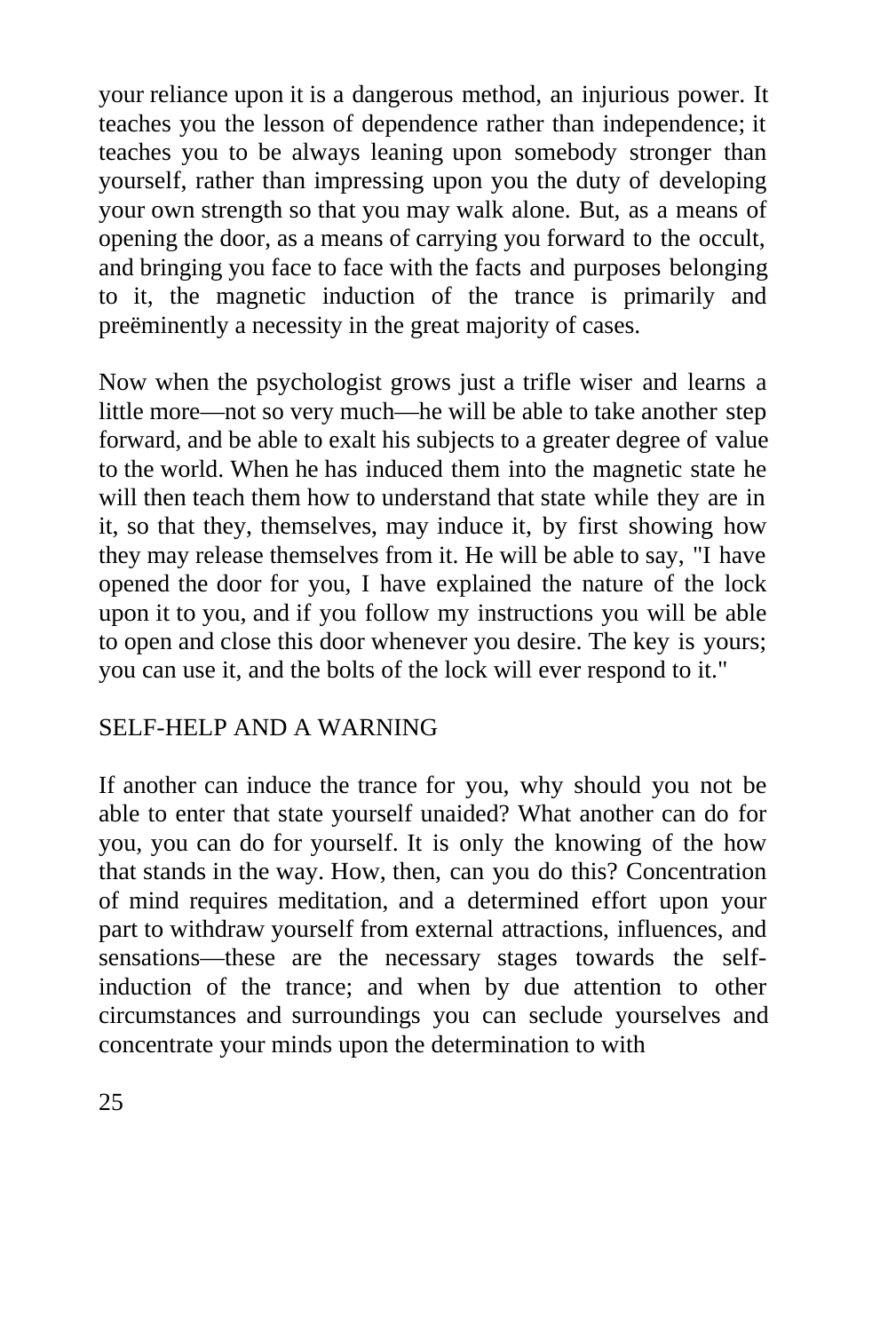your reliance upon it is a dangerous method, an injurious power. It teaches you the lesson of dependence rather than independence; it teaches you to be always leaning upon somebody stronger than yourself, rather than impressing upon you the duty of developing your own strength so that you may walk alone. But, as a means of opening the door, as a means of carrying you forward to the occult, and bringing you face to face with the facts and purposes belonging to it, the magnetic induction of the trance is primarily and preëminently a necessity in the great majority of cases.

Now when the psychologist grows just a trifle wiser and learns a little more—not so very much—he will be able to take another step forward, and be able to exalt his subjects to a greater degree of value to the world. When he has induced them into the magnetic state he will then teach them how to understand that state while they are in it, so that they, themselves, may induce it, by first showing how they may release themselves from it. He will be able to say, "I have opened the door for you, I have explained the nature of the lock upon it to you, and if you follow my instructions you will be able to open and close this door whenever you desire. The key is yours; you can use it, and the bolts of the lock will ever respond to it."

## SELF-HELP AND A WARNING

If another can induce the trance for you, why should you not be able to enter that state yourself unaided? What another can do for you, you can do for yourself. It is only the knowing of the how that stands in the way. How, then, can you do this? Concentration of mind requires meditation, and a determined effort upon your part to withdraw yourself from external attractions, influences, and sensations—these are the necessary stages towards the self-induction of the trance; and when by due attention to other circumstances and surroundings you can seclude yourselves and concentrate your minds upon the determination to with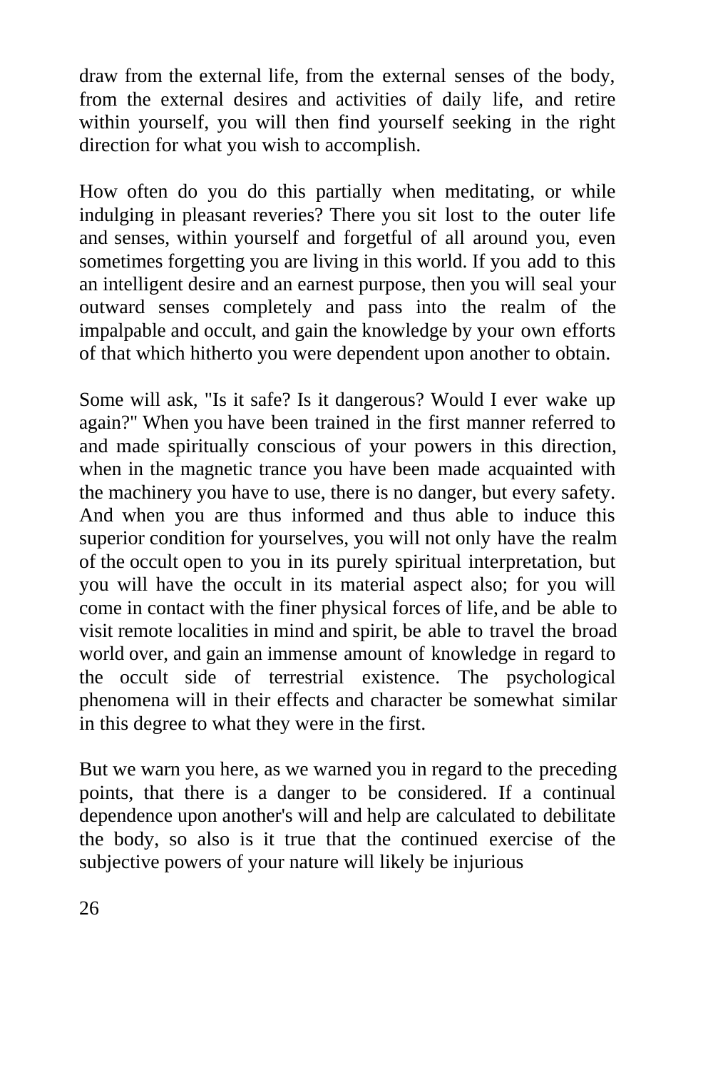draw from the external life, from the external senses of the body, from the external desires and activities of daily life, and retire within yourself, you will then find yourself seeking in the right direction for what you wish to accomplish.

How often do you do this partially when meditating, or while indulging in pleasant reveries? There you sit lost to the outer life and senses, within yourself and forgetful of all around you, even sometimes forgetting you are living in this world. If you add to this an intelligent desire and an earnest purpose, then you will seal your outward senses completely and pass into the realm of the impalpable and occult, and gain the knowledge by your own efforts of that which hitherto you were dependent upon another to obtain.

Some will ask, "Is it safe? Is it dangerous? Would I ever wake up again?" When you have been trained in the first manner referred to and made spiritually conscious of your powers in this direction, when in the magnetic trance you have been made acquainted with the machinery you have to use, there is no danger, but every safety. And when you are thus informed and thus able to induce this superior condition for yourselves, you will not only have the realm of the occult open to you in its purely spiritual interpretation, but you will have the occult in its material aspect also; for you will come in contact with the finer physical forces of life, and be able to visit remote localities in mind and spirit, be able to travel the broad world over, and gain an immense amount of knowledge in regard to the occult side of terrestrial existence. The psychological phenomena will in their effects and character be somewhat similar in this degree to what they were in the first.

But we warn you here, as we warned you in regard to the preceding points, that there is a danger to be considered. If a continual dependence upon another's will and help are calculated to debilitate the body, so also is it true that the continued exercise of the subjective powers of your nature will likely be injurious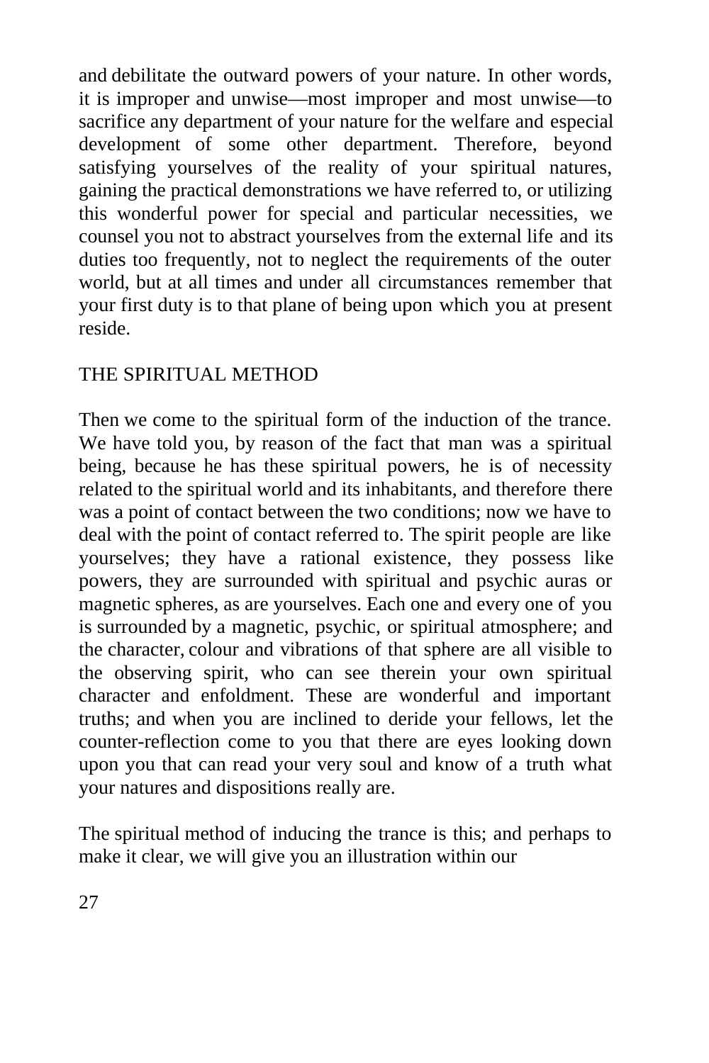and debilitate the outward powers of your nature. In other words, it is improper and unwise—most improper and most unwise—to sacrifice any department of your nature for the welfare and especial development of some other department. Therefore, beyond satisfying yourselves of the reality of your spiritual natures, gaining the practical demonstrations we have referred to, or utilizing this wonderful power for special and particular necessities, we counsel you not to abstract yourselves from the external life and its duties too frequently, not to neglect the requirements of the outer world, but at all times and under all circumstances remember that your first duty is to that plane of being upon which you at present reside.

## THE SPIRITUAL METHOD

Then we come to the spiritual form of the induction of the trance. We have told you, by reason of the fact that man was a spiritual being, because he has these spiritual powers, he is of necessity related to the spiritual world and its inhabitants, and therefore there was a point of contact between the two conditions; now we have to deal with the point of contact referred to. The spirit people are like yourselves; they have a rational existence, they possess like powers, they are surrounded with spiritual and psychic auras or magnetic spheres, as are yourselves. Each one and every one of you is surrounded by a magnetic, psychic, or spiritual atmosphere; and the character, colour and vibrations of that sphere are all visible to the observing spirit, who can see therein your own spiritual character and enfoldment. These are wonderful and important truths; and when you are inclined to deride your fellows, let the counter-reflection come to you that there are eyes looking down upon you that can read your very soul and know of a truth what your natures and dispositions really are.

The spiritual method of inducing the trance is this; and perhaps to make it clear, we will give you an illustration within our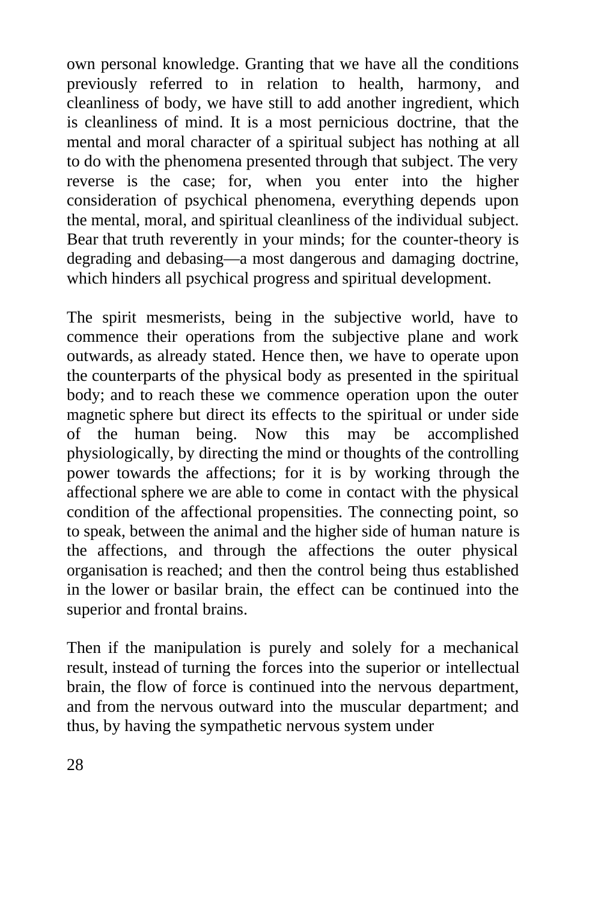own personal knowledge. Granting that we have all the conditions previously referred to in relation to health, harmony, and cleanliness of body, we have still to add another ingredient, which is cleanliness of mind. It is a most pernicious doctrine, that the mental and moral character of a spiritual subject has nothing at all to do with the phenomena presented through that subject. The very reverse is the case; for, when you enter into the higher consideration of psychical phenomena, everything depends upon the mental, moral, and spiritual cleanliness of the individual subject. Bear that truth reverently in your minds; for the counter-theory is degrading and debasing—a most dangerous and damaging doctrine, which hinders all psychical progress and spiritual development.

The spirit mesmerists, being in the subjective world, have to commence their operations from the subjective plane and work outwards, as already stated. Hence then, we have to operate upon the counterparts of the physical body as presented in the spiritual body; and to reach these we commence operation upon the outer magnetic sphere but direct its effects to the spiritual or under side of the human being. Now this may be accomplished physiologically, by directing the mind or thoughts of the controlling power towards the affections; for it is by working through the affectional sphere we are able to come in contact with the physical condition of the affectional propensities. The connecting point, so to speak, between the animal and the higher side of human nature is the affections, and through the affections the outer physical organisation is reached; and then the control being thus established in the lower or basilar brain, the effect can be continued into the superior and frontal brains.

Then if the manipulation is purely and solely for a mechanical result, instead of turning the forces into the superior or intellectual brain, the flow of force is continued into the nervous department, and from the nervous outward into the muscular department; and thus, by having the sympathetic nervous system under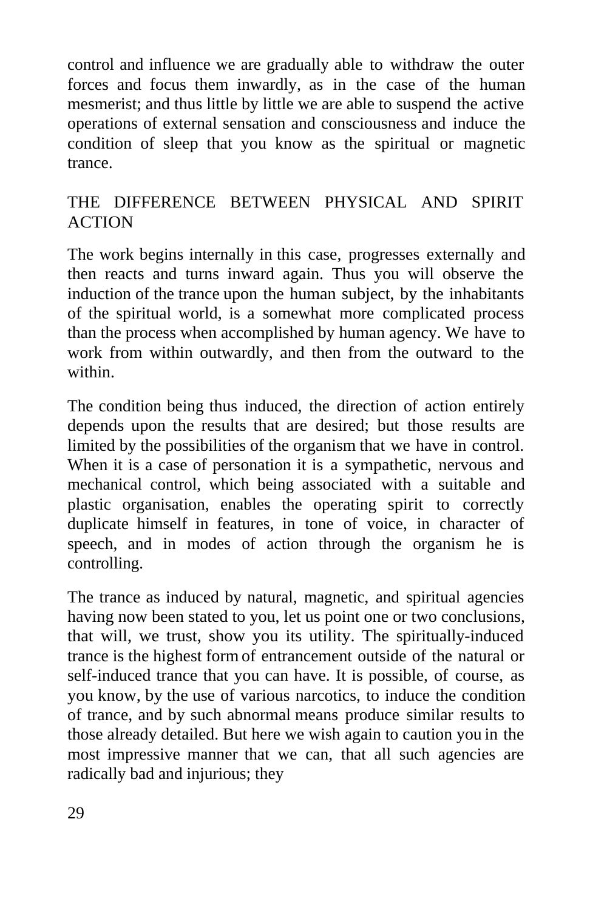control and influence we are gradually able to withdraw the outer forces and focus them inwardly, as in the case of the human mesmerist; and thus little by little we are able to suspend the active operations of external sensation and consciousness and induce the condition of sleep that you know as the spiritual or magnetic trance.

## THE DIFFERENCE BETWEEN PHYSICAL AND SPIRIT ACTION

The work begins internally in this case, progresses externally and then reacts and turns inward again. Thus you will observe the induction of the trance upon the human subject, by the inhabitants of the spiritual world, is a somewhat more complicated process than the process when accomplished by human agency. We have to work from within outwardly, and then from the outward to the within.

The condition being thus induced, the direction of action entirely depends upon the results that are desired; but those results are limited by the possibilities of the organism that we have in control. When it is a case of personation it is a sympathetic, nervous and mechanical control, which being associated with a suitable and plastic organisation, enables the operating spirit to correctly duplicate himself in features, in tone of voice, in character of speech, and in modes of action through the organism he is controlling.

The trance as induced by natural, magnetic, and spiritual agencies having now been stated to you, let us point one or two conclusions, that will, we trust, show you its utility. The spiritually-induced trance is the highest form of entrancement outside of the natural or self-induced trance that you can have. It is possible, of course, as you know, by the use of various narcotics, to induce the condition of trance, and by such abnormal means produce similar results to those already detailed. But here we wish again to caution you in the most impressive manner that we can, that all such agencies are radically bad and injurious; they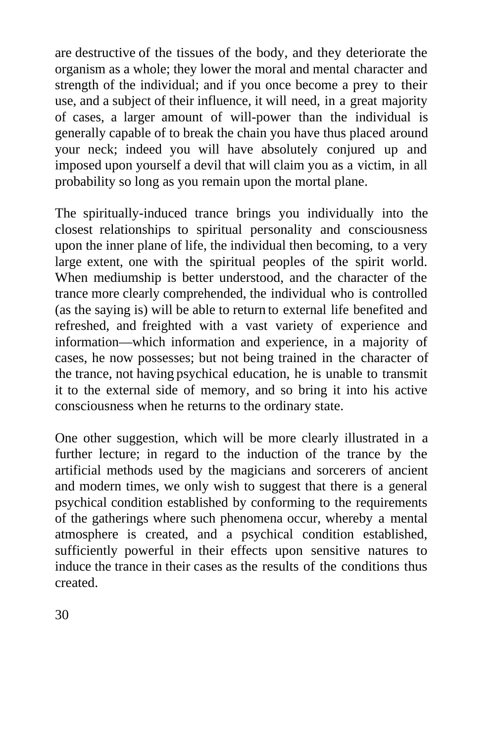are destructive of the tissues of the body, and they deteriorate the organism as a whole; they lower the moral and mental character and strength of the individual; and if you once become a prey to their use, and a subject of their influence, it will need, in a great majority of cases, a larger amount of will-power than the individual is generally capable of to break the chain you have thus placed around your neck; indeed you will have absolutely conjured up and imposed upon yourself a devil that will claim you as a victim, in all probability so long as you remain upon the mortal plane.

The spiritually-induced trance brings you individually into the closest relationships to spiritual personality and consciousness upon the inner plane of life, the individual then becoming, to a very large extent, one with the spiritual peoples of the spirit world. When mediumship is better understood, and the character of the trance more clearly comprehended, the individual who is controlled (as the saying is) will be able to return to external life benefited and refreshed, and freighted with a vast variety of experience and information—which information and experience, in a majority of cases, he now possesses; but not being trained in the character of the trance, not having psychical education, he is unable to transmit it to the external side of memory, and so bring it into his active consciousness when he returns to the ordinary state.

One other suggestion, which will be more clearly illustrated in a further lecture; in regard to the induction of the trance by the artificial methods used by the magicians and sorcerers of ancient and modern times, we only wish to suggest that there is a general psychical condition established by conforming to the requirements of the gatherings where such phenomena occur, whereby a mental atmosphere is created, and a psychical condition established, sufficiently powerful in their effects upon sensitive natures to induce the trance in their cases as the results of the conditions thus created.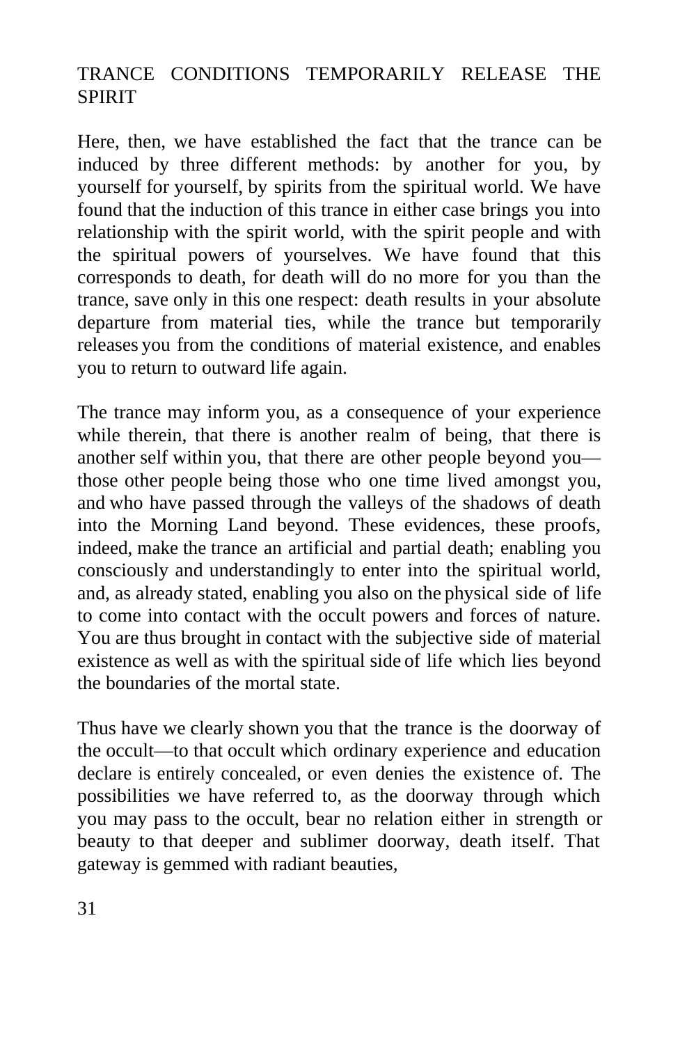## TRANCE CONDITIONS TEMPORARILY RELEASE THE SPIRIT

Here, then, we have established the fact that the trance can be induced by three different methods: by another for you, by yourself for yourself, by spirits from the spiritual world. We have found that the induction of this trance in either case brings you into relationship with the spirit world, with the spirit people and with the spiritual powers of yourselves. We have found that this corresponds to death, for death will do no more for you than the trance, save only in this one respect: death results in your absolute departure from material ties, while the trance but temporarily releases you from the conditions of material existence, and enables you to return to outward life again.

The trance may inform you, as a consequence of your experience while therein, that there is another realm of being, that there is another self within you, that there are other people beyond you—those other people being those who one time lived amongst you, and who have passed through the valleys of the shadows of death into the Morning Land beyond. These evidences, these proofs, indeed, make the trance an artificial and partial death; enabling you consciously and understandingly to enter into the spiritual world, and, as already stated, enabling you also on the physical side of life to come into contact with the occult powers and forces of nature. You are thus brought in contact with the subjective side of material existence as well as with the spiritual side of life which lies beyond the boundaries of the mortal state.

Thus have we clearly shown you that the trance is the doorway of the occult—to that occult which ordinary experience and education declare is entirely concealed, or even denies the existence of. The possibilities we have referred to, as the doorway through which you may pass to the occult, bear no relation either in strength or beauty to that deeper and sublimer doorway, death itself. That gateway is gemmed with radiant beauties,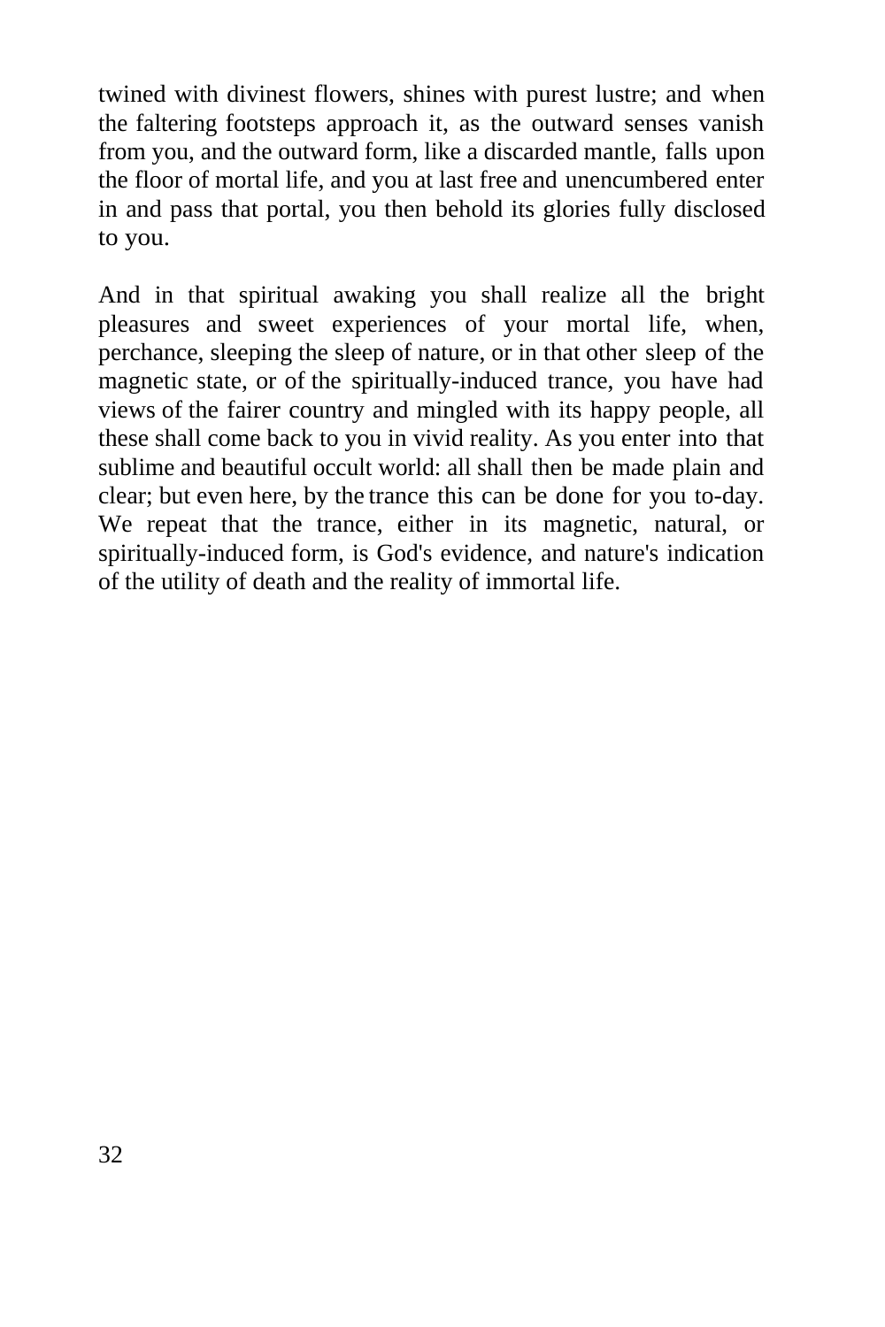twined with divinest flowers, shines with purest lustre; and when the faltering footsteps approach it, as the outward senses vanish from you, and the outward form, like a discarded mantle, falls upon the floor of mortal life, and you at last free and unencumbered enter in and pass that portal, you then behold its glories fully disclosed to you.

And in that spiritual awaking you shall realize all the bright pleasures and sweet experiences of your mortal life, when, perchance, sleeping the sleep of nature, or in that other sleep of the magnetic state, or of the spiritually-induced trance, you have had views of the fairer country and mingled with its happy people, all these shall come back to you in vivid reality. As you enter into that sublime and beautiful occult world: all shall then be made plain and clear; but even here, by the trance this can be done for you to-day. We repeat that the trance, either in its magnetic, natural, or spiritually-induced form, is God's evidence, and nature's indication of the utility of death and the reality of immortal life.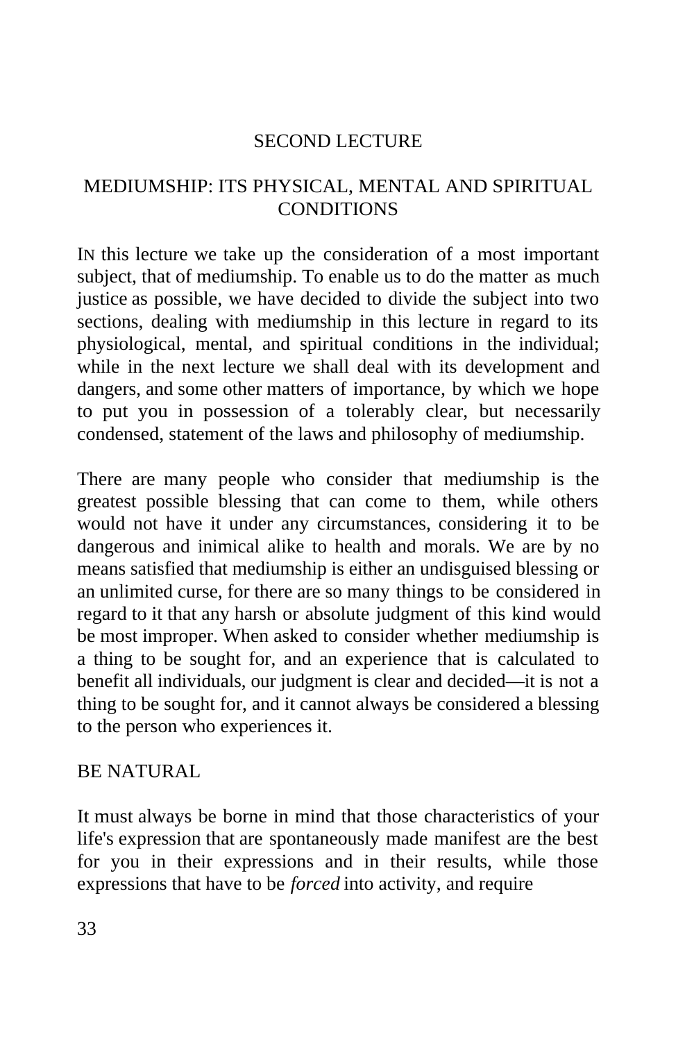## SECOND LECTURE

## MEDIUMSHIP: ITS PHYSICAL, MENTAL AND SPIRITUAL CONDITIONS

IN this lecture we take up the consideration of a most important subject, that of mediumship. To enable us to do the matter as much justice as possible, we have decided to divide the subject into two sections, dealing with mediumship in this lecture in regard to its physiological, mental, and spiritual conditions in the individual; while in the next lecture we shall deal with its development and dangers, and some other matters of importance, by which we hope to put you in possession of a tolerably clear, but necessarily condensed, statement of the laws and philosophy of mediumship.

There are many people who consider that mediumship is the greatest possible blessing that can come to them, while others would not have it under any circumstances, considering it to be dangerous and inimical alike to health and morals. We are by no means satisfied that mediumship is either an undisguised blessing or an unlimited curse, for there are so many things to be considered in regard to it that any harsh or absolute judgment of this kind would be most improper. When asked to consider whether mediumship is a thing to be sought for, and an experience that is calculated to benefit all individuals, our judgment is clear and decided—it is not a thing to be sought for, and it cannot always be considered a blessing to the person who experiences it.

### BE NATURAL

It must always be borne in mind that those characteristics of your life's expression that are spontaneously made manifest are the best for you in their expressions and in their results, while those expressions that have to be *forced* into activity, and require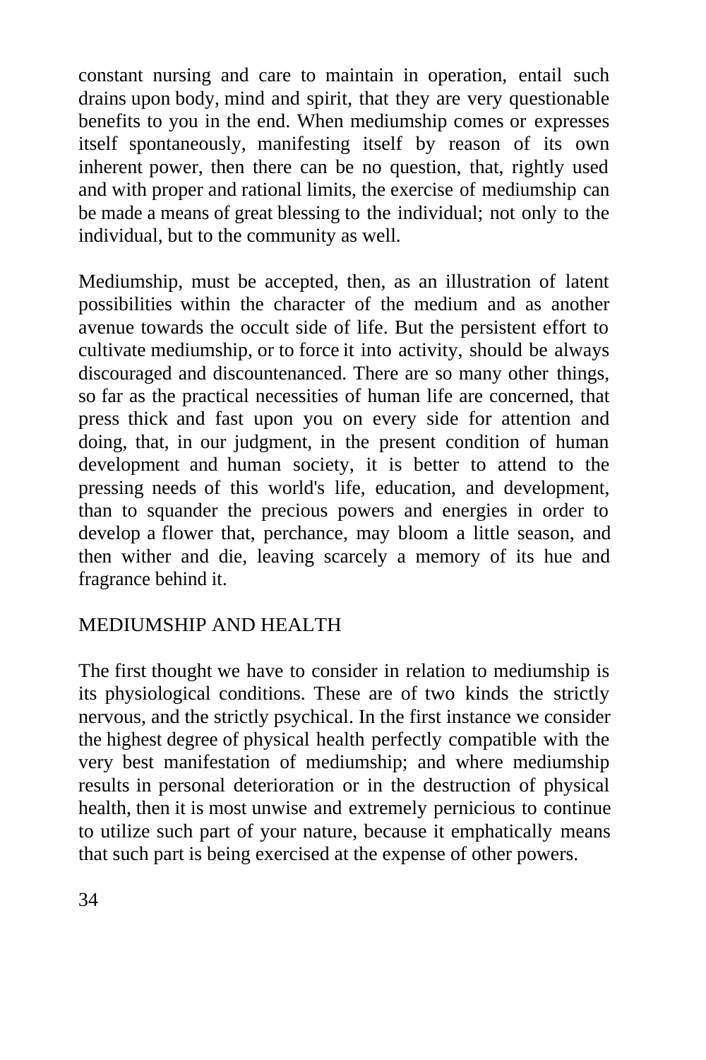constant nursing and care to maintain in operation, entail such drains upon body, mind and spirit, that they are very questionable benefits to you in the end. When mediumship comes or expresses itself spontaneously, manifesting itself by reason of its own inherent power, then there can be no question, that, rightly used and with proper and rational limits, the exercise of mediumship can be made a means of great blessing to the individual; not only to the individual, but to the community as well.

Mediumship, must be accepted, then, as an illustration of latent possibilities within the character of the medium and as another avenue towards the occult side of life. But the persistent effort to cultivate mediumship, or to force it into activity, should be always discouraged and discountenanced. There are so many other things, so far as the practical necessities of human life are concerned, that press thick and fast upon you on every side for attention and doing, that, in our judgment, in the present condition of human development and human society, it is better to attend to the pressing needs of this world's life, education, and development, than to squander the precious powers and energies in order to develop a flower that, perchance, may bloom a little season, and then wither and die, leaving scarcely a memory of its hue and fragrance behind it.

## MEDIUMSHIP AND HEALTH

The first thought we have to consider in relation to mediumship is its physiological conditions. These are of two kinds the strictly nervous, and the strictly psychical. In the first instance we consider the highest degree of physical health perfectly compatible with the very best manifestation of mediumship; and where mediumship results in personal deterioration or in the destruction of physical health, then it is most unwise and extremely pernicious to continue to utilize such part of your nature, because it emphatically means that such part is being exercised at the expense of other powers.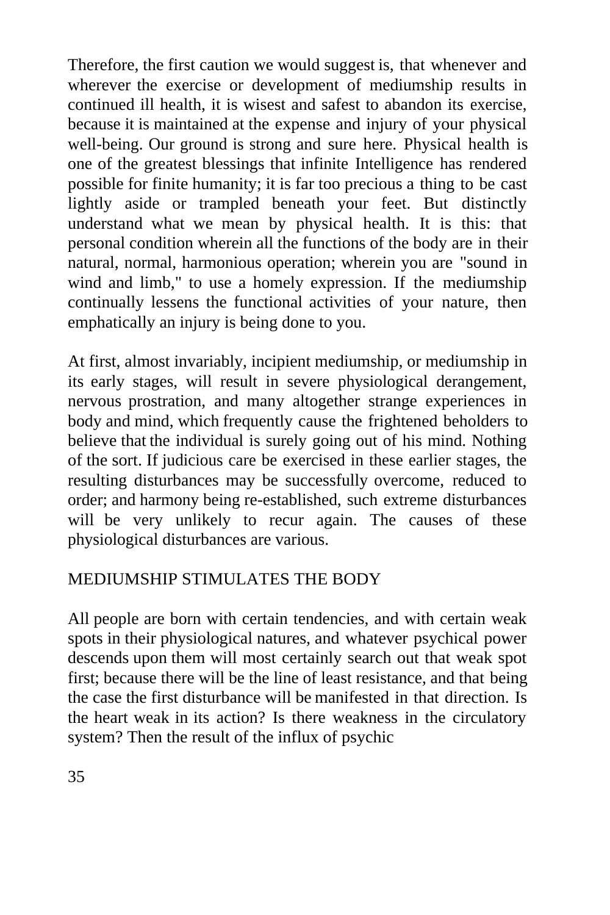Therefore, the first caution we would suggest is, that whenever and wherever the exercise or development of mediumship results in continued ill health, it is wisest and safest to abandon its exercise, because it is maintained at the expense and injury of your physical well-being. Our ground is strong and sure here. Physical health is one of the greatest blessings that infinite Intelligence has rendered possible for finite humanity; it is far too precious a thing to be cast lightly aside or trampled beneath your feet. But distinctly understand what we mean by physical health. It is this: that personal condition wherein all the functions of the body are in their natural, normal, harmonious operation; wherein you are "sound in wind and limb," to use a homely expression. If the mediumship continually lessens the functional activities of your nature, then emphatically an injury is being done to you.

At first, almost invariably, incipient mediumship, or mediumship in its early stages, will result in severe physiological derangement, nervous prostration, and many altogether strange experiences in body and mind, which frequently cause the frightened beholders to believe that the individual is surely going out of his mind. Nothing of the sort. If judicious care be exercised in these earlier stages, the resulting disturbances may be successfully overcome, reduced to order; and harmony being re-established, such extreme disturbances will be very unlikely to recur again. The causes of these physiological disturbances are various.

## MEDIUMSHIP STIMULATES THE BODY

All people are born with certain tendencies, and with certain weak spots in their physiological natures, and whatever psychical power descends upon them will most certainly search out that weak spot first; because there will be the line of least resistance, and that being the case the first disturbance will be manifested in that direction. Is the heart weak in its action? Is there weakness in the circulatory system? Then the result of the influx of psychic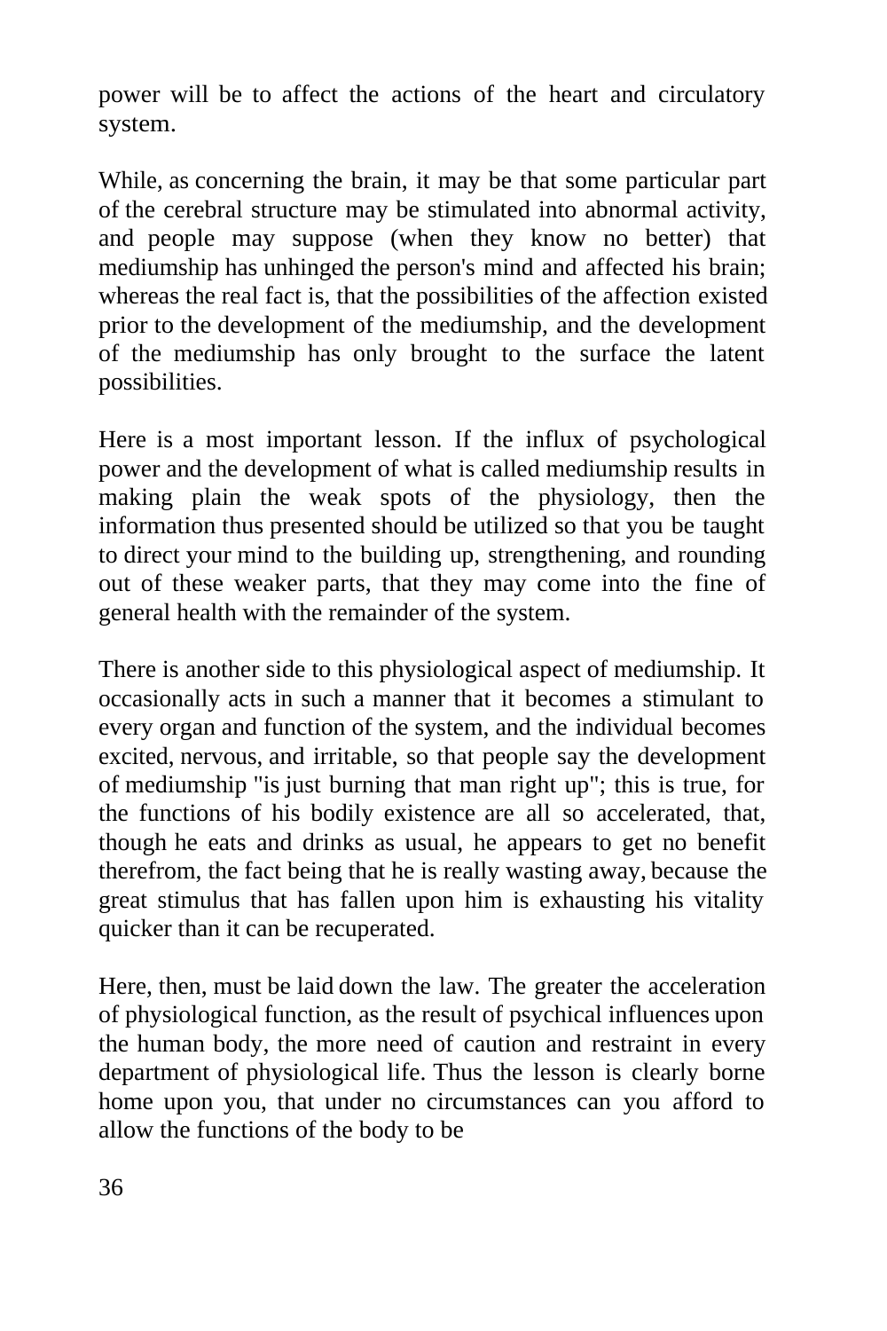power will be to affect the actions of the heart and circulatory system.

While, as concerning the brain, it may be that some particular part of the cerebral structure may be stimulated into abnormal activity, and people may suppose (when they know no better) that mediumship has unhinged the person's mind and affected his brain; whereas the real fact is, that the possibilities of the affection existed prior to the development of the mediumship, and the development of the mediumship has only brought to the surface the latent possibilities.

Here is a most important lesson. If the influx of psychological power and the development of what is called mediumship results in making plain the weak spots of the physiology, then the information thus presented should be utilized so that you be taught to direct your mind to the building up, strengthening, and rounding out of these weaker parts, that they may come into the fine of general health with the remainder of the system.

There is another side to this physiological aspect of mediumship. It occasionally acts in such a manner that it becomes a stimulant to every organ and function of the system, and the individual becomes excited, nervous, and irritable, so that people say the development of mediumship "is just burning that man right up"; this is true, for the functions of his bodily existence are all so accelerated, that, though he eats and drinks as usual, he appears to get no benefit therefrom, the fact being that he is really wasting away, because the great stimulus that has fallen upon him is exhausting his vitality quicker than it can be recuperated.

Here, then, must be laid down the law. The greater the acceleration of physiological function, as the result of psychical influences upon the human body, the more need of caution and restraint in every department of physiological life. Thus the lesson is clearly borne home upon you, that under no circumstances can you afford to allow the functions of the body to be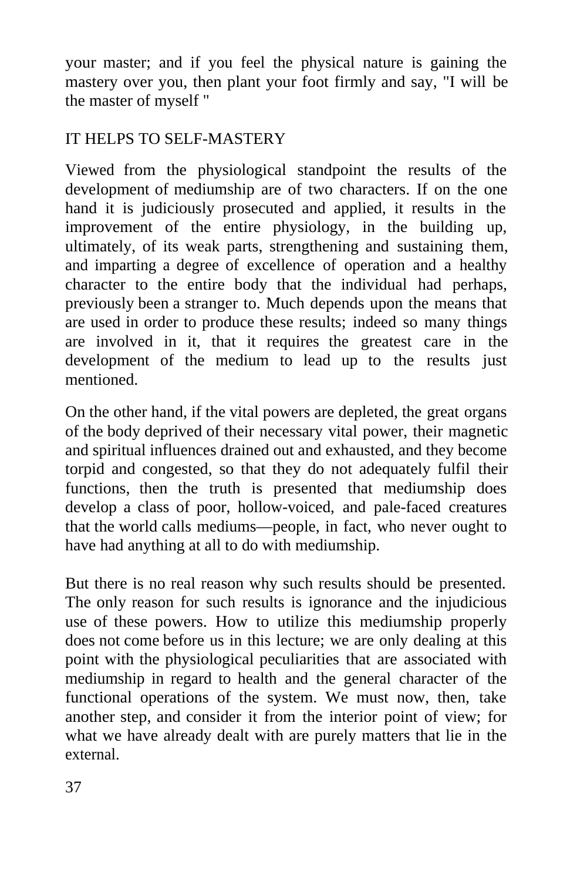your master; and if you feel the physical nature is gaining the mastery over you, then plant your foot firmly and say, "I will be the master of myself "

## IT HELPS TO SELF-MASTERY

Viewed from the physiological standpoint the results of the development of mediumship are of two characters. If on the one hand it is judiciously prosecuted and applied, it results in the improvement of the entire physiology, in the building up, ultimately, of its weak parts, strengthening and sustaining them, and imparting a degree of excellence of operation and a healthy character to the entire body that the individual had perhaps, previously been a stranger to. Much depends upon the means that are used in order to produce these results; indeed so many things are involved in it, that it requires the greatest care in the development of the medium to lead up to the results just mentioned.

On the other hand, if the vital powers are depleted, the great organs of the body deprived of their necessary vital power, their magnetic and spiritual influences drained out and exhausted, and they become torpid and congested, so that they do not adequately fulfil their functions, then the truth is presented that mediumship does develop a class of poor, hollow-voiced, and pale-faced creatures that the world calls mediums—people, in fact, who never ought to have had anything at all to do with mediumship.

But there is no real reason why such results should be presented. The only reason for such results is ignorance and the injudicious use of these powers. How to utilize this mediumship properly does not come before us in this lecture; we are only dealing at this point with the physiological peculiarities that are associated with mediumship in regard to health and the general character of the functional operations of the system. We must now, then, take another step, and consider it from the interior point of view; for what we have already dealt with are purely matters that lie in the external.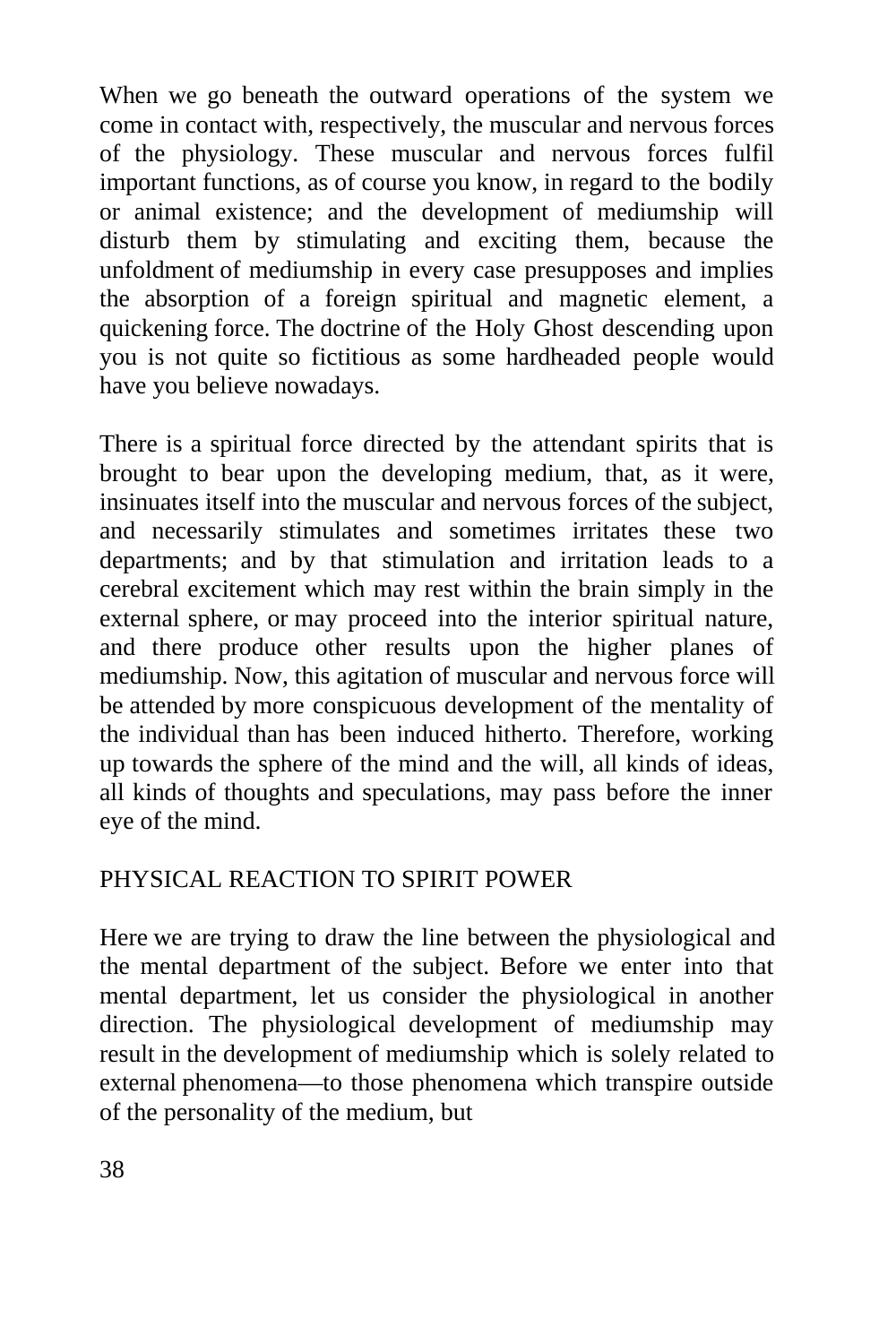When we go beneath the outward operations of the system we come in contact with, respectively, the muscular and nervous forces of the physiology. These muscular and nervous forces fulfil important functions, as of course you know, in regard to the bodily or animal existence; and the development of mediumship will disturb them by stimulating and exciting them, because the unfoldment of mediumship in every case presupposes and implies the absorption of a foreign spiritual and magnetic element, a quickening force. The doctrine of the Holy Ghost descending upon you is not quite so fictitious as some hardheaded people would have you believe nowadays.

There is a spiritual force directed by the attendant spirits that is brought to bear upon the developing medium, that, as it were, insinuates itself into the muscular and nervous forces of the subject, and necessarily stimulates and sometimes irritates these two departments; and by that stimulation and irritation leads to a cerebral excitement which may rest within the brain simply in the external sphere, or may proceed into the interior spiritual nature, and there produce other results upon the higher planes of mediumship. Now, this agitation of muscular and nervous force will be attended by more conspicuous development of the mentality of the individual than has been induced hitherto. Therefore, working up towards the sphere of the mind and the will, all kinds of ideas, all kinds of thoughts and speculations, may pass before the inner eye of the mind.

## PHYSICAL REACTION TO SPIRIT POWER

Here we are trying to draw the line between the physiological and the mental department of the subject. Before we enter into that mental department, let us consider the physiological in another direction. The physiological development of mediumship may result in the development of mediumship which is solely related to external phenomena—to those phenomena which transpire outside of the personality of the medium, but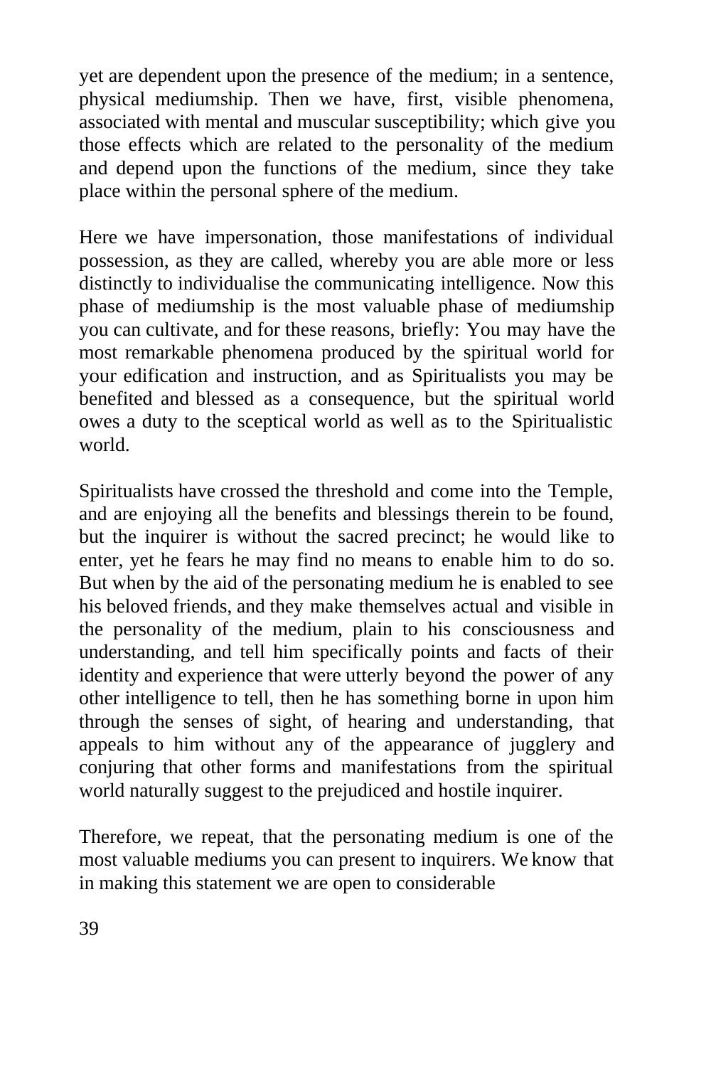yet are dependent upon the presence of the medium; in a sentence, physical mediumship. Then we have, first, visible phenomena, associated with mental and muscular susceptibility; which give you those effects which are related to the personality of the medium and depend upon the functions of the medium, since they take place within the personal sphere of the medium.

Here we have impersonation, those manifestations of individual possession, as they are called, whereby you are able more or less distinctly to individualise the communicating intelligence. Now this phase of mediumship is the most valuable phase of mediumship you can cultivate, and for these reasons, briefly: You may have the most remarkable phenomena produced by the spiritual world for your edification and instruction, and as Spiritualists you may be benefited and blessed as a consequence, but the spiritual world owes a duty to the sceptical world as well as to the Spiritualistic world.

Spiritualists have crossed the threshold and come into the Temple, and are enjoying all the benefits and blessings therein to be found, but the inquirer is without the sacred precinct; he would like to enter, yet he fears he may find no means to enable him to do so. But when by the aid of the personating medium he is enabled to see his beloved friends, and they make themselves actual and visible in the personality of the medium, plain to his consciousness and understanding, and tell him specifically points and facts of their identity and experience that were utterly beyond the power of any other intelligence to tell, then he has something borne in upon him through the senses of sight, of hearing and understanding, that appeals to him without any of the appearance of jugglery and conjuring that other forms and manifestations from the spiritual world naturally suggest to the prejudiced and hostile inquirer.

Therefore, we repeat, that the personating medium is one of the most valuable mediums you can present to inquirers. We know that in making this statement we are open to considerable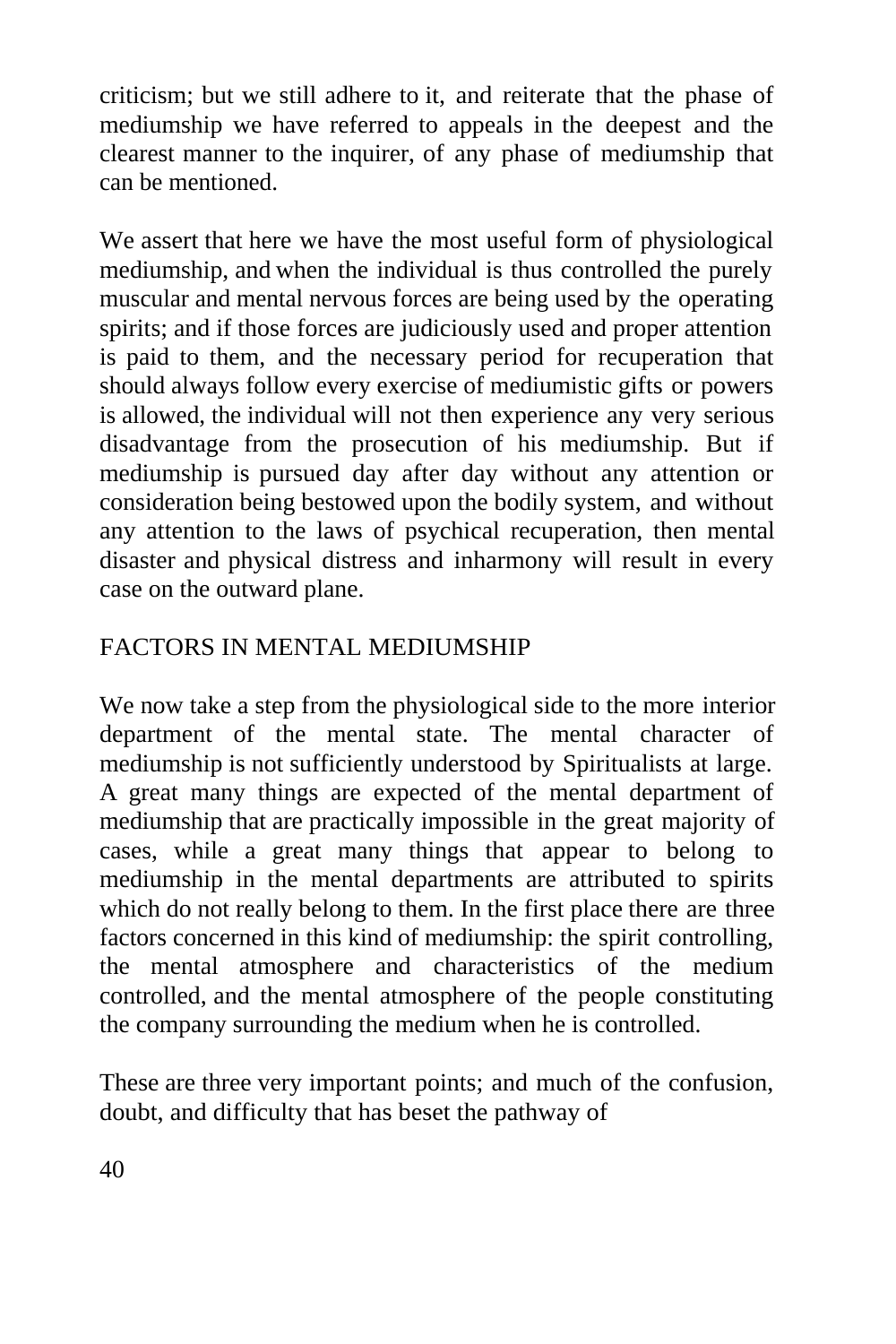criticism; but we still adhere to it, and reiterate that the phase of mediumship we have referred to appeals in the deepest and the clearest manner to the inquirer, of any phase of mediumship that can be mentioned.

We assert that here we have the most useful form of physiological mediumship, and when the individual is thus controlled the purely muscular and mental nervous forces are being used by the operating spirits; and if those forces are judiciously used and proper attention is paid to them, and the necessary period for recuperation that should always follow every exercise of mediumistic gifts or powers is allowed, the individual will not then experience any very serious disadvantage from the prosecution of his mediumship. But if mediumship is pursued day after day without any attention or consideration being bestowed upon the bodily system, and without any attention to the laws of psychical recuperation, then mental disaster and physical distress and inharmony will result in every case on the outward plane.

## FACTORS IN MENTAL MEDIUMSHIP

We now take a step from the physiological side to the more interior department of the mental state. The mental character of mediumship is not sufficiently understood by Spiritualists at large. A great many things are expected of the mental department of mediumship that are practically impossible in the great majority of cases, while a great many things that appear to belong to mediumship in the mental departments are attributed to spirits which do not really belong to them. In the first place there are three factors concerned in this kind of mediumship: the spirit controlling, the mental atmosphere and characteristics of the medium controlled, and the mental atmosphere of the people constituting the company surrounding the medium when he is controlled.

These are three very important points; and much of the confusion, doubt, and difficulty that has beset the pathway of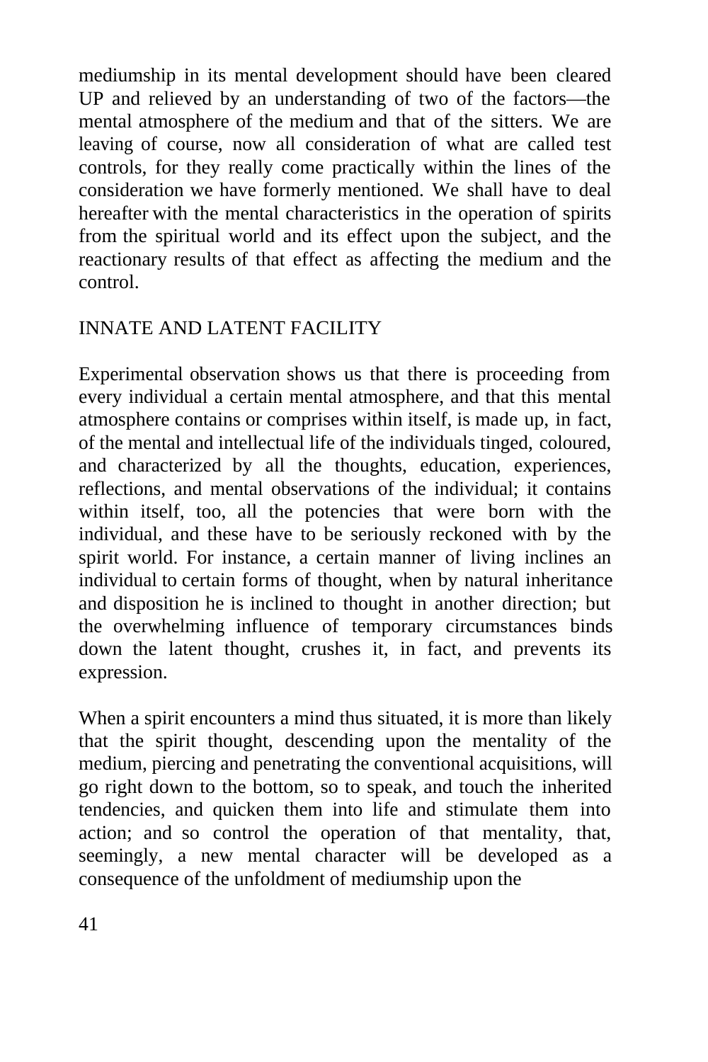mediumship in its mental development should have been cleared UP and relieved by an understanding of two of the factors—the mental atmosphere of the medium and that of the sitters. We are leaving of course, now all consideration of what are called test controls, for they really come practically within the lines of the consideration we have formerly mentioned. We shall have to deal hereafter with the mental characteristics in the operation of spirits from the spiritual world and its effect upon the subject, and the reactionary results of that effect as affecting the medium and the control.

## INNATE AND LATENT FACILITY

Experimental observation shows us that there is proceeding from every individual a certain mental atmosphere, and that this mental atmosphere contains or comprises within itself, is made up, in fact, of the mental and intellectual life of the individuals tinged, coloured, and characterized by all the thoughts, education, experiences, reflections, and mental observations of the individual; it contains within itself, too, all the potencies that were born with the individual, and these have to be seriously reckoned with by the spirit world. For instance, a certain manner of living inclines an individual to certain forms of thought, when by natural inheritance and disposition he is inclined to thought in another direction; but the overwhelming influence of temporary circumstances binds down the latent thought, crushes it, in fact, and prevents its expression.

When a spirit encounters a mind thus situated, it is more than likely that the spirit thought, descending upon the mentality of the medium, piercing and penetrating the conventional acquisitions, will go right down to the bottom, so to speak, and touch the inherited tendencies, and quicken them into life and stimulate them into action; and so control the operation of that mentality, that, seemingly, a new mental character will be developed as a consequence of the unfoldment of mediumship upon the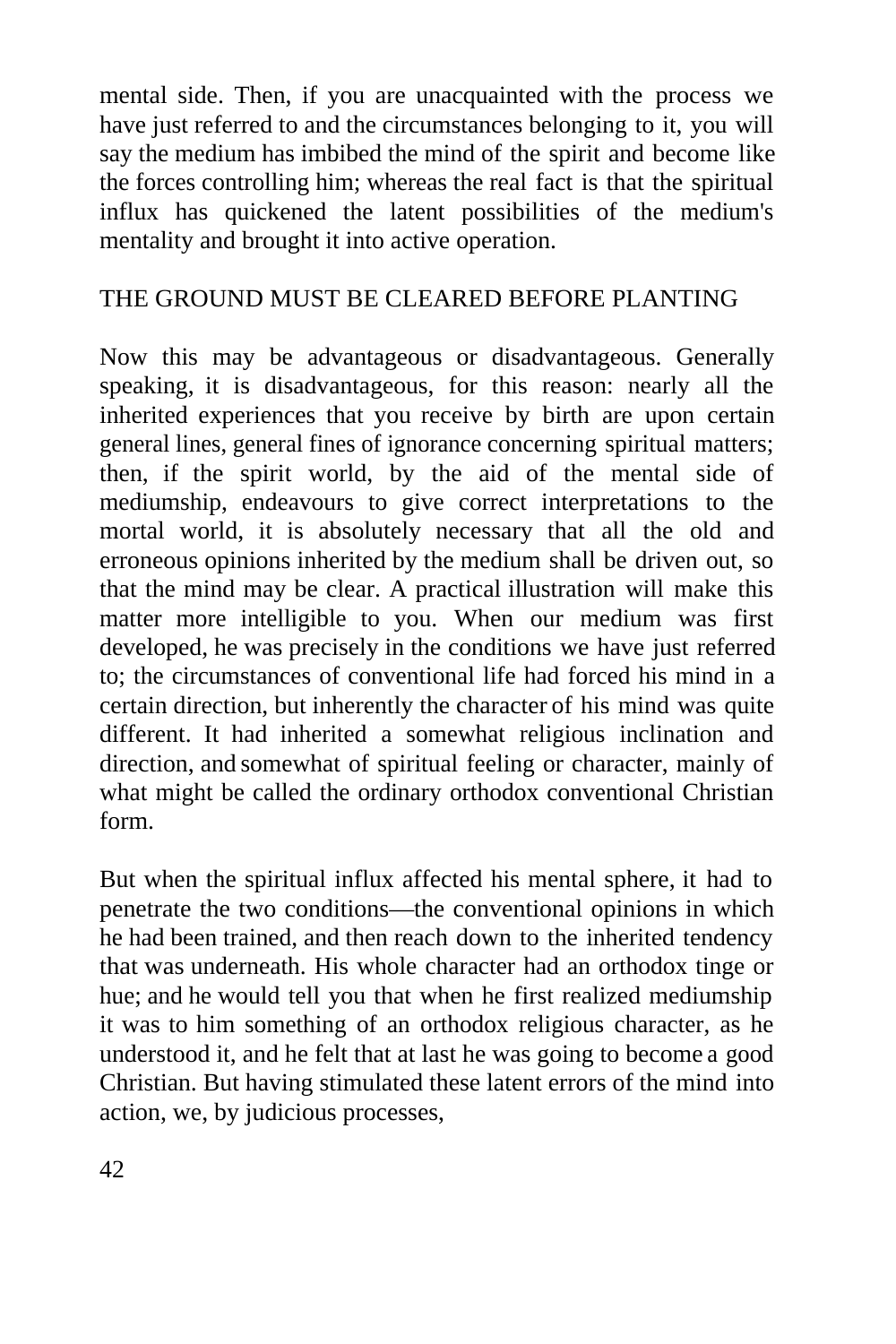mental side. Then, if you are unacquainted with the process we have just referred to and the circumstances belonging to it, you will say the medium has imbibed the mind of the spirit and become like the forces controlling him; whereas the real fact is that the spiritual influx has quickened the latent possibilities of the medium's mentality and brought it into active operation.

## THE GROUND MUST BE CLEARED BEFORE PLANTING

Now this may be advantageous or disadvantageous. Generally speaking, it is disadvantageous, for this reason: nearly all the inherited experiences that you receive by birth are upon certain general lines, general fines of ignorance concerning spiritual matters; then, if the spirit world, by the aid of the mental side of mediumship, endeavours to give correct interpretations to the mortal world, it is absolutely necessary that all the old and erroneous opinions inherited by the medium shall be driven out, so that the mind may be clear. A practical illustration will make this matter more intelligible to you. When our medium was first developed, he was precisely in the conditions we have just referred to; the circumstances of conventional life had forced his mind in a certain direction, but inherently the character of his mind was quite different. It had inherited a somewhat religious inclination and direction, and somewhat of spiritual feeling or character, mainly of what might be called the ordinary orthodox conventional Christian form.

But when the spiritual influx affected his mental sphere, it had to penetrate the two conditions—the conventional opinions in which he had been trained, and then reach down to the inherited tendency that was underneath. His whole character had an orthodox tinge or hue; and he would tell you that when he first realized mediumship it was to him something of an orthodox religious character, as he understood it, and he felt that at last he was going to become a good Christian. But having stimulated these latent errors of the mind into action, we, by judicious processes,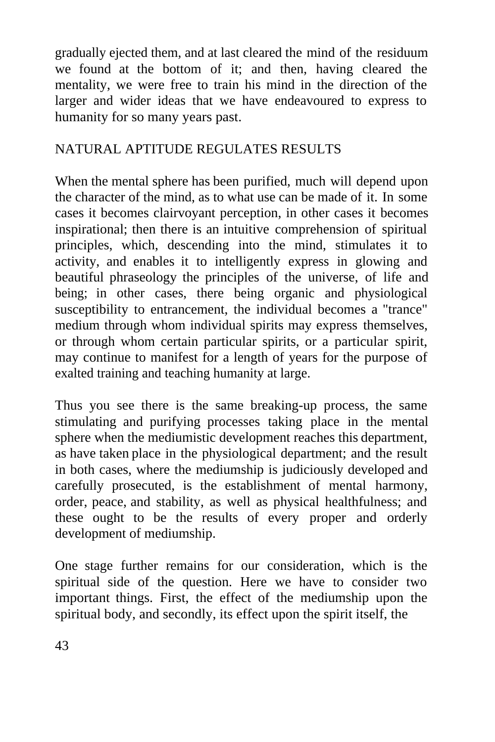gradually ejected them, and at last cleared the mind of the residuum we found at the bottom of it; and then, having cleared the mentality, we were free to train his mind in the direction of the larger and wider ideas that we have endeavoured to express to humanity for so many years past.

## NATURAL APTITUDE REGULATES RESULTS

When the mental sphere has been purified, much will depend upon the character of the mind, as to what use can be made of it. In some cases it becomes clairvoyant perception, in other cases it becomes inspirational; then there is an intuitive comprehension of spiritual principles, which, descending into the mind, stimulates it to activity, and enables it to intelligently express in glowing and beautiful phraseology the principles of the universe, of life and being; in other cases, there being organic and physiological susceptibility to entrancement, the individual becomes a "trance" medium through whom individual spirits may express themselves, or through whom certain particular spirits, or a particular spirit, may continue to manifest for a length of years for the purpose of exalted training and teaching humanity at large.

Thus you see there is the same breaking-up process, the same stimulating and purifying processes taking place in the mental sphere when the mediumistic development reaches this department, as have taken place in the physiological department; and the result in both cases, where the mediumship is judiciously developed and carefully prosecuted, is the establishment of mental harmony, order, peace, and stability, as well as physical healthfulness; and these ought to be the results of every proper and orderly development of mediumship.

One stage further remains for our consideration, which is the spiritual side of the question. Here we have to consider two important things. First, the effect of the mediumship upon the spiritual body, and secondly, its effect upon the spirit itself, the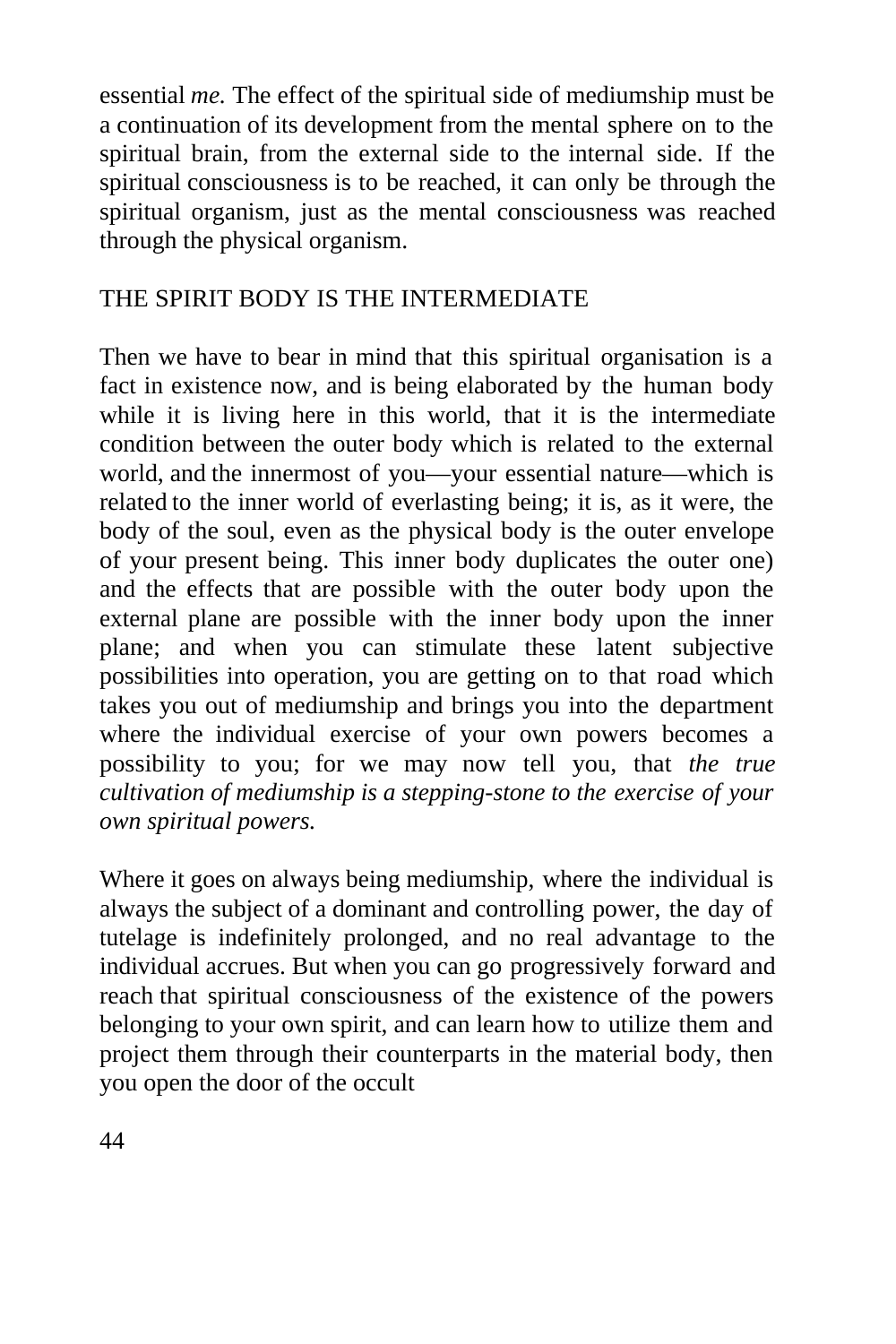essential *me.* The effect of the spiritual side of mediumship must be a continuation of its development from the mental sphere on to the spiritual brain, from the external side to the internal side. If the spiritual consciousness is to be reached, it can only be through the spiritual organism, just as the mental consciousness was reached through the physical organism.

## THE SPIRIT BODY IS THE INTERMEDIATE

Then we have to bear in mind that this spiritual organisation is a fact in existence now, and is being elaborated by the human body while it is living here in this world, that it is the intermediate condition between the outer body which is related to the external world, and the innermost of you—your essential nature—which is related to the inner world of everlasting being; it is, as it were, the body of the soul, even as the physical body is the outer envelope of your present being. This inner body duplicates the outer one) and the effects that are possible with the outer body upon the external plane are possible with the inner body upon the inner plane; and when you can stimulate these latent subjective possibilities into operation, you are getting on to that road which takes you out of mediumship and brings you into the department where the individual exercise of your own powers becomes a possibility to you; for we may now tell you, that *the true cultivation of mediumship is a stepping-stone to the exercise of your own spiritual powers.*

Where it goes on always being mediumship, where the individual is always the subject of a dominant and controlling power, the day of tutelage is indefinitely prolonged, and no real advantage to the individual accrues. But when you can go progressively forward and reach that spiritual consciousness of the existence of the powers belonging to your own spirit, and can learn how to utilize them and project them through their counterparts in the material body, then you open the door of the occult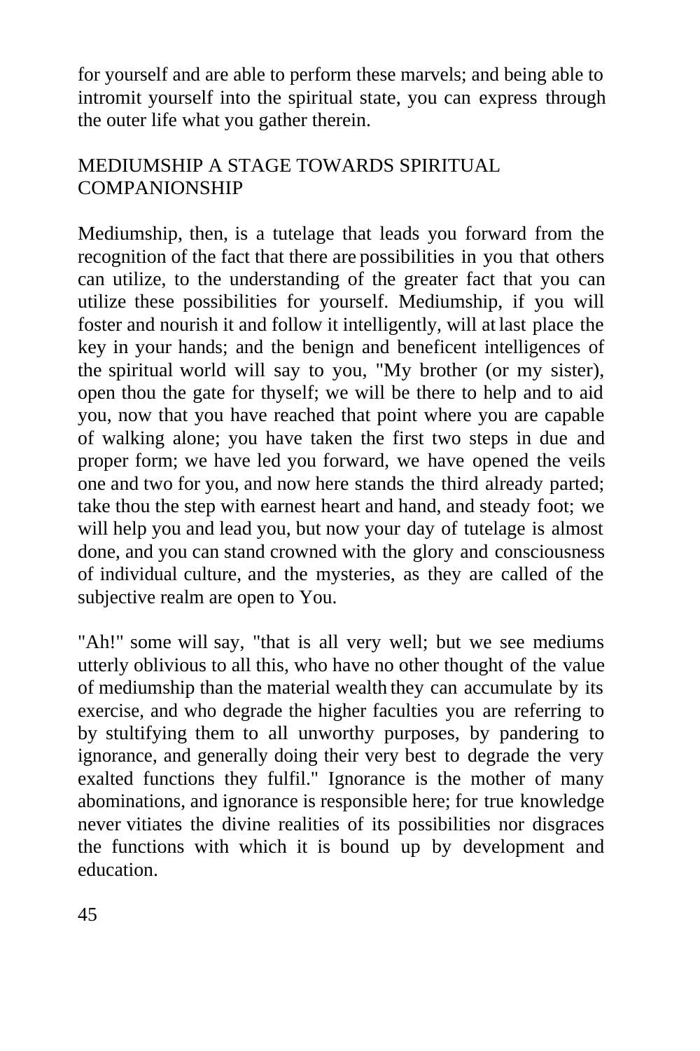for yourself and are able to perform these marvels; and being able to intromit yourself into the spiritual state, you can express through the outer life what you gather therein.

## MEDIUMSHIP A STAGE TOWARDS SPIRITUAL COMPANIONSHIP

Mediumship, then, is a tutelage that leads you forward from the recognition of the fact that there are possibilities in you that others can utilize, to the understanding of the greater fact that you can utilize these possibilities for yourself. Mediumship, if you will foster and nourish it and follow it intelligently, will at last place the key in your hands; and the benign and beneficent intelligences of the spiritual world will say to you, "My brother (or my sister), open thou the gate for thyself; we will be there to help and to aid you, now that you have reached that point where you are capable of walking alone; you have taken the first two steps in due and proper form; we have led you forward, we have opened the veils one and two for you, and now here stands the third already parted; take thou the step with earnest heart and hand, and steady foot; we will help you and lead you, but now your day of tutelage is almost done, and you can stand crowned with the glory and consciousness of individual culture, and the mysteries, as they are called of the subjective realm are open to You.

"Ah!" some will say, "that is all very well; but we see mediums utterly oblivious to all this, who have no other thought of the value of mediumship than the material wealth they can accumulate by its exercise, and who degrade the higher faculties you are referring to by stultifying them to all unworthy purposes, by pandering to ignorance, and generally doing their very best to degrade the very exalted functions they fulfil." Ignorance is the mother of many abominations, and ignorance is responsible here; for true knowledge never vitiates the divine realities of its possibilities nor disgraces the functions with which it is bound up by development and education.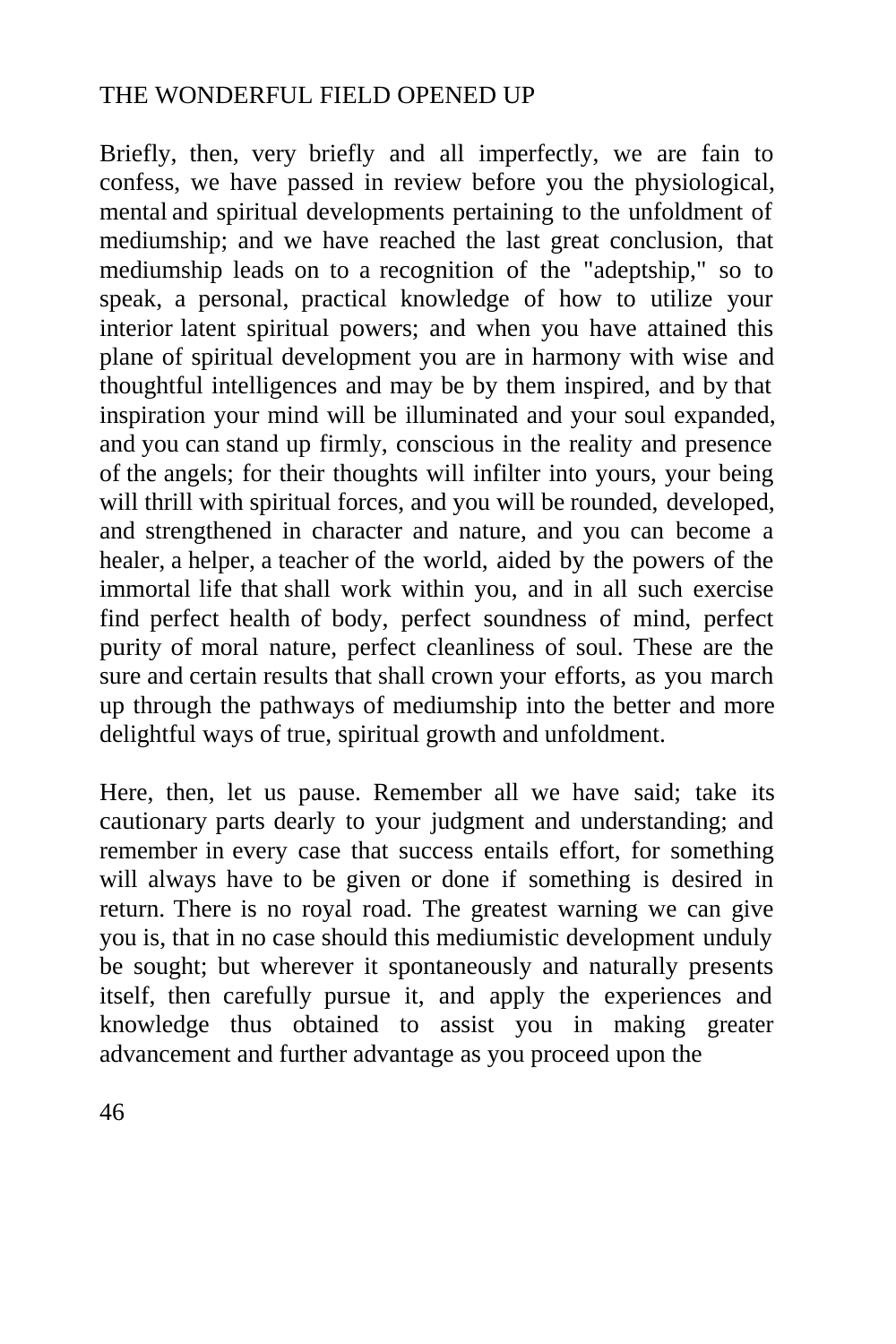Briefly, then, very briefly and all imperfectly, we are fain to confess, we have passed in review before you the physiological, mental and spiritual developments pertaining to the unfoldment of mediumship; and we have reached the last great conclusion, that mediumship leads on to a recognition of the "adeptship," so to speak, a personal, practical knowledge of how to utilize your interior latent spiritual powers; and when you have attained this plane of spiritual development you are in harmony with wise and thoughtful intelligences and may be by them inspired, and by that inspiration your mind will be illuminated and your soul expanded, and you can stand up firmly, conscious in the reality and presence of the angels; for their thoughts will infilter into yours, your being will thrill with spiritual forces, and you will be rounded, developed, and strengthened in character and nature, and you can become a healer, a helper, a teacher of the world, aided by the powers of the immortal life that shall work within you, and in all such exercise find perfect health of body, perfect soundness of mind, perfect purity of moral nature, perfect cleanliness of soul. These are the sure and certain results that shall crown your efforts, as you march up through the pathways of mediumship into the better and more delightful ways of true, spiritual growth and unfoldment.

Here, then, let us pause. Remember all we have said; take its cautionary parts dearly to your judgment and understanding; and remember in every case that success entails effort, for something will always have to be given or done if something is desired in return. There is no royal road. The greatest warning we can give you is, that in no case should this mediumistic development unduly be sought; but wherever it spontaneously and naturally presents itself, then carefully pursue it, and apply the experiences and knowledge thus obtained to assist you in making greater advancement and further advantage as you proceed upon the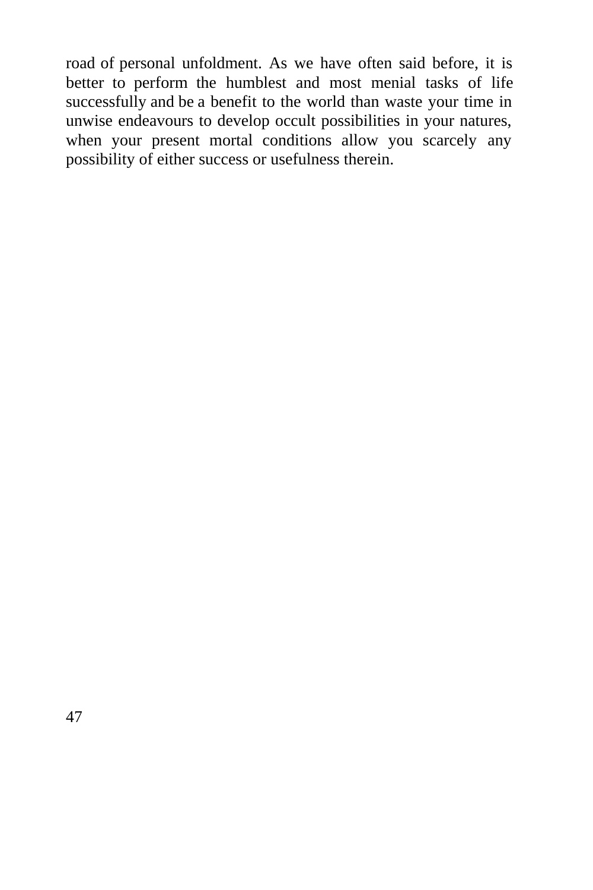road of personal unfoldment. As we have often said before, it is better to perform the humblest and most menial tasks of life successfully and be a benefit to the world than waste your time in unwise endeavours to develop occult possibilities in your natures, when your present mortal conditions allow you scarcely any possibility of either success or usefulness therein.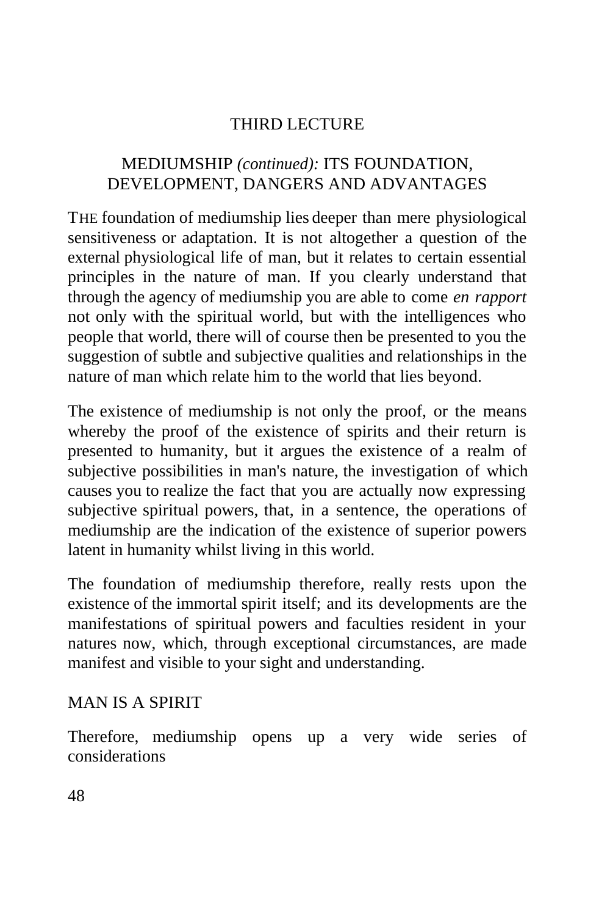# THIRD LECTURE

## MEDIUMSHIP *(continued):* ITS FOUNDATION, DEVELOPMENT, DANGERS AND ADVANTAGES

THE foundation of mediumship lies deeper than mere physiological sensitiveness or adaptation. It is not altogether a question of the external physiological life of man, but it relates to certain essential principles in the nature of man. If you clearly understand that through the agency of mediumship you are able to come *en rapport* not only with the spiritual world, but with the intelligences who people that world, there will of course then be presented to you the suggestion of subtle and subjective qualities and relationships in the nature of man which relate him to the world that lies beyond.

The existence of mediumship is not only the proof, or the means whereby the proof of the existence of spirits and their return is presented to humanity, but it argues the existence of a realm of subjective possibilities in man's nature, the investigation of which causes you to realize the fact that you are actually now expressing subjective spiritual powers, that, in a sentence, the operations of mediumship are the indication of the existence of superior powers latent in humanity whilst living in this world.

The foundation of mediumship therefore, really rests upon the existence of the immortal spirit itself; and its developments are the manifestations of spiritual powers and faculties resident in your natures now, which, through exceptional circumstances, are made manifest and visible to your sight and understanding.

### MAN IS A SPIRIT

Therefore, mediumship opens up a very wide series of considerations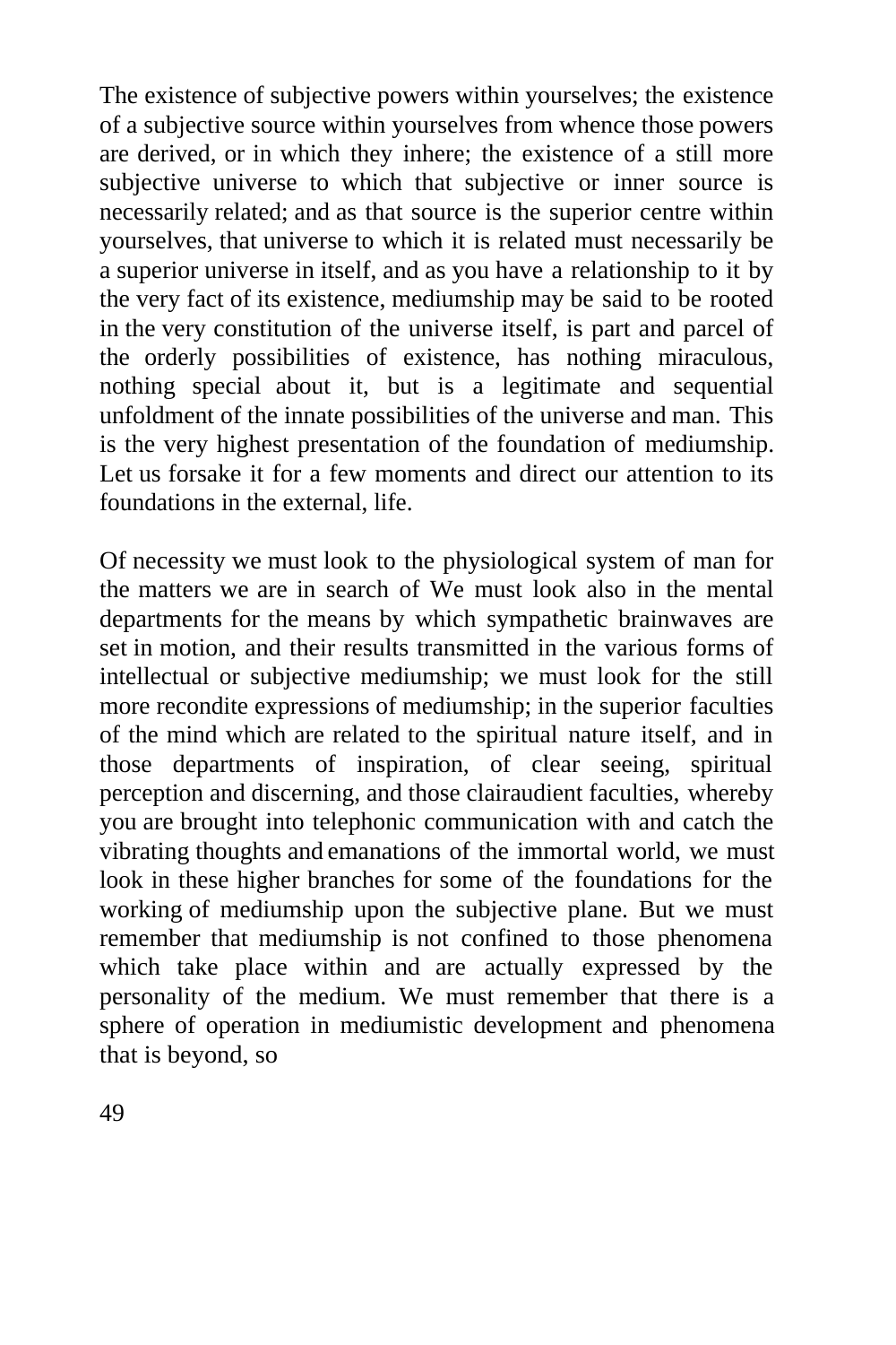The existence of subjective powers within yourselves; the existence of a subjective source within yourselves from whence those powers are derived, or in which they inhere; the existence of a still more subjective universe to which that subjective or inner source is necessarily related; and as that source is the superior centre within yourselves, that universe to which it is related must necessarily be a superior universe in itself, and as you have a relationship to it by the very fact of its existence, mediumship may be said to be rooted in the very constitution of the universe itself, is part and parcel of the orderly possibilities of existence, has nothing miraculous, nothing special about it, but is a legitimate and sequential unfoldment of the innate possibilities of the universe and man. This is the very highest presentation of the foundation of mediumship. Let us forsake it for a few moments and direct our attention to its foundations in the external, life.

Of necessity we must look to the physiological system of man for the matters we are in search of We must look also in the mental departments for the means by which sympathetic brainwaves are set in motion, and their results transmitted in the various forms of intellectual or subjective mediumship; we must look for the still more recondite expressions of mediumship; in the superior faculties of the mind which are related to the spiritual nature itself, and in those departments of inspiration, of clear seeing, spiritual perception and discerning, and those clairaudient faculties, whereby you are brought into telephonic communication with and catch the vibrating thoughts and emanations of the immortal world, we must look in these higher branches for some of the foundations for the working of mediumship upon the subjective plane. But we must remember that mediumship is not confined to those phenomena which take place within and are actually expressed by the personality of the medium. We must remember that there is a sphere of operation in mediumistic development and phenomena that is beyond, so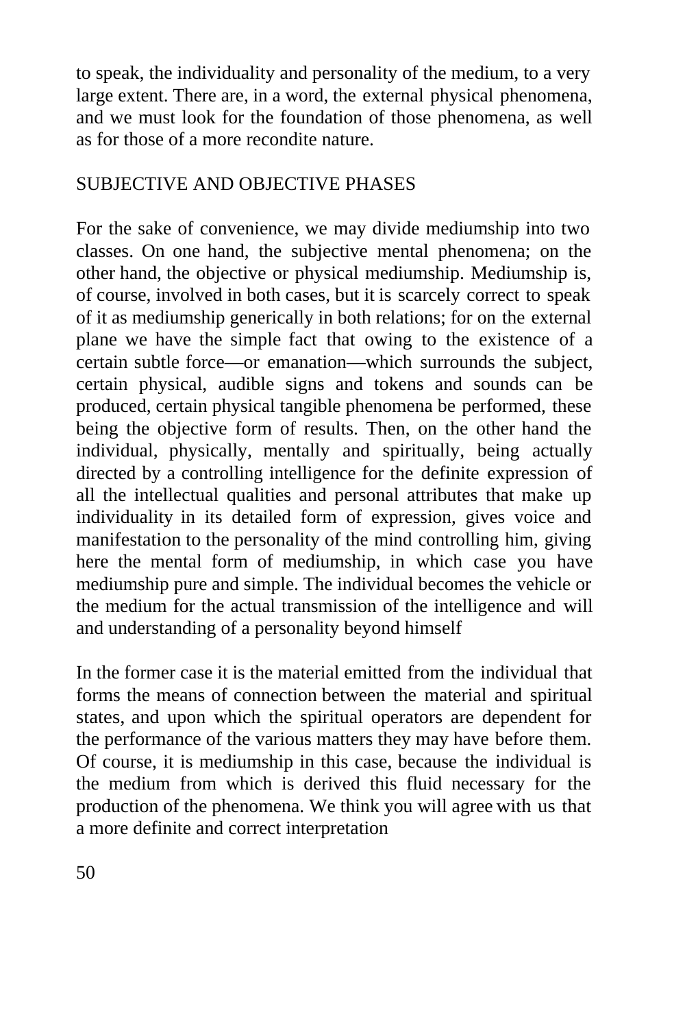to speak, the individuality and personality of the medium, to a very large extent. There are, in a word, the external physical phenomena, and we must look for the foundation of those phenomena, as well as for those of a more recondite nature.

## SUBJECTIVE AND OBJECTIVE PHASES

For the sake of convenience, we may divide mediumship into two classes. On one hand, the subjective mental phenomena; on the other hand, the objective or physical mediumship. Mediumship is, of course, involved in both cases, but it is scarcely correct to speak of it as mediumship generically in both relations; for on the external plane we have the simple fact that owing to the existence of a certain subtle force—or emanation—which surrounds the subject, certain physical, audible signs and tokens and sounds can be produced, certain physical tangible phenomena be performed, these being the objective form of results. Then, on the other hand the individual, physically, mentally and spiritually, being actually directed by a controlling intelligence for the definite expression of all the intellectual qualities and personal attributes that make up individuality in its detailed form of expression, gives voice and manifestation to the personality of the mind controlling him, giving here the mental form of mediumship, in which case you have mediumship pure and simple. The individual becomes the vehicle or the medium for the actual transmission of the intelligence and will and understanding of a personality beyond himself

In the former case it is the material emitted from the individual that forms the means of connection between the material and spiritual states, and upon which the spiritual operators are dependent for the performance of the various matters they may have before them. Of course, it is mediumship in this case, because the individual is the medium from which is derived this fluid necessary for the production of the phenomena. We think you will agree with us that a more definite and correct interpretation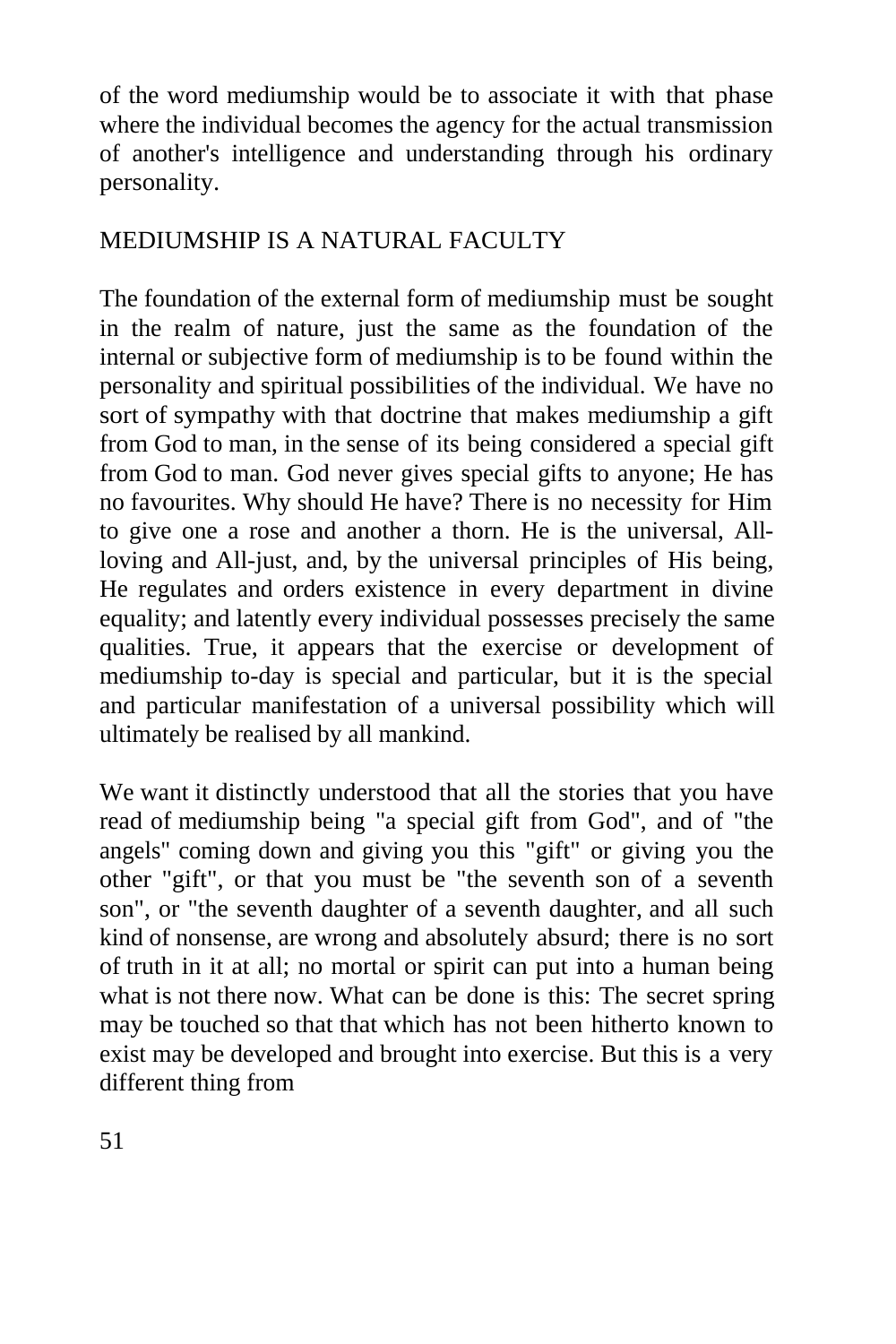of the word mediumship would be to associate it with that phase where the individual becomes the agency for the actual transmission of another's intelligence and understanding through his ordinary personality.

## MEDIUMSHIP IS A NATURAL FACULTY

The foundation of the external form of mediumship must be sought in the realm of nature, just the same as the foundation of the internal or subjective form of mediumship is to be found within the personality and spiritual possibilities of the individual. We have no sort of sympathy with that doctrine that makes mediumship a gift from God to man, in the sense of its being considered a special gift from God to man. God never gives special gifts to anyone; He has no favourites. Why should He have? There is no necessity for Him to give one a rose and another a thorn. He is the universal, All-loving and All-just, and, by the universal principles of His being, He regulates and orders existence in every department in divine equality; and latently every individual possesses precisely the same qualities. True, it appears that the exercise or development of mediumship to-day is special and particular, but it is the special and particular manifestation of a universal possibility which will ultimately be realised by all mankind.

We want it distinctly understood that all the stories that you have read of mediumship being "a special gift from God", and of "the angels" coming down and giving you this "gift" or giving you the other "gift", or that you must be "the seventh son of a seventh son", or "the seventh daughter of a seventh daughter, and all such kind of nonsense, are wrong and absolutely absurd; there is no sort of truth in it at all; no mortal or spirit can put into a human being what is not there now. What can be done is this: The secret spring may be touched so that that which has not been hitherto known to exist may be developed and brought into exercise. But this is a very different thing from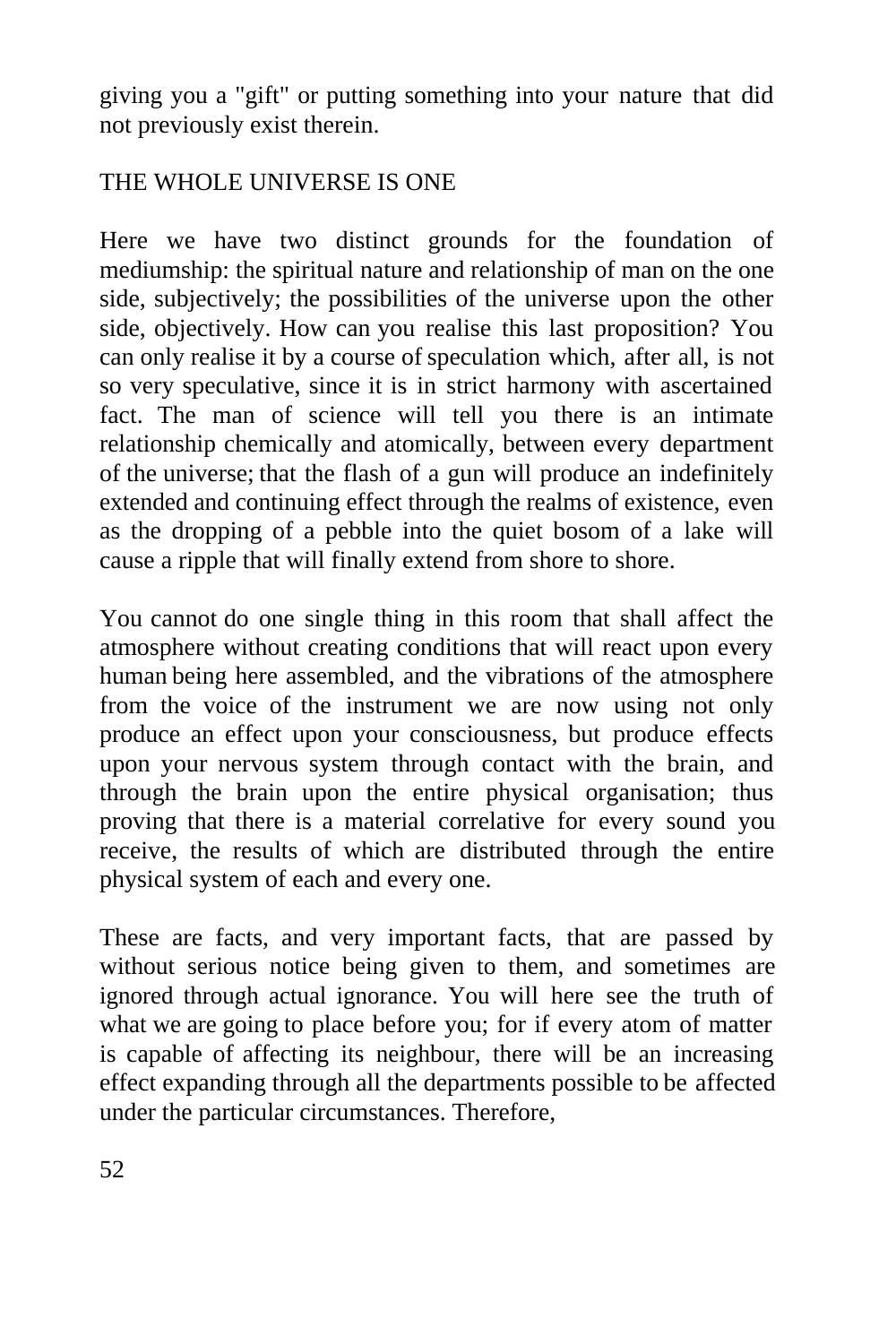giving you a "gift" or putting something into your nature that did not previously exist therein.

## THE WHOLE UNIVERSE IS ONE

Here we have two distinct grounds for the foundation of mediumship: the spiritual nature and relationship of man on the one side, subjectively; the possibilities of the universe upon the other side, objectively. How can you realise this last proposition? You can only realise it by a course of speculation which, after all, is not so very speculative, since it is in strict harmony with ascertained fact. The man of science will tell you there is an intimate relationship chemically and atomically, between every department of the universe; that the flash of a gun will produce an indefinitely extended and continuing effect through the realms of existence, even as the dropping of a pebble into the quiet bosom of a lake will cause a ripple that will finally extend from shore to shore.

You cannot do one single thing in this room that shall affect the atmosphere without creating conditions that will react upon every human being here assembled, and the vibrations of the atmosphere from the voice of the instrument we are now using not only produce an effect upon your consciousness, but produce effects upon your nervous system through contact with the brain, and through the brain upon the entire physical organisation; thus proving that there is a material correlative for every sound you receive, the results of which are distributed through the entire physical system of each and every one.

These are facts, and very important facts, that are passed by without serious notice being given to them, and sometimes are ignored through actual ignorance. You will here see the truth of what we are going to place before you; for if every atom of matter is capable of affecting its neighbour, there will be an increasing effect expanding through all the departments possible to be affected under the particular circumstances. Therefore,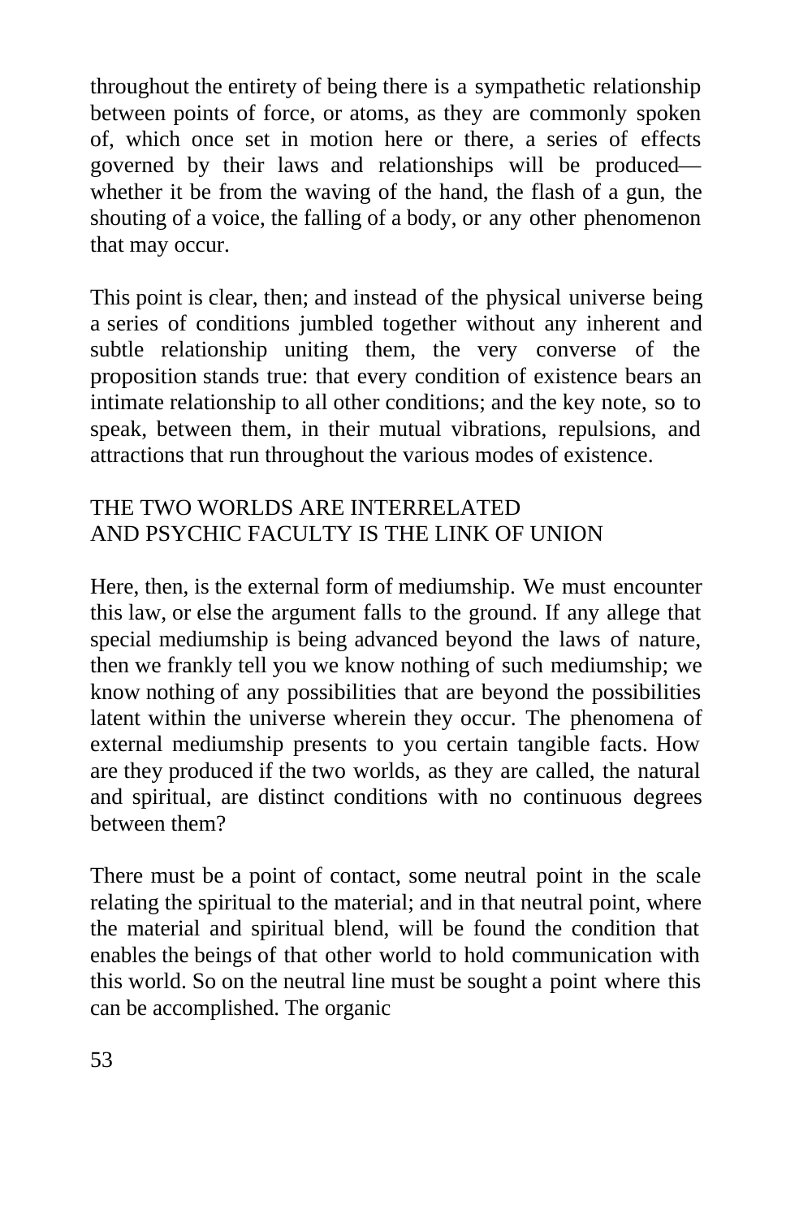throughout the entirety of being there is a sympathetic relationship between points of force, or atoms, as they are commonly spoken of, which once set in motion here or there, a series of effects governed by their laws and relationships will be produced—whether it be from the waving of the hand, the flash of a gun, the shouting of a voice, the falling of a body, or any other phenomenon that may occur.

This point is clear, then; and instead of the physical universe being a series of conditions jumbled together without any inherent and subtle relationship uniting them, the very converse of the proposition stands true: that every condition of existence bears an intimate relationship to all other conditions; and the key note, so to speak, between them, in their mutual vibrations, repulsions, and attractions that run throughout the various modes of existence.

## THE TWO WORLDS ARE INTERRELATED AND PSYCHIC FACULTY IS THE LINK OF UNION

Here, then, is the external form of mediumship. We must encounter this law, or else the argument falls to the ground. If any allege that special mediumship is being advanced beyond the laws of nature, then we frankly tell you we know nothing of such mediumship; we know nothing of any possibilities that are beyond the possibilities latent within the universe wherein they occur. The phenomena of external mediumship presents to you certain tangible facts. How are they produced if the two worlds, as they are called, the natural and spiritual, are distinct conditions with no continuous degrees between them?

There must be a point of contact, some neutral point in the scale relating the spiritual to the material; and in that neutral point, where the material and spiritual blend, will be found the condition that enables the beings of that other world to hold communication with this world. So on the neutral line must be sought a point where this can be accomplished. The organic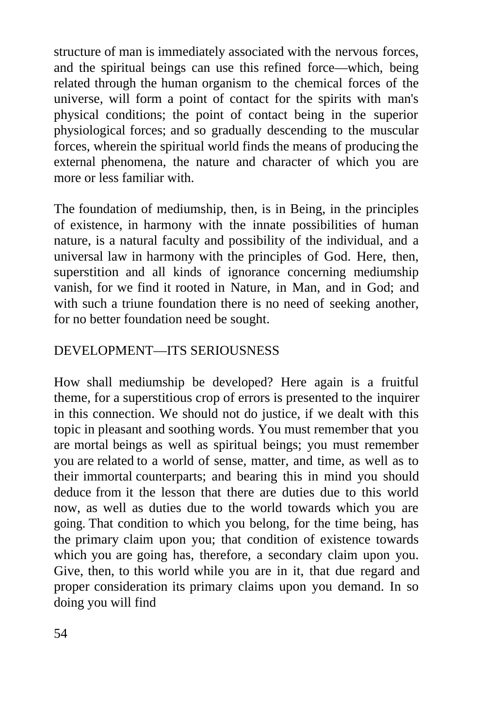structure of man is immediately associated with the nervous forces, and the spiritual beings can use this refined force—which, being related through the human organism to the chemical forces of the universe, will form a point of contact for the spirits with man's physical conditions; the point of contact being in the superior physiological forces; and so gradually descending to the muscular forces, wherein the spiritual world finds the means of producing the external phenomena, the nature and character of which you are more or less familiar with.

The foundation of mediumship, then, is in Being, in the principles of existence, in harmony with the innate possibilities of human nature, is a natural faculty and possibility of the individual, and a universal law in harmony with the principles of God. Here, then, superstition and all kinds of ignorance concerning mediumship vanish, for we find it rooted in Nature, in Man, and in God; and with such a triune foundation there is no need of seeking another, for no better foundation need be sought.

## DEVELOPMENT—ITS SERIOUSNESS

How shall mediumship be developed? Here again is a fruitful theme, for a superstitious crop of errors is presented to the inquirer in this connection. We should not do justice, if we dealt with this topic in pleasant and soothing words. You must remember that you are mortal beings as well as spiritual beings; you must remember you are related to a world of sense, matter, and time, as well as to their immortal counterparts; and bearing this in mind you should deduce from it the lesson that there are duties due to this world now, as well as duties due to the world towards which you are going. That condition to which you belong, for the time being, has the primary claim upon you; that condition of existence towards which you are going has, therefore, a secondary claim upon you. Give, then, to this world while you are in it, that due regard and proper consideration its primary claims upon you demand. In so doing you will find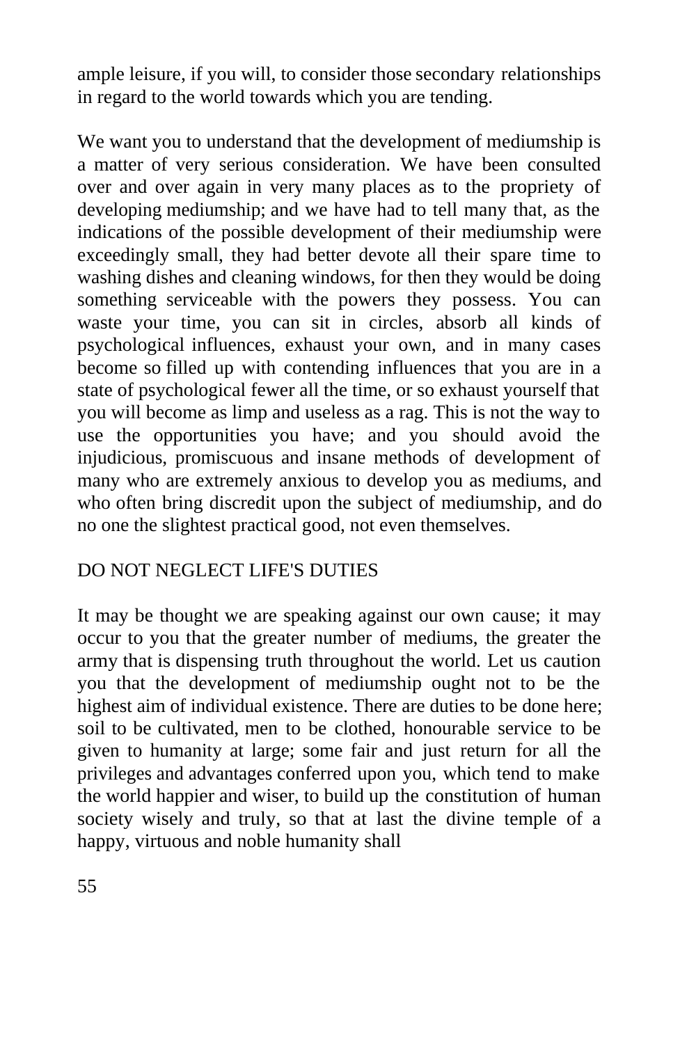ample leisure, if you will, to consider those secondary relationships in regard to the world towards which you are tending.

We want you to understand that the development of mediumship is a matter of very serious consideration. We have been consulted over and over again in very many places as to the propriety of developing mediumship; and we have had to tell many that, as the indications of the possible development of their mediumship were exceedingly small, they had better devote all their spare time to washing dishes and cleaning windows, for then they would be doing something serviceable with the powers they possess. You can waste your time, you can sit in circles, absorb all kinds of psychological influences, exhaust your own, and in many cases become so filled up with contending influences that you are in a state of psychological fewer all the time, or so exhaust yourself that you will become as limp and useless as a rag. This is not the way to use the opportunities you have; and you should avoid the injudicious, promiscuous and insane methods of development of many who are extremely anxious to develop you as mediums, and who often bring discredit upon the subject of mediumship, and do no one the slightest practical good, not even themselves.

## DO NOT NEGLECT LIFE'S DUTIES

It may be thought we are speaking against our own cause; it may occur to you that the greater number of mediums, the greater the army that is dispensing truth throughout the world. Let us caution you that the development of mediumship ought not to be the highest aim of individual existence. There are duties to be done here; soil to be cultivated, men to be clothed, honourable service to be given to humanity at large; some fair and just return for all the privileges and advantages conferred upon you, which tend to make the world happier and wiser, to build up the constitution of human society wisely and truly, so that at last the divine temple of a happy, virtuous and noble humanity shall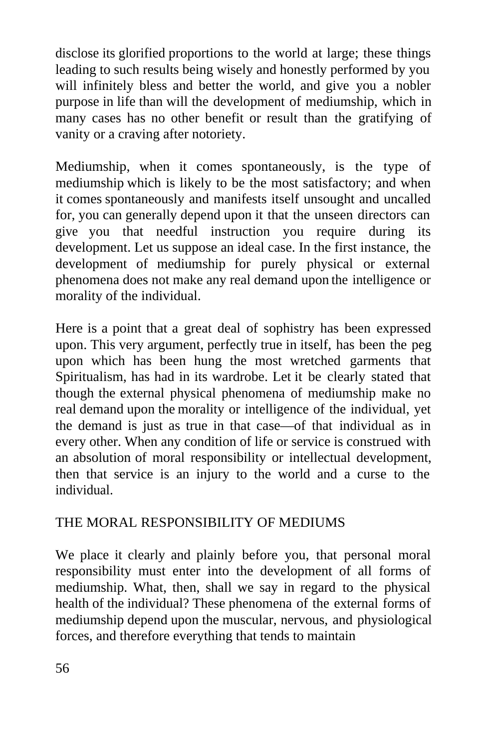disclose its glorified proportions to the world at large; these things leading to such results being wisely and honestly performed by you will infinitely bless and better the world, and give you a nobler purpose in life than will the development of mediumship, which in many cases has no other benefit or result than the gratifying of vanity or a craving after notoriety.

Mediumship, when it comes spontaneously, is the type of mediumship which is likely to be the most satisfactory; and when it comes spontaneously and manifests itself unsought and uncalled for, you can generally depend upon it that the unseen directors can give you that needful instruction you require during its development. Let us suppose an ideal case. In the first instance, the development of mediumship for purely physical or external phenomena does not make any real demand upon the intelligence or morality of the individual.

Here is a point that a great deal of sophistry has been expressed upon. This very argument, perfectly true in itself, has been the peg upon which has been hung the most wretched garments that Spiritualism, has had in its wardrobe. Let it be clearly stated that though the external physical phenomena of mediumship make no real demand upon the morality or intelligence of the individual, yet the demand is just as true in that case—of that individual as in every other. When any condition of life or service is construed with an absolution of moral responsibility or intellectual development, then that service is an injury to the world and a curse to the individual.

## THE MORAL RESPONSIBILITY OF MEDIUMS

We place it clearly and plainly before you, that personal moral responsibility must enter into the development of all forms of mediumship. What, then, shall we say in regard to the physical health of the individual? These phenomena of the external forms of mediumship depend upon the muscular, nervous, and physiological forces, and therefore everything that tends to maintain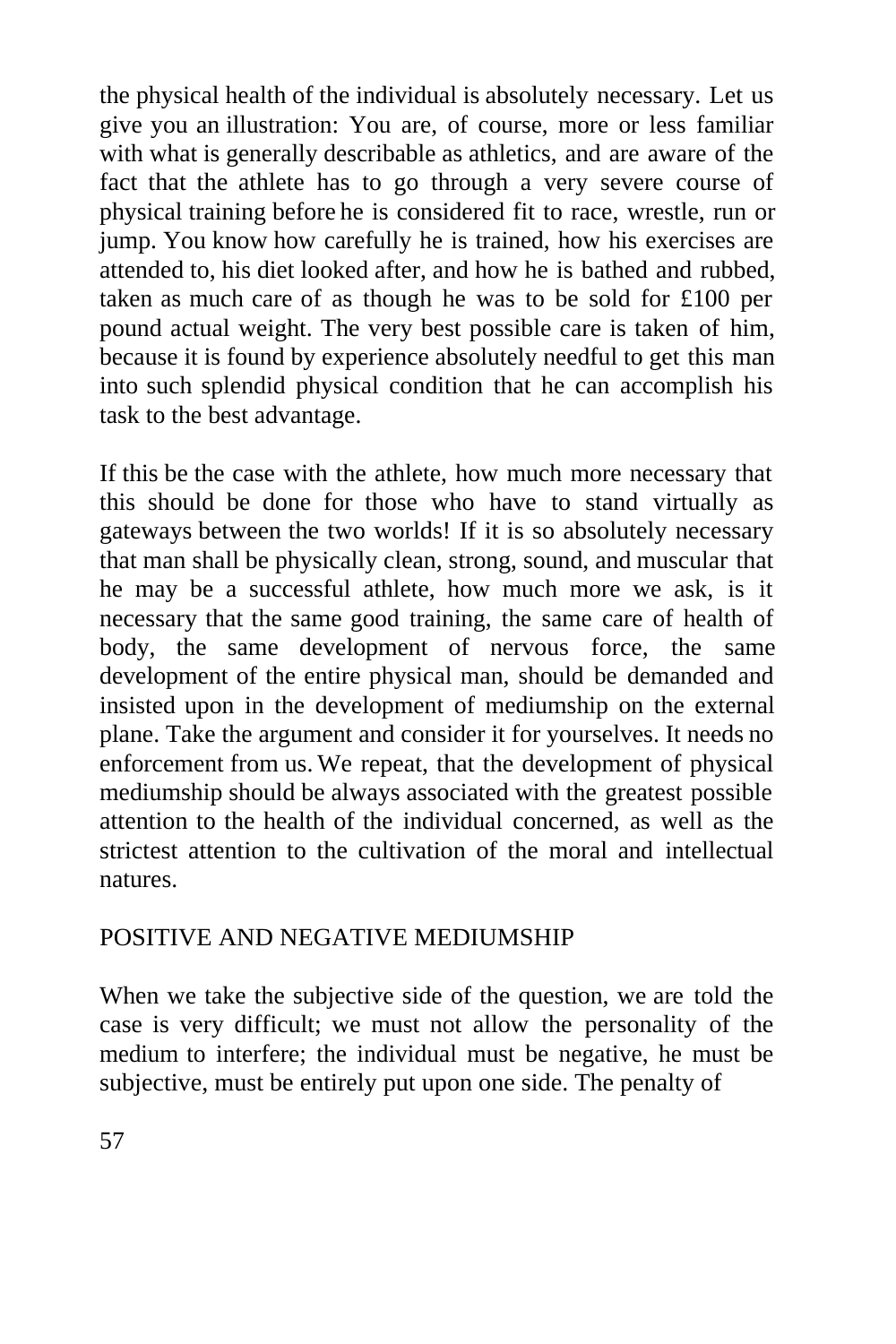the physical health of the individual is absolutely necessary. Let us give you an illustration: You are, of course, more or less familiar with what is generally describable as athletics, and are aware of the fact that the athlete has to go through a very severe course of physical training before he is considered fit to race, wrestle, run or jump. You know how carefully he is trained, how his exercises are attended to, his diet looked after, and how he is bathed and rubbed, taken as much care of as though he was to be sold for £100 per pound actual weight. The very best possible care is taken of him, because it is found by experience absolutely needful to get this man into such splendid physical condition that he can accomplish his task to the best advantage.

If this be the case with the athlete, how much more necessary that this should be done for those who have to stand virtually as gateways between the two worlds! If it is so absolutely necessary that man shall be physically clean, strong, sound, and muscular that he may be a successful athlete, how much more we ask, is it necessary that the same good training, the same care of health of body, the same development of nervous force, the same development of the entire physical man, should be demanded and insisted upon in the development of mediumship on the external plane. Take the argument and consider it for yourselves. It needs no enforcement from us. We repeat, that the development of physical mediumship should be always associated with the greatest possible attention to the health of the individual concerned, as well as the strictest attention to the cultivation of the moral and intellectual natures.

## POSITIVE AND NEGATIVE MEDIUMSHIP

When we take the subjective side of the question, we are told the case is very difficult; we must not allow the personality of the medium to interfere; the individual must be negative, he must be subjective, must be entirely put upon one side. The penalty of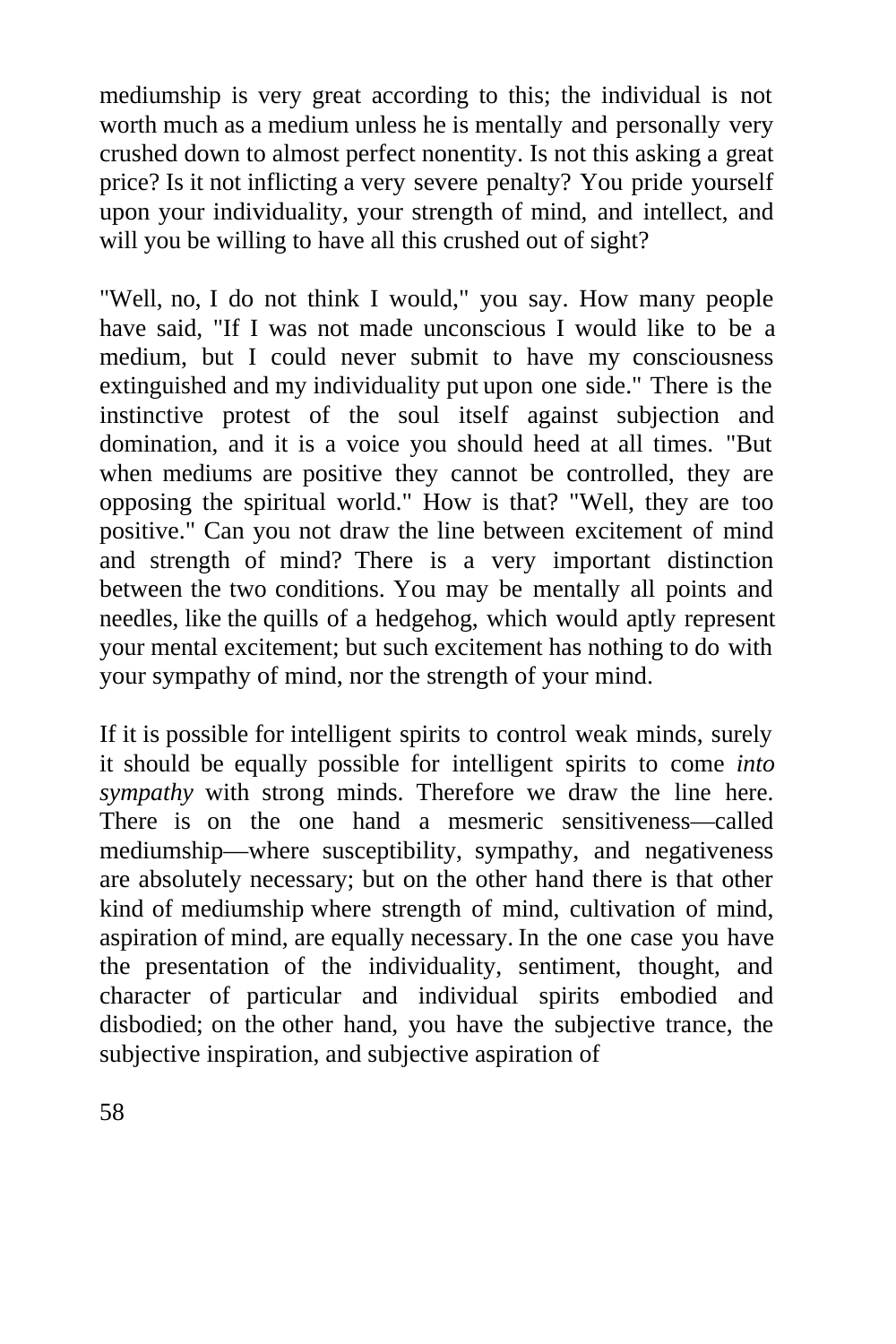mediumship is very great according to this; the individual is not worth much as a medium unless he is mentally and personally very crushed down to almost perfect nonentity. Is not this asking a great price? Is it not inflicting a very severe penalty? You pride yourself upon your individuality, your strength of mind, and intellect, and will you be willing to have all this crushed out of sight?

"Well, no, I do not think I would," you say. How many people have said, "If I was not made unconscious I would like to be a medium, but I could never submit to have my consciousness extinguished and my individuality put upon one side." There is the instinctive protest of the soul itself against subjection and domination, and it is a voice you should heed at all times. "But when mediums are positive they cannot be controlled, they are opposing the spiritual world." How is that? "Well, they are too positive." Can you not draw the line between excitement of mind and strength of mind? There is a very important distinction between the two conditions. You may be mentally all points and needles, like the quills of a hedgehog, which would aptly represent your mental excitement; but such excitement has nothing to do with your sympathy of mind, nor the strength of your mind.

If it is possible for intelligent spirits to control weak minds, surely it should be equally possible for intelligent spirits to come *into sympathy* with strong minds. Therefore we draw the line here. There is on the one hand a mesmeric sensitiveness—called mediumship—where susceptibility, sympathy, and negativeness are absolutely necessary; but on the other hand there is that other kind of mediumship where strength of mind, cultivation of mind, aspiration of mind, are equally necessary. In the one case you have the presentation of the individuality, sentiment, thought, and character of particular and individual spirits embodied and disbodied; on the other hand, you have the subjective trance, the subjective inspiration, and subjective aspiration of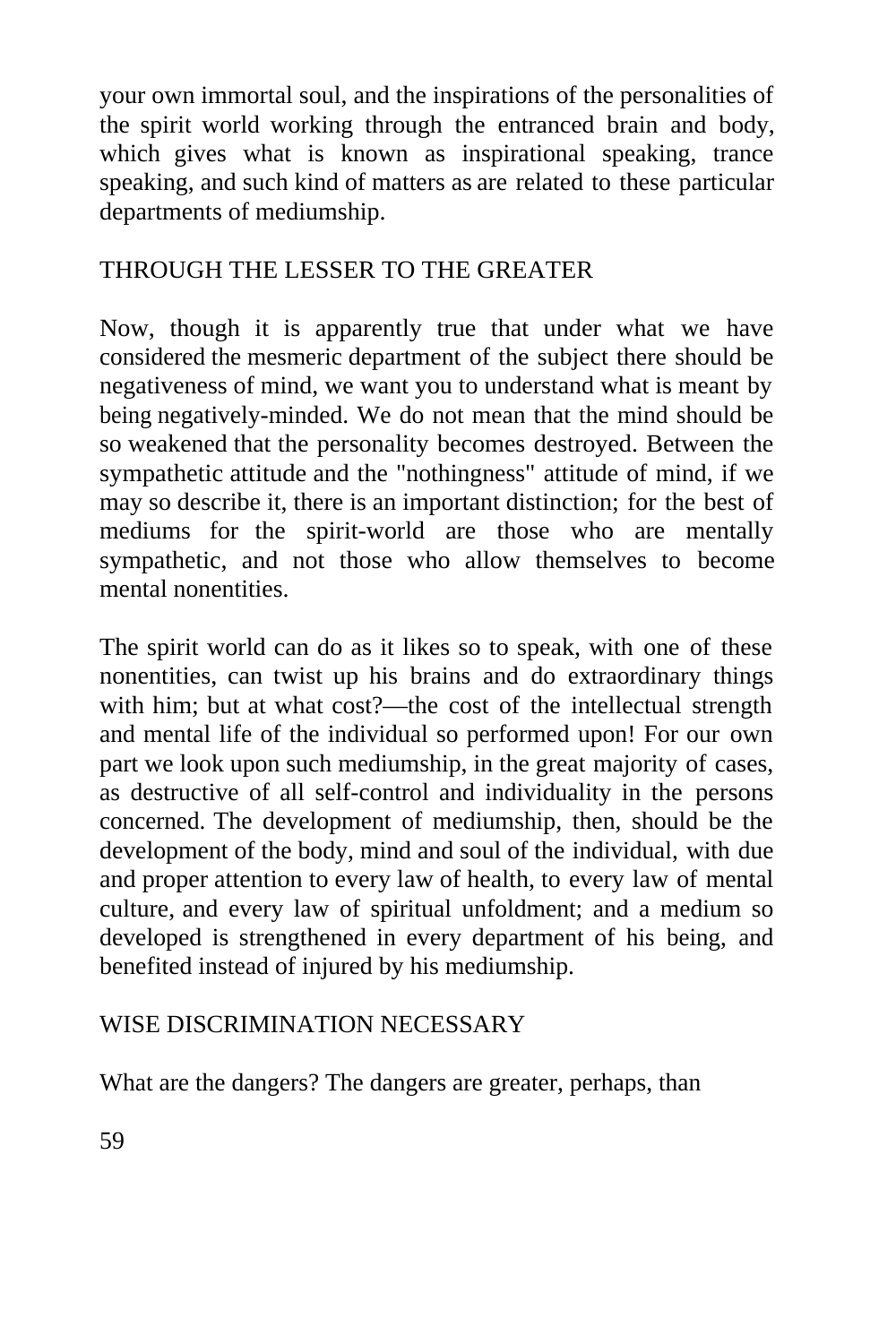your own immortal soul, and the inspirations of the personalities of the spirit world working through the entranced brain and body, which gives what is known as inspirational speaking, trance speaking, and such kind of matters as are related to these particular departments of mediumship.

## THROUGH THE LESSER TO THE GREATER

Now, though it is apparently true that under what we have considered the mesmeric department of the subject there should be negativeness of mind, we want you to understand what is meant by being negatively-minded. We do not mean that the mind should be so weakened that the personality becomes destroyed. Between the sympathetic attitude and the "nothingness" attitude of mind, if we may so describe it, there is an important distinction; for the best of mediums for the spirit-world are those who are mentally sympathetic, and not those who allow themselves to become mental nonentities.

The spirit world can do as it likes so to speak, with one of these nonentities, can twist up his brains and do extraordinary things with him; but at what cost?—the cost of the intellectual strength and mental life of the individual so performed upon! For our own part we look upon such mediumship, in the great majority of cases, as destructive of all self-control and individuality in the persons concerned. The development of mediumship, then, should be the development of the body, mind and soul of the individual, with due and proper attention to every law of health, to every law of mental culture, and every law of spiritual unfoldment; and a medium so developed is strengthened in every department of his being, and benefited instead of injured by his mediumship.

## WISE DISCRIMINATION NECESSARY

What are the dangers? The dangers are greater, perhaps, than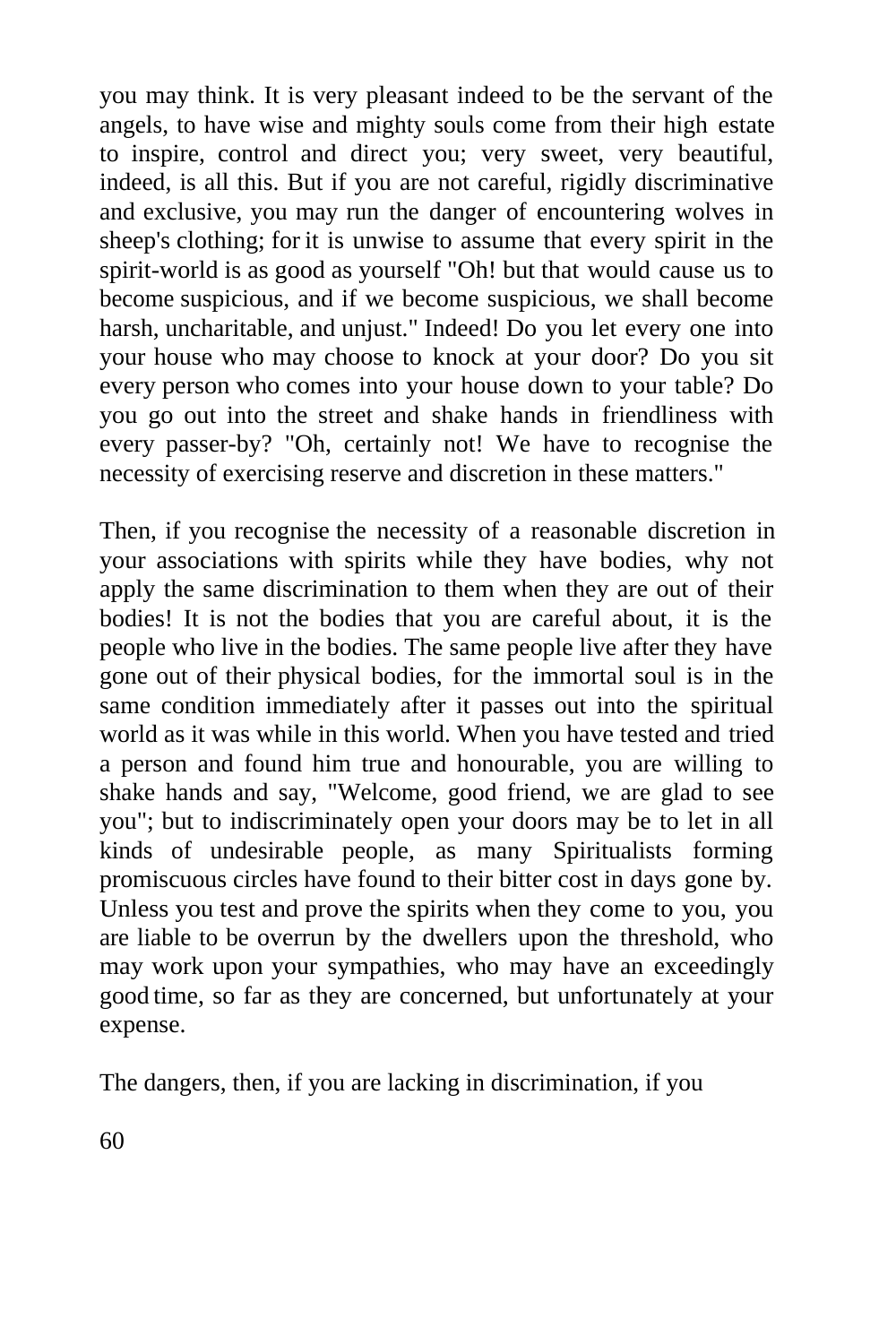you may think. It is very pleasant indeed to be the servant of the angels, to have wise and mighty souls come from their high estate to inspire, control and direct you; very sweet, very beautiful, indeed, is all this. But if you are not careful, rigidly discriminative and exclusive, you may run the danger of encountering wolves in sheep's clothing; for it is unwise to assume that every spirit in the spirit-world is as good as yourself "Oh! but that would cause us to become suspicious, and if we become suspicious, we shall become harsh, uncharitable, and unjust." Indeed! Do you let every one into your house who may choose to knock at your door? Do you sit every person who comes into your house down to your table? Do you go out into the street and shake hands in friendliness with every passer-by? "Oh, certainly not! We have to recognise the necessity of exercising reserve and discretion in these matters."

Then, if you recognise the necessity of a reasonable discretion in your associations with spirits while they have bodies, why not apply the same discrimination to them when they are out of their bodies! It is not the bodies that you are careful about, it is the people who live in the bodies. The same people live after they have gone out of their physical bodies, for the immortal soul is in the same condition immediately after it passes out into the spiritual world as it was while in this world. When you have tested and tried a person and found him true and honourable, you are willing to shake hands and say, "Welcome, good friend, we are glad to see you"; but to indiscriminately open your doors may be to let in all kinds of undesirable people, as many Spiritualists forming promiscuous circles have found to their bitter cost in days gone by. Unless you test and prove the spirits when they come to you, you are liable to be overrun by the dwellers upon the threshold, who may work upon your sympathies, who may have an exceedingly good time, so far as they are concerned, but unfortunately at your expense.

The dangers, then, if you are lacking in discrimination, if you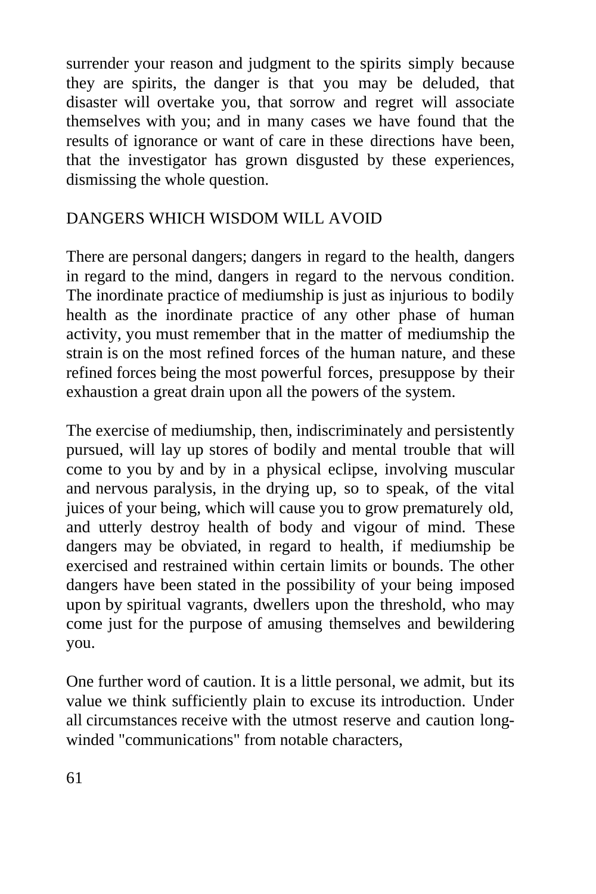surrender your reason and judgment to the spirits simply because they are spirits, the danger is that you may be deluded, that disaster will overtake you, that sorrow and regret will associate themselves with you; and in many cases we have found that the results of ignorance or want of care in these directions have been, that the investigator has grown disgusted by these experiences, dismissing the whole question.

## DANGERS WHICH WISDOM WILL AVOID

There are personal dangers; dangers in regard to the health, dangers in regard to the mind, dangers in regard to the nervous condition. The inordinate practice of mediumship is just as injurious to bodily health as the inordinate practice of any other phase of human activity, you must remember that in the matter of mediumship the strain is on the most refined forces of the human nature, and these refined forces being the most powerful forces, presuppose by their exhaustion a great drain upon all the powers of the system.

The exercise of mediumship, then, indiscriminately and persistently pursued, will lay up stores of bodily and mental trouble that will come to you by and by in a physical eclipse, involving muscular and nervous paralysis, in the drying up, so to speak, of the vital juices of your being, which will cause you to grow prematurely old, and utterly destroy health of body and vigour of mind. These dangers may be obviated, in regard to health, if mediumship be exercised and restrained within certain limits or bounds. The other dangers have been stated in the possibility of your being imposed upon by spiritual vagrants, dwellers upon the threshold, who may come just for the purpose of amusing themselves and bewildering you.

One further word of caution. It is a little personal, we admit, but its value we think sufficiently plain to excuse its introduction. Under all circumstances receive with the utmost reserve and caution long-winded "communications" from notable characters,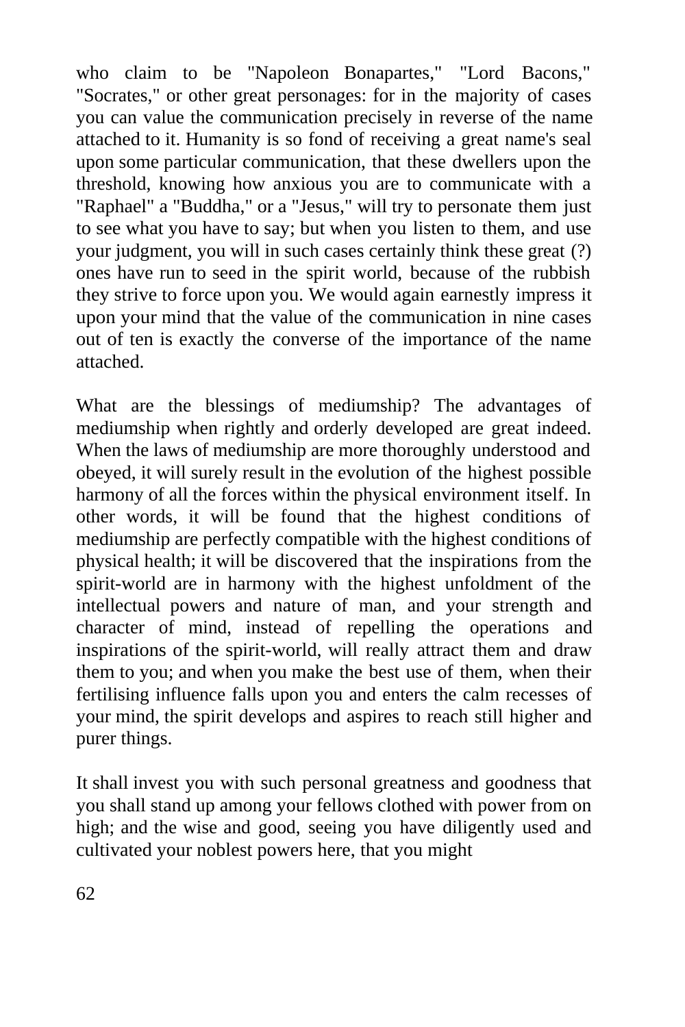who claim to be "Napoleon Bonapartes," "Lord Bacons," "Socrates," or other great personages: for in the majority of cases you can value the communication precisely in reverse of the name attached to it. Humanity is so fond of receiving a great name's seal upon some particular communication, that these dwellers upon the threshold, knowing how anxious you are to communicate with a "Raphael" a "Buddha," or a "Jesus," will try to personate them just to see what you have to say; but when you listen to them, and use your judgment, you will in such cases certainly think these great (?) ones have run to seed in the spirit world, because of the rubbish they strive to force upon you. We would again earnestly impress it upon your mind that the value of the communication in nine cases out of ten is exactly the converse of the importance of the name attached.

What are the blessings of mediumship? The advantages of mediumship when rightly and orderly developed are great indeed. When the laws of mediumship are more thoroughly understood and obeyed, it will surely result in the evolution of the highest possible harmony of all the forces within the physical environment itself. In other words, it will be found that the highest conditions of mediumship are perfectly compatible with the highest conditions of physical health; it will be discovered that the inspirations from the spirit-world are in harmony with the highest unfoldment of the intellectual powers and nature of man, and your strength and character of mind, instead of repelling the operations and inspirations of the spirit-world, will really attract them and draw them to you; and when you make the best use of them, when their fertilising influence falls upon you and enters the calm recesses of your mind, the spirit develops and aspires to reach still higher and purer things.

It shall invest you with such personal greatness and goodness that you shall stand up among your fellows clothed with power from on high; and the wise and good, seeing you have diligently used and cultivated your noblest powers here, that you might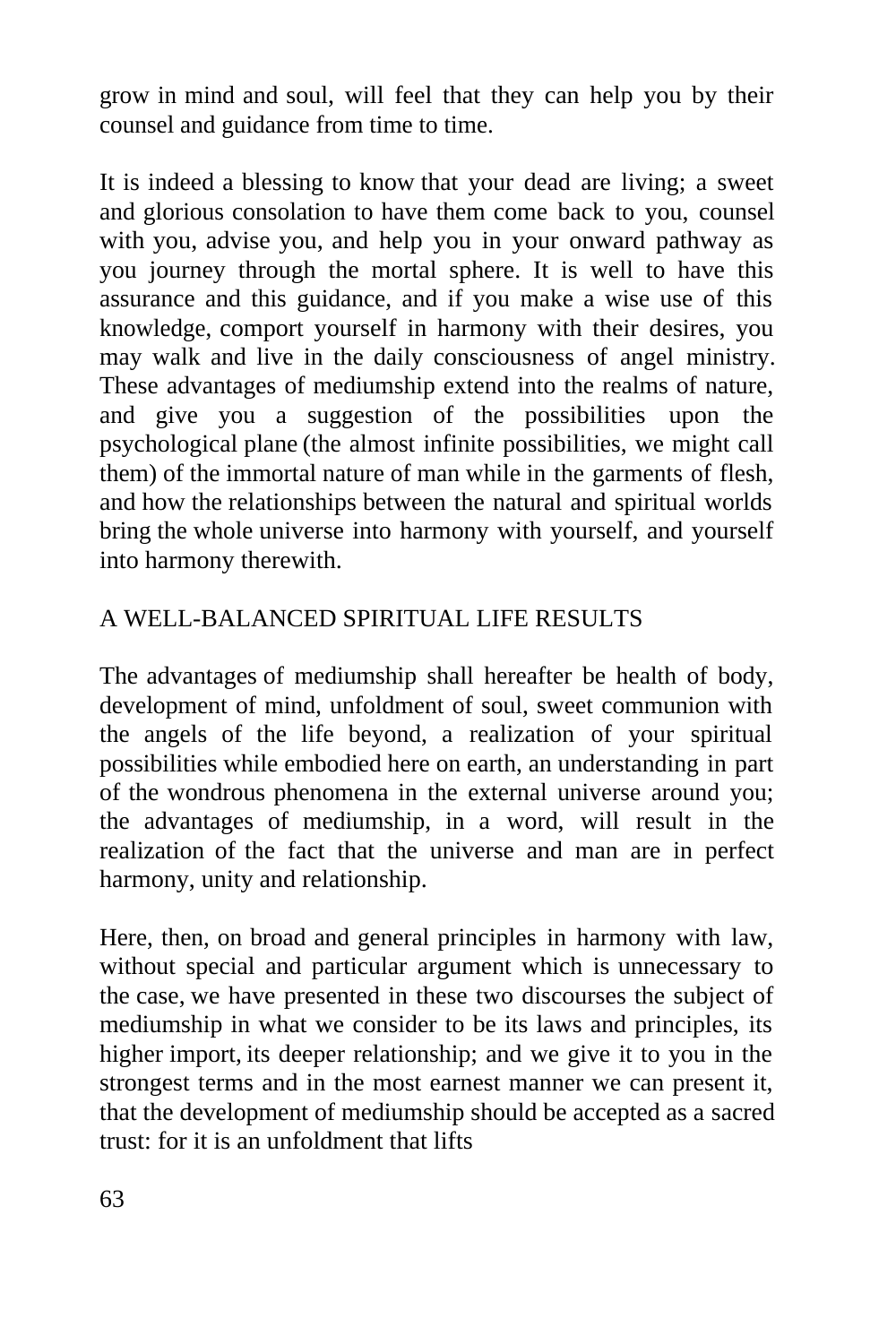grow in mind and soul, will feel that they can help you by their counsel and guidance from time to time.

It is indeed a blessing to know that your dead are living; a sweet and glorious consolation to have them come back to you, counsel with you, advise you, and help you in your onward pathway as you journey through the mortal sphere. It is well to have this assurance and this guidance, and if you make a wise use of this knowledge, comport yourself in harmony with their desires, you may walk and live in the daily consciousness of angel ministry. These advantages of mediumship extend into the realms of nature, and give you a suggestion of the possibilities upon the psychological plane (the almost infinite possibilities, we might call them) of the immortal nature of man while in the garments of flesh, and how the relationships between the natural and spiritual worlds bring the whole universe into harmony with yourself, and yourself into harmony therewith.

## A WELL-BALANCED SPIRITUAL LIFE RESULTS

The advantages of mediumship shall hereafter be health of body, development of mind, unfoldment of soul, sweet communion with the angels of the life beyond, a realization of your spiritual possibilities while embodied here on earth, an understanding in part of the wondrous phenomena in the external universe around you; the advantages of mediumship, in a word, will result in the realization of the fact that the universe and man are in perfect harmony, unity and relationship.

Here, then, on broad and general principles in harmony with law, without special and particular argument which is unnecessary to the case, we have presented in these two discourses the subject of mediumship in what we consider to be its laws and principles, its higher import, its deeper relationship; and we give it to you in the strongest terms and in the most earnest manner we can present it, that the development of mediumship should be accepted as a sacred trust: for it is an unfoldment that lifts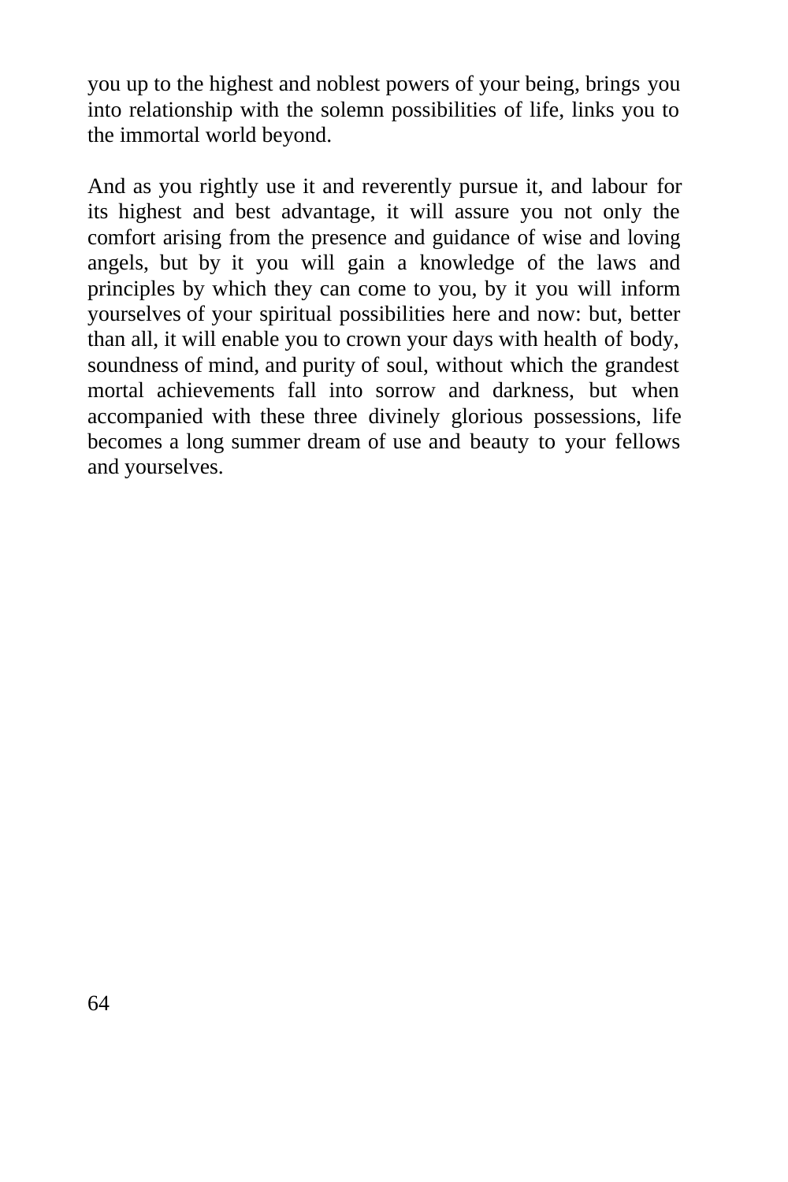you up to the highest and noblest powers of your being, brings you into relationship with the solemn possibilities of life, links you to the immortal world beyond.

And as you rightly use it and reverently pursue it, and labour for its highest and best advantage, it will assure you not only the comfort arising from the presence and guidance of wise and loving angels, but by it you will gain a knowledge of the laws and principles by which they can come to you, by it you will inform yourselves of your spiritual possibilities here and now: but, better than all, it will enable you to crown your days with health of body, soundness of mind, and purity of soul, without which the grandest mortal achievements fall into sorrow and darkness, but when accompanied with these three divinely glorious possessions, life becomes a long summer dream of use and beauty to your fellows and yourselves.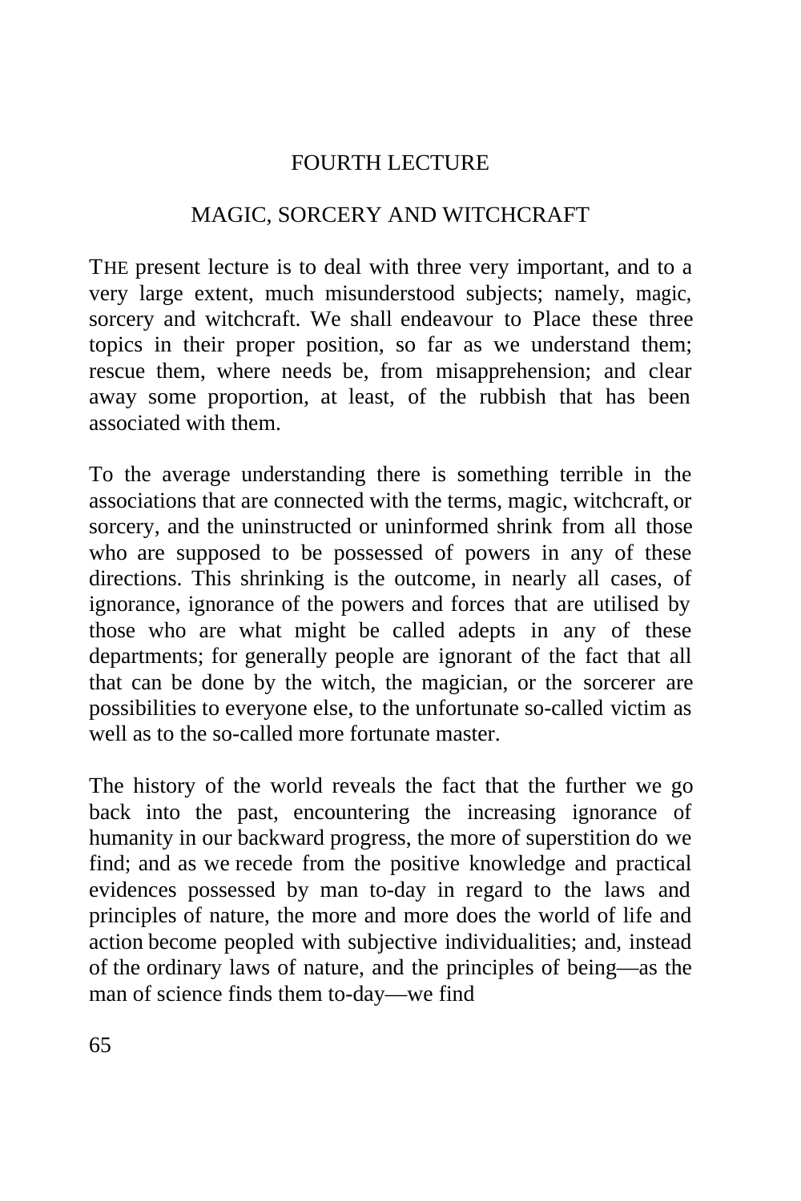# FOURTH LECTURE

## MAGIC, SORCERY AND WITCHCRAFT

THE present lecture is to deal with three very important, and to a very large extent, much misunderstood subjects; namely, magic, sorcery and witchcraft. We shall endeavour to Place these three topics in their proper position, so far as we understand them; rescue them, where needs be, from misapprehension; and clear away some proportion, at least, of the rubbish that has been associated with them.

To the average understanding there is something terrible in the associations that are connected with the terms, magic, witchcraft, or sorcery, and the uninstructed or uninformed shrink from all those who are supposed to be possessed of powers in any of these directions. This shrinking is the outcome, in nearly all cases, of ignorance, ignorance of the powers and forces that are utilised by those who are what might be called adepts in any of these departments; for generally people are ignorant of the fact that all that can be done by the witch, the magician, or the sorcerer are possibilities to everyone else, to the unfortunate so-called victim as well as to the so-called more fortunate master.

The history of the world reveals the fact that the further we go back into the past, encountering the increasing ignorance of humanity in our backward progress, the more of superstition do we find; and as we recede from the positive knowledge and practical evidences possessed by man to-day in regard to the laws and principles of nature, the more and more does the world of life and action become peopled with subjective individualities; and, instead of the ordinary laws of nature, and the principles of being—as the man of science finds them to-day—we find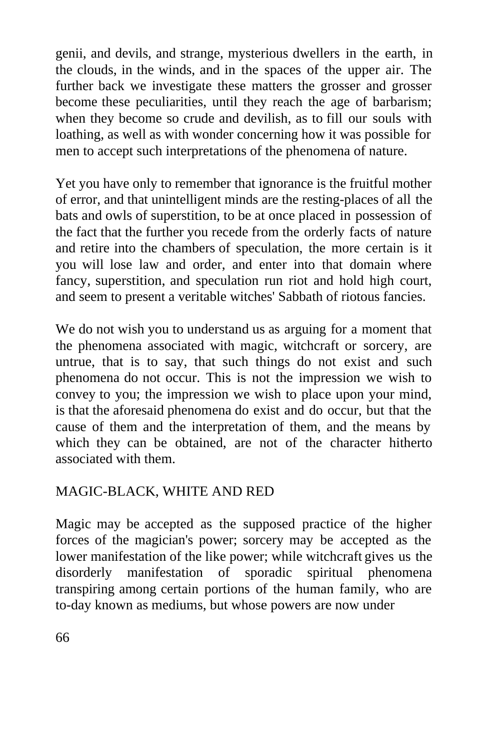genii, and devils, and strange, mysterious dwellers in the earth, in the clouds, in the winds, and in the spaces of the upper air. The further back we investigate these matters the grosser and grosser become these peculiarities, until they reach the age of barbarism; when they become so crude and devilish, as to fill our souls with loathing, as well as with wonder concerning how it was possible for men to accept such interpretations of the phenomena of nature.

Yet you have only to remember that ignorance is the fruitful mother of error, and that unintelligent minds are the resting-places of all the bats and owls of superstition, to be at once placed in possession of the fact that the further you recede from the orderly facts of nature and retire into the chambers of speculation, the more certain is it you will lose law and order, and enter into that domain where fancy, superstition, and speculation run riot and hold high court, and seem to present a veritable witches' Sabbath of riotous fancies.

We do not wish you to understand us as arguing for a moment that the phenomena associated with magic, witchcraft or sorcery, are untrue, that is to say, that such things do not exist and such phenomena do not occur. This is not the impression we wish to convey to you; the impression we wish to place upon your mind, is that the aforesaid phenomena do exist and do occur, but that the cause of them and the interpretation of them, and the means by which they can be obtained, are not of the character hitherto associated with them.

## MAGIC-BLACK, WHITE AND RED

Magic may be accepted as the supposed practice of the higher forces of the magician's power; sorcery may be accepted as the lower manifestation of the like power; while witchcraft gives us the disorderly manifestation of sporadic spiritual phenomena transpiring among certain portions of the human family, who are to-day known as mediums, but whose powers are now under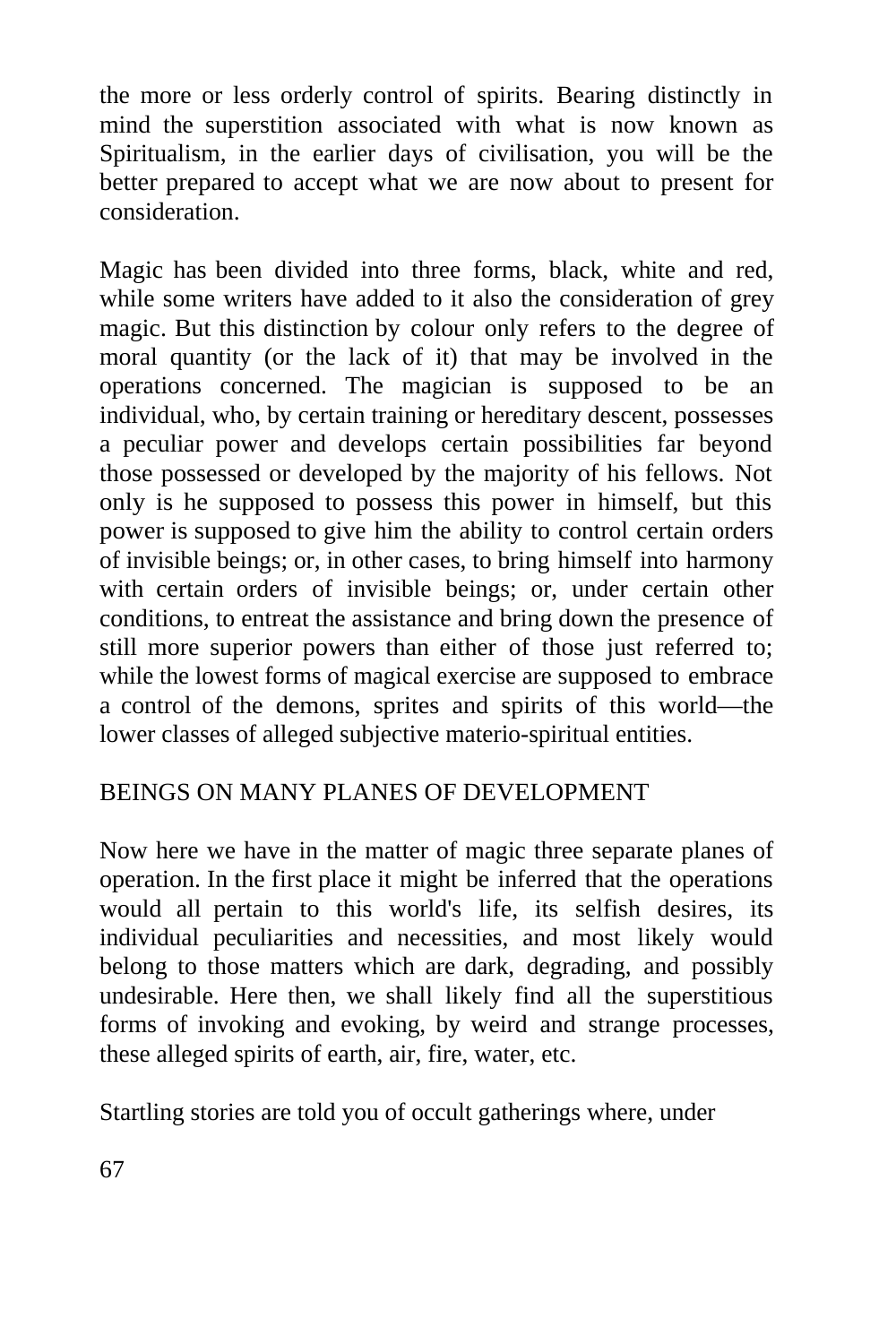the more or less orderly control of spirits. Bearing distinctly in mind the superstition associated with what is now known as Spiritualism, in the earlier days of civilisation, you will be the better prepared to accept what we are now about to present for consideration.

Magic has been divided into three forms, black, white and red, while some writers have added to it also the consideration of grey magic. But this distinction by colour only refers to the degree of moral quantity (or the lack of it) that may be involved in the operations concerned. The magician is supposed to be an individual, who, by certain training or hereditary descent, possesses a peculiar power and develops certain possibilities far beyond those possessed or developed by the majority of his fellows. Not only is he supposed to possess this power in himself, but this power is supposed to give him the ability to control certain orders of invisible beings; or, in other cases, to bring himself into harmony with certain orders of invisible beings; or, under certain other conditions, to entreat the assistance and bring down the presence of still more superior powers than either of those just referred to; while the lowest forms of magical exercise are supposed to embrace a control of the demons, sprites and spirits of this world—the lower classes of alleged subjective materio-spiritual entities.

## BEINGS ON MANY PLANES OF DEVELOPMENT

Now here we have in the matter of magic three separate planes of operation. In the first place it might be inferred that the operations would all pertain to this world's life, its selfish desires, its individual peculiarities and necessities, and most likely would belong to those matters which are dark, degrading, and possibly undesirable. Here then, we shall likely find all the superstitious forms of invoking and evoking, by weird and strange processes, these alleged spirits of earth, air, fire, water, etc.

Startling stories are told you of occult gatherings where, under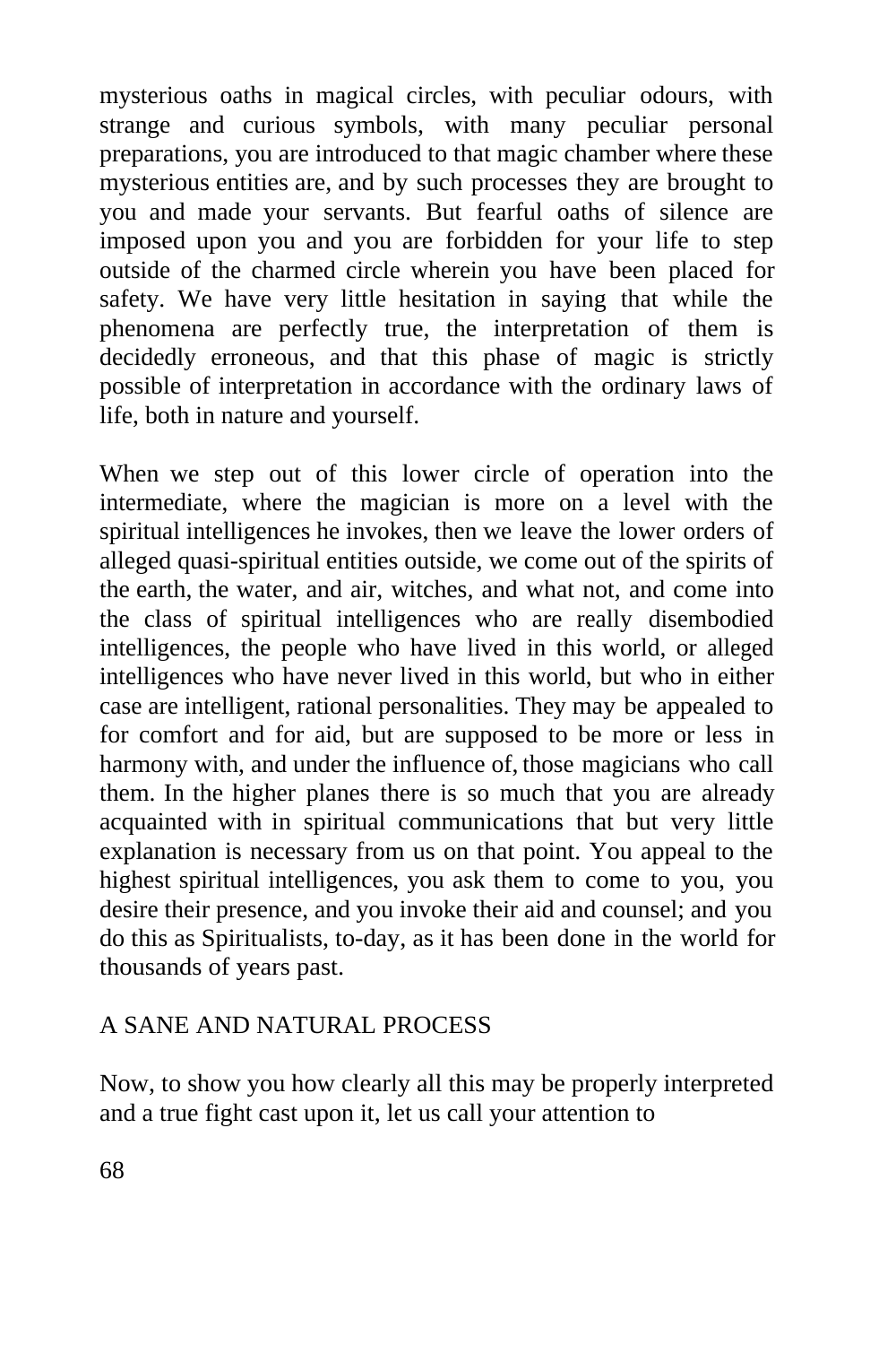mysterious oaths in magical circles, with peculiar odours, with strange and curious symbols, with many peculiar personal preparations, you are introduced to that magic chamber where these mysterious entities are, and by such processes they are brought to you and made your servants. But fearful oaths of silence are imposed upon you and you are forbidden for your life to step outside of the charmed circle wherein you have been placed for safety. We have very little hesitation in saying that while the phenomena are perfectly true, the interpretation of them is decidedly erroneous, and that this phase of magic is strictly possible of interpretation in accordance with the ordinary laws of life, both in nature and yourself.

When we step out of this lower circle of operation into the intermediate, where the magician is more on a level with the spiritual intelligences he invokes, then we leave the lower orders of alleged quasi-spiritual entities outside, we come out of the spirits of the earth, the water, and air, witches, and what not, and come into the class of spiritual intelligences who are really disembodied intelligences, the people who have lived in this world, or alleged intelligences who have never lived in this world, but who in either case are intelligent, rational personalities. They may be appealed to for comfort and for aid, but are supposed to be more or less in harmony with, and under the influence of, those magicians who call them. In the higher planes there is so much that you are already acquainted with in spiritual communications that but very little explanation is necessary from us on that point. You appeal to the highest spiritual intelligences, you ask them to come to you, you desire their presence, and you invoke their aid and counsel; and you do this as Spiritualists, to-day, as it has been done in the world for thousands of years past.

## A SANE AND NATURAL PROCESS

Now, to show you how clearly all this may be properly interpreted and a true fight cast upon it, let us call your attention to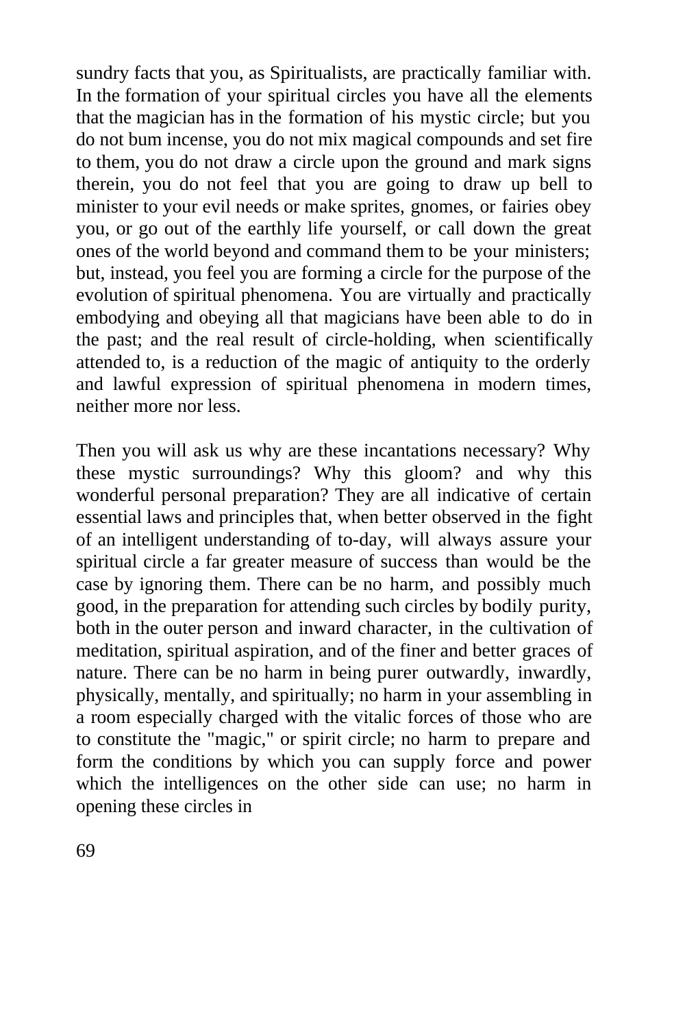sundry facts that you, as Spiritualists, are practically familiar with. In the formation of your spiritual circles you have all the elements that the magician has in the formation of his mystic circle; but you do not bum incense, you do not mix magical compounds and set fire to them, you do not draw a circle upon the ground and mark signs therein, you do not feel that you are going to draw up bell to minister to your evil needs or make sprites, gnomes, or fairies obey you, or go out of the earthly life yourself, or call down the great ones of the world beyond and command them to be your ministers; but, instead, you feel you are forming a circle for the purpose of the evolution of spiritual phenomena. You are virtually and practically embodying and obeying all that magicians have been able to do in the past; and the real result of circle-holding, when scientifically attended to, is a reduction of the magic of antiquity to the orderly and lawful expression of spiritual phenomena in modern times, neither more nor less.

Then you will ask us why are these incantations necessary? Why these mystic surroundings? Why this gloom? and why this wonderful personal preparation? They are all indicative of certain essential laws and principles that, when better observed in the fight of an intelligent understanding of to-day, will always assure your spiritual circle a far greater measure of success than would be the case by ignoring them. There can be no harm, and possibly much good, in the preparation for attending such circles by bodily purity, both in the outer person and inward character, in the cultivation of meditation, spiritual aspiration, and of the finer and better graces of nature. There can be no harm in being purer outwardly, inwardly, physically, mentally, and spiritually; no harm in your assembling in a room especially charged with the vitalic forces of those who are to constitute the "magic," or spirit circle; no harm to prepare and form the conditions by which you can supply force and power which the intelligences on the other side can use; no harm in opening these circles in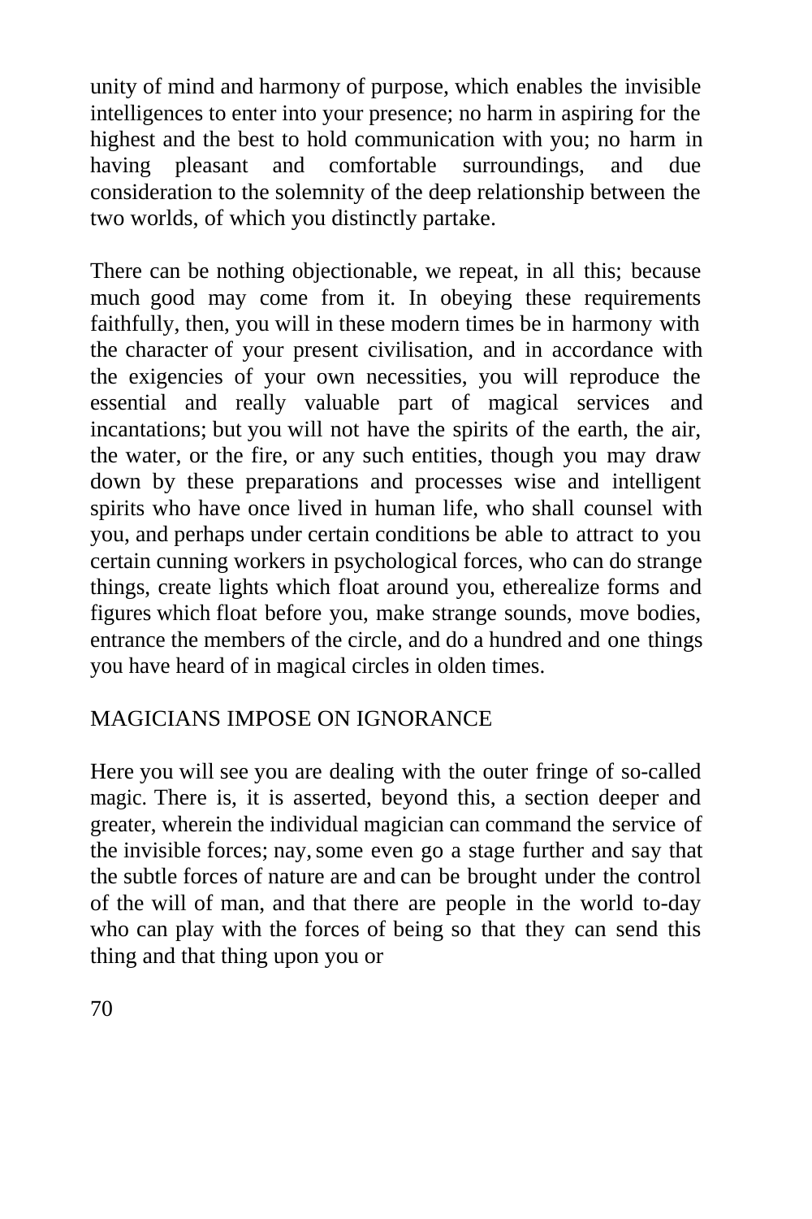unity of mind and harmony of purpose, which enables the invisible intelligences to enter into your presence; no harm in aspiring for the highest and the best to hold communication with you; no harm in having pleasant and comfortable surroundings, and due consideration to the solemnity of the deep relationship between the two worlds, of which you distinctly partake.

There can be nothing objectionable, we repeat, in all this; because much good may come from it. In obeying these requirements faithfully, then, you will in these modern times be in harmony with the character of your present civilisation, and in accordance with the exigencies of your own necessities, you will reproduce the essential and really valuable part of magical services and incantations; but you will not have the spirits of the earth, the air, the water, or the fire, or any such entities, though you may draw down by these preparations and processes wise and intelligent spirits who have once lived in human life, who shall counsel with you, and perhaps under certain conditions be able to attract to you certain cunning workers in psychological forces, who can do strange things, create lights which float around you, etherealize forms and figures which float before you, make strange sounds, move bodies, entrance the members of the circle, and do a hundred and one things you have heard of in magical circles in olden times.

## MAGICIANS IMPOSE ON IGNORANCE

Here you will see you are dealing with the outer fringe of so-called magic. There is, it is asserted, beyond this, a section deeper and greater, wherein the individual magician can command the service of the invisible forces; nay, some even go a stage further and say that the subtle forces of nature are and can be brought under the control of the will of man, and that there are people in the world to-day who can play with the forces of being so that they can send this thing and that thing upon you or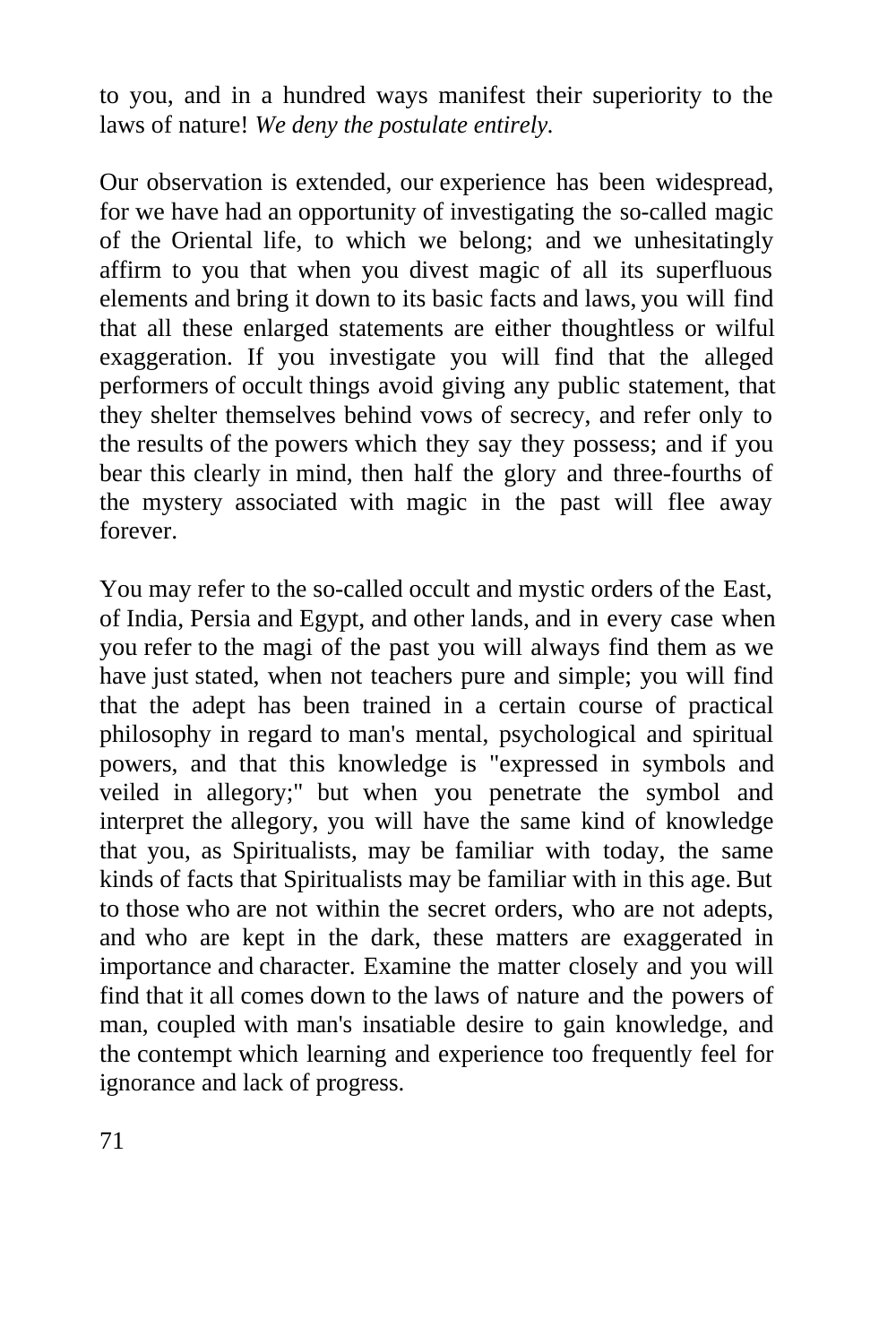to you, and in a hundred ways manifest their superiority to the laws of nature! *We deny the postulate entirely.*

Our observation is extended, our experience has been widespread, for we have had an opportunity of investigating the so-called magic of the Oriental life, to which we belong; and we unhesitatingly affirm to you that when you divest magic of all its superfluous elements and bring it down to its basic facts and laws, you will find that all these enlarged statements are either thoughtless or wilful exaggeration. If you investigate you will find that the alleged performers of occult things avoid giving any public statement, that they shelter themselves behind vows of secrecy, and refer only to the results of the powers which they say they possess; and if you bear this clearly in mind, then half the glory and three-fourths of the mystery associated with magic in the past will flee away forever.

You may refer to the so-called occult and mystic orders of the East, of India, Persia and Egypt, and other lands, and in every case when you refer to the magi of the past you will always find them as we have just stated, when not teachers pure and simple; you will find that the adept has been trained in a certain course of practical philosophy in regard to man's mental, psychological and spiritual powers, and that this knowledge is "expressed in symbols and veiled in allegory;" but when you penetrate the symbol and interpret the allegory, you will have the same kind of knowledge that you, as Spiritualists, may be familiar with today, the same kinds of facts that Spiritualists may be familiar with in this age. But to those who are not within the secret orders, who are not adepts, and who are kept in the dark, these matters are exaggerated in importance and character. Examine the matter closely and you will find that it all comes down to the laws of nature and the powers of man, coupled with man's insatiable desire to gain knowledge, and the contempt which learning and experience too frequently feel for ignorance and lack of progress.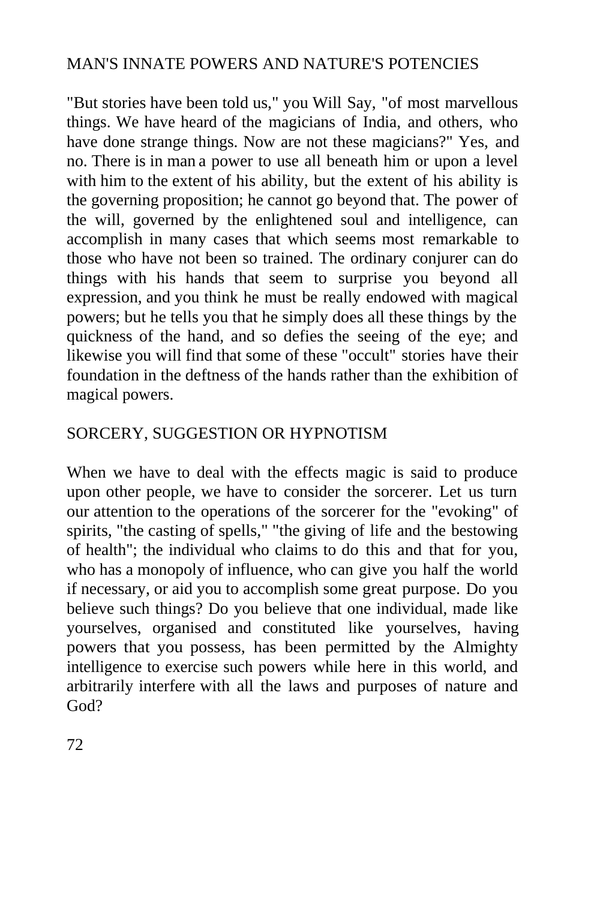## MAN'S INNATE POWERS AND NATURE'S POTENCIES

"But stories have been told us," you Will Say, "of most marvellous things. We have heard of the magicians of India, and others, who have done strange things. Now are not these magicians?" Yes, and no. There is in man a power to use all beneath him or upon a level with him to the extent of his ability, but the extent of his ability is the governing proposition; he cannot go beyond that. The power of the will, governed by the enlightened soul and intelligence, can accomplish in many cases that which seems most remarkable to those who have not been so trained. The ordinary conjurer can do things with his hands that seem to surprise you beyond all expression, and you think he must be really endowed with magical powers; but he tells you that he simply does all these things by the quickness of the hand, and so defies the seeing of the eye; and likewise you will find that some of these "occult" stories have their foundation in the deftness of the hands rather than the exhibition of magical powers.

## SORCERY, SUGGESTION OR HYPNOTISM

When we have to deal with the effects magic is said to produce upon other people, we have to consider the sorcerer. Let us turn our attention to the operations of the sorcerer for the "evoking" of spirits, "the casting of spells," "the giving of life and the bestowing of health"; the individual who claims to do this and that for you, who has a monopoly of influence, who can give you half the world if necessary, or aid you to accomplish some great purpose. Do you believe such things? Do you believe that one individual, made like yourselves, organised and constituted like yourselves, having powers that you possess, has been permitted by the Almighty intelligence to exercise such powers while here in this world, and arbitrarily interfere with all the laws and purposes of nature and God?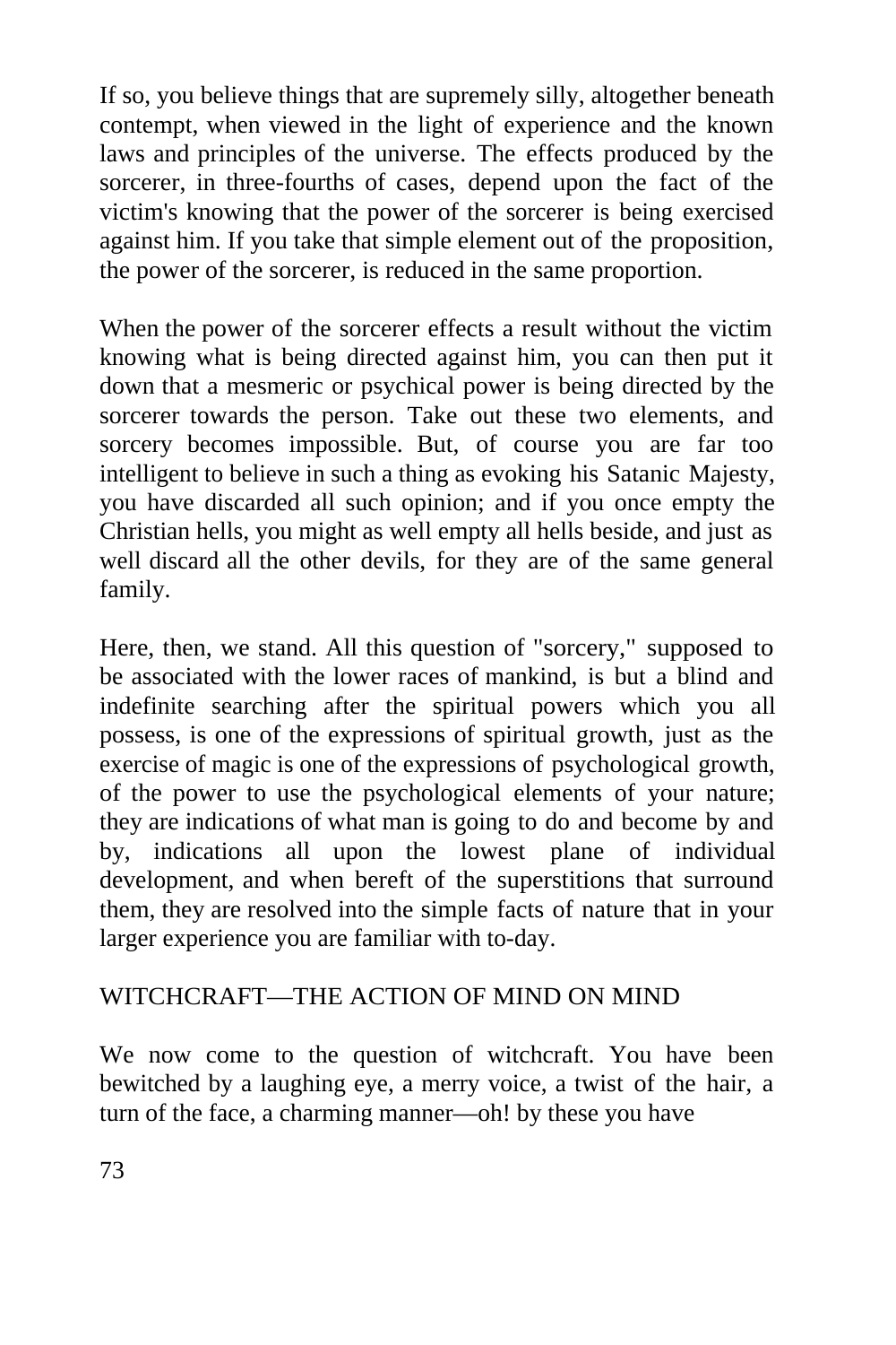If so, you believe things that are supremely silly, altogether beneath contempt, when viewed in the light of experience and the known laws and principles of the universe. The effects produced by the sorcerer, in three-fourths of cases, depend upon the fact of the victim's knowing that the power of the sorcerer is being exercised against him. If you take that simple element out of the proposition, the power of the sorcerer, is reduced in the same proportion.

When the power of the sorcerer effects a result without the victim knowing what is being directed against him, you can then put it down that a mesmeric or psychical power is being directed by the sorcerer towards the person. Take out these two elements, and sorcery becomes impossible. But, of course you are far too intelligent to believe in such a thing as evoking his Satanic Majesty, you have discarded all such opinion; and if you once empty the Christian hells, you might as well empty all hells beside, and just as well discard all the other devils, for they are of the same general family.

Here, then, we stand. All this question of "sorcery," supposed to be associated with the lower races of mankind, is but a blind and indefinite searching after the spiritual powers which you all possess, is one of the expressions of spiritual growth, just as the exercise of magic is one of the expressions of psychological growth, of the power to use the psychological elements of your nature; they are indications of what man is going to do and become by and by, indications all upon the lowest plane of individual development, and when bereft of the superstitions that surround them, they are resolved into the simple facts of nature that in your larger experience you are familiar with to-day.

## WITCHCRAFT—THE ACTION OF MIND ON MIND

We now come to the question of witchcraft. You have been bewitched by a laughing eye, a merry voice, a twist of the hair, a turn of the face, a charming manner—oh! by these you have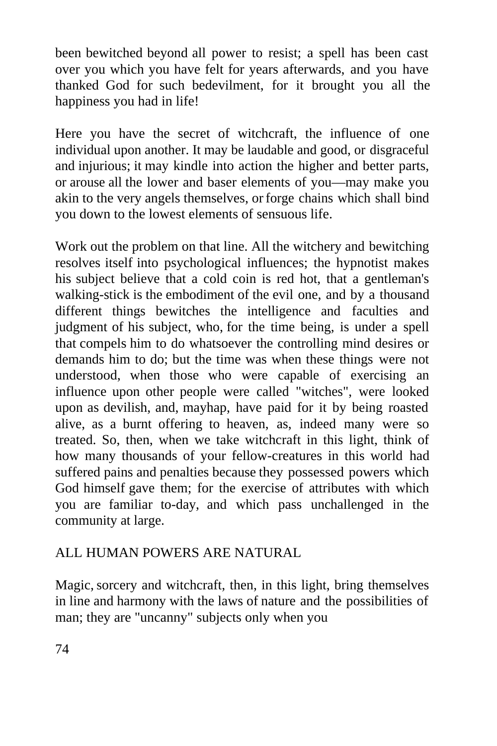been bewitched beyond all power to resist; a spell has been cast over you which you have felt for years afterwards, and you have thanked God for such bedevilment, for it brought you all the happiness you had in life!

Here you have the secret of witchcraft, the influence of one individual upon another. It may be laudable and good, or disgraceful and injurious; it may kindle into action the higher and better parts, or arouse all the lower and baser elements of you—may make you akin to the very angels themselves, or forge chains which shall bind you down to the lowest elements of sensuous life.

Work out the problem on that line. All the witchery and bewitching resolves itself into psychological influences; the hypnotist makes his subject believe that a cold coin is red hot, that a gentleman's walking-stick is the embodiment of the evil one, and by a thousand different things bewitches the intelligence and faculties and judgment of his subject, who, for the time being, is under a spell that compels him to do whatsoever the controlling mind desires or demands him to do; but the time was when these things were not understood, when those who were capable of exercising an influence upon other people were called "witches", were looked upon as devilish, and, mayhap, have paid for it by being roasted alive, as a burnt offering to heaven, as, indeed many were so treated. So, then, when we take witchcraft in this light, think of how many thousands of your fellow-creatures in this world had suffered pains and penalties because they possessed powers which God himself gave them; for the exercise of attributes with which you are familiar to-day, and which pass unchallenged in the community at large.

## ALL HUMAN POWERS ARE NATURAL

Magic, sorcery and witchcraft, then, in this light, bring themselves in line and harmony with the laws of nature and the possibilities of man; they are "uncanny" subjects only when you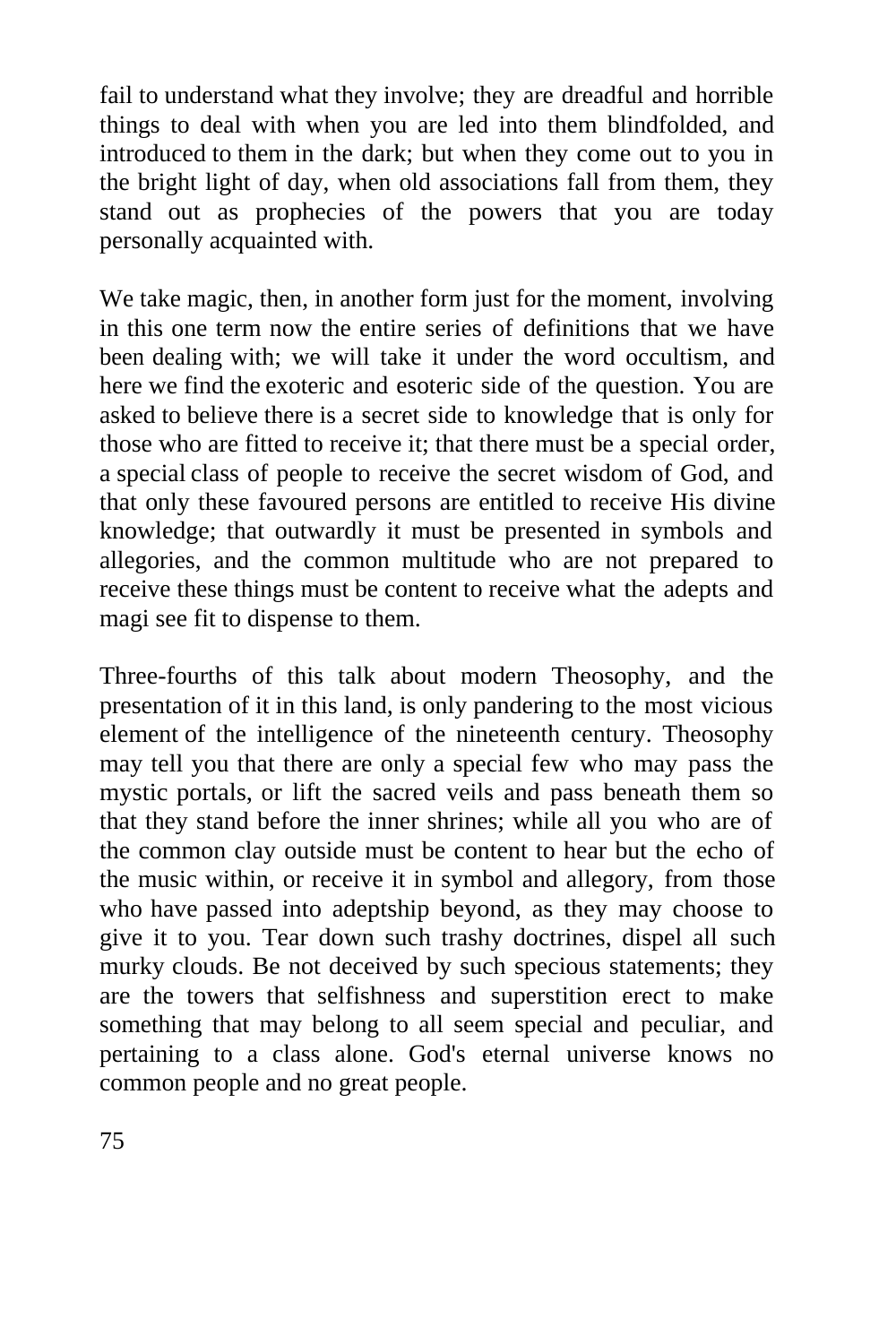fail to understand what they involve; they are dreadful and horrible things to deal with when you are led into them blindfolded, and introduced to them in the dark; but when they come out to you in the bright light of day, when old associations fall from them, they stand out as prophecies of the powers that you are today personally acquainted with.

We take magic, then, in another form just for the moment, involving in this one term now the entire series of definitions that we have been dealing with; we will take it under the word occultism, and here we find the exoteric and esoteric side of the question. You are asked to believe there is a secret side to knowledge that is only for those who are fitted to receive it; that there must be a special order, a special class of people to receive the secret wisdom of God, and that only these favoured persons are entitled to receive His divine knowledge; that outwardly it must be presented in symbols and allegories, and the common multitude who are not prepared to receive these things must be content to receive what the adepts and magi see fit to dispense to them.

Three-fourths of this talk about modern Theosophy, and the presentation of it in this land, is only pandering to the most vicious element of the intelligence of the nineteenth century. Theosophy may tell you that there are only a special few who may pass the mystic portals, or lift the sacred veils and pass beneath them so that they stand before the inner shrines; while all you who are of the common clay outside must be content to hear but the echo of the music within, or receive it in symbol and allegory, from those who have passed into adeptship beyond, as they may choose to give it to you. Tear down such trashy doctrines, dispel all such murky clouds. Be not deceived by such specious statements; they are the towers that selfishness and superstition erect to make something that may belong to all seem special and peculiar, and pertaining to a class alone. God's eternal universe knows no common people and no great people.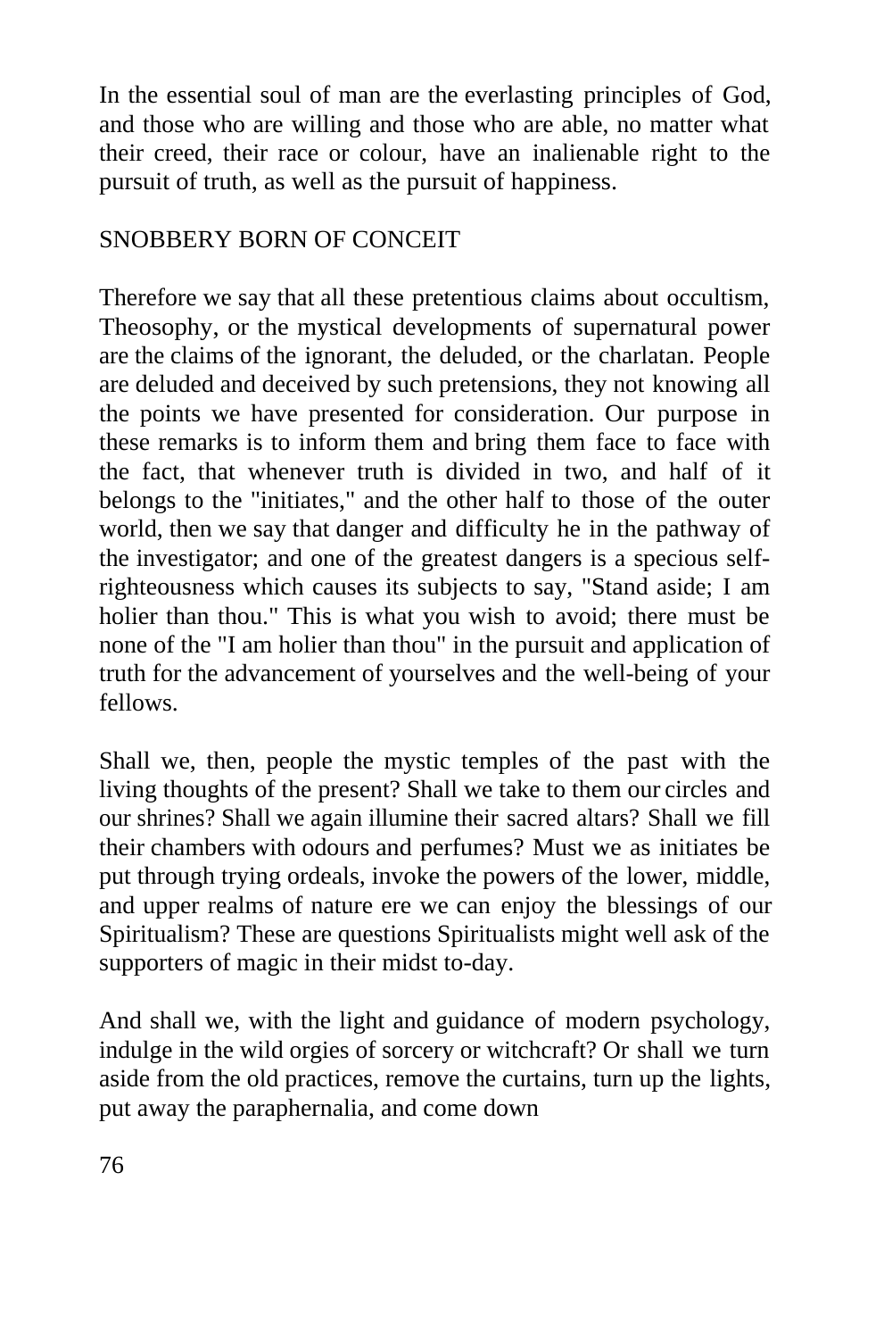In the essential soul of man are the everlasting principles of God, and those who are willing and those who are able, no matter what their creed, their race or colour, have an inalienable right to the pursuit of truth, as well as the pursuit of happiness.

## SNOBBERY BORN OF CONCEIT

Therefore we say that all these pretentious claims about occultism, Theosophy, or the mystical developments of supernatural power are the claims of the ignorant, the deluded, or the charlatan. People are deluded and deceived by such pretensions, they not knowing all the points we have presented for consideration. Our purpose in these remarks is to inform them and bring them face to face with the fact, that whenever truth is divided in two, and half of it belongs to the "initiates," and the other half to those of the outer world, then we say that danger and difficulty he in the pathway of the investigator; and one of the greatest dangers is a specious self-righteousness which causes its subjects to say, "Stand aside; I am holier than thou." This is what you wish to avoid; there must be none of the "I am holier than thou" in the pursuit and application of truth for the advancement of yourselves and the well-being of your fellows.

Shall we, then, people the mystic temples of the past with the living thoughts of the present? Shall we take to them our circles and our shrines? Shall we again illumine their sacred altars? Shall we fill their chambers with odours and perfumes? Must we as initiates be put through trying ordeals, invoke the powers of the lower, middle, and upper realms of nature ere we can enjoy the blessings of our Spiritualism? These are questions Spiritualists might well ask of the supporters of magic in their midst to-day.

And shall we, with the light and guidance of modern psychology, indulge in the wild orgies of sorcery or witchcraft? Or shall we turn aside from the old practices, remove the curtains, turn up the lights, put away the paraphernalia, and come down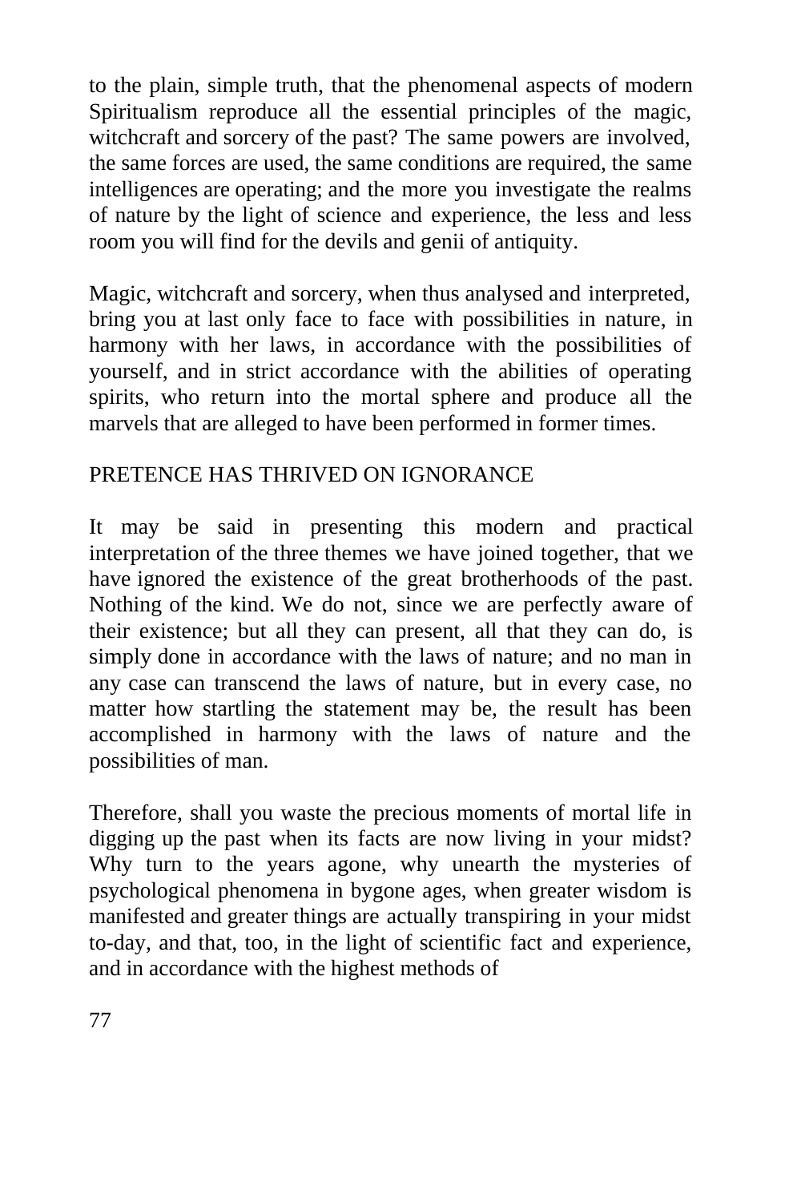to the plain, simple truth, that the phenomenal aspects of modern Spiritualism reproduce all the essential principles of the magic, witchcraft and sorcery of the past? The same powers are involved, the same forces are used, the same conditions are required, the same intelligences are operating; and the more you investigate the realms of nature by the light of science and experience, the less and less room you will find for the devils and genii of antiquity.

Magic, witchcraft and sorcery, when thus analysed and interpreted, bring you at last only face to face with possibilities in nature, in harmony with her laws, in accordance with the possibilities of yourself, and in strict accordance with the abilities of operating spirits, who return into the mortal sphere and produce all the marvels that are alleged to have been performed in former times.

## PRETENCE HAS THRIVED ON IGNORANCE

It may be said in presenting this modern and practical interpretation of the three themes we have joined together, that we have ignored the existence of the great brotherhoods of the past. Nothing of the kind. We do not, since we are perfectly aware of their existence; but all they can present, all that they can do, is simply done in accordance with the laws of nature; and no man in any case can transcend the laws of nature, but in every case, no matter how startling the statement may be, the result has been accomplished in harmony with the laws of nature and the possibilities of man.

Therefore, shall you waste the precious moments of mortal life in digging up the past when its facts are now living in your midst? Why turn to the years agone, why unearth the mysteries of psychological phenomena in bygone ages, when greater wisdom is manifested and greater things are actually transpiring in your midst to-day, and that, too, in the light of scientific fact and experience, and in accordance with the highest methods of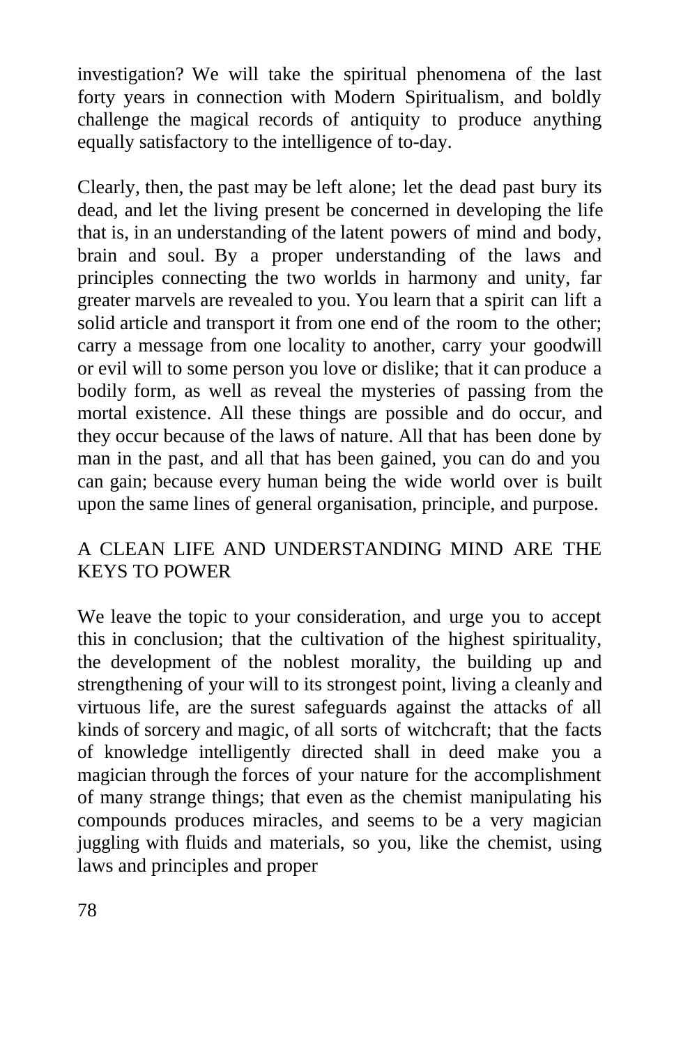investigation? We will take the spiritual phenomena of the last forty years in connection with Modern Spiritualism, and boldly challenge the magical records of antiquity to produce anything equally satisfactory to the intelligence of to-day.

Clearly, then, the past may be left alone; let the dead past bury its dead, and let the living present be concerned in developing the life that is, in an understanding of the latent powers of mind and body, brain and soul. By a proper understanding of the laws and principles connecting the two worlds in harmony and unity, far greater marvels are revealed to you. You learn that a spirit can lift a solid article and transport it from one end of the room to the other; carry a message from one locality to another, carry your goodwill or evil will to some person you love or dislike; that it can produce a bodily form, as well as reveal the mysteries of passing from the mortal existence. All these things are possible and do occur, and they occur because of the laws of nature. All that has been done by man in the past, and all that has been gained, you can do and you can gain; because every human being the wide world over is built upon the same lines of general organisation, principle, and purpose.

## A CLEAN LIFE AND UNDERSTANDING MIND ARE THE KEYS TO POWER

We leave the topic to your consideration, and urge you to accept this in conclusion; that the cultivation of the highest spirituality, the development of the noblest morality, the building up and strengthening of your will to its strongest point, living a cleanly and virtuous life, are the surest safeguards against the attacks of all kinds of sorcery and magic, of all sorts of witchcraft; that the facts of knowledge intelligently directed shall in deed make you a magician through the forces of your nature for the accomplishment of many strange things; that even as the chemist manipulating his compounds produces miracles, and seems to be a very magician juggling with fluids and materials, so you, like the chemist, using laws and principles and proper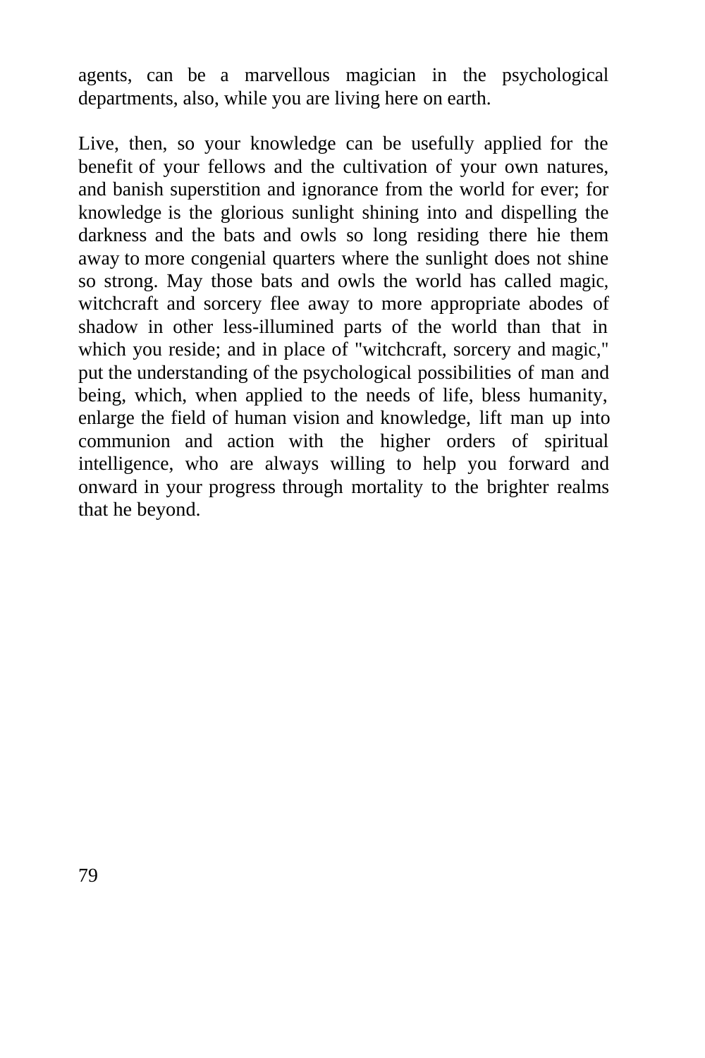agents, can be a marvellous magician in the psychological departments, also, while you are living here on earth.

Live, then, so your knowledge can be usefully applied for the benefit of your fellows and the cultivation of your own natures, and banish superstition and ignorance from the world for ever; for knowledge is the glorious sunlight shining into and dispelling the darkness and the bats and owls so long residing there hie them away to more congenial quarters where the sunlight does not shine so strong. May those bats and owls the world has called magic, witchcraft and sorcery flee away to more appropriate abodes of shadow in other less-illumined parts of the world than that in which you reside; and in place of "witchcraft, sorcery and magic," put the understanding of the psychological possibilities of man and being, which, when applied to the needs of life, bless humanity, enlarge the field of human vision and knowledge, lift man up into communion and action with the higher orders of spiritual intelligence, who are always willing to help you forward and onward in your progress through mortality to the brighter realms that he beyond.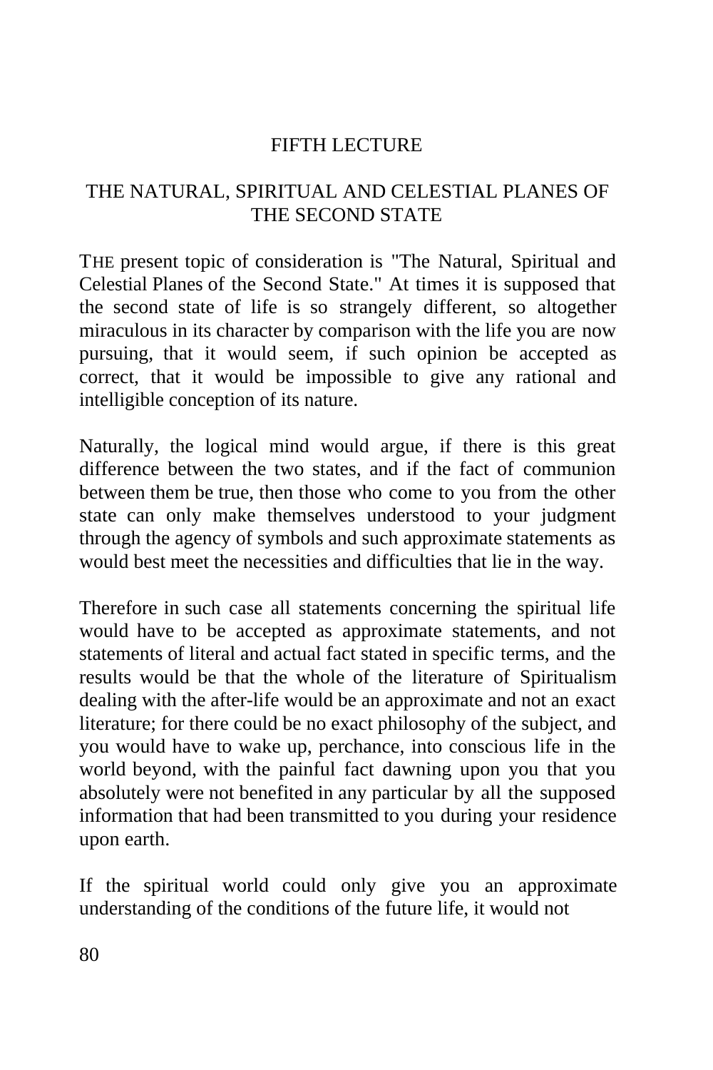## FIFTH LECTURE

## THE NATURAL, SPIRITUAL AND CELESTIAL PLANES OF THE SECOND STATE

THE present topic of consideration is "The Natural, Spiritual and Celestial Planes of the Second State." At times it is supposed that the second state of life is so strangely different, so altogether miraculous in its character by comparison with the life you are now pursuing, that it would seem, if such opinion be accepted as correct, that it would be impossible to give any rational and intelligible conception of its nature.

Naturally, the logical mind would argue, if there is this great difference between the two states, and if the fact of communion between them be true, then those who come to you from the other state can only make themselves understood to your judgment through the agency of symbols and such approximate statements as would best meet the necessities and difficulties that lie in the way.

Therefore in such case all statements concerning the spiritual life would have to be accepted as approximate statements, and not statements of literal and actual fact stated in specific terms, and the results would be that the whole of the literature of Spiritualism dealing with the after-life would be an approximate and not an exact literature; for there could be no exact philosophy of the subject, and you would have to wake up, perchance, into conscious life in the world beyond, with the painful fact dawning upon you that you absolutely were not benefited in any particular by all the supposed information that had been transmitted to you during your residence upon earth.

If the spiritual world could only give you an approximate understanding of the conditions of the future life, it would not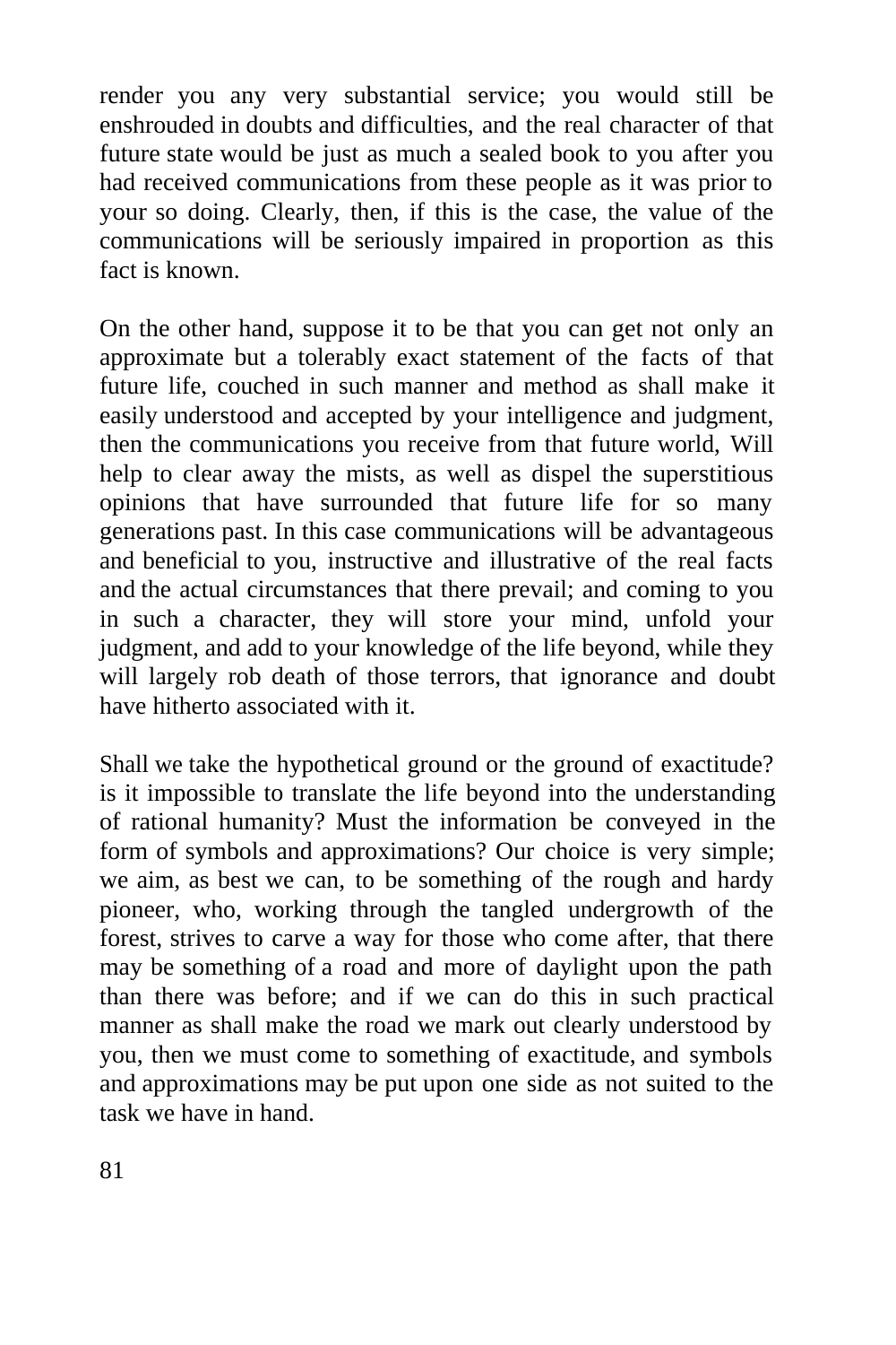render you any very substantial service; you would still be enshrouded in doubts and difficulties, and the real character of that future state would be just as much a sealed book to you after you had received communications from these people as it was prior to your so doing. Clearly, then, if this is the case, the value of the communications will be seriously impaired in proportion as this fact is known.

On the other hand, suppose it to be that you can get not only an approximate but a tolerably exact statement of the facts of that future life, couched in such manner and method as shall make it easily understood and accepted by your intelligence and judgment, then the communications you receive from that future world, Will help to clear away the mists, as well as dispel the superstitious opinions that have surrounded that future life for so many generations past. In this case communications will be advantageous and beneficial to you, instructive and illustrative of the real facts and the actual circumstances that there prevail; and coming to you in such a character, they will store your mind, unfold your judgment, and add to your knowledge of the life beyond, while they will largely rob death of those terrors, that ignorance and doubt have hitherto associated with it.

Shall we take the hypothetical ground or the ground of exactitude? is it impossible to translate the life beyond into the understanding of rational humanity? Must the information be conveyed in the form of symbols and approximations? Our choice is very simple; we aim, as best we can, to be something of the rough and hardy pioneer, who, working through the tangled undergrowth of the forest, strives to carve a way for those who come after, that there may be something of a road and more of daylight upon the path than there was before; and if we can do this in such practical manner as shall make the road we mark out clearly understood by you, then we must come to something of exactitude, and symbols and approximations may be put upon one side as not suited to the task we have in hand.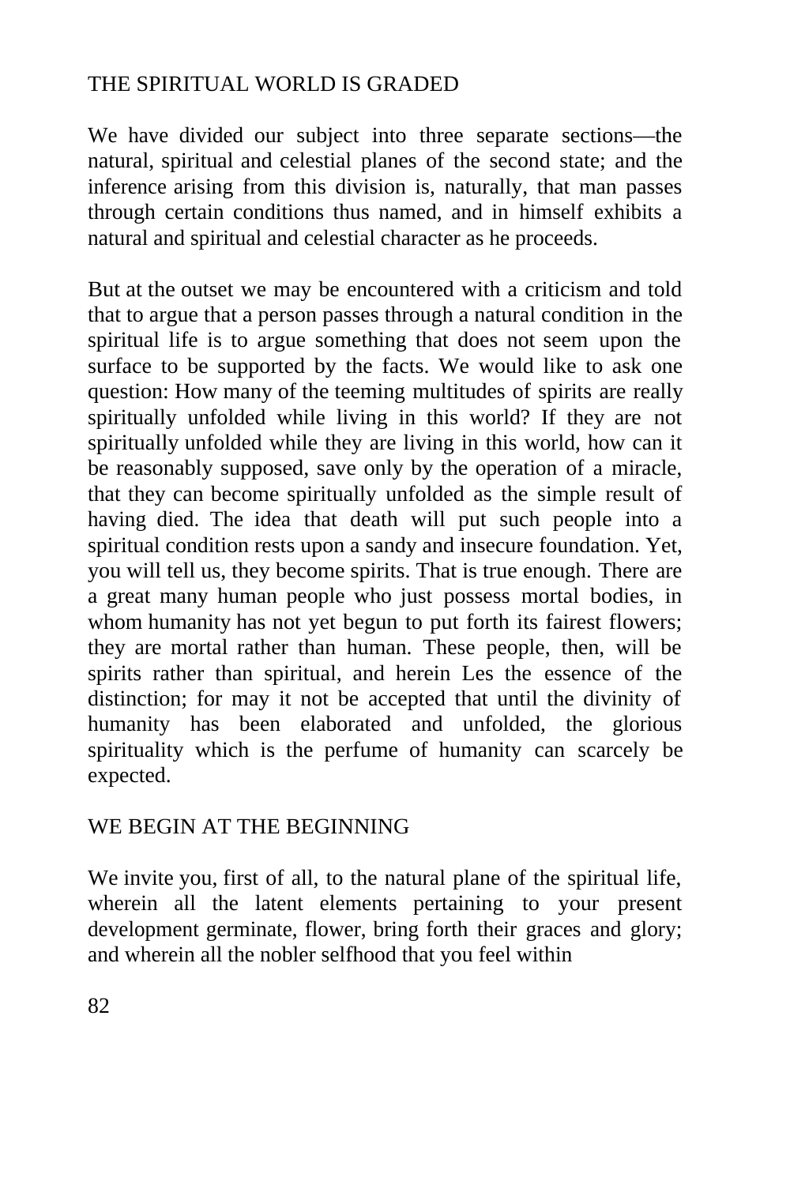## THE SPIRITUAL WORLD IS GRADED

We have divided our subject into three separate sections—the natural, spiritual and celestial planes of the second state; and the inference arising from this division is, naturally, that man passes through certain conditions thus named, and in himself exhibits a natural and spiritual and celestial character as he proceeds.

But at the outset we may be encountered with a criticism and told that to argue that a person passes through a natural condition in the spiritual life is to argue something that does not seem upon the surface to be supported by the facts. We would like to ask one question: How many of the teeming multitudes of spirits are really spiritually unfolded while living in this world? If they are not spiritually unfolded while they are living in this world, how can it be reasonably supposed, save only by the operation of a miracle, that they can become spiritually unfolded as the simple result of having died. The idea that death will put such people into a spiritual condition rests upon a sandy and insecure foundation. Yet, you will tell us, they become spirits. That is true enough. There are a great many human people who just possess mortal bodies, in whom humanity has not yet begun to put forth its fairest flowers; they are mortal rather than human. These people, then, will be spirits rather than spiritual, and herein Les the essence of the distinction; for may it not be accepted that until the divinity of humanity has been elaborated and unfolded, the glorious spirituality which is the perfume of humanity can scarcely be expected.

## WE BEGIN AT THE BEGINNING

We invite you, first of all, to the natural plane of the spiritual life, wherein all the latent elements pertaining to your present development germinate, flower, bring forth their graces and glory; and wherein all the nobler selfhood that you feel within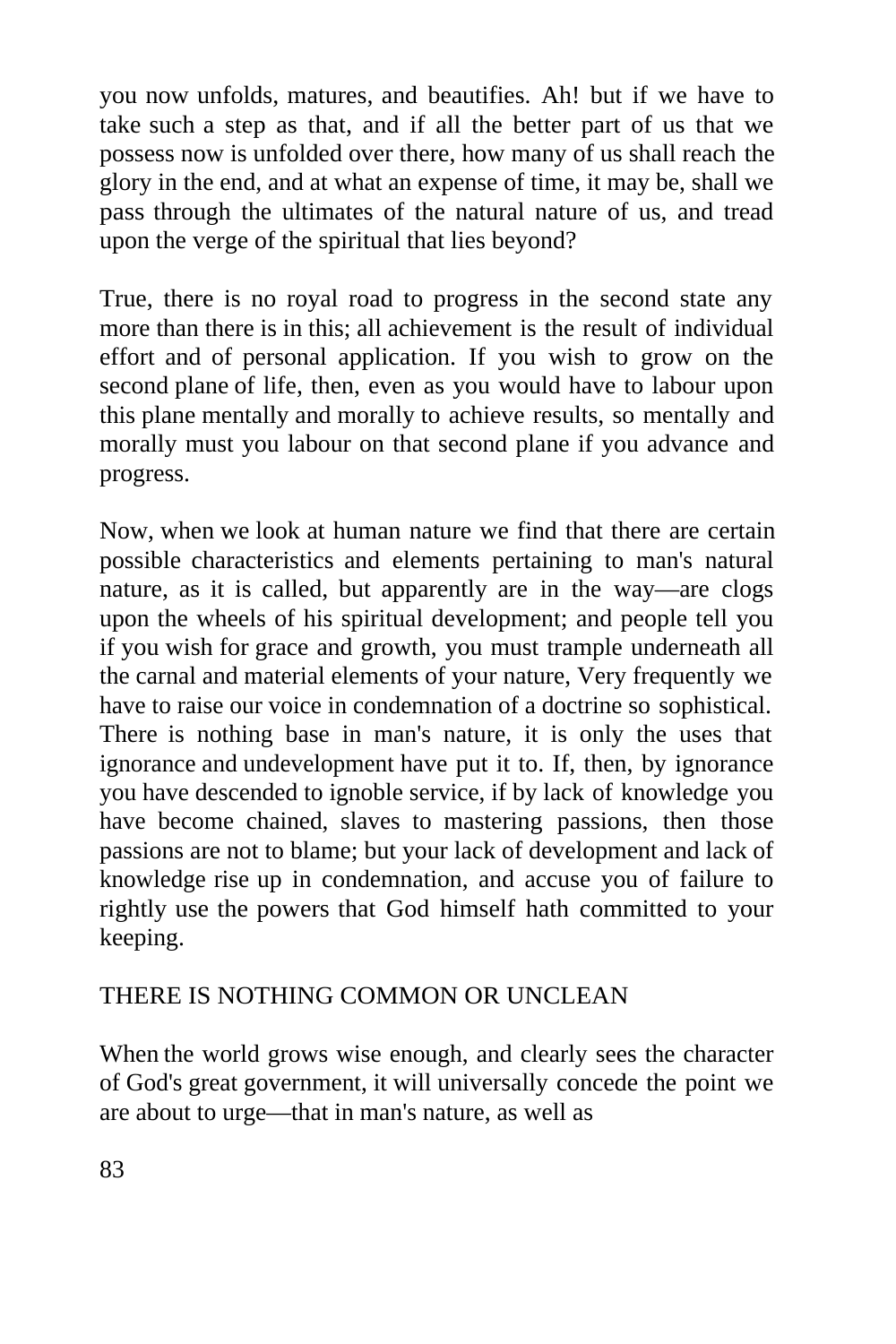you now unfolds, matures, and beautifies. Ah! but if we have to take such a step as that, and if all the better part of us that we possess now is unfolded over there, how many of us shall reach the glory in the end, and at what an expense of time, it may be, shall we pass through the ultimates of the natural nature of us, and tread upon the verge of the spiritual that lies beyond?

True, there is no royal road to progress in the second state any more than there is in this; all achievement is the result of individual effort and of personal application. If you wish to grow on the second plane of life, then, even as you would have to labour upon this plane mentally and morally to achieve results, so mentally and morally must you labour on that second plane if you advance and progress.

Now, when we look at human nature we find that there are certain possible characteristics and elements pertaining to man's natural nature, as it is called, but apparently are in the way—are clogs upon the wheels of his spiritual development; and people tell you if you wish for grace and growth, you must trample underneath all the carnal and material elements of your nature, Very frequently we have to raise our voice in condemnation of a doctrine so sophistical. There is nothing base in man's nature, it is only the uses that ignorance and undevelopment have put it to. If, then, by ignorance you have descended to ignoble service, if by lack of knowledge you have become chained, slaves to mastering passions, then those passions are not to blame; but your lack of development and lack of knowledge rise up in condemnation, and accuse you of failure to rightly use the powers that God himself hath committed to your keeping.

## THERE IS NOTHING COMMON OR UNCLEAN

When the world grows wise enough, and clearly sees the character of God's great government, it will universally concede the point we are about to urge—that in man's nature, as well as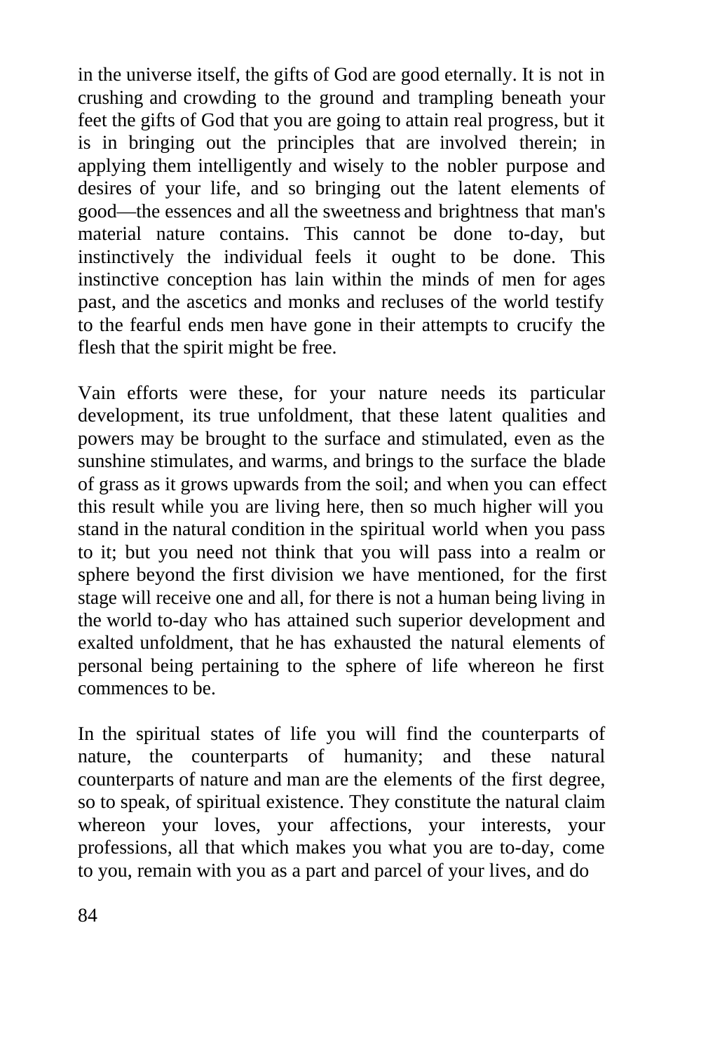in the universe itself, the gifts of God are good eternally. It is not in crushing and crowding to the ground and trampling beneath your feet the gifts of God that you are going to attain real progress, but it is in bringing out the principles that are involved therein; in applying them intelligently and wisely to the nobler purpose and desires of your life, and so bringing out the latent elements of good—the essences and all the sweetness and brightness that man's material nature contains. This cannot be done to-day, but instinctively the individual feels it ought to be done. This instinctive conception has lain within the minds of men for ages past, and the ascetics and monks and recluses of the world testify to the fearful ends men have gone in their attempts to crucify the flesh that the spirit might be free.

Vain efforts were these, for your nature needs its particular development, its true unfoldment, that these latent qualities and powers may be brought to the surface and stimulated, even as the sunshine stimulates, and warms, and brings to the surface the blade of grass as it grows upwards from the soil; and when you can effect this result while you are living here, then so much higher will you stand in the natural condition in the spiritual world when you pass to it; but you need not think that you will pass into a realm or sphere beyond the first division we have mentioned, for the first stage will receive one and all, for there is not a human being living in the world to-day who has attained such superior development and exalted unfoldment, that he has exhausted the natural elements of personal being pertaining to the sphere of life whereon he first commences to be.

In the spiritual states of life you will find the counterparts of nature, the counterparts of humanity; and these natural counterparts of nature and man are the elements of the first degree, so to speak, of spiritual existence. They constitute the natural claim whereon your loves, your affections, your interests, your professions, all that which makes you what you are to-day, come to you, remain with you as a part and parcel of your lives, and do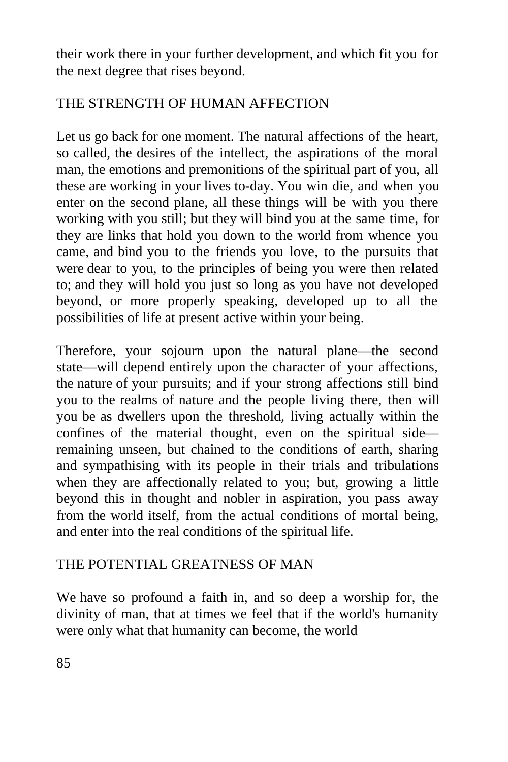their work there in your further development, and which fit you for the next degree that rises beyond.

## THE STRENGTH OF HUMAN AFFECTION

Let us go back for one moment. The natural affections of the heart, so called, the desires of the intellect, the aspirations of the moral man, the emotions and premonitions of the spiritual part of you, all these are working in your lives to-day. You win die, and when you enter on the second plane, all these things will be with you there working with you still; but they will bind you at the same time, for they are links that hold you down to the world from whence you came, and bind you to the friends you love, to the pursuits that were dear to you, to the principles of being you were then related to; and they will hold you just so long as you have not developed beyond, or more properly speaking, developed up to all the possibilities of life at present active within your being.

Therefore, your sojourn upon the natural plane—the second state—will depend entirely upon the character of your affections, the nature of your pursuits; and if your strong affections still bind you to the realms of nature and the people living there, then will you be as dwellers upon the threshold, living actually within the confines of the material thought, even on the spiritual side—remaining unseen, but chained to the conditions of earth, sharing and sympathising with its people in their trials and tribulations when they are affectionally related to you; but, growing a little beyond this in thought and nobler in aspiration, you pass away from the world itself, from the actual conditions of mortal being, and enter into the real conditions of the spiritual life.

## THE POTENTIAL GREATNESS OF MAN

We have so profound a faith in, and so deep a worship for, the divinity of man, that at times we feel that if the world's humanity were only what that humanity can become, the world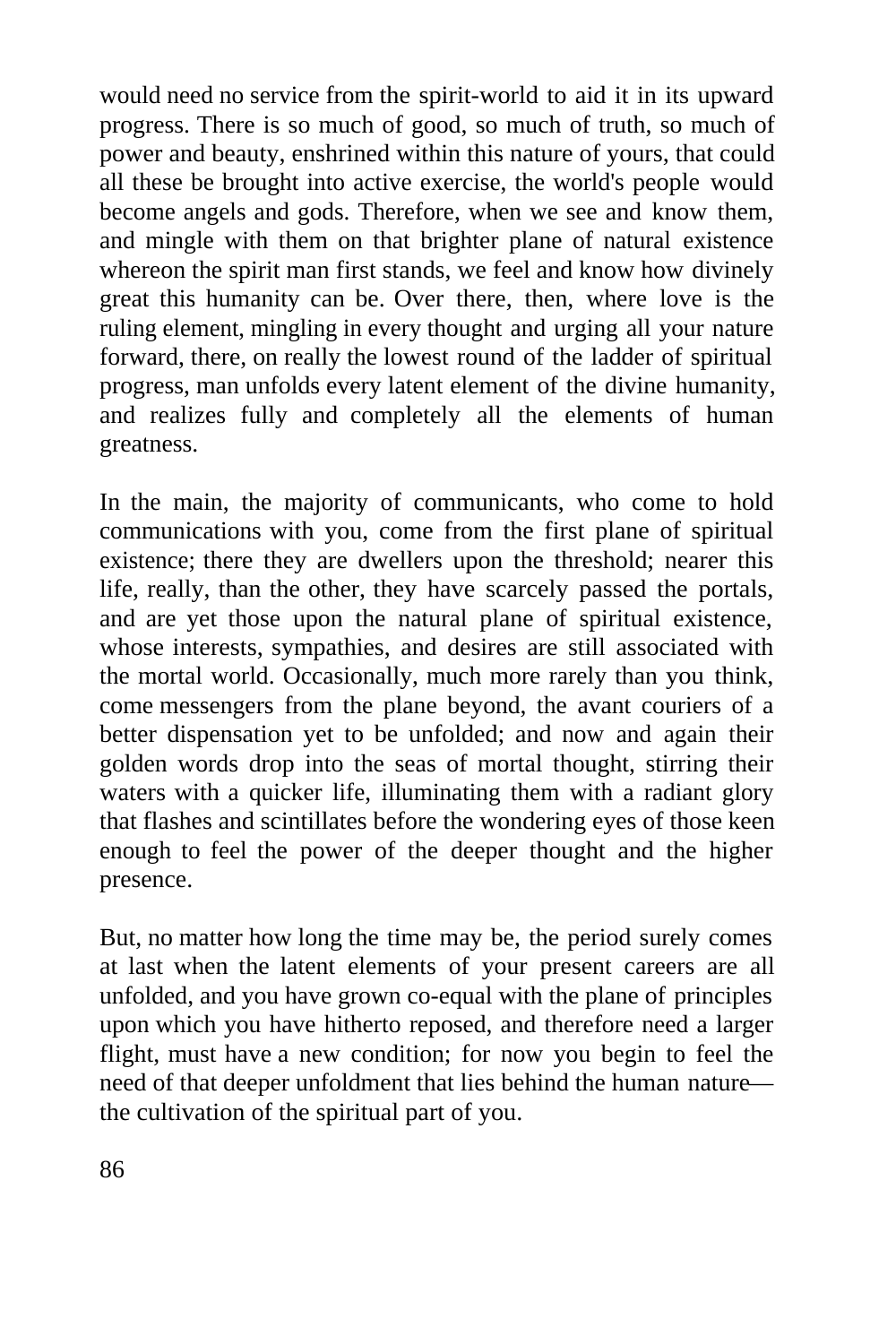would need no service from the spirit-world to aid it in its upward progress. There is so much of good, so much of truth, so much of power and beauty, enshrined within this nature of yours, that could all these be brought into active exercise, the world's people would become angels and gods. Therefore, when we see and know them, and mingle with them on that brighter plane of natural existence whereon the spirit man first stands, we feel and know how divinely great this humanity can be. Over there, then, where love is the ruling element, mingling in every thought and urging all your nature forward, there, on really the lowest round of the ladder of spiritual progress, man unfolds every latent element of the divine humanity, and realizes fully and completely all the elements of human greatness.

In the main, the majority of communicants, who come to hold communications with you, come from the first plane of spiritual existence; there they are dwellers upon the threshold; nearer this life, really, than the other, they have scarcely passed the portals, and are yet those upon the natural plane of spiritual existence, whose interests, sympathies, and desires are still associated with the mortal world. Occasionally, much more rarely than you think, come messengers from the plane beyond, the avant couriers of a better dispensation yet to be unfolded; and now and again their golden words drop into the seas of mortal thought, stirring their waters with a quicker life, illuminating them with a radiant glory that flashes and scintillates before the wondering eyes of those keen enough to feel the power of the deeper thought and the higher presence.

But, no matter how long the time may be, the period surely comes at last when the latent elements of your present careers are all unfolded, and you have grown co-equal with the plane of principles upon which you have hitherto reposed, and therefore need a larger flight, must have a new condition; for now you begin to feel the need of that deeper unfoldment that lies behind the human nature—the cultivation of the spiritual part of you.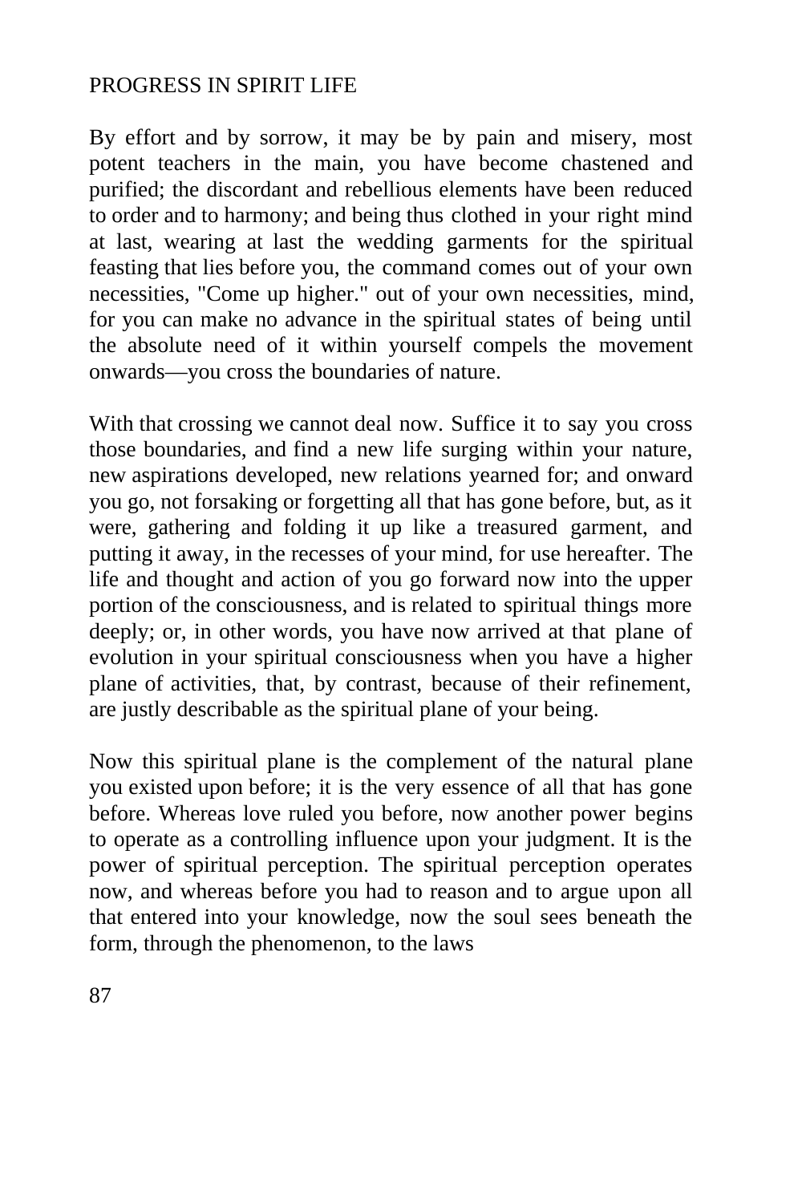PROGRESS IN SPIRIT LIFE

By effort and by sorrow, it may be by pain and misery, most potent teachers in the main, you have become chastened and purified; the discordant and rebellious elements have been reduced to order and to harmony; and being thus clothed in your right mind at last, wearing at last the wedding garments for the spiritual feasting that lies before you, the command comes out of your own necessities, "Come up higher." out of your own necessities, mind, for you can make no advance in the spiritual states of being until the absolute need of it within yourself compels the movement onwards—you cross the boundaries of nature.

With that crossing we cannot deal now. Suffice it to say you cross those boundaries, and find a new life surging within your nature, new aspirations developed, new relations yearned for; and onward you go, not forsaking or forgetting all that has gone before, but, as it were, gathering and folding it up like a treasured garment, and putting it away, in the recesses of your mind, for use hereafter. The life and thought and action of you go forward now into the upper portion of the consciousness, and is related to spiritual things more deeply; or, in other words, you have now arrived at that plane of evolution in your spiritual consciousness when you have a higher plane of activities, that, by contrast, because of their refinement, are justly describable as the spiritual plane of your being.

Now this spiritual plane is the complement of the natural plane you existed upon before; it is the very essence of all that has gone before. Whereas love ruled you before, now another power begins to operate as a controlling influence upon your judgment. It is the power of spiritual perception. The spiritual perception operates now, and whereas before you had to reason and to argue upon all that entered into your knowledge, now the soul sees beneath the form, through the phenomenon, to the laws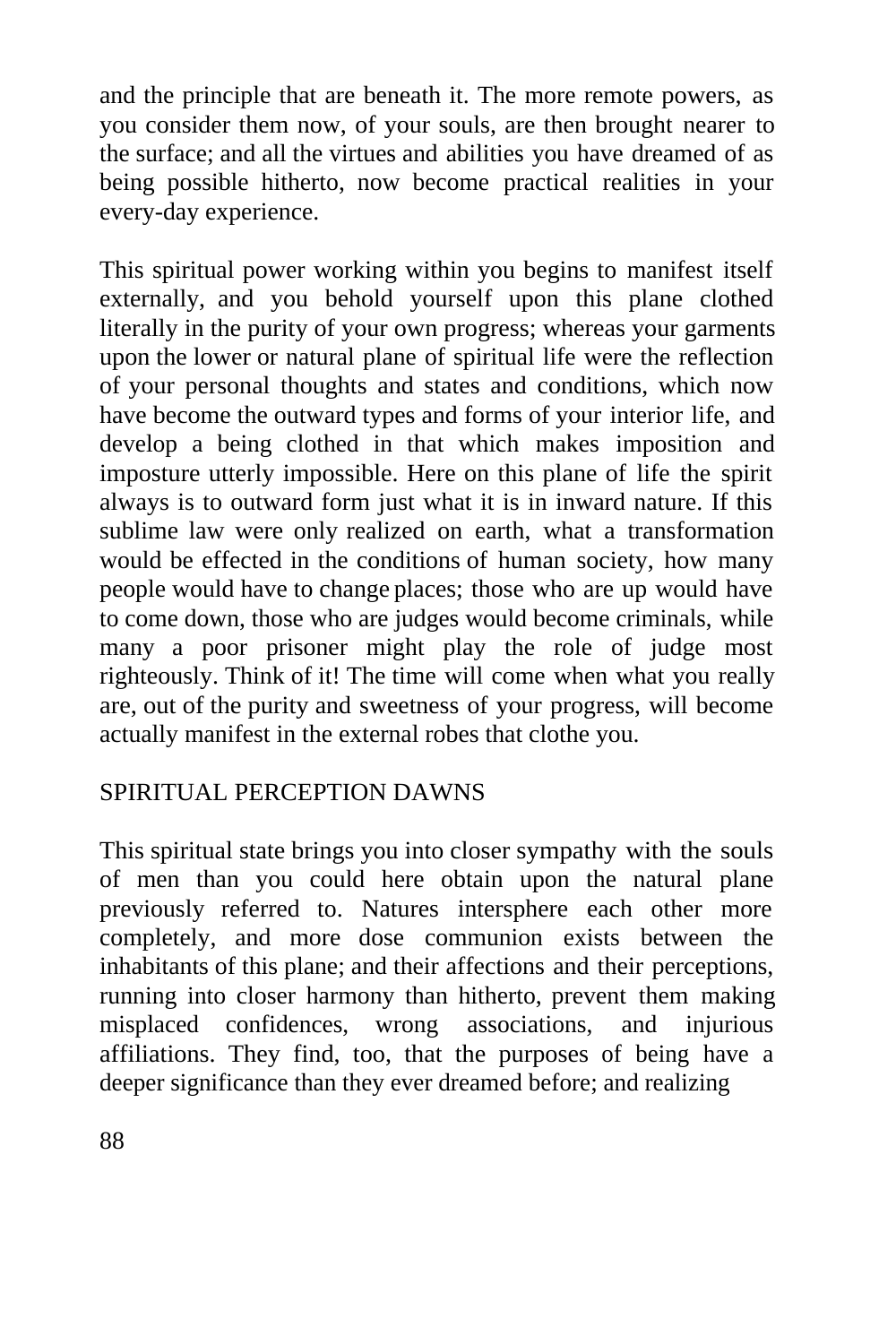and the principle that are beneath it. The more remote powers, as you consider them now, of your souls, are then brought nearer to the surface; and all the virtues and abilities you have dreamed of as being possible hitherto, now become practical realities in your every-day experience.

This spiritual power working within you begins to manifest itself externally, and you behold yourself upon this plane clothed literally in the purity of your own progress; whereas your garments upon the lower or natural plane of spiritual life were the reflection of your personal thoughts and states and conditions, which now have become the outward types and forms of your interior life, and develop a being clothed in that which makes imposition and imposture utterly impossible. Here on this plane of life the spirit always is to outward form just what it is in inward nature. If this sublime law were only realized on earth, what a transformation would be effected in the conditions of human society, how many people would have to change places; those who are up would have to come down, those who are judges would become criminals, while many a poor prisoner might play the role of judge most righteously. Think of it! The time will come when what you really are, out of the purity and sweetness of your progress, will become actually manifest in the external robes that clothe you.

## SPIRITUAL PERCEPTION DAWNS

This spiritual state brings you into closer sympathy with the souls of men than you could here obtain upon the natural plane previously referred to. Natures intersphere each other more completely, and more dose communion exists between the inhabitants of this plane; and their affections and their perceptions, running into closer harmony than hitherto, prevent them making misplaced confidences, wrong associations, and injurious affiliations. They find, too, that the purposes of being have a deeper significance than they ever dreamed before; and realizing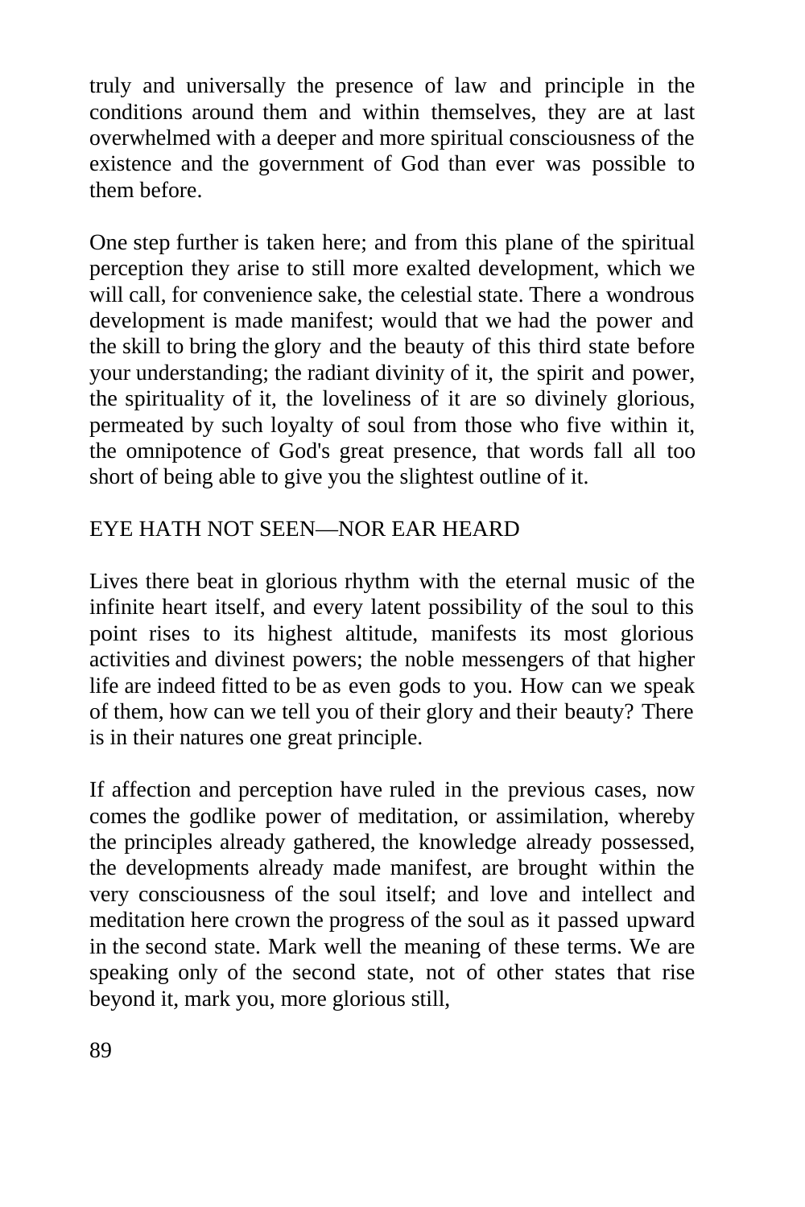truly and universally the presence of law and principle in the conditions around them and within themselves, they are at last overwhelmed with a deeper and more spiritual consciousness of the existence and the government of God than ever was possible to them before.

One step further is taken here; and from this plane of the spiritual perception they arise to still more exalted development, which we will call, for convenience sake, the celestial state. There a wondrous development is made manifest; would that we had the power and the skill to bring the glory and the beauty of this third state before your understanding; the radiant divinity of it, the spirit and power, the spirituality of it, the loveliness of it are so divinely glorious, permeated by such loyalty of soul from those who five within it, the omnipotence of God's great presence, that words fall all too short of being able to give you the slightest outline of it.

## EYE HATH NOT SEEN—NOR EAR HEARD

Lives there beat in glorious rhythm with the eternal music of the infinite heart itself, and every latent possibility of the soul to this point rises to its highest altitude, manifests its most glorious activities and divinest powers; the noble messengers of that higher life are indeed fitted to be as even gods to you. How can we speak of them, how can we tell you of their glory and their beauty? There is in their natures one great principle.

If affection and perception have ruled in the previous cases, now comes the godlike power of meditation, or assimilation, whereby the principles already gathered, the knowledge already possessed, the developments already made manifest, are brought within the very consciousness of the soul itself; and love and intellect and meditation here crown the progress of the soul as it passed upward in the second state. Mark well the meaning of these terms. We are speaking only of the second state, not of other states that rise beyond it, mark you, more glorious still,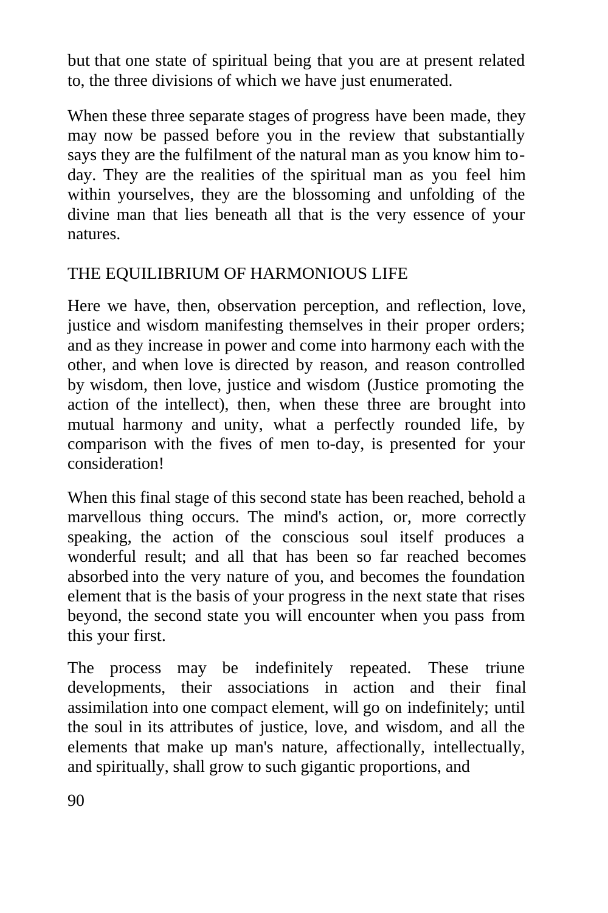but that one state of spiritual being that you are at present related to, the three divisions of which we have just enumerated.

When these three separate stages of progress have been made, they may now be passed before you in the review that substantially says they are the fulfilment of the natural man as you know him to-day. They are the realities of the spiritual man as you feel him within yourselves, they are the blossoming and unfolding of the divine man that lies beneath all that is the very essence of your natures.

## THE EQUILIBRIUM OF HARMONIOUS LIFE

Here we have, then, observation perception, and reflection, love, justice and wisdom manifesting themselves in their proper orders; and as they increase in power and come into harmony each with the other, and when love is directed by reason, and reason controlled by wisdom, then love, justice and wisdom (Justice promoting the action of the intellect), then, when these three are brought into mutual harmony and unity, what a perfectly rounded life, by comparison with the fives of men to-day, is presented for your consideration!

When this final stage of this second state has been reached, behold a marvellous thing occurs. The mind's action, or, more correctly speaking, the action of the conscious soul itself produces a wonderful result; and all that has been so far reached becomes absorbed into the very nature of you, and becomes the foundation element that is the basis of your progress in the next state that rises beyond, the second state you will encounter when you pass from this your first.

The process may be indefinitely repeated. These triune developments, their associations in action and their final assimilation into one compact element, will go on indefinitely; until the soul in its attributes of justice, love, and wisdom, and all the elements that make up man's nature, affectionally, intellectually, and spiritually, shall grow to such gigantic proportions, and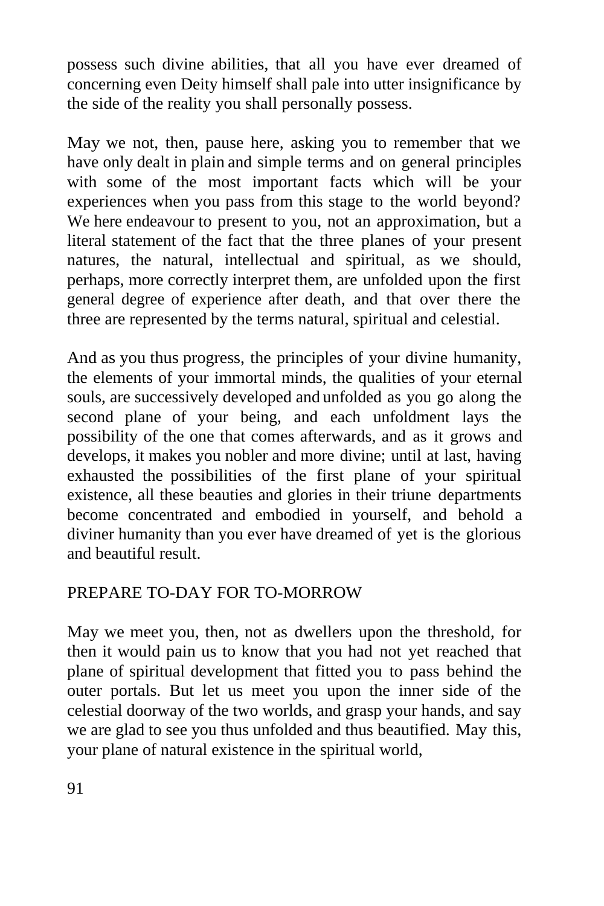possess such divine abilities, that all you have ever dreamed of concerning even Deity himself shall pale into utter insignificance by the side of the reality you shall personally possess.

May we not, then, pause here, asking you to remember that we have only dealt in plain and simple terms and on general principles with some of the most important facts which will be your experiences when you pass from this stage to the world beyond? We here endeavour to present to you, not an approximation, but a literal statement of the fact that the three planes of your present natures, the natural, intellectual and spiritual, as we should, perhaps, more correctly interpret them, are unfolded upon the first general degree of experience after death, and that over there the three are represented by the terms natural, spiritual and celestial.

And as you thus progress, the principles of your divine humanity, the elements of your immortal minds, the qualities of your eternal souls, are successively developed and unfolded as you go along the second plane of your being, and each unfoldment lays the possibility of the one that comes afterwards, and as it grows and develops, it makes you nobler and more divine; until at last, having exhausted the possibilities of the first plane of your spiritual existence, all these beauties and glories in their triune departments become concentrated and embodied in yourself, and behold a diviner humanity than you ever have dreamed of yet is the glorious and beautiful result.

## PREPARE TO-DAY FOR TO-MORROW

May we meet you, then, not as dwellers upon the threshold, for then it would pain us to know that you had not yet reached that plane of spiritual development that fitted you to pass behind the outer portals. But let us meet you upon the inner side of the celestial doorway of the two worlds, and grasp your hands, and say we are glad to see you thus unfolded and thus beautified. May this, your plane of natural existence in the spiritual world,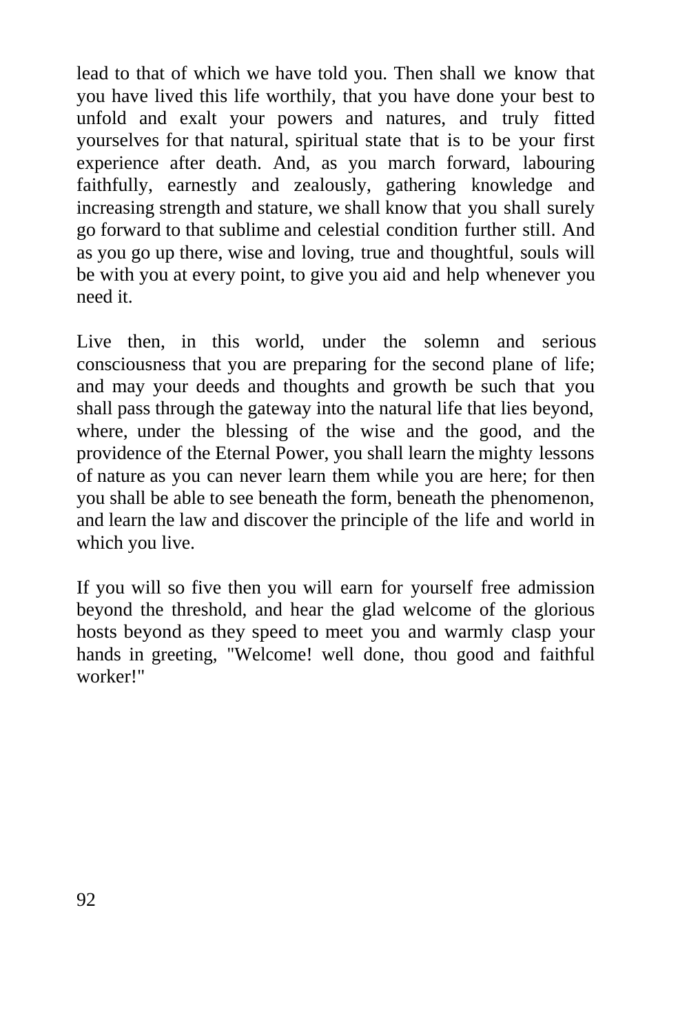lead to that of which we have told you. Then shall we know that you have lived this life worthily, that you have done your best to unfold and exalt your powers and natures, and truly fitted yourselves for that natural, spiritual state that is to be your first experience after death. And, as you march forward, labouring faithfully, earnestly and zealously, gathering knowledge and increasing strength and stature, we shall know that you shall surely go forward to that sublime and celestial condition further still. And as you go up there, wise and loving, true and thoughtful, souls will be with you at every point, to give you aid and help whenever you need it.

Live then, in this world, under the solemn and serious consciousness that you are preparing for the second plane of life; and may your deeds and thoughts and growth be such that you shall pass through the gateway into the natural life that lies beyond, where, under the blessing of the wise and the good, and the providence of the Eternal Power, you shall learn the mighty lessons of nature as you can never learn them while you are here; for then you shall be able to see beneath the form, beneath the phenomenon, and learn the law and discover the principle of the life and world in which you live.

If you will so five then you will earn for yourself free admission beyond the threshold, and hear the glad welcome of the glorious hosts beyond as they speed to meet you and warmly clasp your hands in greeting, "Welcome! well done, thou good and faithful worker!"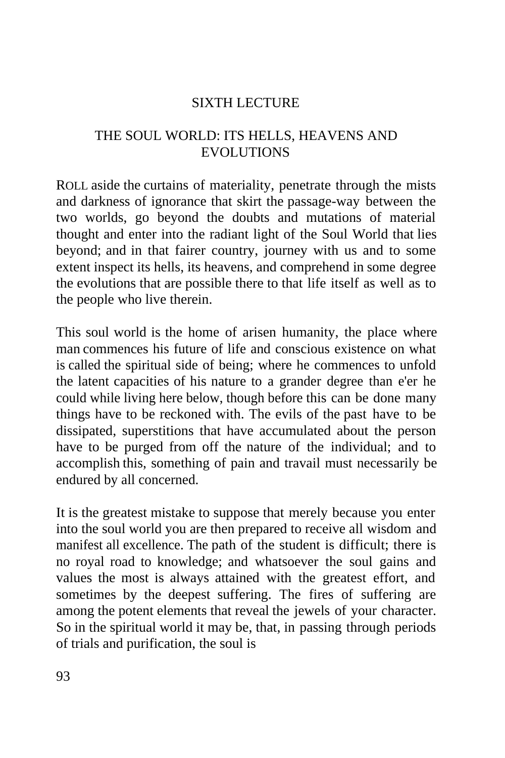## SIXTH LECTURE

## THE SOUL WORLD: ITS HELLS, HEAVENS AND EVOLUTIONS

ROLL aside the curtains of materiality, penetrate through the mists and darkness of ignorance that skirt the passage-way between the two worlds, go beyond the doubts and mutations of material thought and enter into the radiant light of the Soul World that lies beyond; and in that fairer country, journey with us and to some extent inspect its hells, its heavens, and comprehend in some degree the evolutions that are possible there to that life itself as well as to the people who live therein.

This soul world is the home of arisen humanity, the place where man commences his future of life and conscious existence on what is called the spiritual side of being; where he commences to unfold the latent capacities of his nature to a grander degree than e'er he could while living here below, though before this can be done many things have to be reckoned with. The evils of the past have to be dissipated, superstitions that have accumulated about the person have to be purged from off the nature of the individual; and to accomplish this, something of pain and travail must necessarily be endured by all concerned.

It is the greatest mistake to suppose that merely because you enter into the soul world you are then prepared to receive all wisdom and manifest all excellence. The path of the student is difficult; there is no royal road to knowledge; and whatsoever the soul gains and values the most is always attained with the greatest effort, and sometimes by the deepest suffering. The fires of suffering are among the potent elements that reveal the jewels of your character. So in the spiritual world it may be, that, in passing through periods of trials and purification, the soul is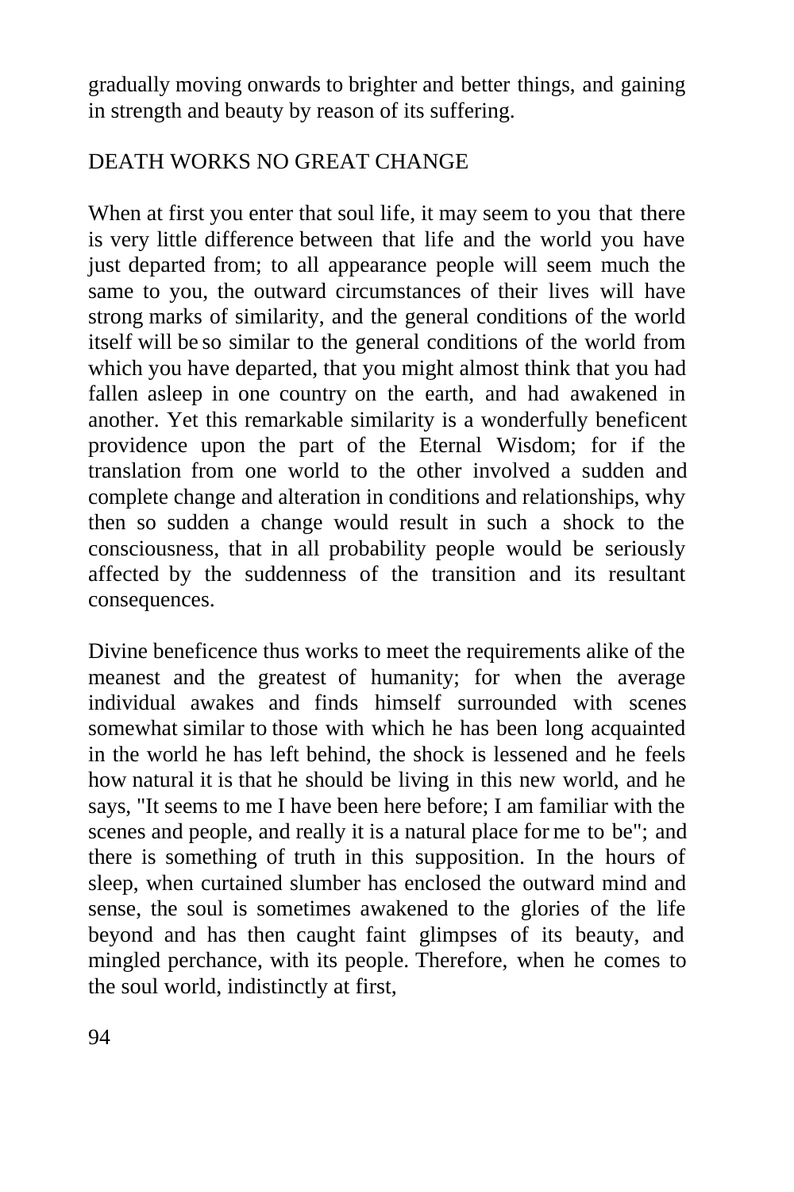gradually moving onwards to brighter and better things, and gaining in strength and beauty by reason of its suffering.

## DEATH WORKS NO GREAT CHANGE

When at first you enter that soul life, it may seem to you that there is very little difference between that life and the world you have just departed from; to all appearance people will seem much the same to you, the outward circumstances of their lives will have strong marks of similarity, and the general conditions of the world itself will be so similar to the general conditions of the world from which you have departed, that you might almost think that you had fallen asleep in one country on the earth, and had awakened in another. Yet this remarkable similarity is a wonderfully beneficent providence upon the part of the Eternal Wisdom; for if the translation from one world to the other involved a sudden and complete change and alteration in conditions and relationships, why then so sudden a change would result in such a shock to the consciousness, that in all probability people would be seriously affected by the suddenness of the transition and its resultant consequences.

Divine beneficence thus works to meet the requirements alike of the meanest and the greatest of humanity; for when the average individual awakes and finds himself surrounded with scenes somewhat similar to those with which he has been long acquainted in the world he has left behind, the shock is lessened and he feels how natural it is that he should be living in this new world, and he says, "It seems to me I have been here before; I am familiar with the scenes and people, and really it is a natural place for me to be"; and there is something of truth in this supposition. In the hours of sleep, when curtained slumber has enclosed the outward mind and sense, the soul is sometimes awakened to the glories of the life beyond and has then caught faint glimpses of its beauty, and mingled perchance, with its people. Therefore, when he comes to the soul world, indistinctly at first,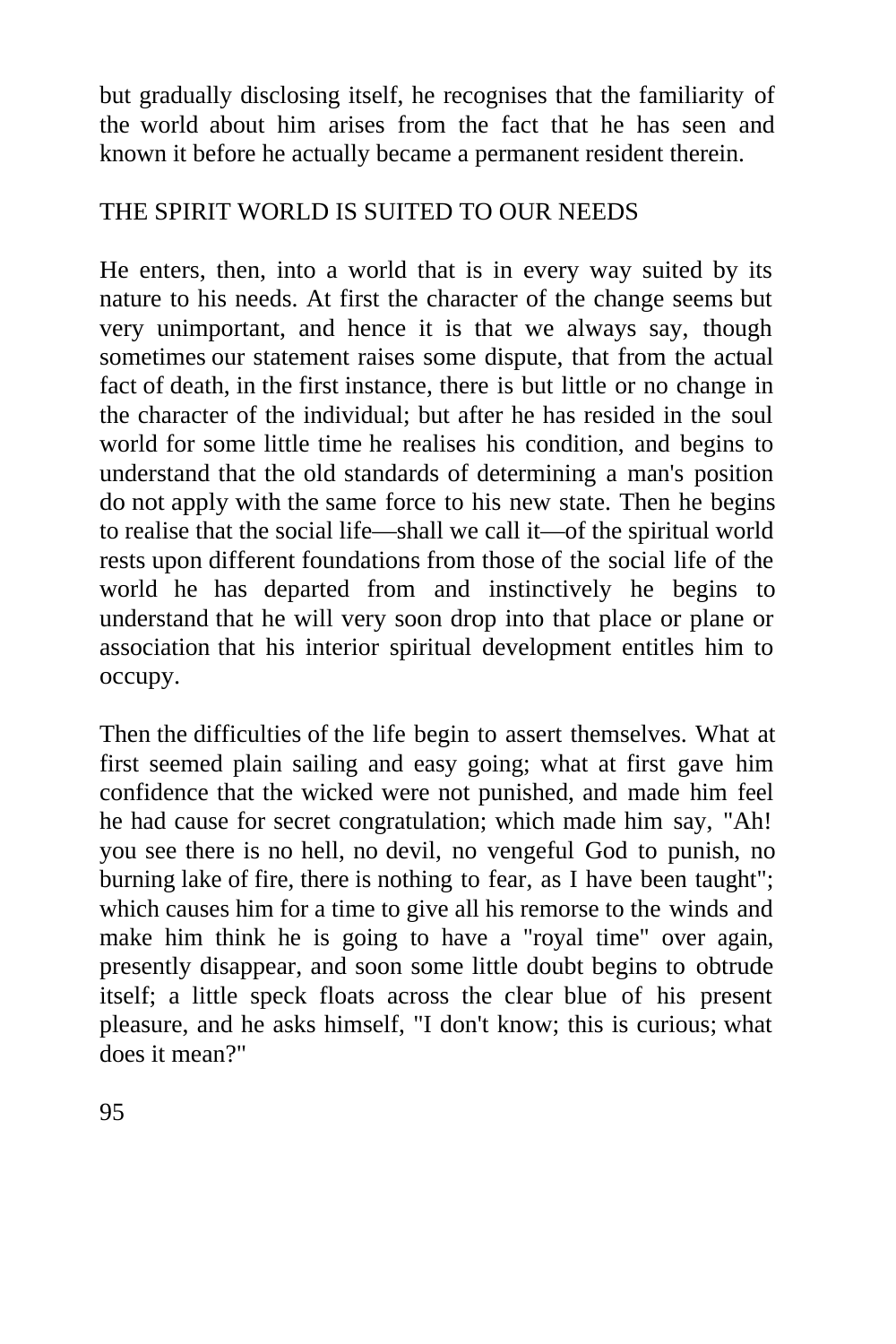but gradually disclosing itself, he recognises that the familiarity of the world about him arises from the fact that he has seen and known it before he actually became a permanent resident therein.

## THE SPIRIT WORLD IS SUITED TO OUR NEEDS

He enters, then, into a world that is in every way suited by its nature to his needs. At first the character of the change seems but very unimportant, and hence it is that we always say, though sometimes our statement raises some dispute, that from the actual fact of death, in the first instance, there is but little or no change in the character of the individual; but after he has resided in the soul world for some little time he realises his condition, and begins to understand that the old standards of determining a man's position do not apply with the same force to his new state. Then he begins to realise that the social life—shall we call it—of the spiritual world rests upon different foundations from those of the social life of the world he has departed from and instinctively he begins to understand that he will very soon drop into that place or plane or association that his interior spiritual development entitles him to occupy.

Then the difficulties of the life begin to assert themselves. What at first seemed plain sailing and easy going; what at first gave him confidence that the wicked were not punished, and made him feel he had cause for secret congratulation; which made him say, "Ah! you see there is no hell, no devil, no vengeful God to punish, no burning lake of fire, there is nothing to fear, as I have been taught"; which causes him for a time to give all his remorse to the winds and make him think he is going to have a "royal time" over again, presently disappear, and soon some little doubt begins to obtrude itself; a little speck floats across the clear blue of his present pleasure, and he asks himself, "I don't know; this is curious; what does it mean?"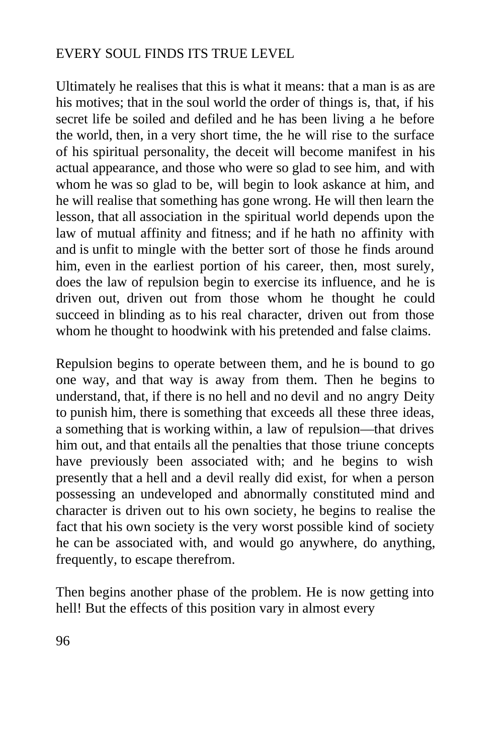Ultimately he realises that this is what it means: that a man is as are his motives; that in the soul world the order of things is, that, if his secret life be soiled and defiled and he has been living a he before the world, then, in a very short time, the he will rise to the surface of his spiritual personality, the deceit will become manifest in his actual appearance, and those who were so glad to see him, and with whom he was so glad to be, will begin to look askance at him, and he will realise that something has gone wrong. He will then learn the lesson, that all association in the spiritual world depends upon the law of mutual affinity and fitness; and if he hath no affinity with and is unfit to mingle with the better sort of those he finds around him, even in the earliest portion of his career, then, most surely, does the law of repulsion begin to exercise its influence, and he is driven out, driven out from those whom he thought he could succeed in blinding as to his real character, driven out from those whom he thought to hoodwink with his pretended and false claims.

Repulsion begins to operate between them, and he is bound to go one way, and that way is away from them. Then he begins to understand, that, if there is no hell and no devil and no angry Deity to punish him, there is something that exceeds all these three ideas, a something that is working within, a law of repulsion—that drives him out, and that entails all the penalties that those triune concepts have previously been associated with; and he begins to wish presently that a hell and a devil really did exist, for when a person possessing an undeveloped and abnormally constituted mind and character is driven out to his own society, he begins to realise the fact that his own society is the very worst possible kind of society he can be associated with, and would go anywhere, do anything, frequently, to escape therefrom.

Then begins another phase of the problem. He is now getting into hell! But the effects of this position vary in almost every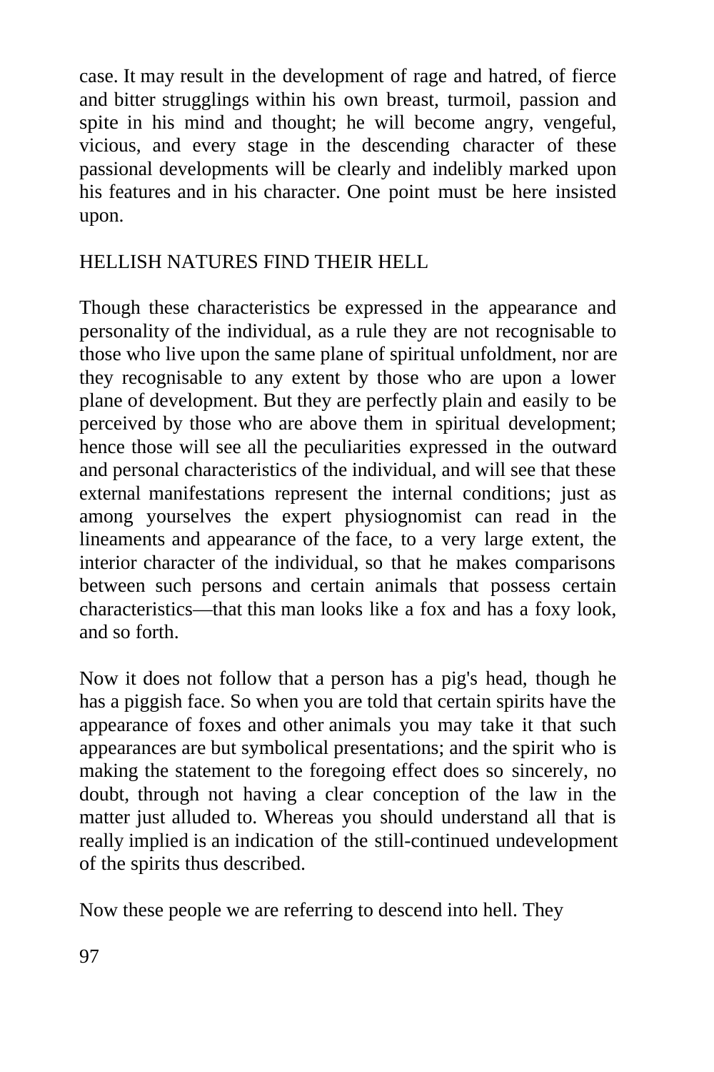case. It may result in the development of rage and hatred, of fierce and bitter strugglings within his own breast, turmoil, passion and spite in his mind and thought; he will become angry, vengeful, vicious, and every stage in the descending character of these passional developments will be clearly and indelibly marked upon his features and in his character. One point must be here insisted upon.

## HELLISH NATURES FIND THEIR HELL

Though these characteristics be expressed in the appearance and personality of the individual, as a rule they are not recognisable to those who live upon the same plane of spiritual unfoldment, nor are they recognisable to any extent by those who are upon a lower plane of development. But they are perfectly plain and easily to be perceived by those who are above them in spiritual development; hence those will see all the peculiarities expressed in the outward and personal characteristics of the individual, and will see that these external manifestations represent the internal conditions; just as among yourselves the expert physiognomist can read in the lineaments and appearance of the face, to a very large extent, the interior character of the individual, so that he makes comparisons between such persons and certain animals that possess certain characteristics—that this man looks like a fox and has a foxy look, and so forth.

Now it does not follow that a person has a pig's head, though he has a piggish face. So when you are told that certain spirits have the appearance of foxes and other animals you may take it that such appearances are but symbolical presentations; and the spirit who is making the statement to the foregoing effect does so sincerely, no doubt, through not having a clear conception of the law in the matter just alluded to. Whereas you should understand all that is really implied is an indication of the still-continued undevelopment of the spirits thus described.

Now these people we are referring to descend into hell. They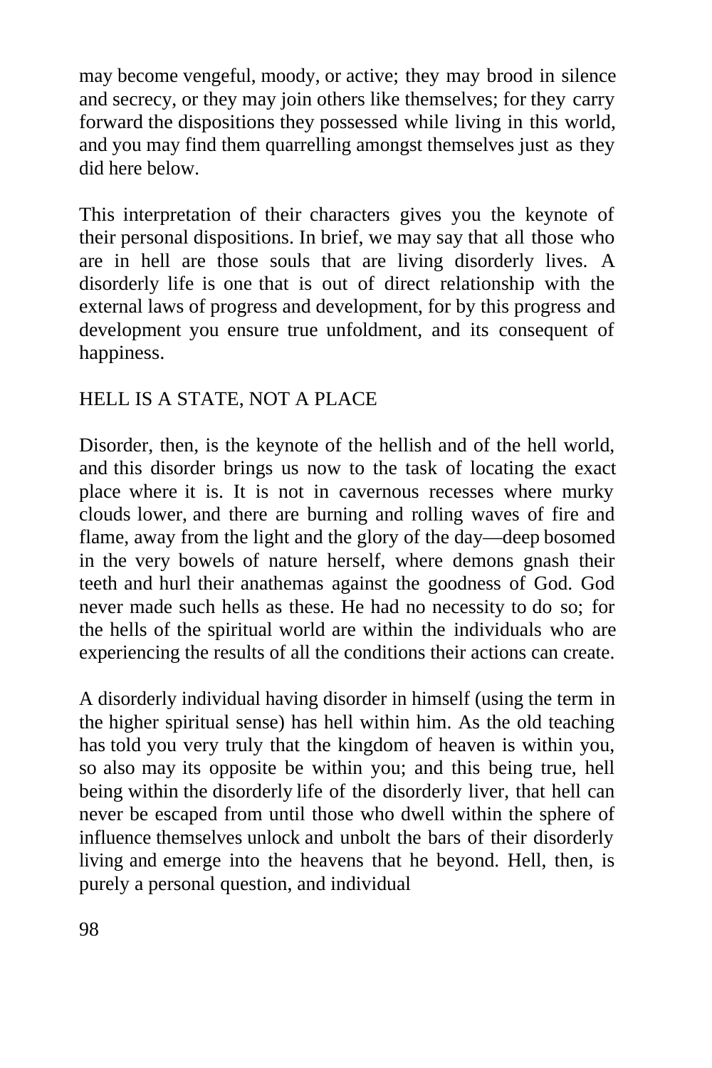may become vengeful, moody, or active; they may brood in silence and secrecy, or they may join others like themselves; for they carry forward the dispositions they possessed while living in this world, and you may find them quarrelling amongst themselves just as they did here below.

This interpretation of their characters gives you the keynote of their personal dispositions. In brief, we may say that all those who are in hell are those souls that are living disorderly lives. A disorderly life is one that is out of direct relationship with the external laws of progress and development, for by this progress and development you ensure true unfoldment, and its consequent of happiness.

## HELL IS A STATE, NOT A PLACE

Disorder, then, is the keynote of the hellish and of the hell world, and this disorder brings us now to the task of locating the exact place where it is. It is not in cavernous recesses where murky clouds lower, and there are burning and rolling waves of fire and flame, away from the light and the glory of the day—deep bosomed in the very bowels of nature herself, where demons gnash their teeth and hurl their anathemas against the goodness of God. God never made such hells as these. He had no necessity to do so; for the hells of the spiritual world are within the individuals who are experiencing the results of all the conditions their actions can create.

A disorderly individual having disorder in himself (using the term in the higher spiritual sense) has hell within him. As the old teaching has told you very truly that the kingdom of heaven is within you, so also may its opposite be within you; and this being true, hell being within the disorderly life of the disorderly liver, that hell can never be escaped from until those who dwell within the sphere of influence themselves unlock and unbolt the bars of their disorderly living and emerge into the heavens that he beyond. Hell, then, is purely a personal question, and individual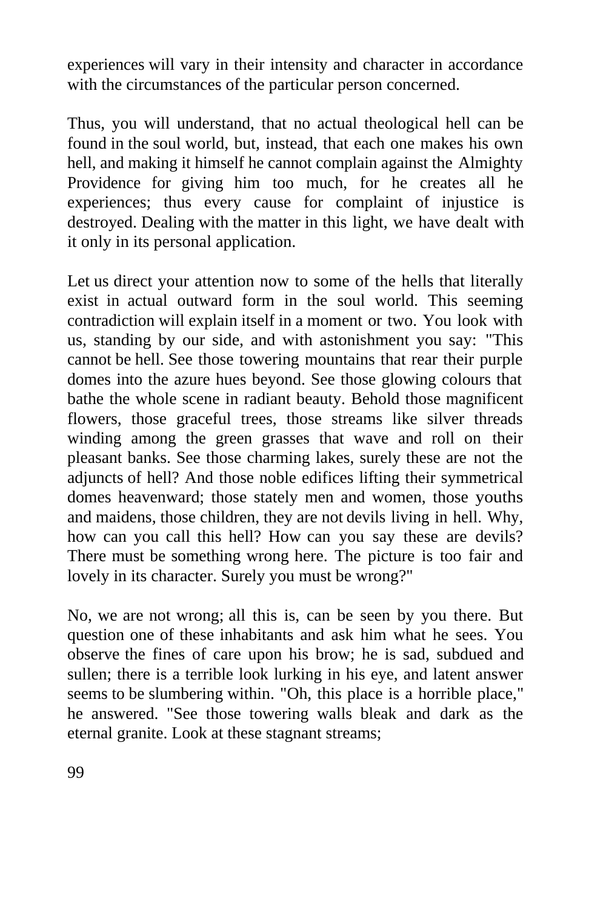experiences will vary in their intensity and character in accordance with the circumstances of the particular person concerned.

Thus, you will understand, that no actual theological hell can be found in the soul world, but, instead, that each one makes his own hell, and making it himself he cannot complain against the Almighty Providence for giving him too much, for he creates all he experiences; thus every cause for complaint of injustice is destroyed. Dealing with the matter in this light, we have dealt with it only in its personal application.

Let us direct your attention now to some of the hells that literally exist in actual outward form in the soul world. This seeming contradiction will explain itself in a moment or two. You look with us, standing by our side, and with astonishment you say: "This cannot be hell. See those towering mountains that rear their purple domes into the azure hues beyond. See those glowing colours that bathe the whole scene in radiant beauty. Behold those magnificent flowers, those graceful trees, those streams like silver threads winding among the green grasses that wave and roll on their pleasant banks. See those charming lakes, surely these are not the adjuncts of hell? And those noble edifices lifting their symmetrical domes heavenward; those stately men and women, those youths and maidens, those children, they are not devils living in hell. Why, how can you call this hell? How can you say these are devils? There must be something wrong here. The picture is too fair and lovely in its character. Surely you must be wrong?"

No, we are not wrong; all this is, can be seen by you there. But question one of these inhabitants and ask him what he sees. You observe the fines of care upon his brow; he is sad, subdued and sullen; there is a terrible look lurking in his eye, and latent answer seems to be slumbering within. "Oh, this place is a horrible place," he answered. "See those towering walls bleak and dark as the eternal granite. Look at these stagnant streams;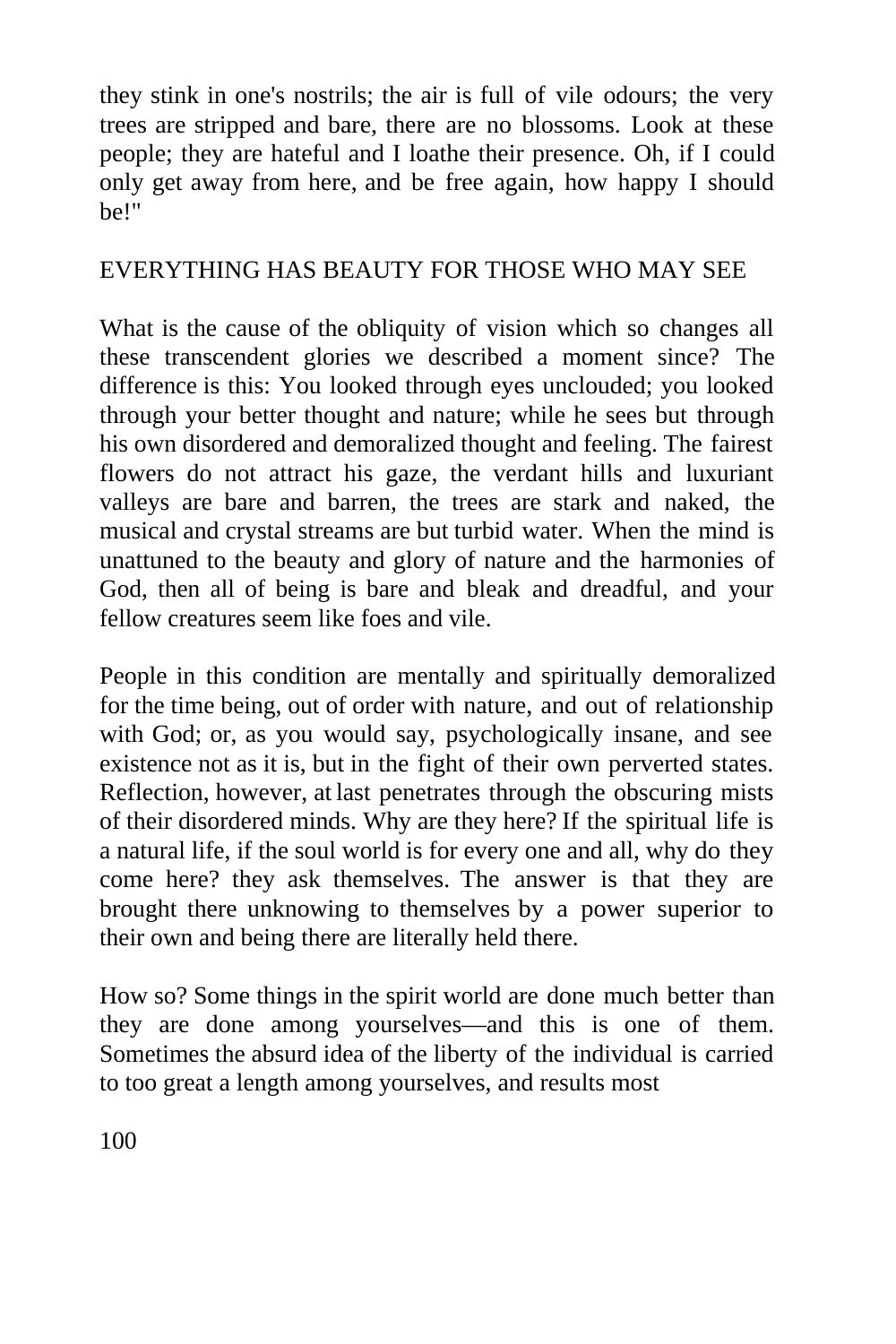they stink in one's nostrils; the air is full of vile odours; the very trees are stripped and bare, there are no blossoms. Look at these people; they are hateful and I loathe their presence. Oh, if I could only get away from here, and be free again, how happy I should be!"

## EVERYTHING HAS BEAUTY FOR THOSE WHO MAY SEE

What is the cause of the obliquity of vision which so changes all these transcendent glories we described a moment since? The difference is this: You looked through eyes unclouded; you looked through your better thought and nature; while he sees but through his own disordered and demoralized thought and feeling. The fairest flowers do not attract his gaze, the verdant hills and luxuriant valleys are bare and barren, the trees are stark and naked, the musical and crystal streams are but turbid water. When the mind is unattuned to the beauty and glory of nature and the harmonies of God, then all of being is bare and bleak and dreadful, and your fellow creatures seem like foes and vile.

People in this condition are mentally and spiritually demoralized for the time being, out of order with nature, and out of relationship with God; or, as you would say, psychologically insane, and see existence not as it is, but in the fight of their own perverted states. Reflection, however, at last penetrates through the obscuring mists of their disordered minds. Why are they here? If the spiritual life is a natural life, if the soul world is for every one and all, why do they come here? they ask themselves. The answer is that they are brought there unknowing to themselves by a power superior to their own and being there are literally held there.

How so? Some things in the spirit world are done much better than they are done among yourselves—and this is one of them. Sometimes the absurd idea of the liberty of the individual is carried to too great a length among yourselves, and results most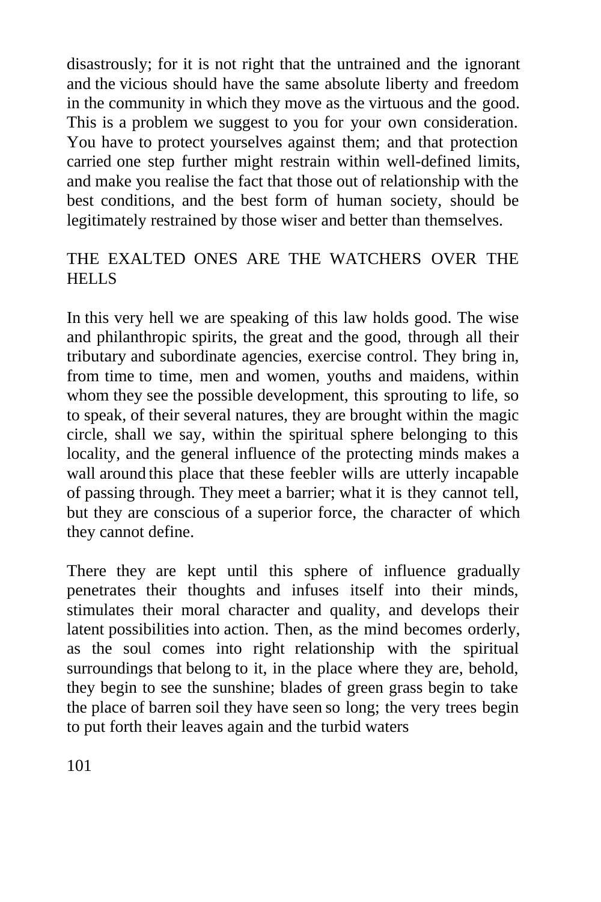disastrously; for it is not right that the untrained and the ignorant and the vicious should have the same absolute liberty and freedom in the community in which they move as the virtuous and the good. This is a problem we suggest to you for your own consideration. You have to protect yourselves against them; and that protection carried one step further might restrain within well-defined limits, and make you realise the fact that those out of relationship with the best conditions, and the best form of human society, should be legitimately restrained by those wiser and better than themselves.

## THE EXALTED ONES ARE THE WATCHERS OVER THE HELLS

In this very hell we are speaking of this law holds good. The wise and philanthropic spirits, the great and the good, through all their tributary and subordinate agencies, exercise control. They bring in, from time to time, men and women, youths and maidens, within whom they see the possible development, this sprouting to life, so to speak, of their several natures, they are brought within the magic circle, shall we say, within the spiritual sphere belonging to this locality, and the general influence of the protecting minds makes a wall around this place that these feebler wills are utterly incapable of passing through. They meet a barrier; what it is they cannot tell, but they are conscious of a superior force, the character of which they cannot define.

There they are kept until this sphere of influence gradually penetrates their thoughts and infuses itself into their minds, stimulates their moral character and quality, and develops their latent possibilities into action. Then, as the mind becomes orderly, as the soul comes into right relationship with the spiritual surroundings that belong to it, in the place where they are, behold, they begin to see the sunshine; blades of green grass begin to take the place of barren soil they have seen so long; the very trees begin to put forth their leaves again and the turbid waters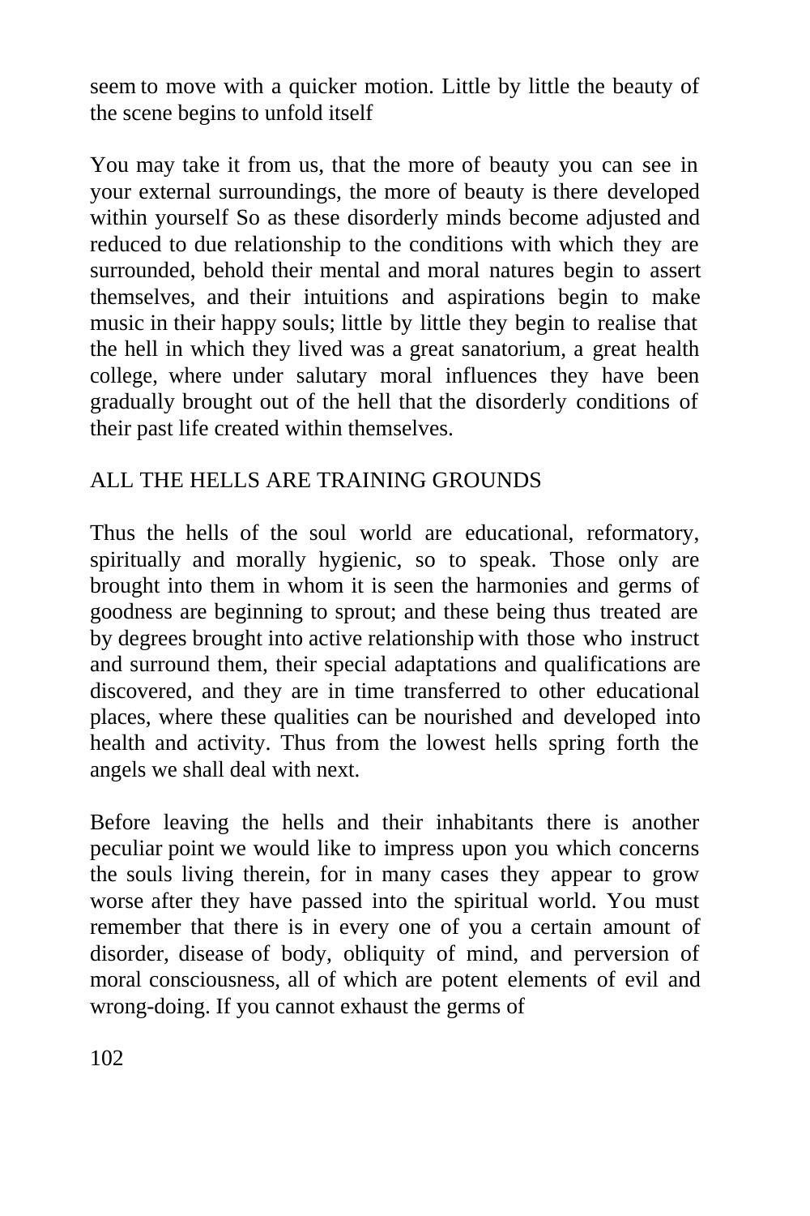seem to move with a quicker motion. Little by little the beauty of the scene begins to unfold itself

You may take it from us, that the more of beauty you can see in your external surroundings, the more of beauty is there developed within yourself So as these disorderly minds become adjusted and reduced to due relationship to the conditions with which they are surrounded, behold their mental and moral natures begin to assert themselves, and their intuitions and aspirations begin to make music in their happy souls; little by little they begin to realise that the hell in which they lived was a great sanatorium, a great health college, where under salutary moral influences they have been gradually brought out of the hell that the disorderly conditions of their past life created within themselves.

## ALL THE HELLS ARE TRAINING GROUNDS

Thus the hells of the soul world are educational, reformatory, spiritually and morally hygienic, so to speak. Those only are brought into them in whom it is seen the harmonies and germs of goodness are beginning to sprout; and these being thus treated are by degrees brought into active relationship with those who instruct and surround them, their special adaptations and qualifications are discovered, and they are in time transferred to other educational places, where these qualities can be nourished and developed into health and activity. Thus from the lowest hells spring forth the angels we shall deal with next.

Before leaving the hells and their inhabitants there is another peculiar point we would like to impress upon you which concerns the souls living therein, for in many cases they appear to grow worse after they have passed into the spiritual world. You must remember that there is in every one of you a certain amount of disorder, disease of body, obliquity of mind, and perversion of moral consciousness, all of which are potent elements of evil and wrong-doing. If you cannot exhaust the germs of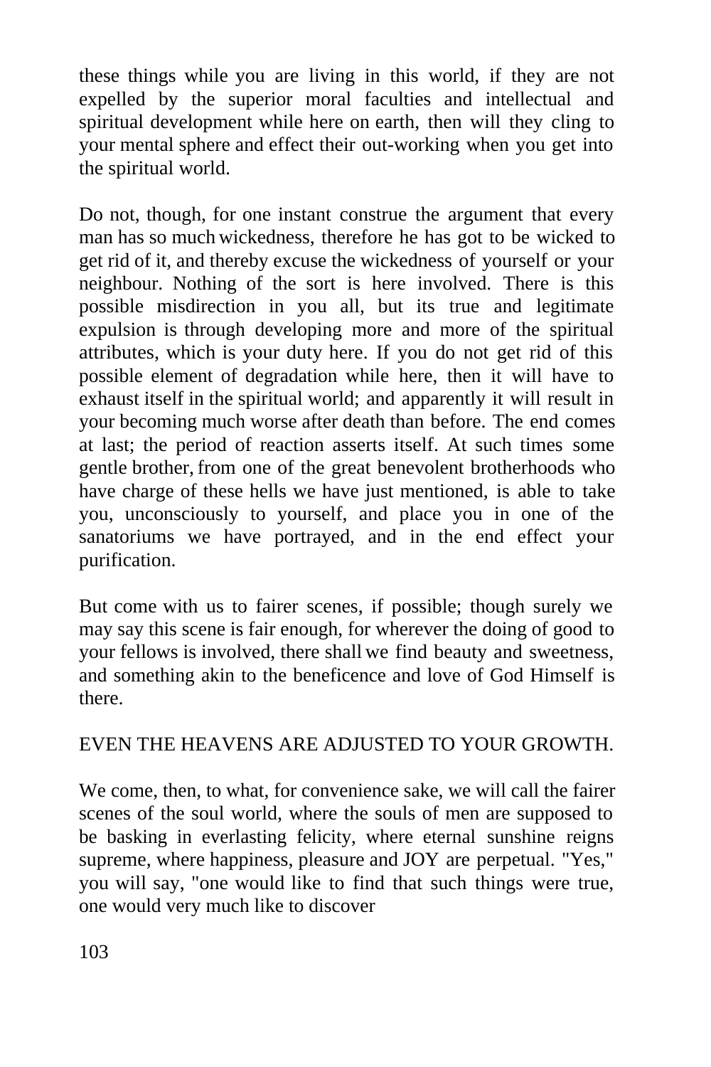these things while you are living in this world, if they are not expelled by the superior moral faculties and intellectual and spiritual development while here on earth, then will they cling to your mental sphere and effect their out-working when you get into the spiritual world.

Do not, though, for one instant construe the argument that every man has so much wickedness, therefore he has got to be wicked to get rid of it, and thereby excuse the wickedness of yourself or your neighbour. Nothing of the sort is here involved. There is this possible misdirection in you all, but its true and legitimate expulsion is through developing more and more of the spiritual attributes, which is your duty here. If you do not get rid of this possible element of degradation while here, then it will have to exhaust itself in the spiritual world; and apparently it will result in your becoming much worse after death than before. The end comes at last; the period of reaction asserts itself. At such times some gentle brother, from one of the great benevolent brotherhoods who have charge of these hells we have just mentioned, is able to take you, unconsciously to yourself, and place you in one of the sanatoriums we have portrayed, and in the end effect your purification.

But come with us to fairer scenes, if possible; though surely we may say this scene is fair enough, for wherever the doing of good to your fellows is involved, there shall we find beauty and sweetness, and something akin to the beneficence and love of God Himself is there.

## EVEN THE HEAVENS ARE ADJUSTED TO YOUR GROWTH.

We come, then, to what, for convenience sake, we will call the fairer scenes of the soul world, where the souls of men are supposed to be basking in everlasting felicity, where eternal sunshine reigns supreme, where happiness, pleasure and JOY are perpetual. "Yes," you will say, "one would like to find that such things were true, one would very much like to discover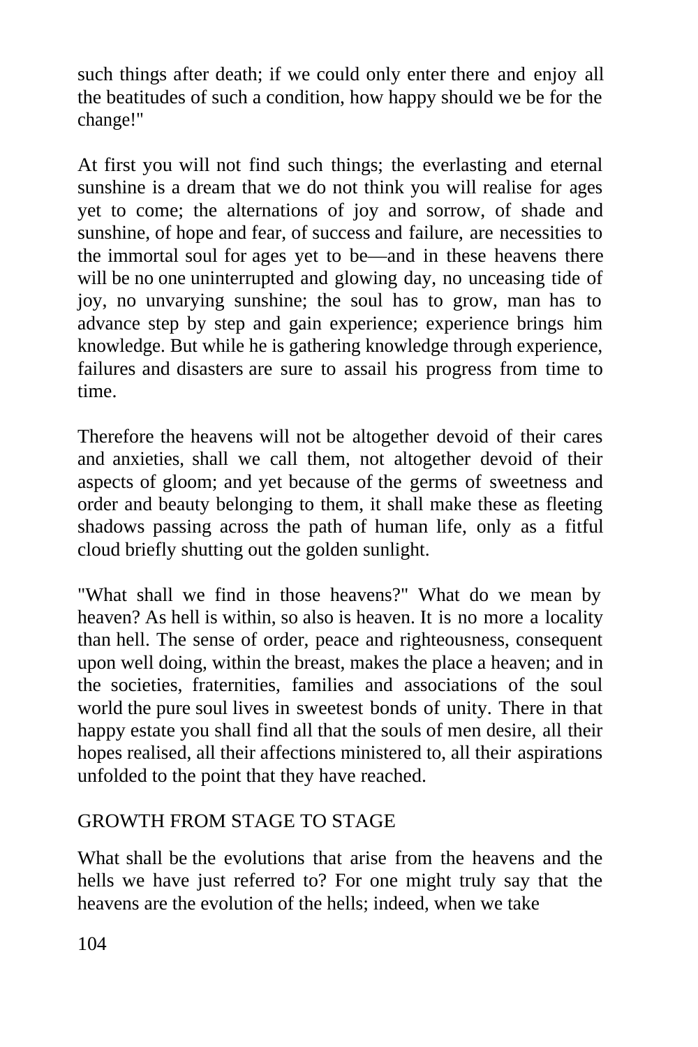such things after death; if we could only enter there and enjoy all the beatitudes of such a condition, how happy should we be for the change!"

At first you will not find such things; the everlasting and eternal sunshine is a dream that we do not think you will realise for ages yet to come; the alternations of joy and sorrow, of shade and sunshine, of hope and fear, of success and failure, are necessities to the immortal soul for ages yet to be—and in these heavens there will be no one uninterrupted and glowing day, no unceasing tide of joy, no unvarying sunshine; the soul has to grow, man has to advance step by step and gain experience; experience brings him knowledge. But while he is gathering knowledge through experience, failures and disasters are sure to assail his progress from time to time.

Therefore the heavens will not be altogether devoid of their cares and anxieties, shall we call them, not altogether devoid of their aspects of gloom; and yet because of the germs of sweetness and order and beauty belonging to them, it shall make these as fleeting shadows passing across the path of human life, only as a fitful cloud briefly shutting out the golden sunlight.

"What shall we find in those heavens?" What do we mean by heaven? As hell is within, so also is heaven. It is no more a locality than hell. The sense of order, peace and righteousness, consequent upon well doing, within the breast, makes the place a heaven; and in the societies, fraternities, families and associations of the soul world the pure soul lives in sweetest bonds of unity. There in that happy estate you shall find all that the souls of men desire, all their hopes realised, all their affections ministered to, all their aspirations unfolded to the point that they have reached.

## GROWTH FROM STAGE TO STAGE

What shall be the evolutions that arise from the heavens and the hells we have just referred to? For one might truly say that the heavens are the evolution of the hells; indeed, when we take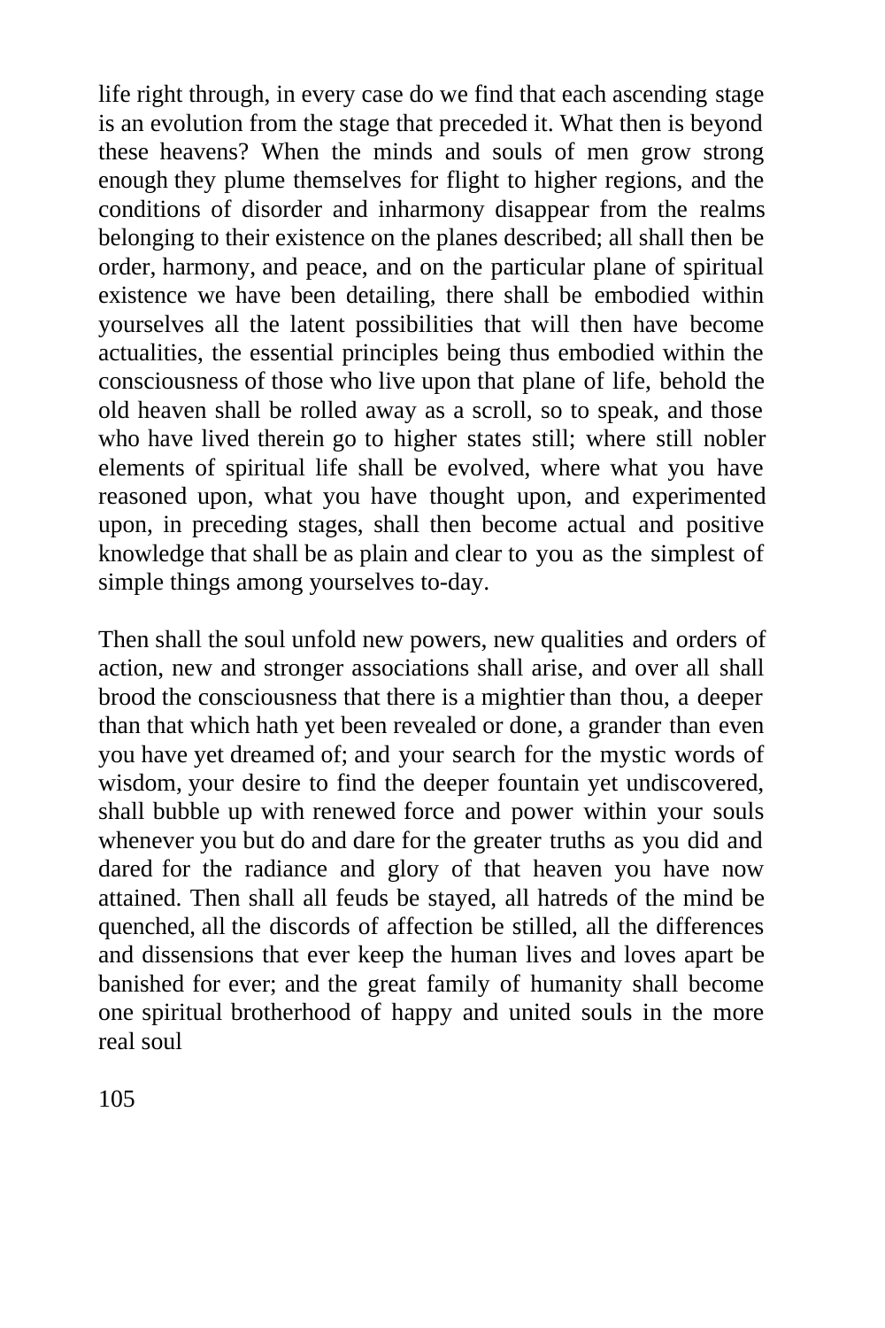life right through, in every case do we find that each ascending stage is an evolution from the stage that preceded it. What then is beyond these heavens? When the minds and souls of men grow strong enough they plume themselves for flight to higher regions, and the conditions of disorder and inharmony disappear from the realms belonging to their existence on the planes described; all shall then be order, harmony, and peace, and on the particular plane of spiritual existence we have been detailing, there shall be embodied within yourselves all the latent possibilities that will then have become actualities, the essential principles being thus embodied within the consciousness of those who live upon that plane of life, behold the old heaven shall be rolled away as a scroll, so to speak, and those who have lived therein go to higher states still; where still nobler elements of spiritual life shall be evolved, where what you have reasoned upon, what you have thought upon, and experimented upon, in preceding stages, shall then become actual and positive knowledge that shall be as plain and clear to you as the simplest of simple things among yourselves to-day.

Then shall the soul unfold new powers, new qualities and orders of action, new and stronger associations shall arise, and over all shall brood the consciousness that there is a mightier than thou, a deeper than that which hath yet been revealed or done, a grander than even you have yet dreamed of; and your search for the mystic words of wisdom, your desire to find the deeper fountain yet undiscovered, shall bubble up with renewed force and power within your souls whenever you but do and dare for the greater truths as you did and dared for the radiance and glory of that heaven you have now attained. Then shall all feuds be stayed, all hatreds of the mind be quenched, all the discords of affection be stilled, all the differences and dissensions that ever keep the human lives and loves apart be banished for ever; and the great family of humanity shall become one spiritual brotherhood of happy and united souls in the more real soul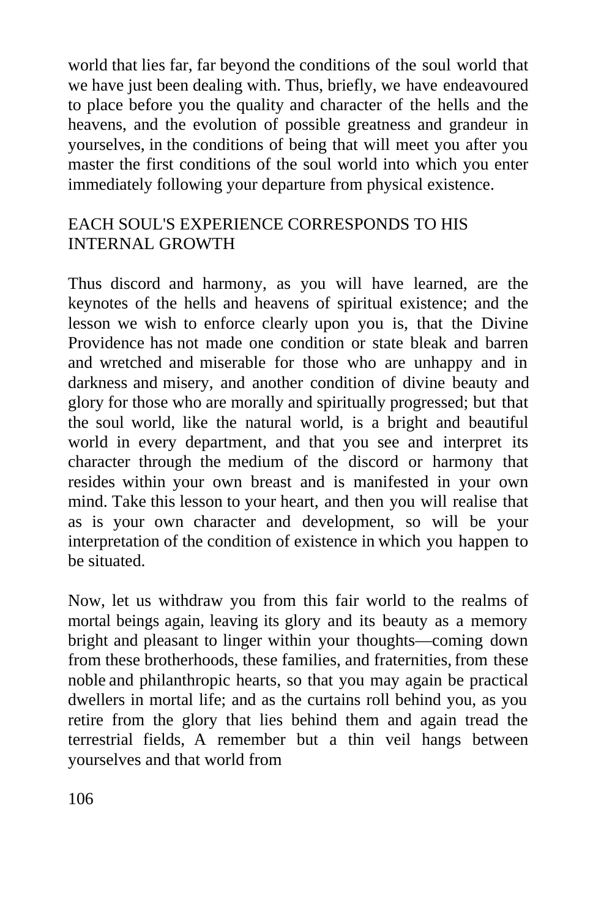world that lies far, far beyond the conditions of the soul world that we have just been dealing with. Thus, briefly, we have endeavoured to place before you the quality and character of the hells and the heavens, and the evolution of possible greatness and grandeur in yourselves, in the conditions of being that will meet you after you master the first conditions of the soul world into which you enter immediately following your departure from physical existence.

## EACH SOUL'S EXPERIENCE CORRESPONDS TO HIS INTERNAL GROWTH

Thus discord and harmony, as you will have learned, are the keynotes of the hells and heavens of spiritual existence; and the lesson we wish to enforce clearly upon you is, that the Divine Providence has not made one condition or state bleak and barren and wretched and miserable for those who are unhappy and in darkness and misery, and another condition of divine beauty and glory for those who are morally and spiritually progressed; but that the soul world, like the natural world, is a bright and beautiful world in every department, and that you see and interpret its character through the medium of the discord or harmony that resides within your own breast and is manifested in your own mind. Take this lesson to your heart, and then you will realise that as is your own character and development, so will be your interpretation of the condition of existence in which you happen to be situated.

Now, let us withdraw you from this fair world to the realms of mortal beings again, leaving its glory and its beauty as a memory bright and pleasant to linger within your thoughts—coming down from these brotherhoods, these families, and fraternities, from these noble and philanthropic hearts, so that you may again be practical dwellers in mortal life; and as the curtains roll behind you, as you retire from the glory that lies behind them and again tread the terrestrial fields, A remember but a thin veil hangs between yourselves and that world from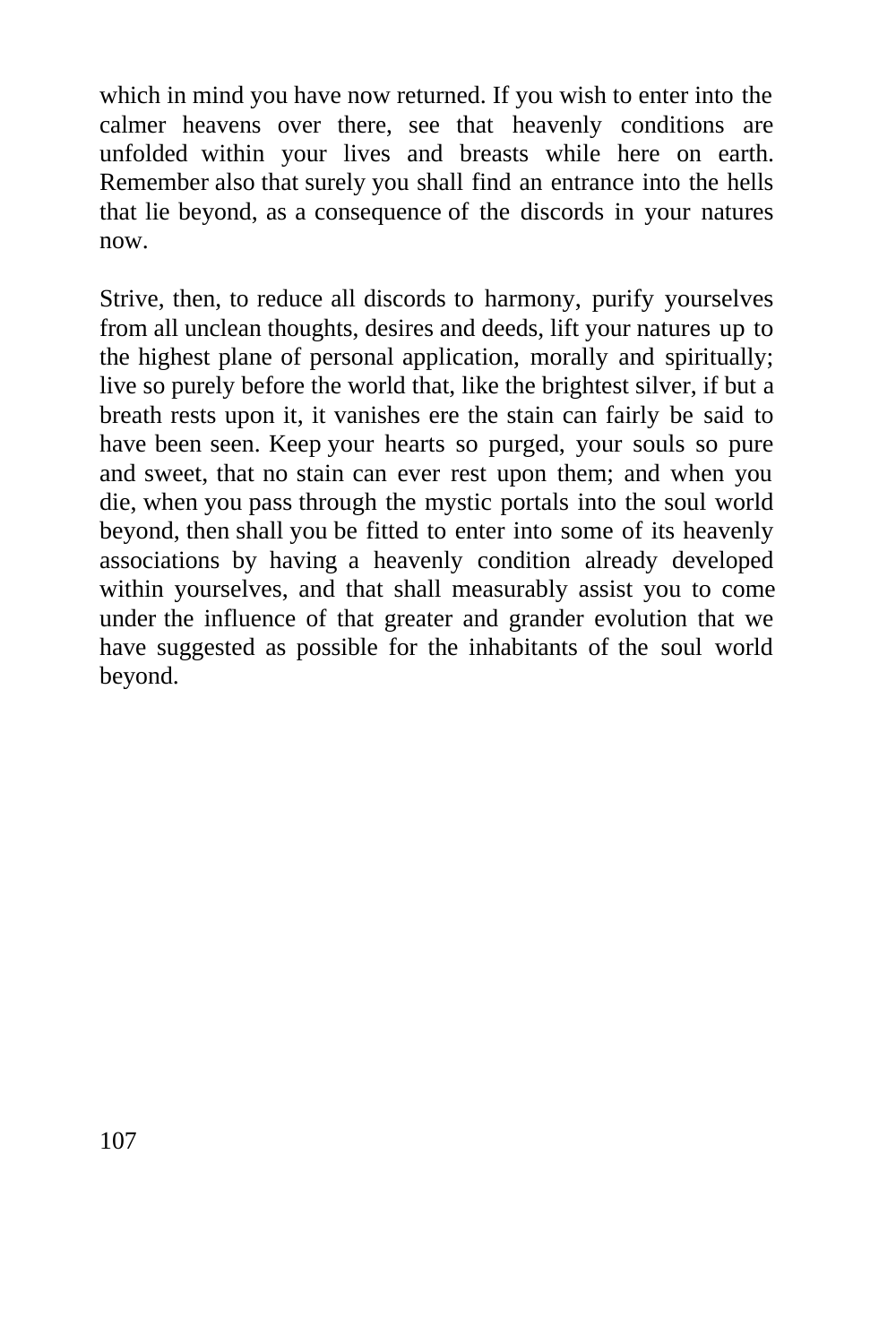which in mind you have now returned. If you wish to enter into the calmer heavens over there, see that heavenly conditions are unfolded within your lives and breasts while here on earth. Remember also that surely you shall find an entrance into the hells that lie beyond, as a consequence of the discords in your natures now.

Strive, then, to reduce all discords to harmony, purify yourselves from all unclean thoughts, desires and deeds, lift your natures up to the highest plane of personal application, morally and spiritually; live so purely before the world that, like the brightest silver, if but a breath rests upon it, it vanishes ere the stain can fairly be said to have been seen. Keep your hearts so purged, your souls so pure and sweet, that no stain can ever rest upon them; and when you die, when you pass through the mystic portals into the soul world beyond, then shall you be fitted to enter into some of its heavenly associations by having a heavenly condition already developed within yourselves, and that shall measurably assist you to come under the influence of that greater and grander evolution that we have suggested as possible for the inhabitants of the soul world beyond.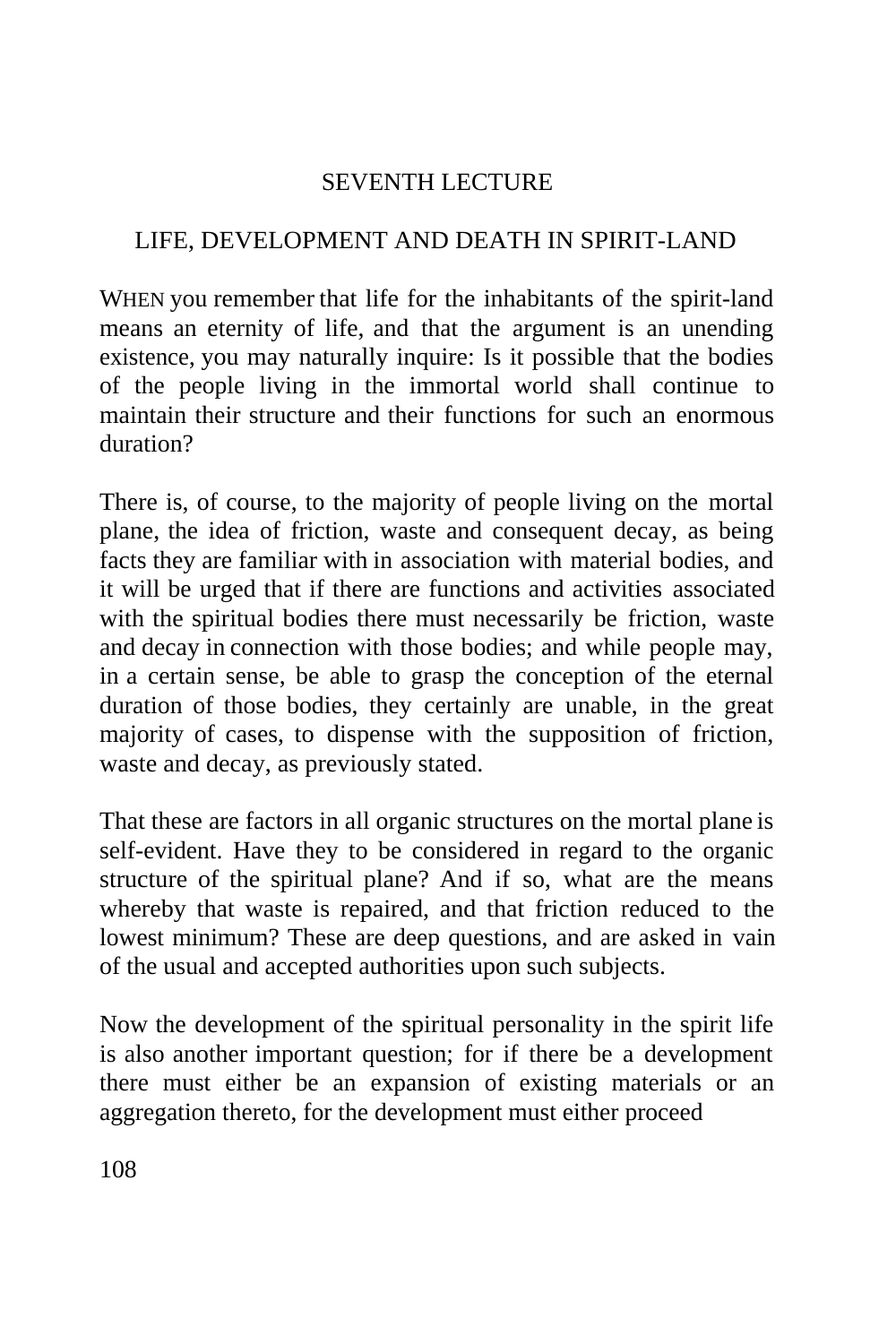## SEVENTH LECTURE

## LIFE, DEVELOPMENT AND DEATH IN SPIRIT-LAND

WHEN you remember that life for the inhabitants of the spirit-land means an eternity of life, and that the argument is an unending existence, you may naturally inquire: Is it possible that the bodies of the people living in the immortal world shall continue to maintain their structure and their functions for such an enormous duration?

There is, of course, to the majority of people living on the mortal plane, the idea of friction, waste and consequent decay, as being facts they are familiar with in association with material bodies, and it will be urged that if there are functions and activities associated with the spiritual bodies there must necessarily be friction, waste and decay in connection with those bodies; and while people may, in a certain sense, be able to grasp the conception of the eternal duration of those bodies, they certainly are unable, in the great majority of cases, to dispense with the supposition of friction, waste and decay, as previously stated.

That these are factors in all organic structures on the mortal plane is self-evident. Have they to be considered in regard to the organic structure of the spiritual plane? And if so, what are the means whereby that waste is repaired, and that friction reduced to the lowest minimum? These are deep questions, and are asked in vain of the usual and accepted authorities upon such subjects.

Now the development of the spiritual personality in the spirit life is also another important question; for if there be a development there must either be an expansion of existing materials or an aggregation thereto, for the development must either proceed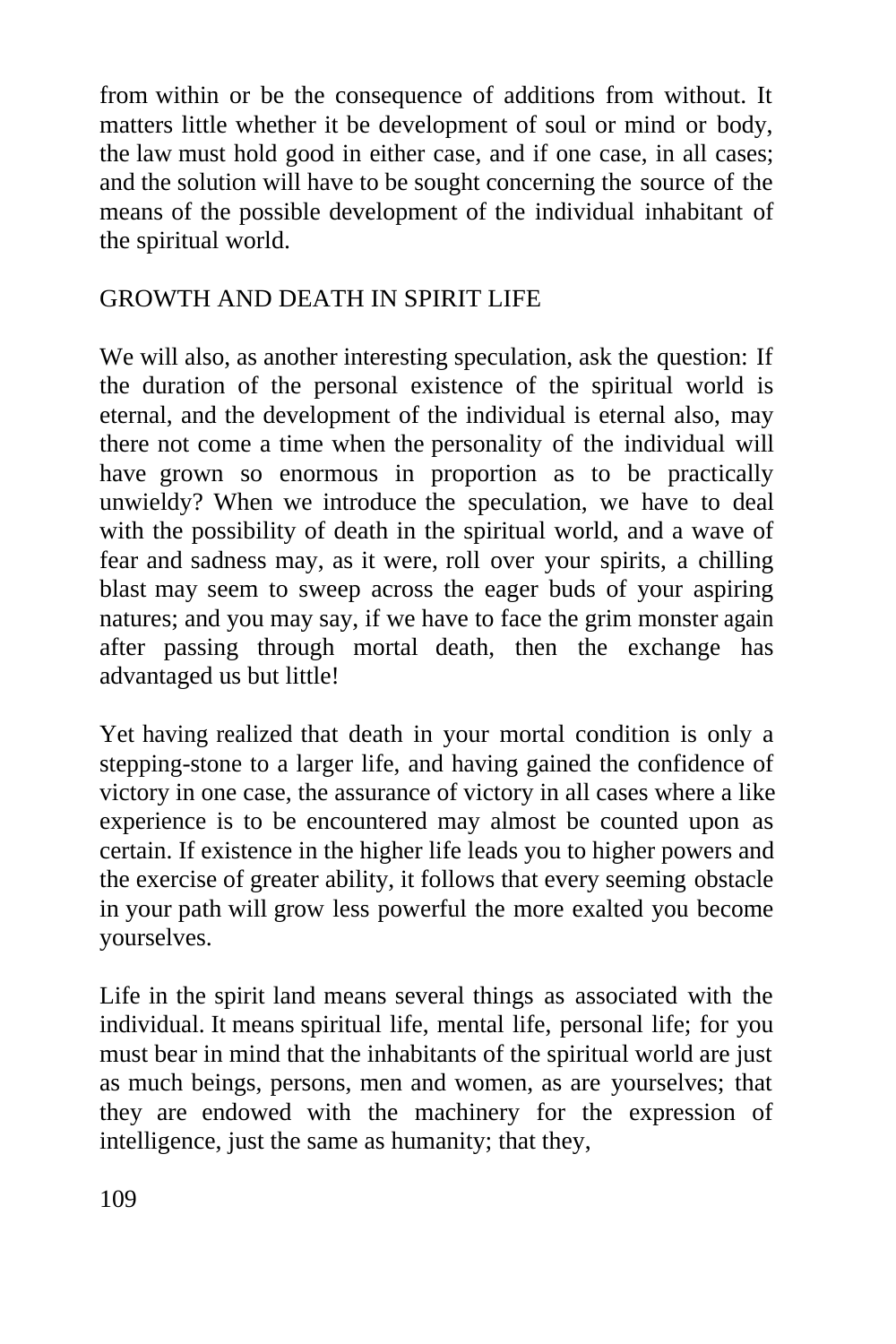from within or be the consequence of additions from without. It matters little whether it be development of soul or mind or body, the law must hold good in either case, and if one case, in all cases; and the solution will have to be sought concerning the source of the means of the possible development of the individual inhabitant of the spiritual world.

## GROWTH AND DEATH IN SPIRIT LIFE

We will also, as another interesting speculation, ask the question: If the duration of the personal existence of the spiritual world is eternal, and the development of the individual is eternal also, may there not come a time when the personality of the individual will have grown so enormous in proportion as to be practically unwieldy? When we introduce the speculation, we have to deal with the possibility of death in the spiritual world, and a wave of fear and sadness may, as it were, roll over your spirits, a chilling blast may seem to sweep across the eager buds of your aspiring natures; and you may say, if we have to face the grim monster again after passing through mortal death, then the exchange has advantaged us but little!

Yet having realized that death in your mortal condition is only a stepping-stone to a larger life, and having gained the confidence of victory in one case, the assurance of victory in all cases where a like experience is to be encountered may almost be counted upon as certain. If existence in the higher life leads you to higher powers and the exercise of greater ability, it follows that every seeming obstacle in your path will grow less powerful the more exalted you become yourselves.

Life in the spirit land means several things as associated with the individual. It means spiritual life, mental life, personal life; for you must bear in mind that the inhabitants of the spiritual world are just as much beings, persons, men and women, as are yourselves; that they are endowed with the machinery for the expression of intelligence, just the same as humanity; that they,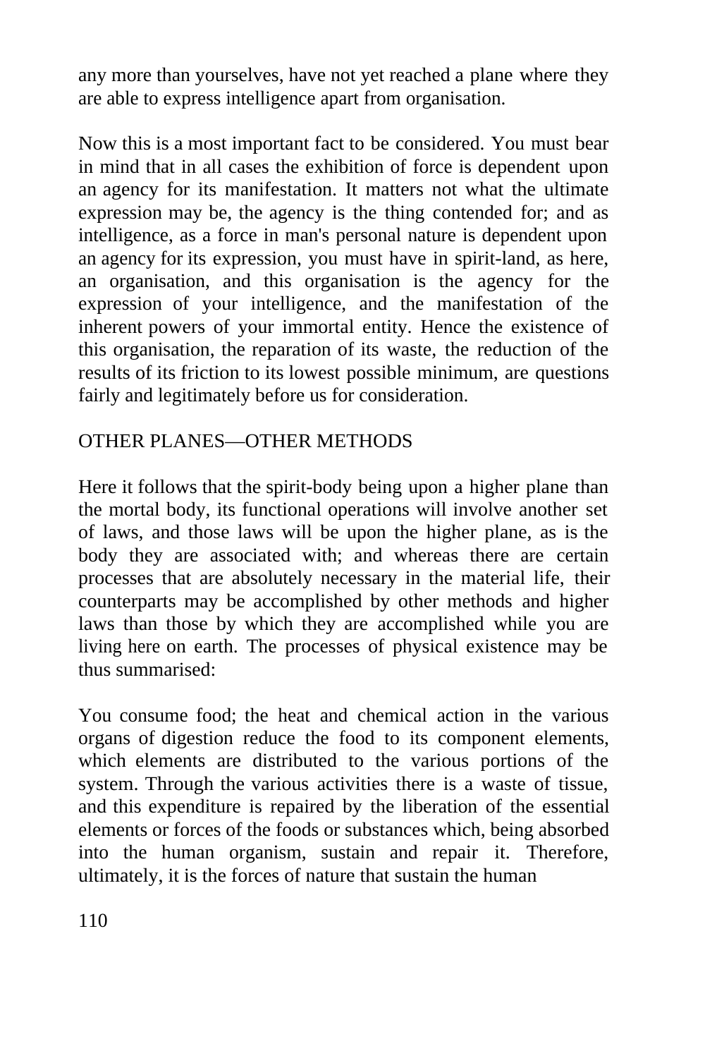any more than yourselves, have not yet reached a plane where they are able to express intelligence apart from organisation.

Now this is a most important fact to be considered. You must bear in mind that in all cases the exhibition of force is dependent upon an agency for its manifestation. It matters not what the ultimate expression may be, the agency is the thing contended for; and as intelligence, as a force in man's personal nature is dependent upon an agency for its expression, you must have in spirit-land, as here, an organisation, and this organisation is the agency for the expression of your intelligence, and the manifestation of the inherent powers of your immortal entity. Hence the existence of this organisation, the reparation of its waste, the reduction of the results of its friction to its lowest possible minimum, are questions fairly and legitimately before us for consideration.

## OTHER PLANES—OTHER METHODS

Here it follows that the spirit-body being upon a higher plane than the mortal body, its functional operations will involve another set of laws, and those laws will be upon the higher plane, as is the body they are associated with; and whereas there are certain processes that are absolutely necessary in the material life, their counterparts may be accomplished by other methods and higher laws than those by which they are accomplished while you are living here on earth. The processes of physical existence may be thus summarised:

You consume food; the heat and chemical action in the various organs of digestion reduce the food to its component elements, which elements are distributed to the various portions of the system. Through the various activities there is a waste of tissue, and this expenditure is repaired by the liberation of the essential elements or forces of the foods or substances which, being absorbed into the human organism, sustain and repair it. Therefore, ultimately, it is the forces of nature that sustain the human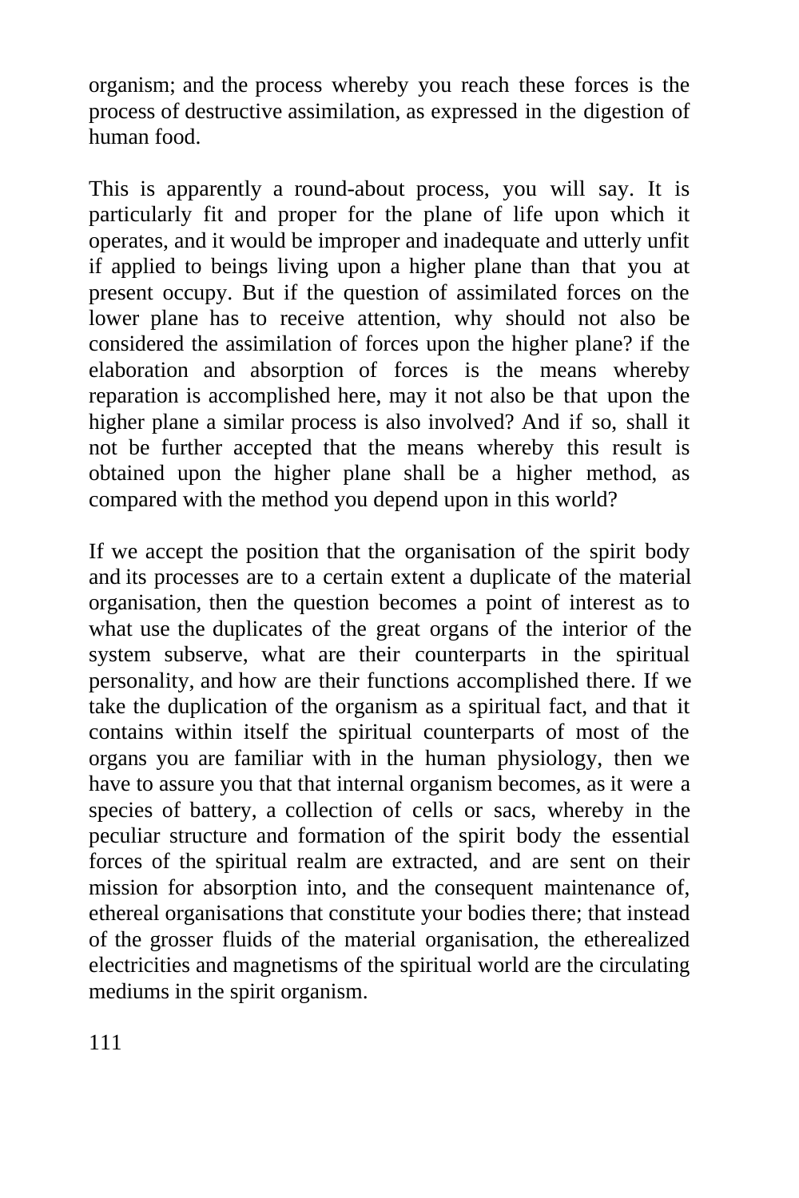organism; and the process whereby you reach these forces is the process of destructive assimilation, as expressed in the digestion of human food.

This is apparently a round-about process, you will say. It is particularly fit and proper for the plane of life upon which it operates, and it would be improper and inadequate and utterly unfit if applied to beings living upon a higher plane than that you at present occupy. But if the question of assimilated forces on the lower plane has to receive attention, why should not also be considered the assimilation of forces upon the higher plane? if the elaboration and absorption of forces is the means whereby reparation is accomplished here, may it not also be that upon the higher plane a similar process is also involved? And if so, shall it not be further accepted that the means whereby this result is obtained upon the higher plane shall be a higher method, as compared with the method you depend upon in this world?

If we accept the position that the organisation of the spirit body and its processes are to a certain extent a duplicate of the material organisation, then the question becomes a point of interest as to what use the duplicates of the great organs of the interior of the system subserve, what are their counterparts in the spiritual personality, and how are their functions accomplished there. If we take the duplication of the organism as a spiritual fact, and that it contains within itself the spiritual counterparts of most of the organs you are familiar with in the human physiology, then we have to assure you that that internal organism becomes, as it were a species of battery, a collection of cells or sacs, whereby in the peculiar structure and formation of the spirit body the essential forces of the spiritual realm are extracted, and are sent on their mission for absorption into, and the consequent maintenance of, ethereal organisations that constitute your bodies there; that instead of the grosser fluids of the material organisation, the etherealized electricities and magnetisms of the spiritual world are the circulating mediums in the spirit organism.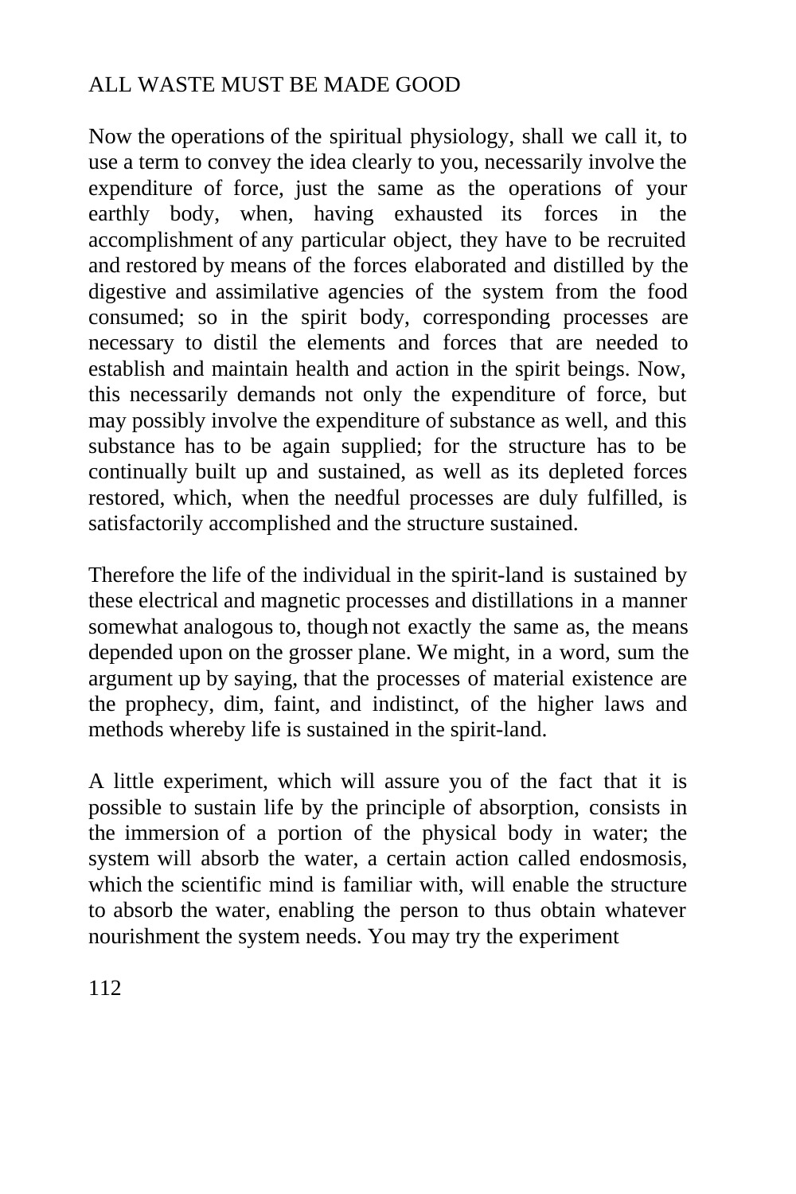Now the operations of the spiritual physiology, shall we call it, to use a term to convey the idea clearly to you, necessarily involve the expenditure of force, just the same as the operations of your earthly body, when, having exhausted its forces in the accomplishment of any particular object, they have to be recruited and restored by means of the forces elaborated and distilled by the digestive and assimilative agencies of the system from the food consumed; so in the spirit body, corresponding processes are necessary to distil the elements and forces that are needed to establish and maintain health and action in the spirit beings. Now, this necessarily demands not only the expenditure of force, but may possibly involve the expenditure of substance as well, and this substance has to be again supplied; for the structure has to be continually built up and sustained, as well as its depleted forces restored, which, when the needful processes are duly fulfilled, is satisfactorily accomplished and the structure sustained.

Therefore the life of the individual in the spirit-land is sustained by these electrical and magnetic processes and distillations in a manner somewhat analogous to, though not exactly the same as, the means depended upon on the grosser plane. We might, in a word, sum the argument up by saying, that the processes of material existence are the prophecy, dim, faint, and indistinct, of the higher laws and methods whereby life is sustained in the spirit-land.

A little experiment, which will assure you of the fact that it is possible to sustain life by the principle of absorption, consists in the immersion of a portion of the physical body in water; the system will absorb the water, a certain action called endosmosis, which the scientific mind is familiar with, will enable the structure to absorb the water, enabling the person to thus obtain whatever nourishment the system needs. You may try the experiment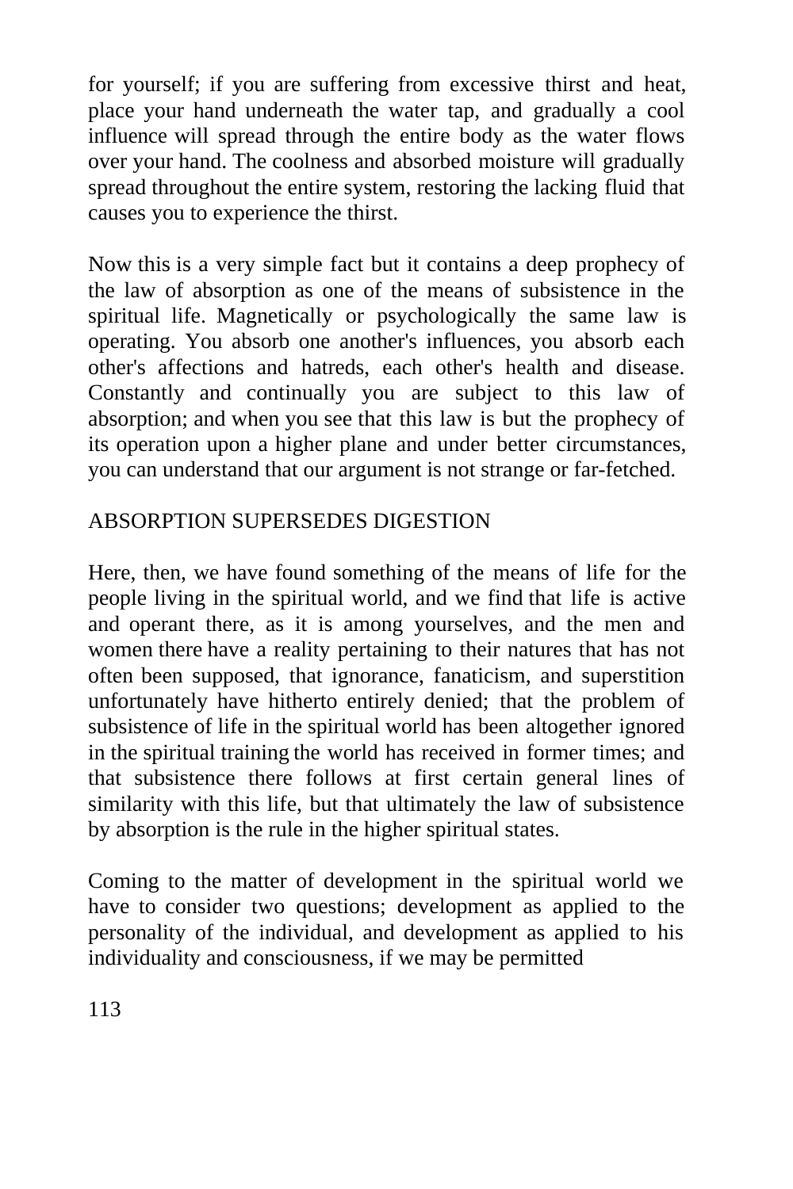for yourself; if you are suffering from excessive thirst and heat, place your hand underneath the water tap, and gradually a cool influence will spread through the entire body as the water flows over your hand. The coolness and absorbed moisture will gradually spread throughout the entire system, restoring the lacking fluid that causes you to experience the thirst.

Now this is a very simple fact but it contains a deep prophecy of the law of absorption as one of the means of subsistence in the spiritual life. Magnetically or psychologically the same law is operating. You absorb one another's influences, you absorb each other's affections and hatreds, each other's health and disease. Constantly and continually you are subject to this law of absorption; and when you see that this law is but the prophecy of its operation upon a higher plane and under better circumstances, you can understand that our argument is not strange or far-fetched.

## ABSORPTION SUPERSEDES DIGESTION

Here, then, we have found something of the means of life for the people living in the spiritual world, and we find that life is active and operant there, as it is among yourselves, and the men and women there have a reality pertaining to their natures that has not often been supposed, that ignorance, fanaticism, and superstition unfortunately have hitherto entirely denied; that the problem of subsistence of life in the spiritual world has been altogether ignored in the spiritual training the world has received in former times; and that subsistence there follows at first certain general lines of similarity with this life, but that ultimately the law of subsistence by absorption is the rule in the higher spiritual states.

Coming to the matter of development in the spiritual world we have to consider two questions; development as applied to the personality of the individual, and development as applied to his individuality and consciousness, if we may be permitted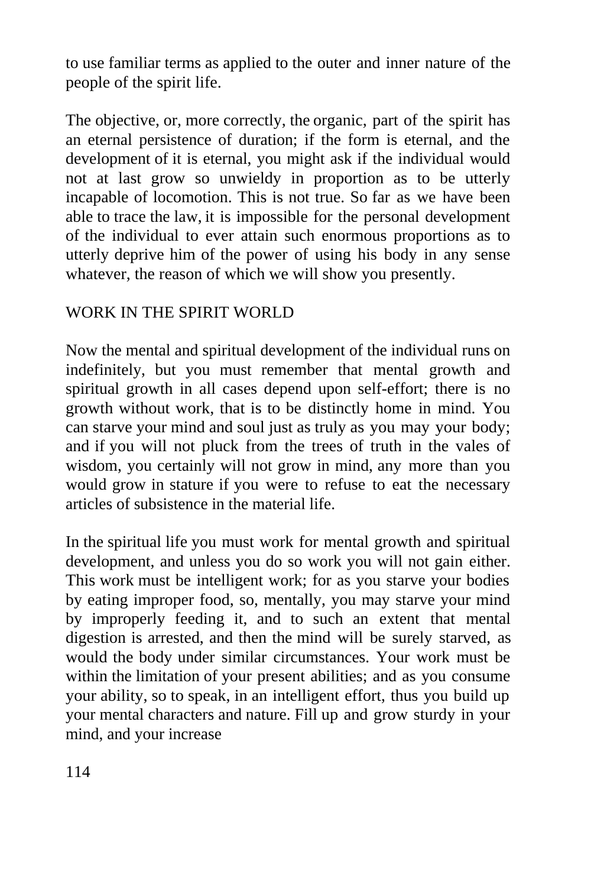to use familiar terms as applied to the outer and inner nature of the people of the spirit life.

The objective, or, more correctly, the organic, part of the spirit has an eternal persistence of duration; if the form is eternal, and the development of it is eternal, you might ask if the individual would not at last grow so unwieldy in proportion as to be utterly incapable of locomotion. This is not true. So far as we have been able to trace the law, it is impossible for the personal development of the individual to ever attain such enormous proportions as to utterly deprive him of the power of using his body in any sense whatever, the reason of which we will show you presently.

## WORK IN THE SPIRIT WORLD

Now the mental and spiritual development of the individual runs on indefinitely, but you must remember that mental growth and spiritual growth in all cases depend upon self-effort; there is no growth without work, that is to be distinctly home in mind. You can starve your mind and soul just as truly as you may your body; and if you will not pluck from the trees of truth in the vales of wisdom, you certainly will not grow in mind, any more than you would grow in stature if you were to refuse to eat the necessary articles of subsistence in the material life.

In the spiritual life you must work for mental growth and spiritual development, and unless you do so work you will not gain either. This work must be intelligent work; for as you starve your bodies by eating improper food, so, mentally, you may starve your mind by improperly feeding it, and to such an extent that mental digestion is arrested, and then the mind will be surely starved, as would the body under similar circumstances. Your work must be within the limitation of your present abilities; and as you consume your ability, so to speak, in an intelligent effort, thus you build up your mental characters and nature. Fill up and grow sturdy in your mind, and your increase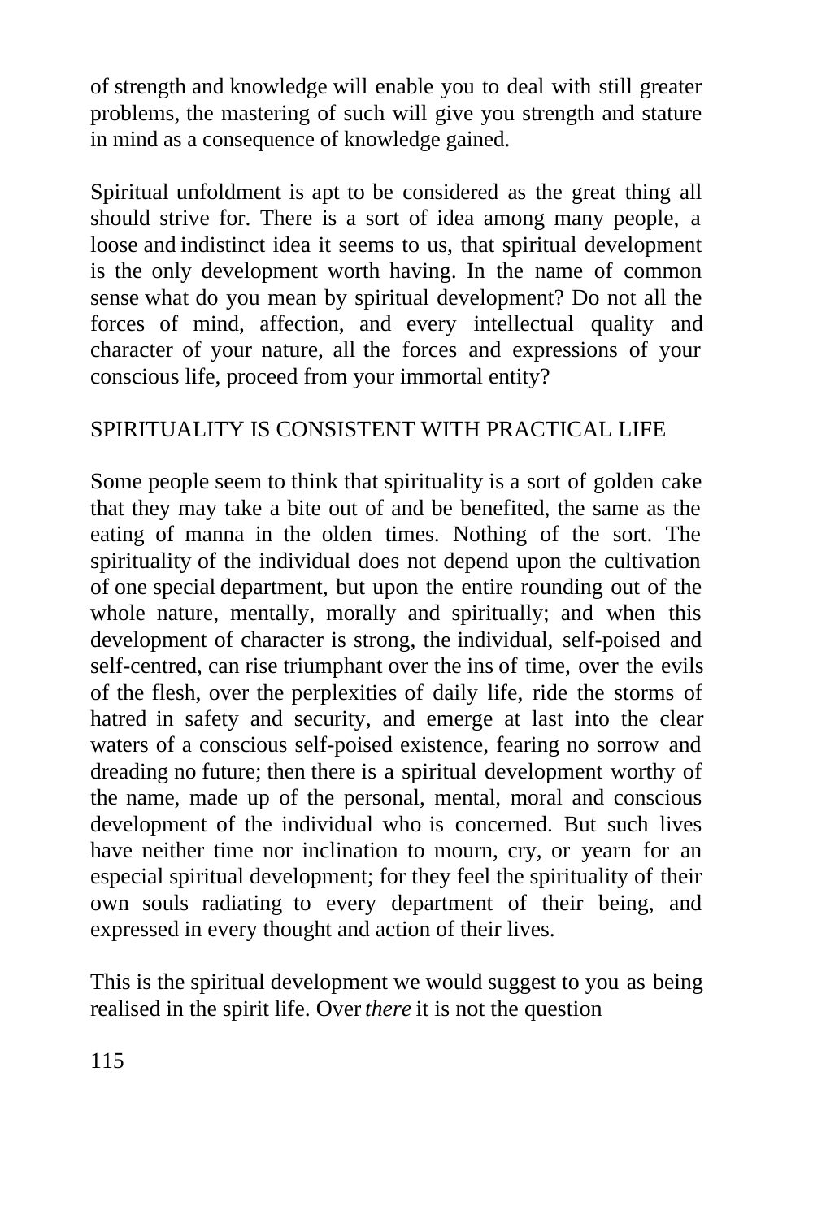of strength and knowledge will enable you to deal with still greater problems, the mastering of such will give you strength and stature in mind as a consequence of knowledge gained.

Spiritual unfoldment is apt to be considered as the great thing all should strive for. There is a sort of idea among many people, a loose and indistinct idea it seems to us, that spiritual development is the only development worth having. In the name of common sense what do you mean by spiritual development? Do not all the forces of mind, affection, and every intellectual quality and character of your nature, all the forces and expressions of your conscious life, proceed from your immortal entity?

## SPIRITUALITY IS CONSISTENT WITH PRACTICAL LIFE

Some people seem to think that spirituality is a sort of golden cake that they may take a bite out of and be benefited, the same as the eating of manna in the olden times. Nothing of the sort. The spirituality of the individual does not depend upon the cultivation of one special department, but upon the entire rounding out of the whole nature, mentally, morally and spiritually; and when this development of character is strong, the individual, self-poised and self-centred, can rise triumphant over the ins of time, over the evils of the flesh, over the perplexities of daily life, ride the storms of hatred in safety and security, and emerge at last into the clear waters of a conscious self-poised existence, fearing no sorrow and dreading no future; then there is a spiritual development worthy of the name, made up of the personal, mental, moral and conscious development of the individual who is concerned. But such lives have neither time nor inclination to mourn, cry, or yearn for an especial spiritual development; for they feel the spirituality of their own souls radiating to every department of their being, and expressed in every thought and action of their lives.

This is the spiritual development we would suggest to you as being realised in the spirit life. Over *there* it is not the question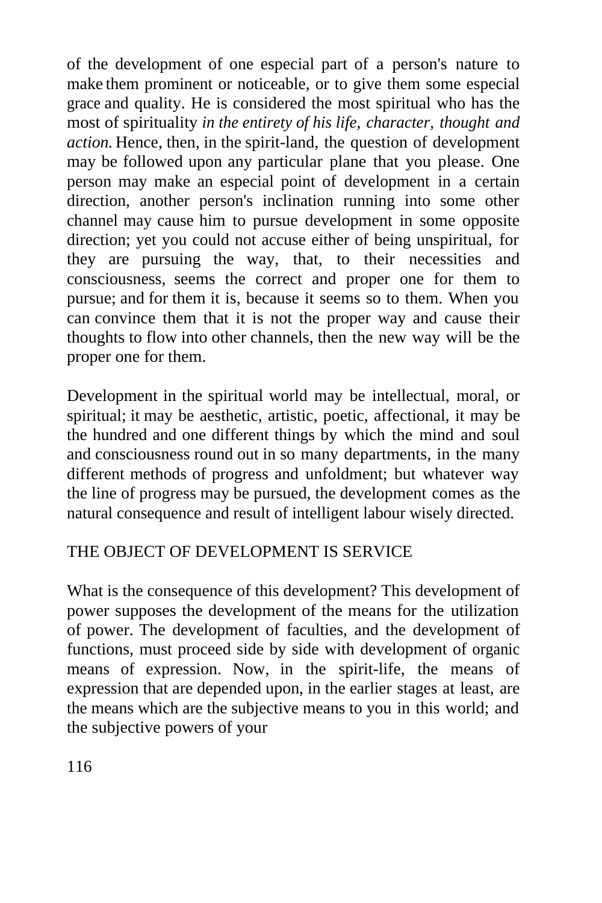of the development of one especial part of a person's nature to make them prominent or noticeable, or to give them some especial grace and quality. He is considered the most spiritual who has the most of spirituality *in the entirety of his life, character, thought and action.* Hence, then, in the spirit-land, the question of development may be followed upon any particular plane that you please. One person may make an especial point of development in a certain direction, another person's inclination running into some other channel may cause him to pursue development in some opposite direction; yet you could not accuse either of being unspiritual, for they are pursuing the way, that, to their necessities and consciousness, seems the correct and proper one for them to pursue; and for them it is, because it seems so to them. When you can convince them that it is not the proper way and cause their thoughts to flow into other channels, then the new way will be the proper one for them.

Development in the spiritual world may be intellectual, moral, or spiritual; it may be aesthetic, artistic, poetic, affectional, it may be the hundred and one different things by which the mind and soul and consciousness round out in so many departments, in the many different methods of progress and unfoldment; but whatever way the line of progress may be pursued, the development comes as the natural consequence and result of intelligent labour wisely directed.

## THE OBJECT OF DEVELOPMENT IS SERVICE

What is the consequence of this development? This development of power supposes the development of the means for the utilization of power. The development of faculties, and the development of functions, must proceed side by side with development of organic means of expression. Now, in the spirit-life, the means of expression that are depended upon, in the earlier stages at least, are the means which are the subjective means to you in this world; and the subjective powers of your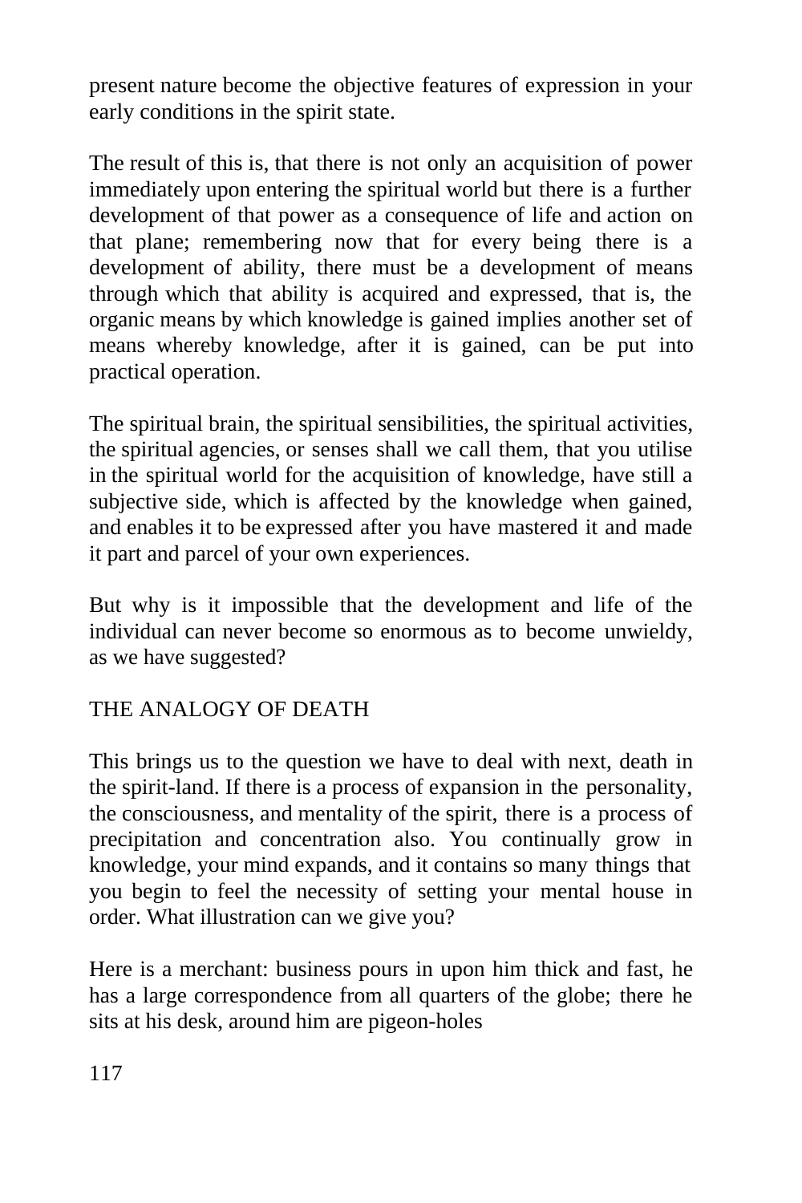present nature become the objective features of expression in your early conditions in the spirit state.

The result of this is, that there is not only an acquisition of power immediately upon entering the spiritual world but there is a further development of that power as a consequence of life and action on that plane; remembering now that for every being there is a development of ability, there must be a development of means through which that ability is acquired and expressed, that is, the organic means by which knowledge is gained implies another set of means whereby knowledge, after it is gained, can be put into practical operation.

The spiritual brain, the spiritual sensibilities, the spiritual activities, the spiritual agencies, or senses shall we call them, that you utilise in the spiritual world for the acquisition of knowledge, have still a subjective side, which is affected by the knowledge when gained, and enables it to be expressed after you have mastered it and made it part and parcel of your own experiences.

But why is it impossible that the development and life of the individual can never become so enormous as to become unwieldy, as we have suggested?

## THE ANALOGY OF DEATH

This brings us to the question we have to deal with next, death in the spirit-land. If there is a process of expansion in the personality, the consciousness, and mentality of the spirit, there is a process of precipitation and concentration also. You continually grow in knowledge, your mind expands, and it contains so many things that you begin to feel the necessity of setting your mental house in order. What illustration can we give you?

Here is a merchant: business pours in upon him thick and fast, he has a large correspondence from all quarters of the globe; there he sits at his desk, around him are pigeon-holes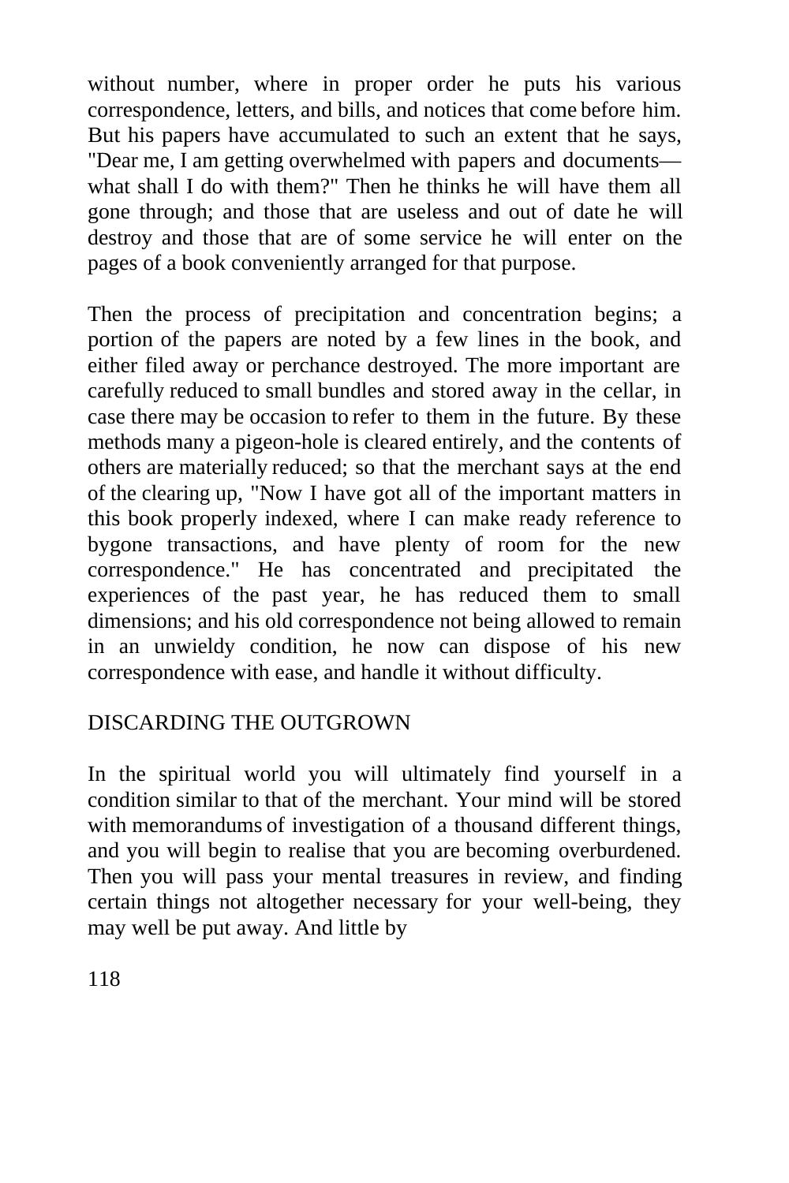without number, where in proper order he puts his various correspondence, letters, and bills, and notices that come before him. But his papers have accumulated to such an extent that he says, "Dear me, I am getting overwhelmed with papers and documents—what shall I do with them?" Then he thinks he will have them all gone through; and those that are useless and out of date he will destroy and those that are of some service he will enter on the pages of a book conveniently arranged for that purpose.

Then the process of precipitation and concentration begins; a portion of the papers are noted by a few lines in the book, and either filed away or perchance destroyed. The more important are carefully reduced to small bundles and stored away in the cellar, in case there may be occasion to refer to them in the future. By these methods many a pigeon-hole is cleared entirely, and the contents of others are materially reduced; so that the merchant says at the end of the clearing up, "Now I have got all of the important matters in this book properly indexed, where I can make ready reference to bygone transactions, and have plenty of room for the new correspondence." He has concentrated and precipitated the experiences of the past year, he has reduced them to small dimensions; and his old correspondence not being allowed to remain in an unwieldy condition, he now can dispose of his new correspondence with ease, and handle it without difficulty.

## DISCARDING THE OUTGROWN

In the spiritual world you will ultimately find yourself in a condition similar to that of the merchant. Your mind will be stored with memorandums of investigation of a thousand different things, and you will begin to realise that you are becoming overburdened. Then you will pass your mental treasures in review, and finding certain things not altogether necessary for your well-being, they may well be put away. And little by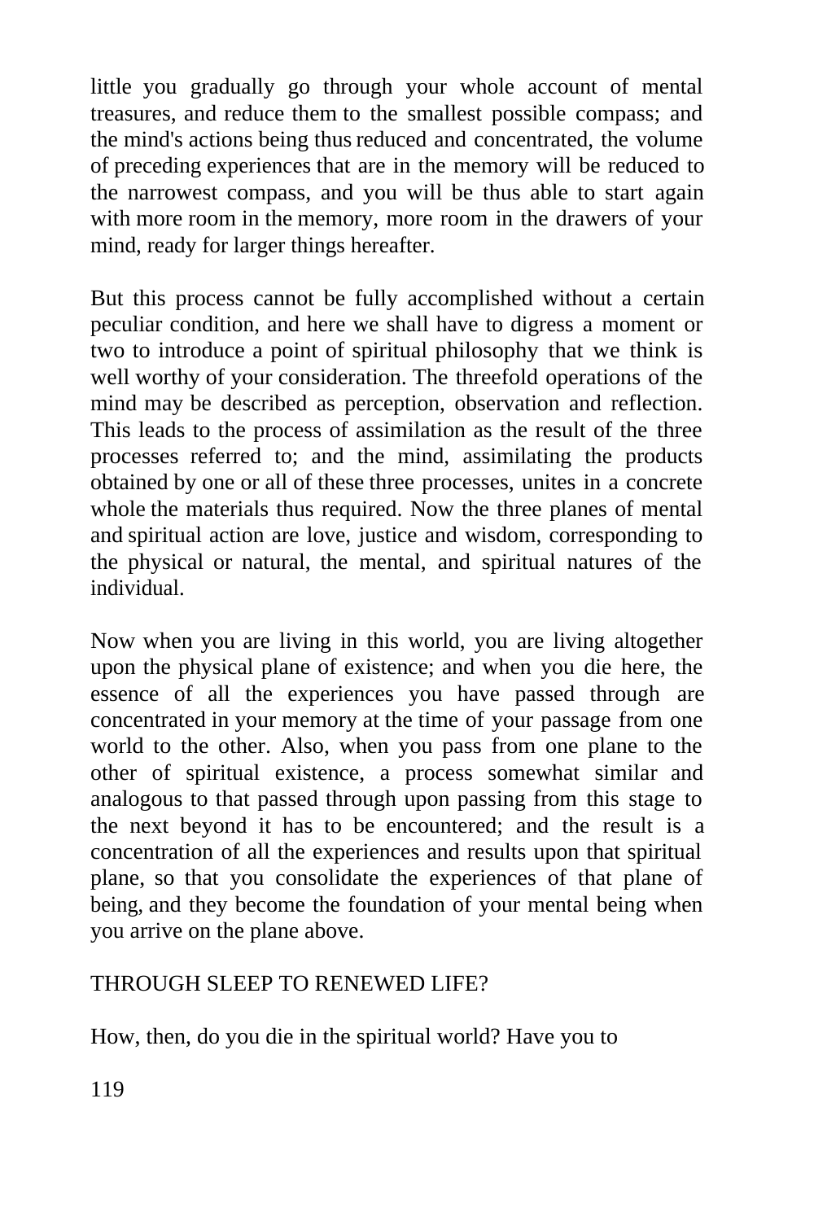little you gradually go through your whole account of mental treasures, and reduce them to the smallest possible compass; and the mind's actions being thus reduced and concentrated, the volume of preceding experiences that are in the memory will be reduced to the narrowest compass, and you will be thus able to start again with more room in the memory, more room in the drawers of your mind, ready for larger things hereafter.

But this process cannot be fully accomplished without a certain peculiar condition, and here we shall have to digress a moment or two to introduce a point of spiritual philosophy that we think is well worthy of your consideration. The threefold operations of the mind may be described as perception, observation and reflection. This leads to the process of assimilation as the result of the three processes referred to; and the mind, assimilating the products obtained by one or all of these three processes, unites in a concrete whole the materials thus required. Now the three planes of mental and spiritual action are love, justice and wisdom, corresponding to the physical or natural, the mental, and spiritual natures of the individual.

Now when you are living in this world, you are living altogether upon the physical plane of existence; and when you die here, the essence of all the experiences you have passed through are concentrated in your memory at the time of your passage from one world to the other. Also, when you pass from one plane to the other of spiritual existence, a process somewhat similar and analogous to that passed through upon passing from this stage to the next beyond it has to be encountered; and the result is a concentration of all the experiences and results upon that spiritual plane, so that you consolidate the experiences of that plane of being, and they become the foundation of your mental being when you arrive on the plane above.

## THROUGH SLEEP TO RENEWED LIFE?

How, then, do you die in the spiritual world? Have you to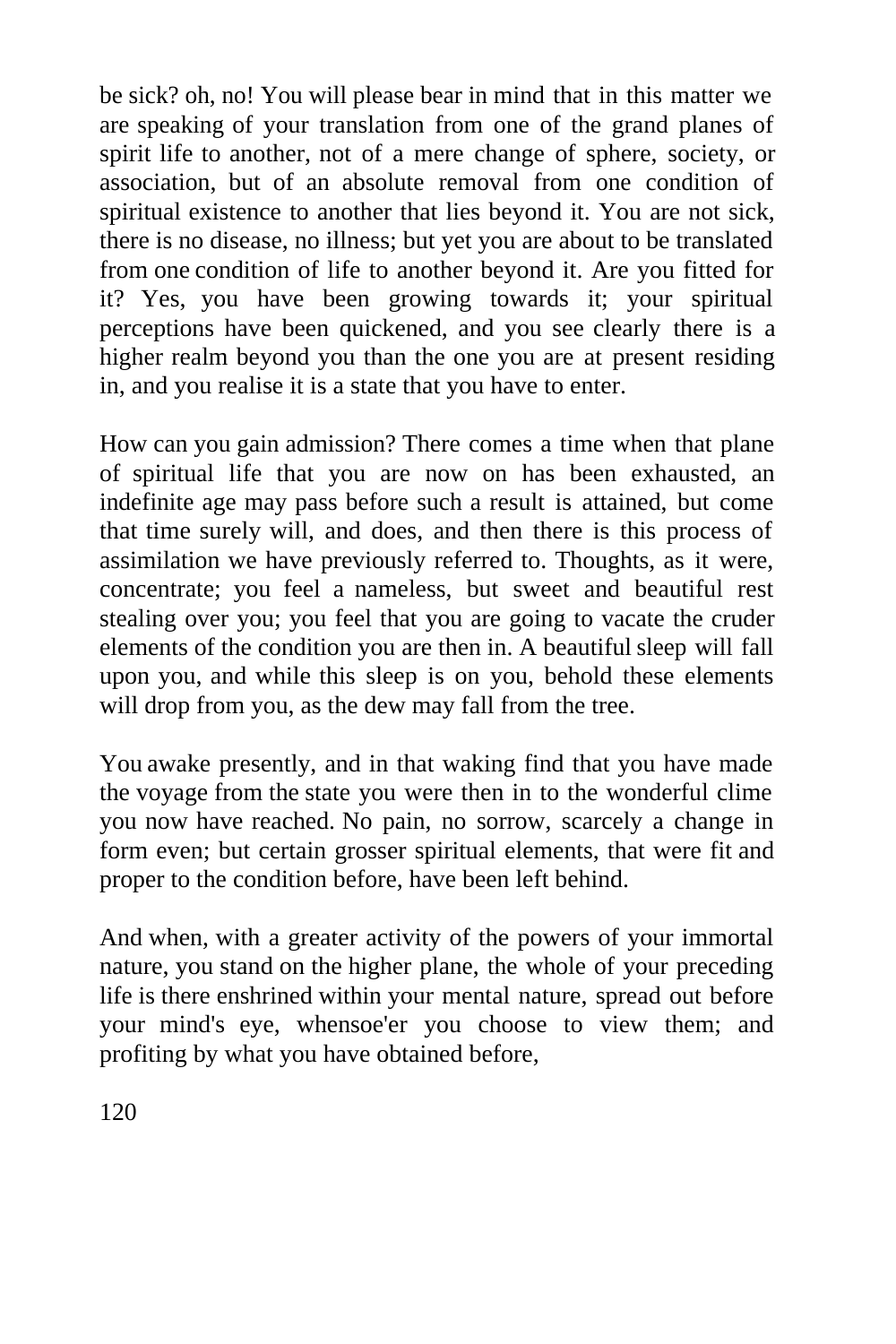be sick? oh, no! You will please bear in mind that in this matter we are speaking of your translation from one of the grand planes of spirit life to another, not of a mere change of sphere, society, or association, but of an absolute removal from one condition of spiritual existence to another that lies beyond it. You are not sick, there is no disease, no illness; but yet you are about to be translated from one condition of life to another beyond it. Are you fitted for it? Yes, you have been growing towards it; your spiritual perceptions have been quickened, and you see clearly there is a higher realm beyond you than the one you are at present residing in, and you realise it is a state that you have to enter.

How can you gain admission? There comes a time when that plane of spiritual life that you are now on has been exhausted, an indefinite age may pass before such a result is attained, but come that time surely will, and does, and then there is this process of assimilation we have previously referred to. Thoughts, as it were, concentrate; you feel a nameless, but sweet and beautiful rest stealing over you; you feel that you are going to vacate the cruder elements of the condition you are then in. A beautiful sleep will fall upon you, and while this sleep is on you, behold these elements will drop from you, as the dew may fall from the tree.

You awake presently, and in that waking find that you have made the voyage from the state you were then in to the wonderful clime you now have reached. No pain, no sorrow, scarcely a change in form even; but certain grosser spiritual elements, that were fit and proper to the condition before, have been left behind.

And when, with a greater activity of the powers of your immortal nature, you stand on the higher plane, the whole of your preceding life is there enshrined within your mental nature, spread out before your mind's eye, whensoe'er you choose to view them; and profiting by what you have obtained before,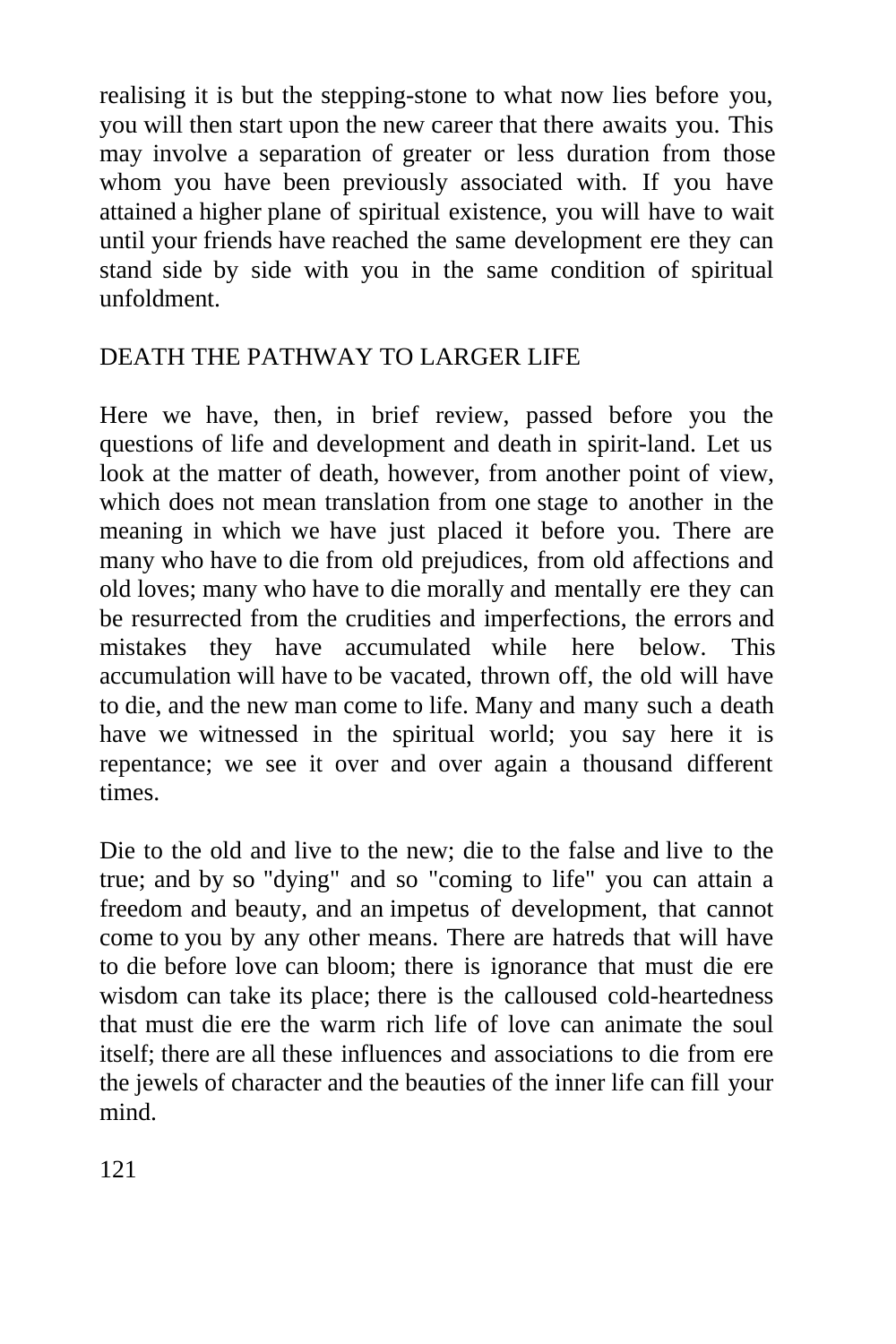realising it is but the stepping-stone to what now lies before you, you will then start upon the new career that there awaits you. This may involve a separation of greater or less duration from those whom you have been previously associated with. If you have attained a higher plane of spiritual existence, you will have to wait until your friends have reached the same development ere they can stand side by side with you in the same condition of spiritual unfoldment.

## DEATH THE PATHWAY TO LARGER LIFE

Here we have, then, in brief review, passed before you the questions of life and development and death in spirit-land. Let us look at the matter of death, however, from another point of view, which does not mean translation from one stage to another in the meaning in which we have just placed it before you. There are many who have to die from old prejudices, from old affections and old loves; many who have to die morally and mentally ere they can be resurrected from the crudities and imperfections, the errors and mistakes they have accumulated while here below. This accumulation will have to be vacated, thrown off, the old will have to die, and the new man come to life. Many and many such a death have we witnessed in the spiritual world; you say here it is repentance; we see it over and over again a thousand different times.

Die to the old and live to the new; die to the false and live to the true; and by so "dying" and so "coming to life" you can attain a freedom and beauty, and an impetus of development, that cannot come to you by any other means. There are hatreds that will have to die before love can bloom; there is ignorance that must die ere wisdom can take its place; there is the calloused cold-heartedness that must die ere the warm rich life of love can animate the soul itself; there are all these influences and associations to die from ere the jewels of character and the beauties of the inner life can fill your mind.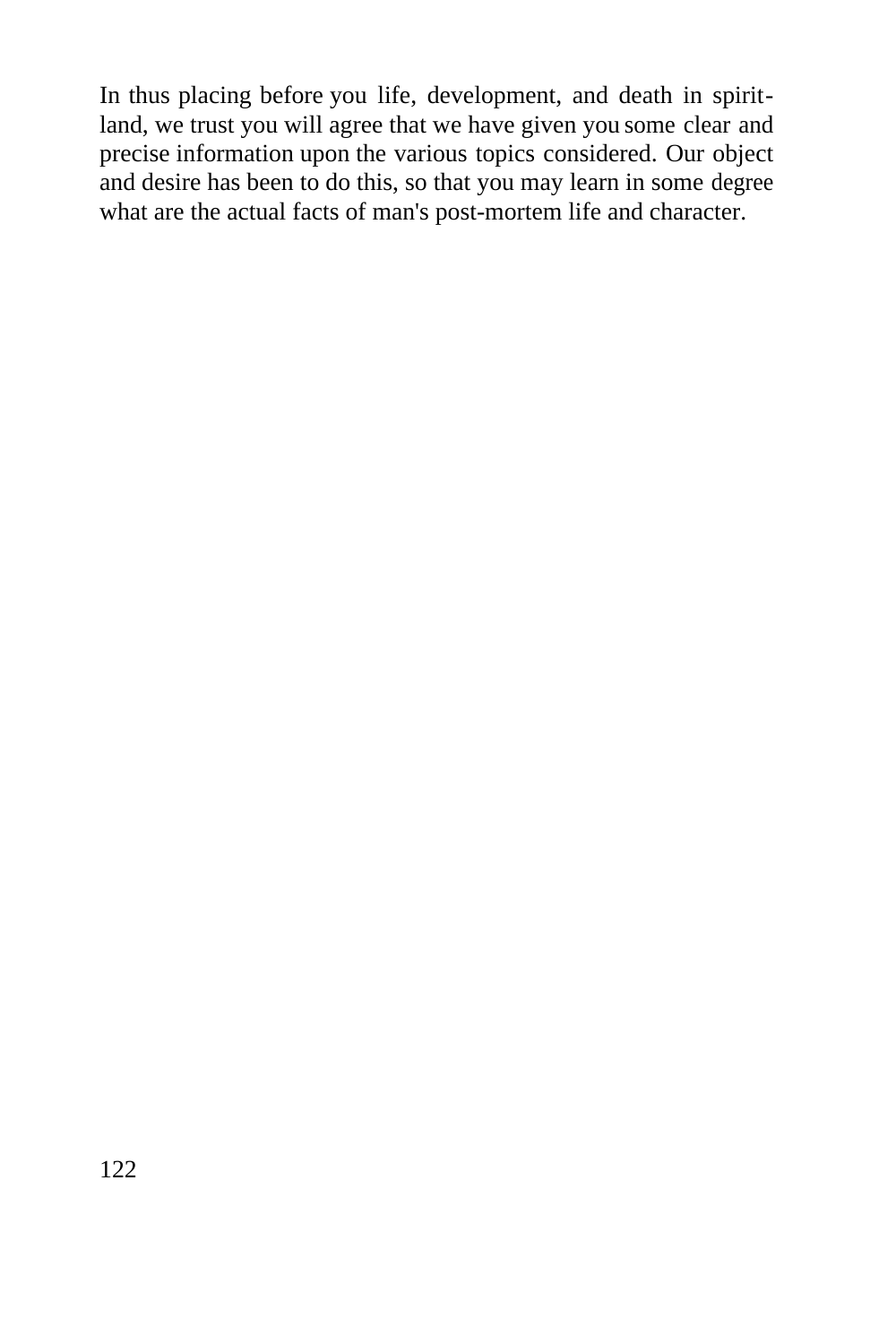In thus placing before you life, development, and death in spirit-land, we trust you will agree that we have given you some clear and precise information upon the various topics considered. Our object and desire has been to do this, so that you may learn in some degree what are the actual facts of man's post-mortem life and character.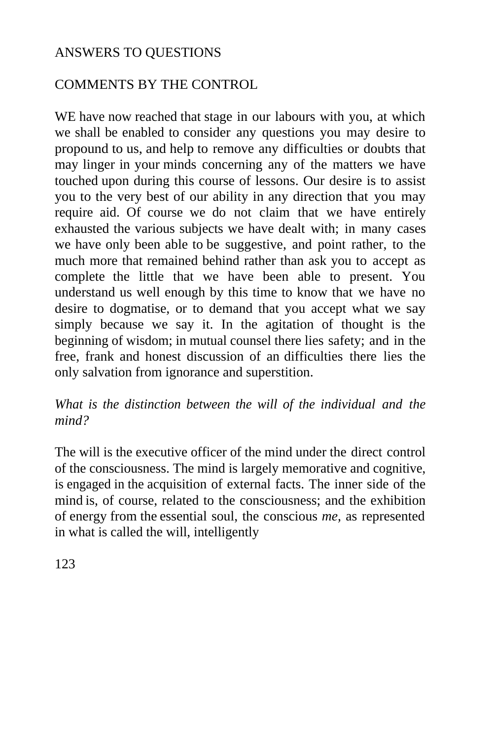# ANSWERS TO QUESTIONS

## COMMENTS BY THE CONTROL

WE have now reached that stage in our labours with you, at which we shall be enabled to consider any questions you may desire to propound to us, and help to remove any difficulties or doubts that may linger in your minds concerning any of the matters we have touched upon during this course of lessons. Our desire is to assist you to the very best of our ability in any direction that you may require aid. Of course we do not claim that we have entirely exhausted the various subjects we have dealt with; in many cases we have only been able to be suggestive, and point rather, to the much more that remained behind rather than ask you to accept as complete the little that we have been able to present. You understand us well enough by this time to know that we have no desire to dogmatise, or to demand that you accept what we say simply because we say it. In the agitation of thought is the beginning of wisdom; in mutual counsel there lies safety; and in the free, frank and honest discussion of an difficulties there lies the only salvation from ignorance and superstition.

*What is the distinction between the will of the individual and the mind?*

The will is the executive officer of the mind under the direct control of the consciousness. The mind is largely memorative and cognitive, is engaged in the acquisition of external facts. The inner side of the mind is, of course, related to the consciousness; and the exhibition of energy from the essential soul, the conscious *me,* as represented in what is called the will, intelligently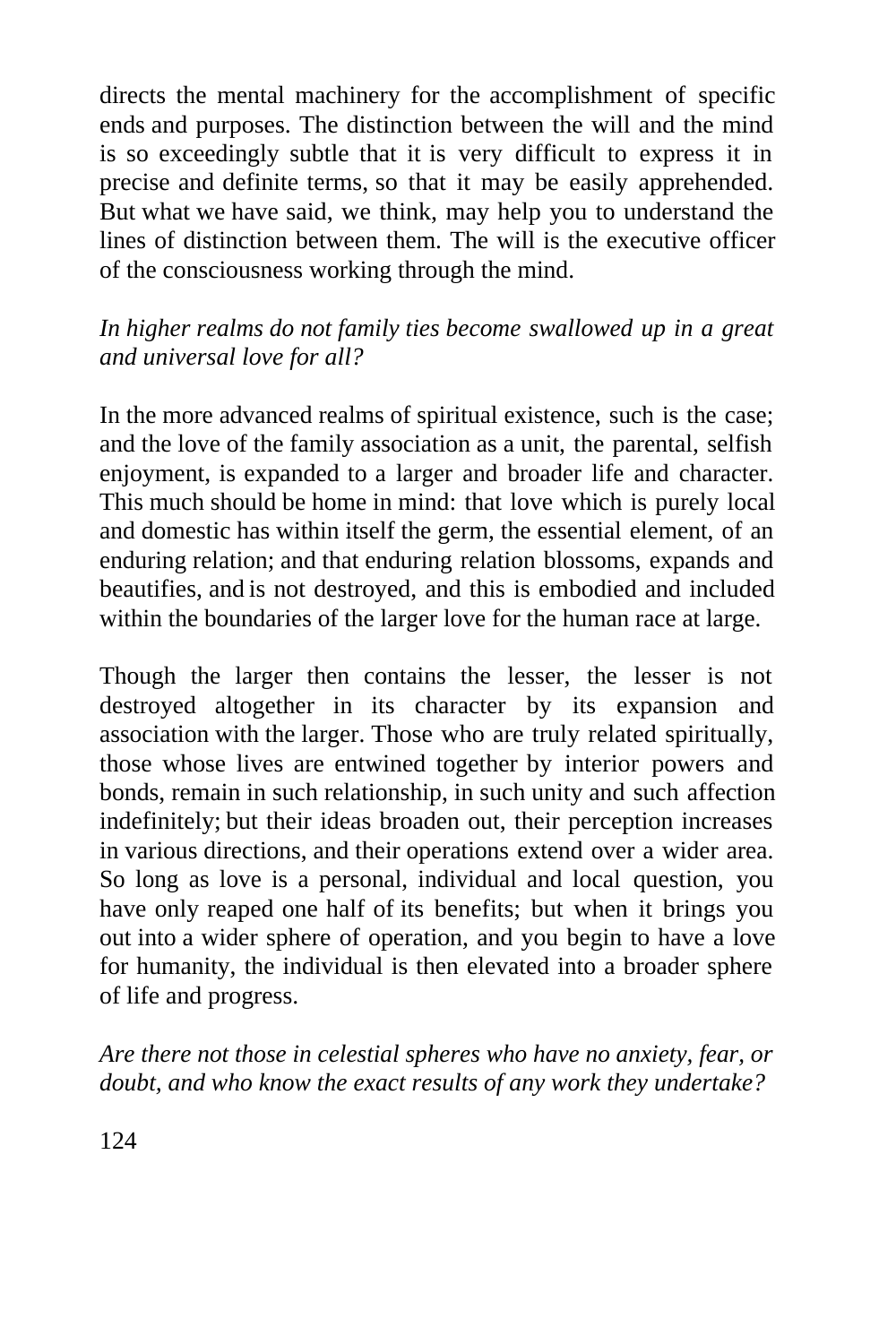directs the mental machinery for the accomplishment of specific ends and purposes. The distinction between the will and the mind is so exceedingly subtle that it is very difficult to express it in precise and definite terms, so that it may be easily apprehended. But what we have said, we think, may help you to understand the lines of distinction between them. The will is the executive officer of the consciousness working through the mind.

*In higher realms do not family ties become swallowed up in a great and universal love for all?*

In the more advanced realms of spiritual existence, such is the case; and the love of the family association as a unit, the parental, selfish enjoyment, is expanded to a larger and broader life and character. This much should be home in mind: that love which is purely local and domestic has within itself the germ, the essential element, of an enduring relation; and that enduring relation blossoms, expands and beautifies, and is not destroyed, and this is embodied and included within the boundaries of the larger love for the human race at large.

Though the larger then contains the lesser, the lesser is not destroyed altogether in its character by its expansion and association with the larger. Those who are truly related spiritually, those whose lives are entwined together by interior powers and bonds, remain in such relationship, in such unity and such affection indefinitely; but their ideas broaden out, their perception increases in various directions, and their operations extend over a wider area. So long as love is a personal, individual and local question, you have only reaped one half of its benefits; but when it brings you out into a wider sphere of operation, and you begin to have a love for humanity, the individual is then elevated into a broader sphere of life and progress.

*Are there not those in celestial spheres who have no anxiety, fear, or doubt, and who know the exact results of any work they undertake?*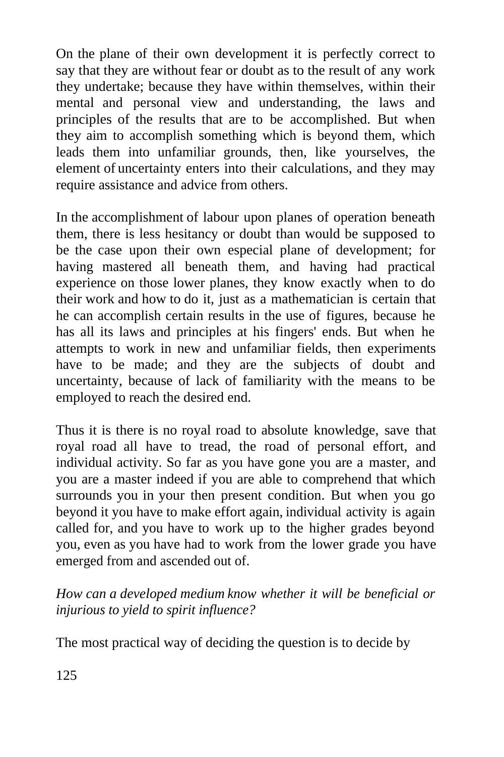On the plane of their own development it is perfectly correct to say that they are without fear or doubt as to the result of any work they undertake; because they have within themselves, within their mental and personal view and understanding, the laws and principles of the results that are to be accomplished. But when they aim to accomplish something which is beyond them, which leads them into unfamiliar grounds, then, like yourselves, the element of uncertainty enters into their calculations, and they may require assistance and advice from others.

In the accomplishment of labour upon planes of operation beneath them, there is less hesitancy or doubt than would be supposed to be the case upon their own especial plane of development; for having mastered all beneath them, and having had practical experience on those lower planes, they know exactly when to do their work and how to do it, just as a mathematician is certain that he can accomplish certain results in the use of figures, because he has all its laws and principles at his fingers' ends. But when he attempts to work in new and unfamiliar fields, then experiments have to be made; and they are the subjects of doubt and uncertainty, because of lack of familiarity with the means to be employed to reach the desired end.

Thus it is there is no royal road to absolute knowledge, save that royal road all have to tread, the road of personal effort, and individual activity. So far as you have gone you are a master, and you are a master indeed if you are able to comprehend that which surrounds you in your then present condition. But when you go beyond it you have to make effort again, individual activity is again called for, and you have to work up to the higher grades beyond you, even as you have had to work from the lower grade you have emerged from and ascended out of.

*How can a developed medium know whether it will be beneficial or injurious to yield to spirit influence?*

The most practical way of deciding the question is to decide by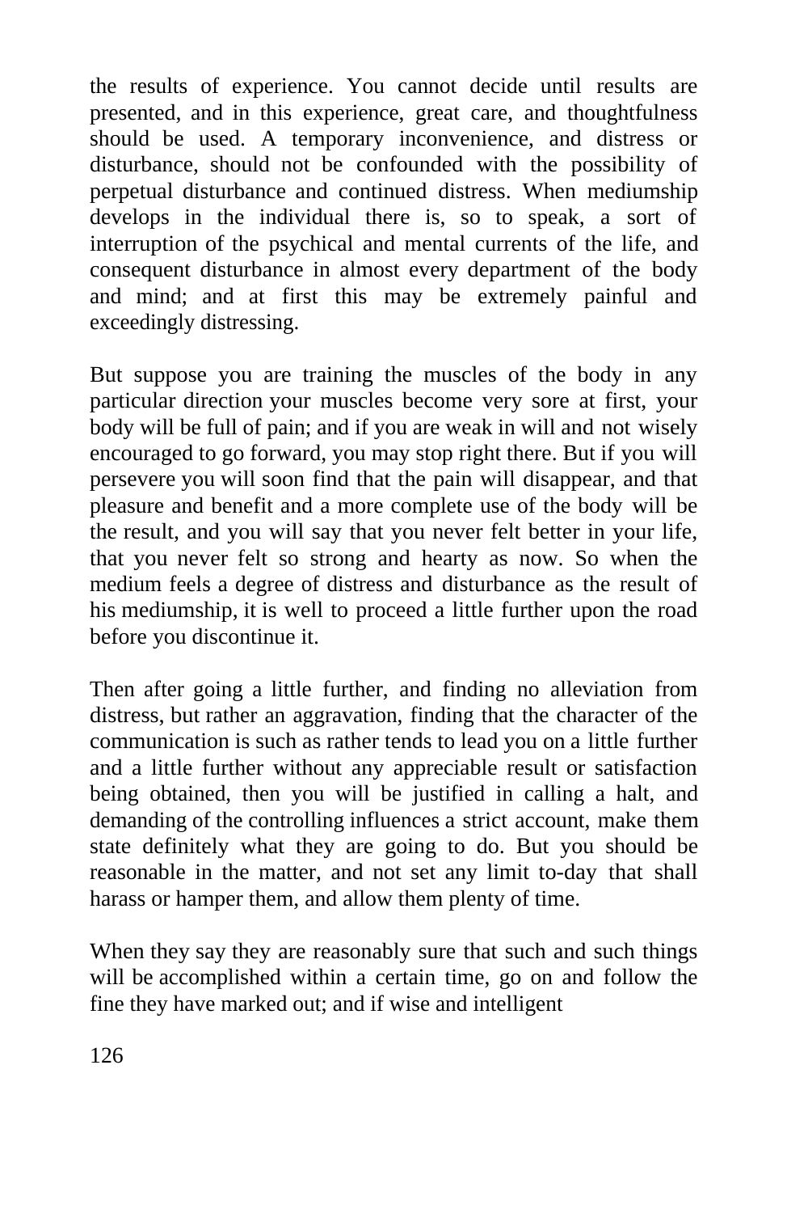the results of experience. You cannot decide until results are presented, and in this experience, great care, and thoughtfulness should be used. A temporary inconvenience, and distress or disturbance, should not be confounded with the possibility of perpetual disturbance and continued distress. When mediumship develops in the individual there is, so to speak, a sort of interruption of the psychical and mental currents of the life, and consequent disturbance in almost every department of the body and mind; and at first this may be extremely painful and exceedingly distressing.

But suppose you are training the muscles of the body in any particular direction your muscles become very sore at first, your body will be full of pain; and if you are weak in will and not wisely encouraged to go forward, you may stop right there. But if you will persevere you will soon find that the pain will disappear, and that pleasure and benefit and a more complete use of the body will be the result, and you will say that you never felt better in your life, that you never felt so strong and hearty as now. So when the medium feels a degree of distress and disturbance as the result of his mediumship, it is well to proceed a little further upon the road before you discontinue it.

Then after going a little further, and finding no alleviation from distress, but rather an aggravation, finding that the character of the communication is such as rather tends to lead you on a little further and a little further without any appreciable result or satisfaction being obtained, then you will be justified in calling a halt, and demanding of the controlling influences a strict account, make them state definitely what they are going to do. But you should be reasonable in the matter, and not set any limit to-day that shall harass or hamper them, and allow them plenty of time.

When they say they are reasonably sure that such and such things will be accomplished within a certain time, go on and follow the fine they have marked out; and if wise and intelligent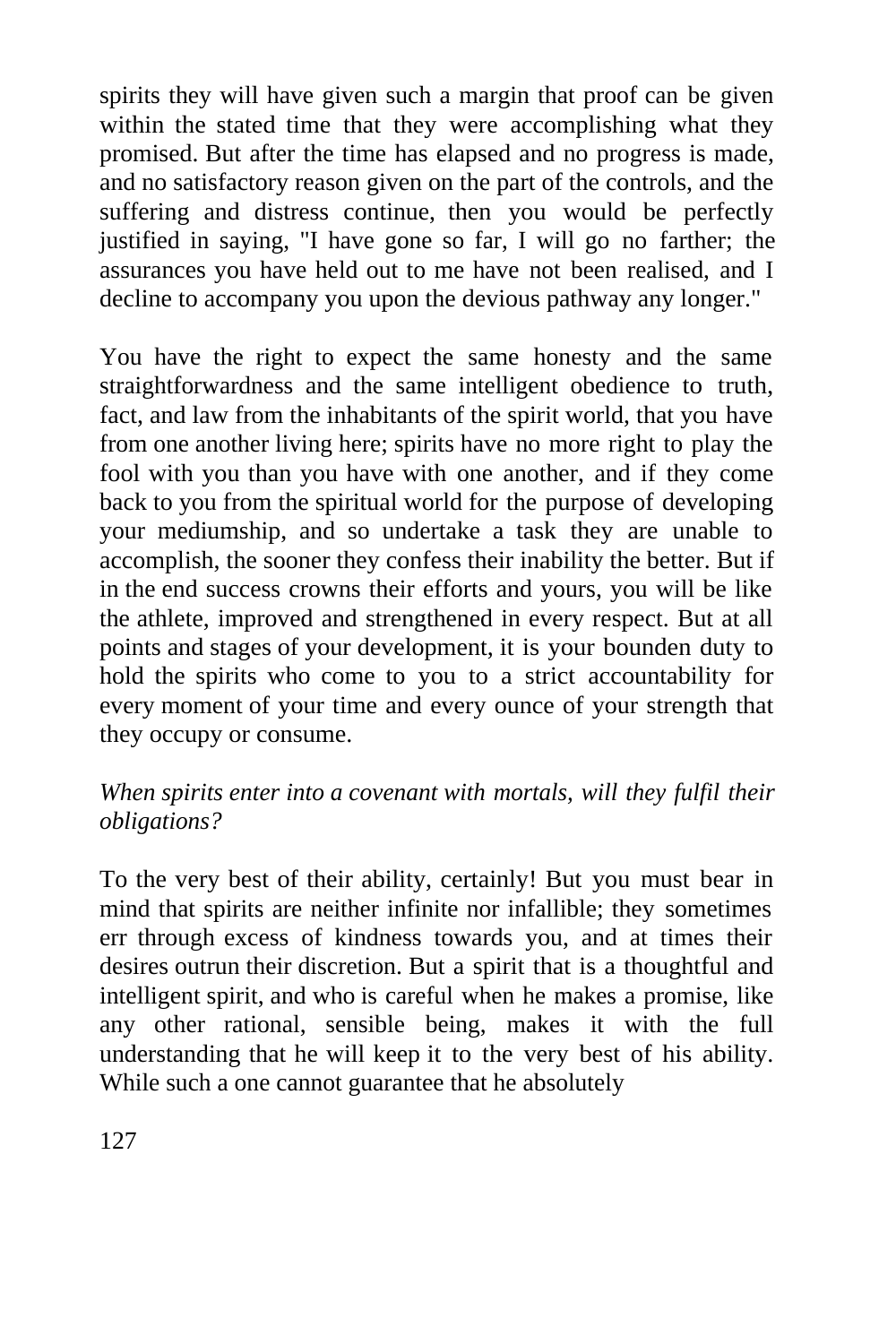spirits they will have given such a margin that proof can be given within the stated time that they were accomplishing what they promised. But after the time has elapsed and no progress is made, and no satisfactory reason given on the part of the controls, and the suffering and distress continue, then you would be perfectly justified in saying, "I have gone so far, I will go no farther; the assurances you have held out to me have not been realised, and I decline to accompany you upon the devious pathway any longer."

You have the right to expect the same honesty and the same straightforwardness and the same intelligent obedience to truth, fact, and law from the inhabitants of the spirit world, that you have from one another living here; spirits have no more right to play the fool with you than you have with one another, and if they come back to you from the spiritual world for the purpose of developing your mediumship, and so undertake a task they are unable to accomplish, the sooner they confess their inability the better. But if in the end success crowns their efforts and yours, you will be like the athlete, improved and strengthened in every respect. But at all points and stages of your development, it is your bounden duty to hold the spirits who come to you to a strict accountability for every moment of your time and every ounce of your strength that they occupy or consume.

*When spirits enter into a covenant with mortals, will they fulfil their obligations?*

To the very best of their ability, certainly! But you must bear in mind that spirits are neither infinite nor infallible; they sometimes err through excess of kindness towards you, and at times their desires outrun their discretion. But a spirit that is a thoughtful and intelligent spirit, and who is careful when he makes a promise, like any other rational, sensible being, makes it with the full understanding that he will keep it to the very best of his ability. While such a one cannot guarantee that he absolutely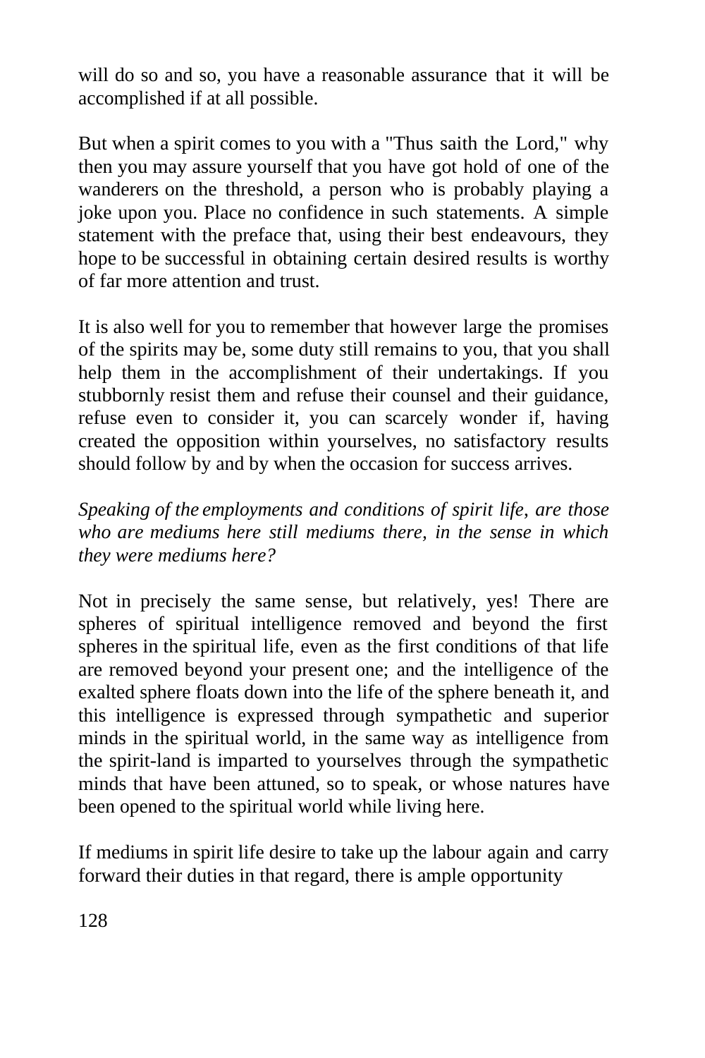will do so and so, you have a reasonable assurance that it will be accomplished if at all possible.

But when a spirit comes to you with a "Thus saith the Lord," why then you may assure yourself that you have got hold of one of the wanderers on the threshold, a person who is probably playing a joke upon you. Place no confidence in such statements. A simple statement with the preface that, using their best endeavours, they hope to be successful in obtaining certain desired results is worthy of far more attention and trust.

It is also well for you to remember that however large the promises of the spirits may be, some duty still remains to you, that you shall help them in the accomplishment of their undertakings. If you stubbornly resist them and refuse their counsel and their guidance, refuse even to consider it, you can scarcely wonder if, having created the opposition within yourselves, no satisfactory results should follow by and by when the occasion for success arrives.

*Speaking of the employments and conditions of spirit life, are those who are mediums here still mediums there, in the sense in which they were mediums here?*

Not in precisely the same sense, but relatively, yes! There are spheres of spiritual intelligence removed and beyond the first spheres in the spiritual life, even as the first conditions of that life are removed beyond your present one; and the intelligence of the exalted sphere floats down into the life of the sphere beneath it, and this intelligence is expressed through sympathetic and superior minds in the spiritual world, in the same way as intelligence from the spirit-land is imparted to yourselves through the sympathetic minds that have been attuned, so to speak, or whose natures have been opened to the spiritual world while living here.

If mediums in spirit life desire to take up the labour again and carry forward their duties in that regard, there is ample opportunity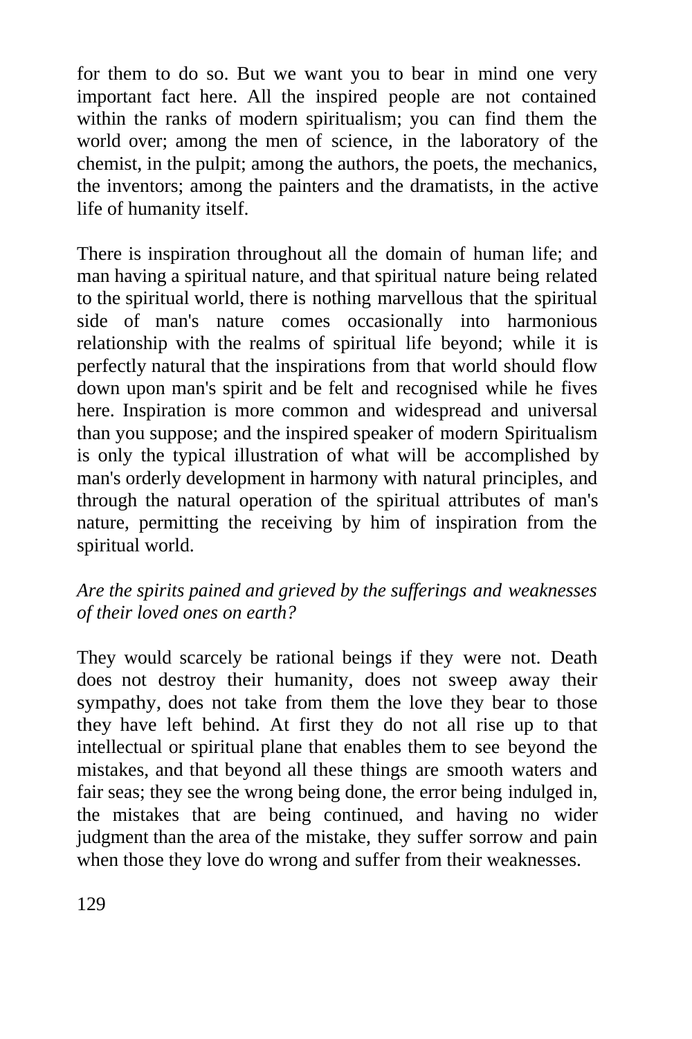for them to do so. But we want you to bear in mind one very important fact here. All the inspired people are not contained within the ranks of modern spiritualism; you can find them the world over; among the men of science, in the laboratory of the chemist, in the pulpit; among the authors, the poets, the mechanics, the inventors; among the painters and the dramatists, in the active life of humanity itself.

There is inspiration throughout all the domain of human life; and man having a spiritual nature, and that spiritual nature being related to the spiritual world, there is nothing marvellous that the spiritual side of man's nature comes occasionally into harmonious relationship with the realms of spiritual life beyond; while it is perfectly natural that the inspirations from that world should flow down upon man's spirit and be felt and recognised while he fives here. Inspiration is more common and widespread and universal than you suppose; and the inspired speaker of modern Spiritualism is only the typical illustration of what will be accomplished by man's orderly development in harmony with natural principles, and through the natural operation of the spiritual attributes of man's nature, permitting the receiving by him of inspiration from the spiritual world.

*Are the spirits pained and grieved by the sufferings and weaknesses of their loved ones on earth?*

They would scarcely be rational beings if they were not. Death does not destroy their humanity, does not sweep away their sympathy, does not take from them the love they bear to those they have left behind. At first they do not all rise up to that intellectual or spiritual plane that enables them to see beyond the mistakes, and that beyond all these things are smooth waters and fair seas; they see the wrong being done, the error being indulged in, the mistakes that are being continued, and having no wider judgment than the area of the mistake, they suffer sorrow and pain when those they love do wrong and suffer from their weaknesses.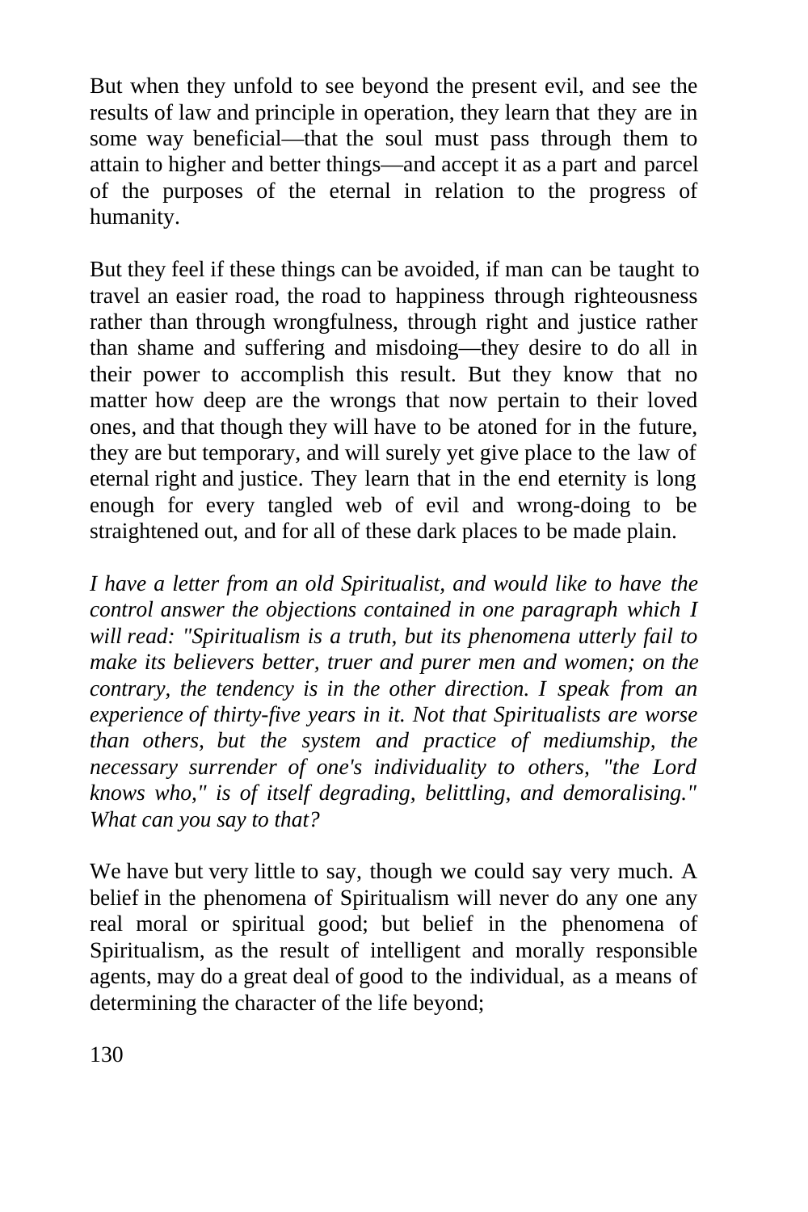But when they unfold to see beyond the present evil, and see the results of law and principle in operation, they learn that they are in some way beneficial—that the soul must pass through them to attain to higher and better things—and accept it as a part and parcel of the purposes of the eternal in relation to the progress of humanity.

But they feel if these things can be avoided, if man can be taught to travel an easier road, the road to happiness through righteousness rather than through wrongfulness, through right and justice rather than shame and suffering and misdoing—they desire to do all in their power to accomplish this result. But they know that no matter how deep are the wrongs that now pertain to their loved ones, and that though they will have to be atoned for in the future, they are but temporary, and will surely yet give place to the law of eternal right and justice. They learn that in the end eternity is long enough for every tangled web of evil and wrong-doing to be straightened out, and for all of these dark places to be made plain.

*I have a letter from an old Spiritualist, and would like to have the control answer the objections contained in one paragraph which I will read: "Spiritualism is a truth, but its phenomena utterly fail to make its believers better, truer and purer men and women; on the contrary, the tendency is in the other direction. I speak from an experience of thirty-five years in it. Not that Spiritualists are worse than others, but the system and practice of mediumship, the necessary surrender of one's individuality to others, "the Lord knows who," is of itself degrading, belittling, and demoralising." What can you say to that?*

We have but very little to say, though we could say very much. A belief in the phenomena of Spiritualism will never do any one any real moral or spiritual good; but belief in the phenomena of Spiritualism, as the result of intelligent and morally responsible agents, may do a great deal of good to the individual, as a means of determining the character of the life beyond;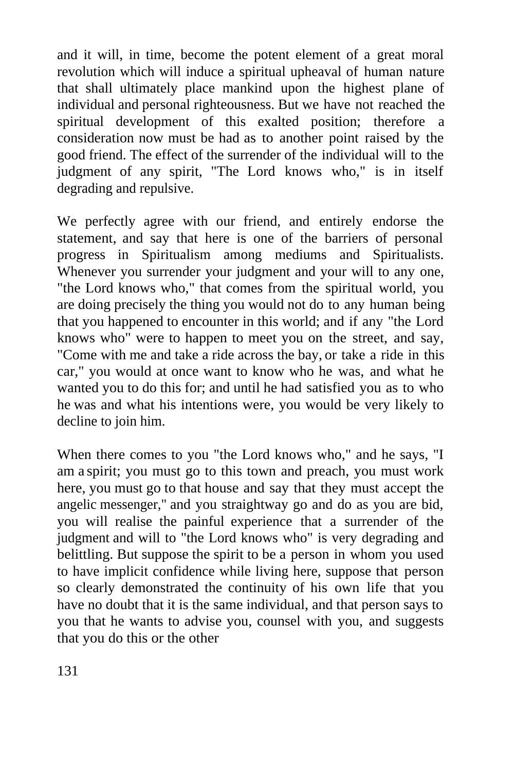and it will, in time, become the potent element of a great moral revolution which will induce a spiritual upheaval of human nature that shall ultimately place mankind upon the highest plane of individual and personal righteousness. But we have not reached the spiritual development of this exalted position; therefore a consideration now must be had as to another point raised by the good friend. The effect of the surrender of the individual will to the judgment of any spirit, "The Lord knows who," is in itself degrading and repulsive.

We perfectly agree with our friend, and entirely endorse the statement, and say that here is one of the barriers of personal progress in Spiritualism among mediums and Spiritualists. Whenever you surrender your judgment and your will to any one, "the Lord knows who," that comes from the spiritual world, you are doing precisely the thing you would not do to any human being that you happened to encounter in this world; and if any "the Lord knows who" were to happen to meet you on the street, and say, "Come with me and take a ride across the bay, or take a ride in this car," you would at once want to know who he was, and what he wanted you to do this for; and until he had satisfied you as to who he was and what his intentions were, you would be very likely to decline to join him.

When there comes to you "the Lord knows who," and he says, "I am a spirit; you must go to this town and preach, you must work here, you must go to that house and say that they must accept the angelic messenger," and you straightway go and do as you are bid, you will realise the painful experience that a surrender of the judgment and will to "the Lord knows who" is very degrading and belittling. But suppose the spirit to be a person in whom you used to have implicit confidence while living here, suppose that person so clearly demonstrated the continuity of his own life that you have no doubt that it is the same individual, and that person says to you that he wants to advise you, counsel with you, and suggests that you do this or the other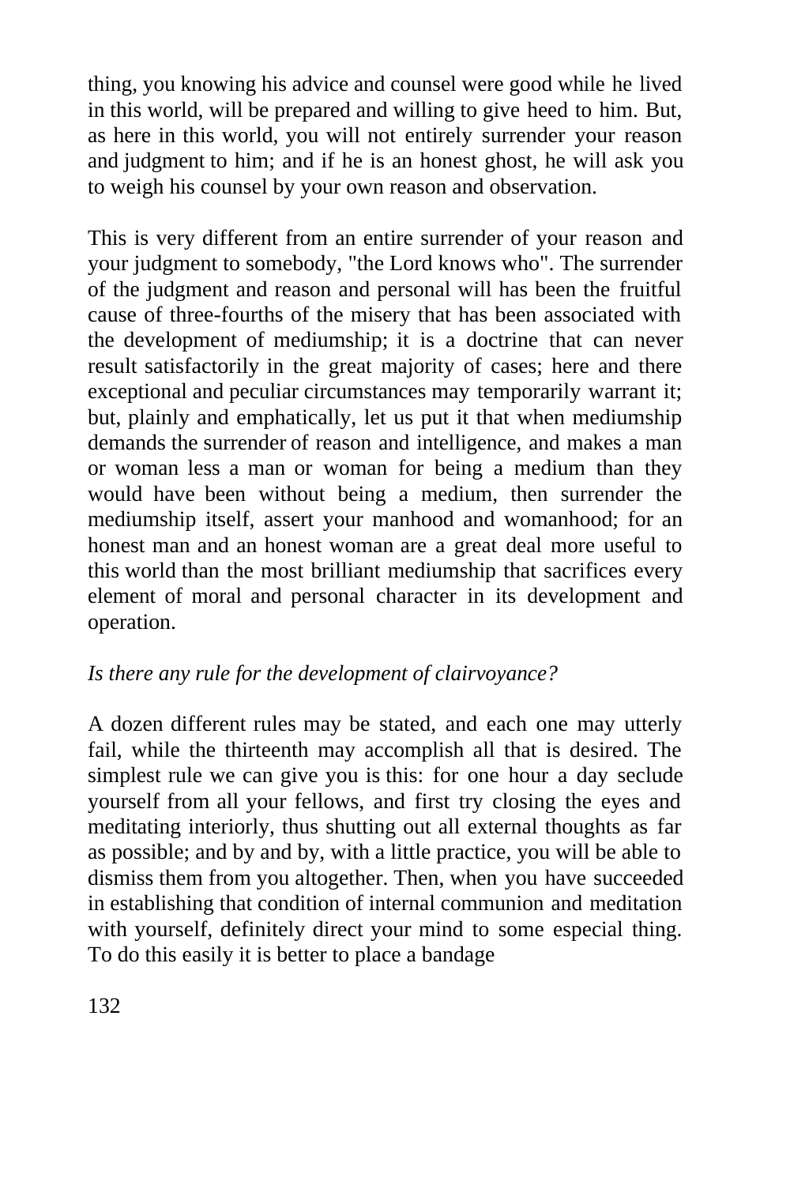thing, you knowing his advice and counsel were good while he lived in this world, will be prepared and willing to give heed to him. But, as here in this world, you will not entirely surrender your reason and judgment to him; and if he is an honest ghost, he will ask you to weigh his counsel by your own reason and observation.

This is very different from an entire surrender of your reason and your judgment to somebody, "the Lord knows who". The surrender of the judgment and reason and personal will has been the fruitful cause of three-fourths of the misery that has been associated with the development of mediumship; it is a doctrine that can never result satisfactorily in the great majority of cases; here and there exceptional and peculiar circumstances may temporarily warrant it; but, plainly and emphatically, let us put it that when mediumship demands the surrender of reason and intelligence, and makes a man or woman less a man or woman for being a medium than they would have been without being a medium, then surrender the mediumship itself, assert your manhood and womanhood; for an honest man and an honest woman are a great deal more useful to this world than the most brilliant mediumship that sacrifices every element of moral and personal character in its development and operation.

*Is there any rule for the development of clairvoyance?*

A dozen different rules may be stated, and each one may utterly fail, while the thirteenth may accomplish all that is desired. The simplest rule we can give you is this: for one hour a day seclude yourself from all your fellows, and first try closing the eyes and meditating interiorly, thus shutting out all external thoughts as far as possible; and by and by, with a little practice, you will be able to dismiss them from you altogether. Then, when you have succeeded in establishing that condition of internal communion and meditation with yourself, definitely direct your mind to some especial thing. To do this easily it is better to place a bandage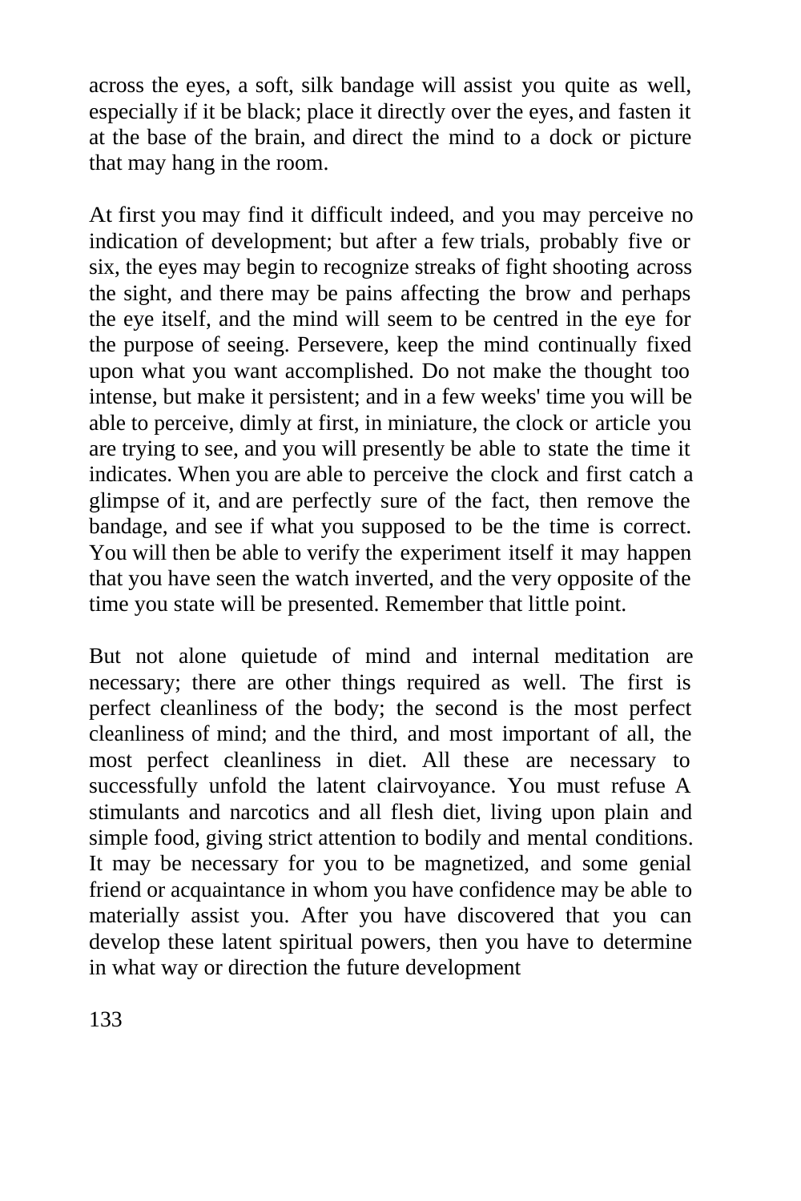across the eyes, a soft, silk bandage will assist you quite as well, especially if it be black; place it directly over the eyes, and fasten it at the base of the brain, and direct the mind to a dock or picture that may hang in the room.

At first you may find it difficult indeed, and you may perceive no indication of development; but after a few trials, probably five or six, the eyes may begin to recognize streaks of fight shooting across the sight, and there may be pains affecting the brow and perhaps the eye itself, and the mind will seem to be centred in the eye for the purpose of seeing. Persevere, keep the mind continually fixed upon what you want accomplished. Do not make the thought too intense, but make it persistent; and in a few weeks' time you will be able to perceive, dimly at first, in miniature, the clock or article you are trying to see, and you will presently be able to state the time it indicates. When you are able to perceive the clock and first catch a glimpse of it, and are perfectly sure of the fact, then remove the bandage, and see if what you supposed to be the time is correct. You will then be able to verify the experiment itself it may happen that you have seen the watch inverted, and the very opposite of the time you state will be presented. Remember that little point.

But not alone quietude of mind and internal meditation are necessary; there are other things required as well. The first is perfect cleanliness of the body; the second is the most perfect cleanliness of mind; and the third, and most important of all, the most perfect cleanliness in diet. All these are necessary to successfully unfold the latent clairvoyance. You must refuse A stimulants and narcotics and all flesh diet, living upon plain and simple food, giving strict attention to bodily and mental conditions. It may be necessary for you to be magnetized, and some genial friend or acquaintance in whom you have confidence may be able to materially assist you. After you have discovered that you can develop these latent spiritual powers, then you have to determine in what way or direction the future development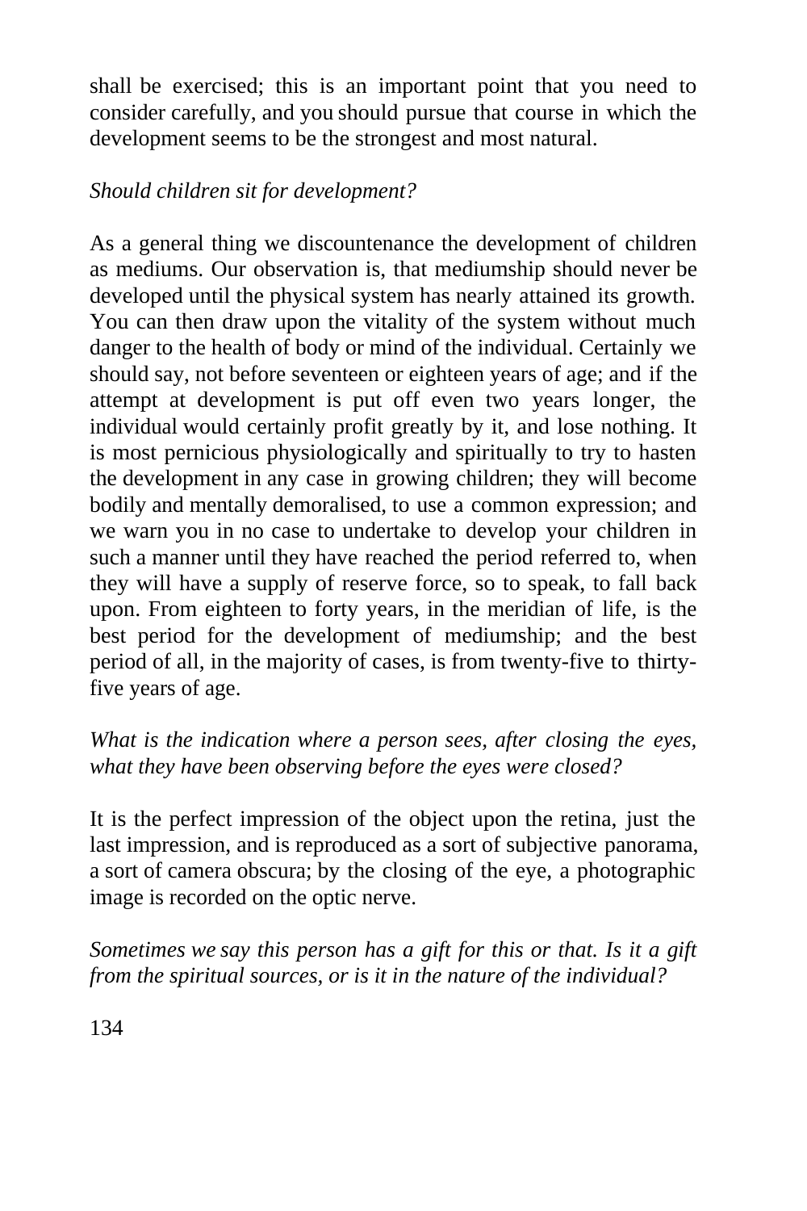shall be exercised; this is an important point that you need to consider carefully, and you should pursue that course in which the development seems to be the strongest and most natural.

*Should children sit for development?*

As a general thing we discountenance the development of children as mediums. Our observation is, that mediumship should never be developed until the physical system has nearly attained its growth. You can then draw upon the vitality of the system without much danger to the health of body or mind of the individual. Certainly we should say, not before seventeen or eighteen years of age; and if the attempt at development is put off even two years longer, the individual would certainly profit greatly by it, and lose nothing. It is most pernicious physiologically and spiritually to try to hasten the development in any case in growing children; they will become bodily and mentally demoralised, to use a common expression; and we warn you in no case to undertake to develop your children in such a manner until they have reached the period referred to, when they will have a supply of reserve force, so to speak, to fall back upon. From eighteen to forty years, in the meridian of life, is the best period for the development of mediumship; and the best period of all, in the majority of cases, is from twenty-five to thirty-five years of age.

*What is the indication where a person sees, after closing the eyes, what they have been observing before the eyes were closed?*

It is the perfect impression of the object upon the retina, just the last impression, and is reproduced as a sort of subjective panorama, a sort of camera obscura; by the closing of the eye, a photographic image is recorded on the optic nerve.

*Sometimes we say this person has a gift for this or that. Is it a gift from the spiritual sources, or is it in the nature of the individual?*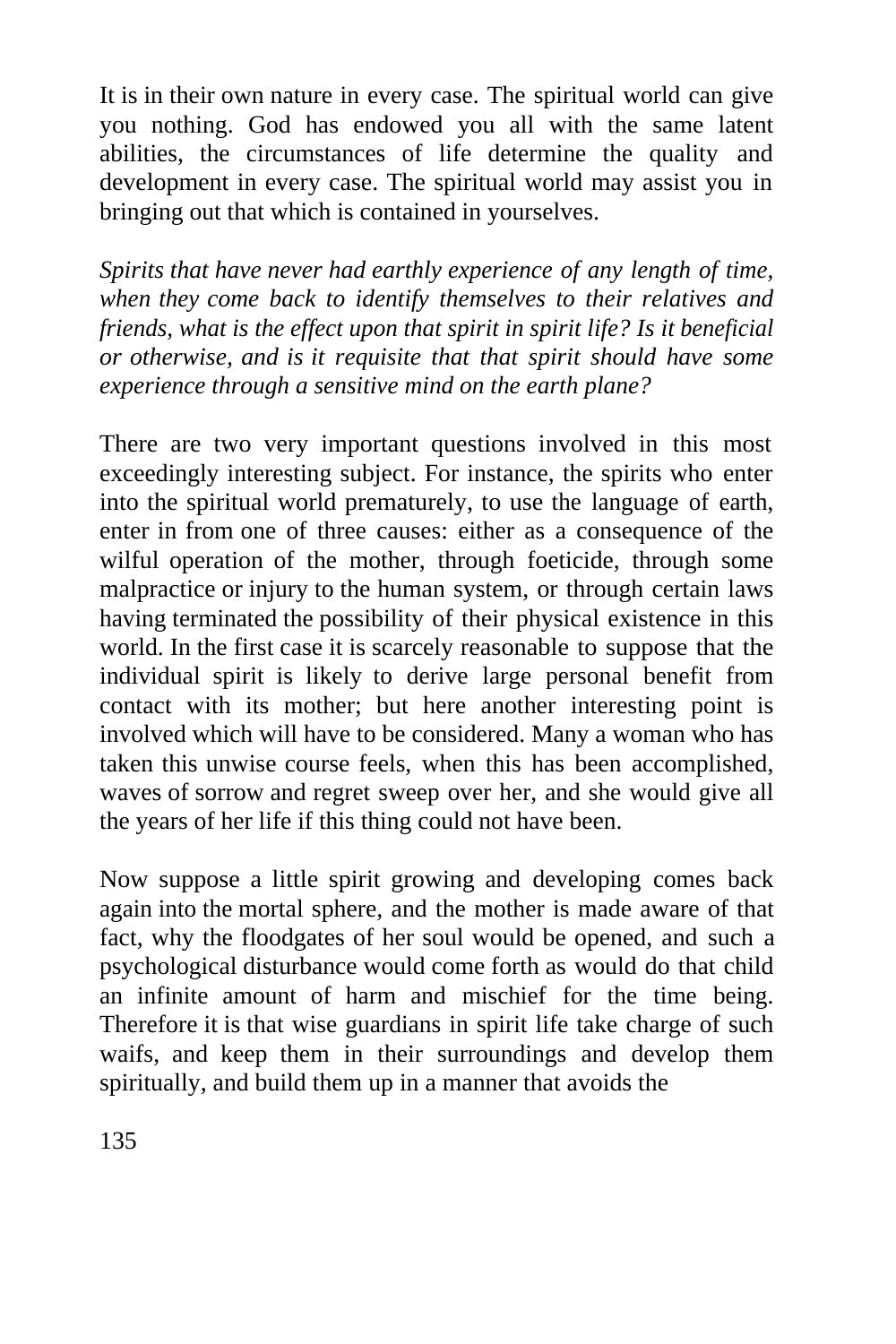It is in their own nature in every case. The spiritual world can give you nothing. God has endowed you all with the same latent abilities, the circumstances of life determine the quality and development in every case. The spiritual world may assist you in bringing out that which is contained in yourselves.

*Spirits that have never had earthly experience of any length of time, when they come back to identify themselves to their relatives and friends, what is the effect upon that spirit in spirit life? Is it beneficial or otherwise, and is it requisite that that spirit should have some experience through a sensitive mind on the earth plane?*

There are two very important questions involved in this most exceedingly interesting subject. For instance, the spirits who enter into the spiritual world prematurely, to use the language of earth, enter in from one of three causes: either as a consequence of the wilful operation of the mother, through foeticide, through some malpractice or injury to the human system, or through certain laws having terminated the possibility of their physical existence in this world. In the first case it is scarcely reasonable to suppose that the individual spirit is likely to derive large personal benefit from contact with its mother; but here another interesting point is involved which will have to be considered. Many a woman who has taken this unwise course feels, when this has been accomplished, waves of sorrow and regret sweep over her, and she would give all the years of her life if this thing could not have been.

Now suppose a little spirit growing and developing comes back again into the mortal sphere, and the mother is made aware of that fact, why the floodgates of her soul would be opened, and such a psychological disturbance would come forth as would do that child an infinite amount of harm and mischief for the time being. Therefore it is that wise guardians in spirit life take charge of such waifs, and keep them in their surroundings and develop them spiritually, and build them up in a manner that avoids the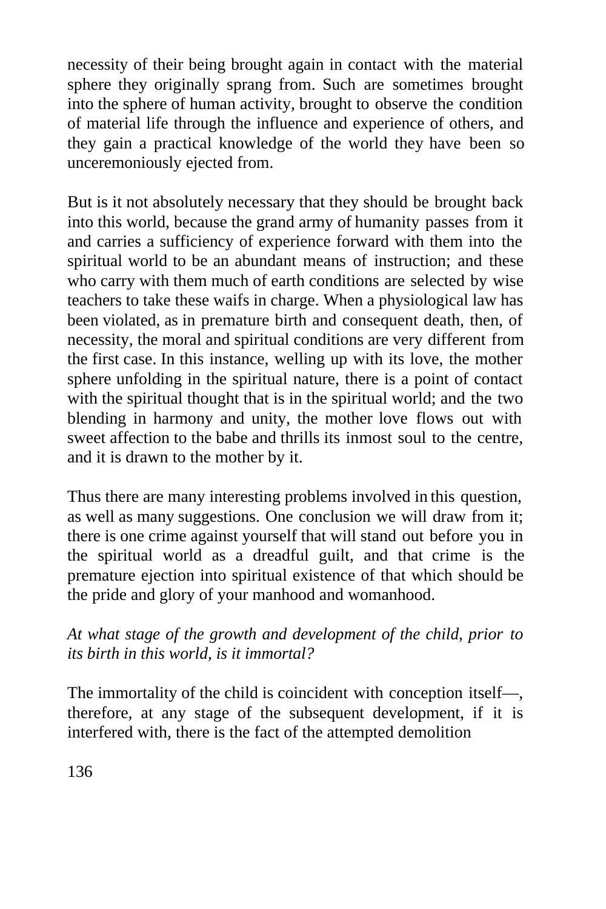necessity of their being brought again in contact with the material sphere they originally sprang from. Such are sometimes brought into the sphere of human activity, brought to observe the condition of material life through the influence and experience of others, and they gain a practical knowledge of the world they have been so unceremoniously ejected from.

But is it not absolutely necessary that they should be brought back into this world, because the grand army of humanity passes from it and carries a sufficiency of experience forward with them into the spiritual world to be an abundant means of instruction; and these who carry with them much of earth conditions are selected by wise teachers to take these waifs in charge. When a physiological law has been violated, as in premature birth and consequent death, then, of necessity, the moral and spiritual conditions are very different from the first case. In this instance, welling up with its love, the mother sphere unfolding in the spiritual nature, there is a point of contact with the spiritual thought that is in the spiritual world; and the two blending in harmony and unity, the mother love flows out with sweet affection to the babe and thrills its inmost soul to the centre, and it is drawn to the mother by it.

Thus there are many interesting problems involved in this question, as well as many suggestions. One conclusion we will draw from it; there is one crime against yourself that will stand out before you in the spiritual world as a dreadful guilt, and that crime is the premature ejection into spiritual existence of that which should be the pride and glory of your manhood and womanhood.

*At what stage of the growth and development of the child, prior to its birth in this world, is it immortal?*

The immortality of the child is coincident with conception itself—, therefore, at any stage of the subsequent development, if it is interfered with, there is the fact of the attempted demolition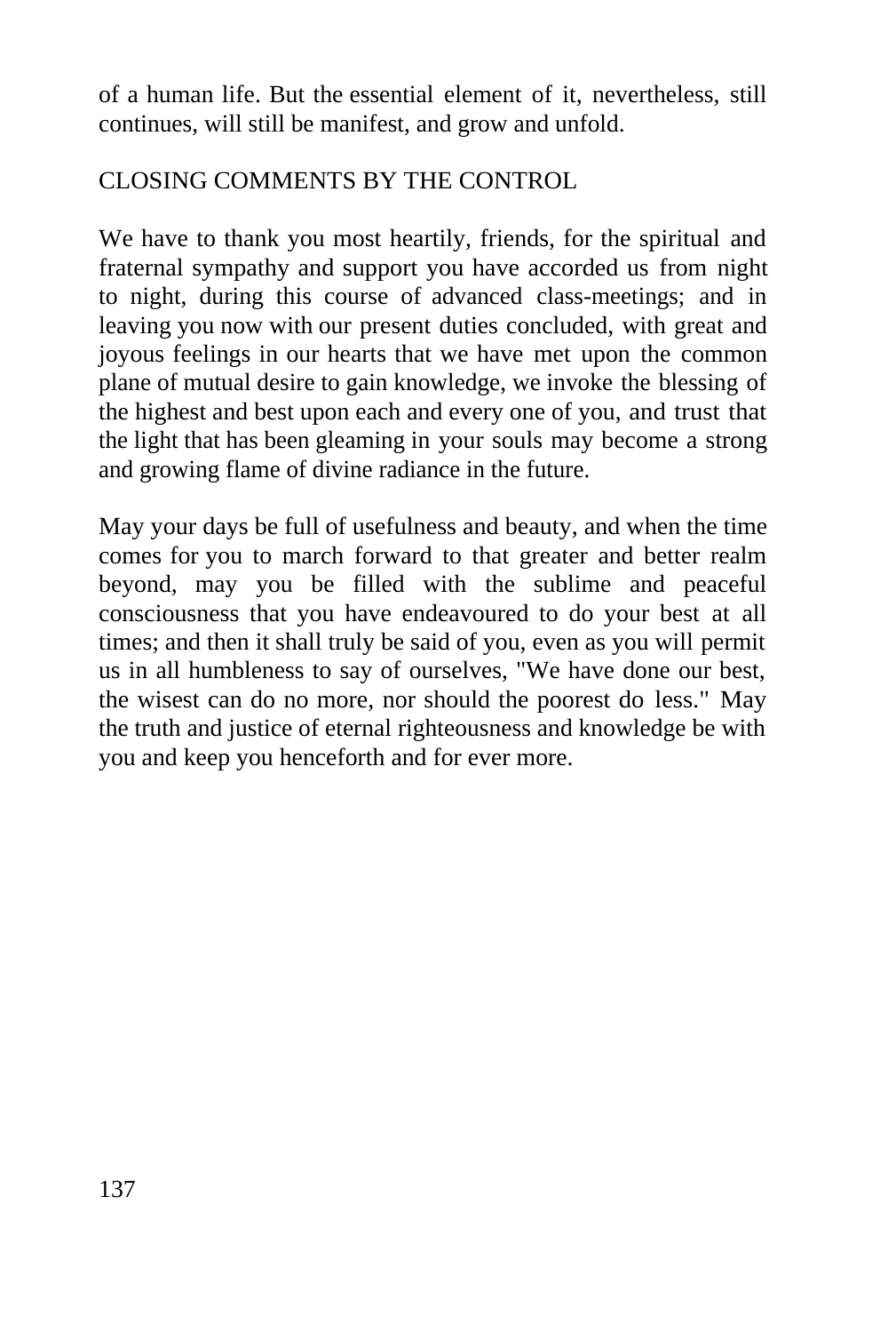of a human life. But the essential element of it, nevertheless, still continues, will still be manifest, and grow and unfold.

## CLOSING COMMENTS BY THE CONTROL

We have to thank you most heartily, friends, for the spiritual and fraternal sympathy and support you have accorded us from night to night, during this course of advanced class-meetings; and in leaving you now with our present duties concluded, with great and joyous feelings in our hearts that we have met upon the common plane of mutual desire to gain knowledge, we invoke the blessing of the highest and best upon each and every one of you, and trust that the light that has been gleaming in your souls may become a strong and growing flame of divine radiance in the future.

May your days be full of usefulness and beauty, and when the time comes for you to march forward to that greater and better realm beyond, may you be filled with the sublime and peaceful consciousness that you have endeavoured to do your best at all times; and then it shall truly be said of you, even as you will permit us in all humbleness to say of ourselves, "We have done our best, the wisest can do no more, nor should the poorest do less." May the truth and justice of eternal righteousness and knowledge be with you and keep you henceforth and for ever more.